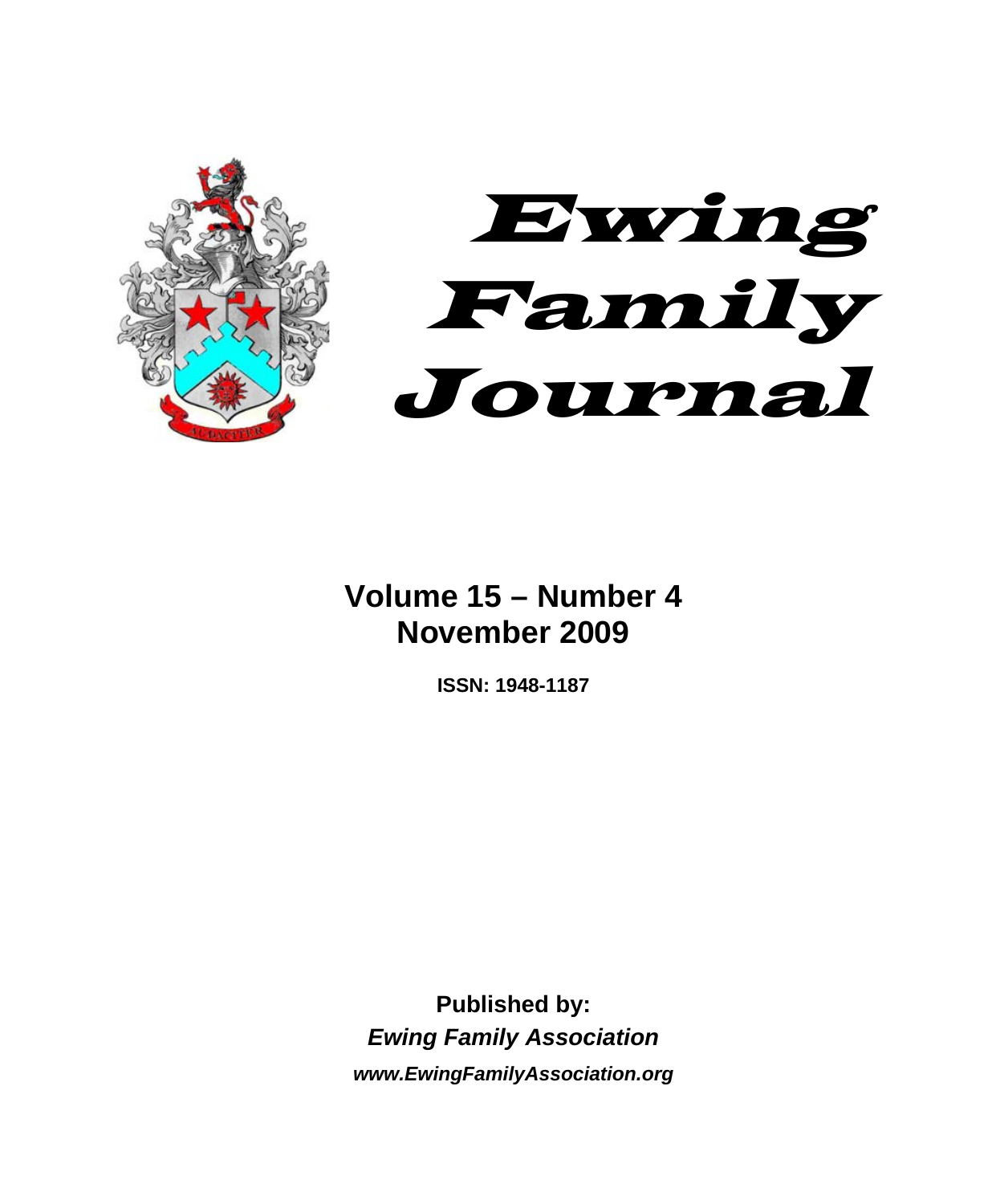# Ewing Family Journal

**Volume 15 – Number 4**
**November 2009**

**ISSN: 1948-1187**

**Published by:**
***Ewing Family Association***
***www.EwingFamilyAssociation.org***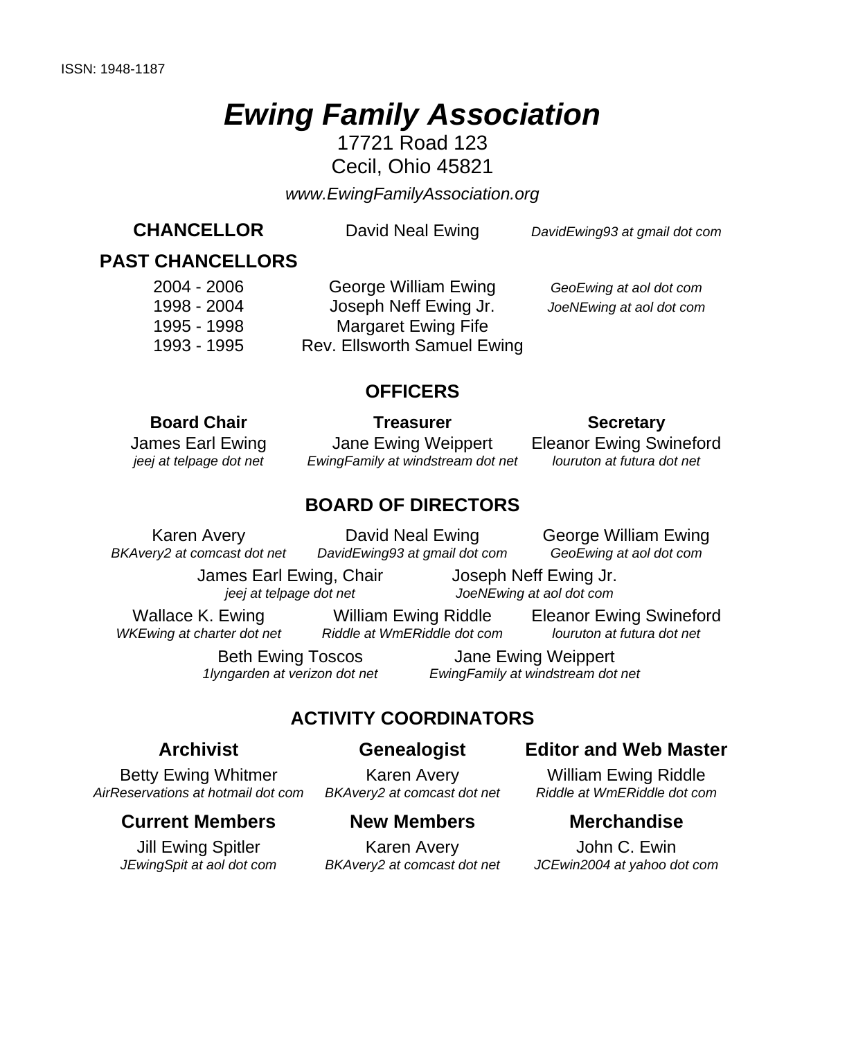ISSN: 1948-1187

# *Ewing Family Association*

17721 Road 123
Cecil, Ohio 45821

*www.EwingFamilyAssociation.org*

**CHANCELLOR** David Neal Ewing *DavidEwing93 at gmail dot com*

## PAST CHANCELLORS

| | | |
|---|---|---|
| 2004 - 2006 | George William Ewing | *GeoEwing at aol dot com* |
| 1998 - 2004 | Joseph Neff Ewing Jr. | *JoeNEwing at aol dot com* |
| 1995 - 1998 | Margaret Ewing Fife | |
| 1993 - 1995 | Rev. Ellsworth Samuel Ewing | |

## OFFICERS

**Board Chair**
James Earl Ewing
*jeej at telpage dot net*

**Treasurer**
Jane Ewing Weippert
*EwingFamily at windstream dot net*

**Secretary**
Eleanor Ewing Swineford
*louruton at futura dot net*

## BOARD OF DIRECTORS

Karen Avery
*BKAvery2 at comcast dot net*

David Neal Ewing
*DavidEwing93 at gmail dot com*

George William Ewing
*GeoEwing at aol dot com*

James Earl Ewing, Chair
*jeej at telpage dot net*

Joseph Neff Ewing Jr.
*JoeNEwing at aol dot com*

Wallace K. Ewing
*WKEwing at charter dot net*

William Ewing Riddle
*Riddle at WmERiddle dot com*

Eleanor Ewing Swineford
*louruton at futura dot net*

Beth Ewing Toscos
*1lyngarden at verizon dot net*

Jane Ewing Weippert
*EwingFamily at windstream dot net*

## ACTIVITY COORDINATORS

**Archivist**
Betty Ewing Whitmer
*AirReservations at hotmail dot com*

**Genealogist**
Karen Avery
*BKAvery2 at comcast dot net*

**Editor and Web Master**
William Ewing Riddle
*Riddle at WmERiddle dot com*

**Current Members**
Jill Ewing Spitler
*JEwingSpit at aol dot com*

**New Members**
Karen Avery
*BKAvery2 at comcast dot net*

**Merchandise**
John C. Ewin
*JCEwin2004 at yahoo dot com*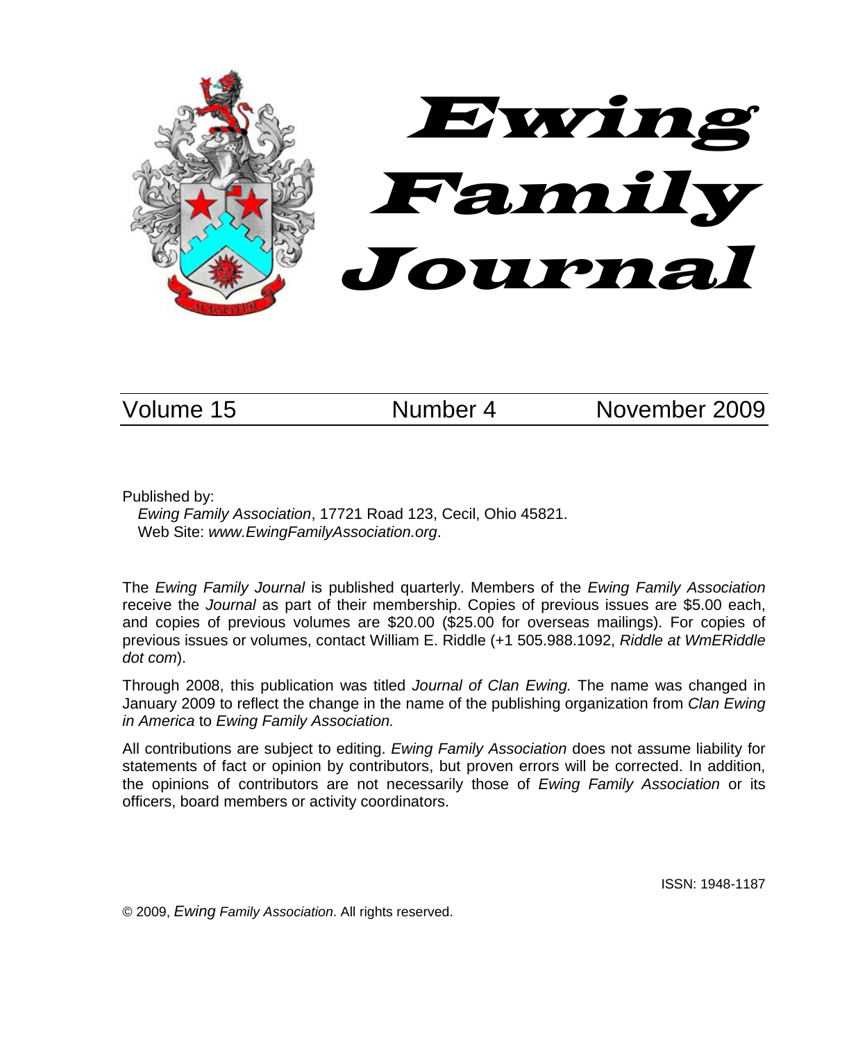# Ewing Family Journal

Volume 15 | Number 4 | November 2009

Published by:

*Ewing Family Association*, 17721 Road 123, Cecil, Ohio 45821.
Web Site: *www.EwingFamilyAssociation.org*.

The *Ewing Family Journal* is published quarterly. Members of the *Ewing Family Association* receive the *Journal* as part of their membership. Copies of previous issues are $5.00 each, and copies of previous volumes are $20.00 ($25.00 for overseas mailings). For copies of previous issues or volumes, contact William E. Riddle (+1 505.988.1092, *Riddle at WmERiddle dot com*).

Through 2008, this publication was titled *Journal of Clan Ewing.* The name was changed in January 2009 to reflect the change in the name of the publishing organization from *Clan Ewing in America* to *Ewing Family Association.*

All contributions are subject to editing. *Ewing Family Association* does not assume liability for statements of fact or opinion by contributors, but proven errors will be corrected. In addition, the opinions of contributors are not necessarily those of *Ewing Family Association* or its officers, board members or activity coordinators.

ISSN: 1948-1187

© 2009, *Ewing Family Association*. All rights reserved.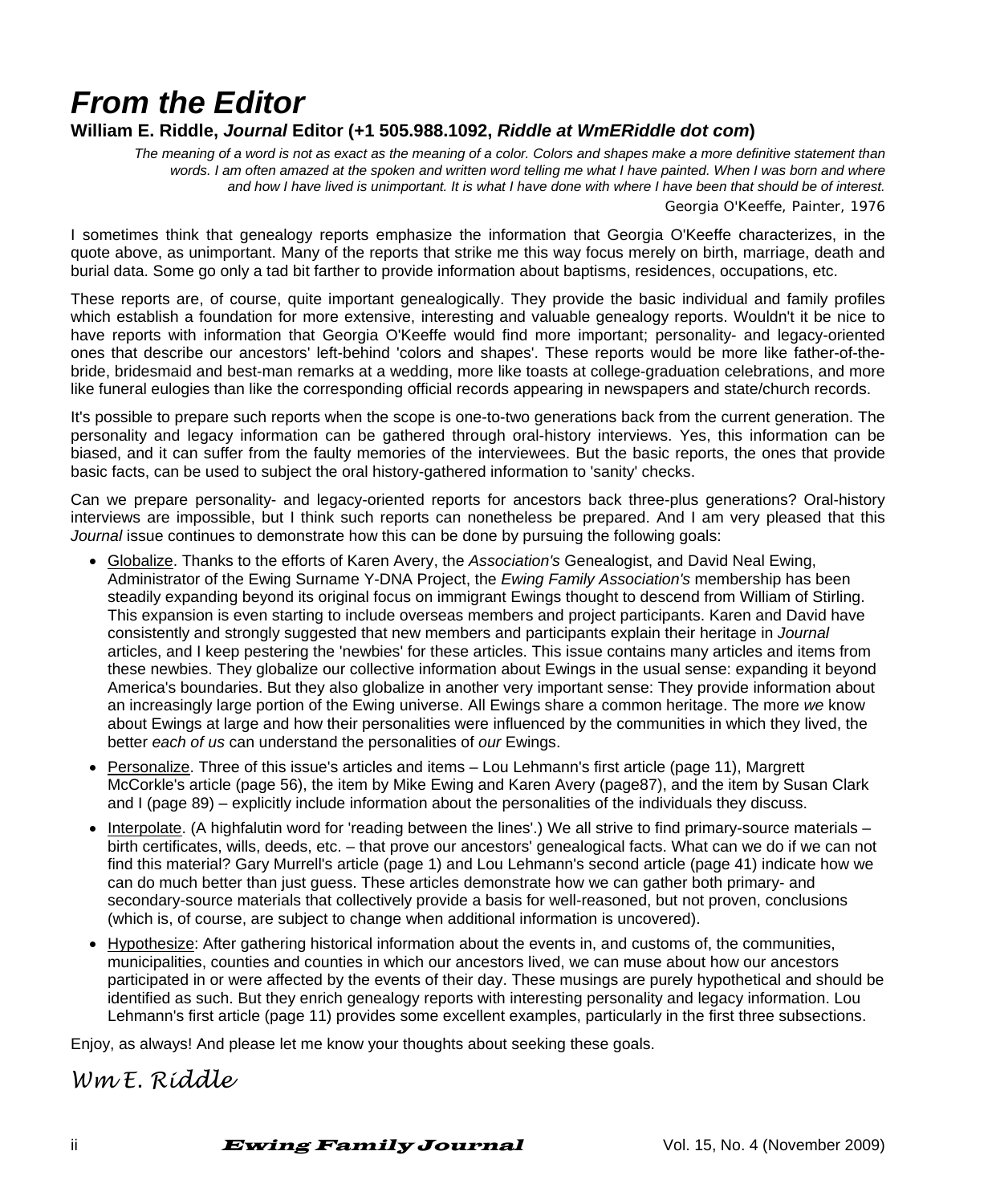# *From the Editor*

**William E. Riddle, *Journal* Editor (+1 505.988.1092, *Riddle at WmERiddle dot com*)**

> *The meaning of a word is not as exact as the meaning of a color. Colors and shapes make a more definitive statement than words. I am often amazed at the spoken and written word telling me what I have painted. When I was born and where and how I have lived is unimportant. It is what I have done with where I have been that should be of interest.*
>
> Georgia O'Keeffe, *Painter*, 1976

I sometimes think that genealogy reports emphasize the information that Georgia O'Keeffe characterizes, in the quote above, as unimportant. Many of the reports that strike me this way focus merely on birth, marriage, death and burial data. Some go only a tad bit farther to provide information about baptisms, residences, occupations, etc.

These reports are, of course, quite important genealogically. They provide the basic individual and family profiles which establish a foundation for more extensive, interesting and valuable genealogy reports. Wouldn't it be nice to have reports with information that Georgia O'Keeffe would find more important; personality- and legacy-oriented ones that describe our ancestors' left-behind 'colors and shapes'. These reports would be more like father-of-the-bride, bridesmaid and best-man remarks at a wedding, more like toasts at college-graduation celebrations, and more like funeral eulogies than like the corresponding official records appearing in newspapers and state/church records.

It's possible to prepare such reports when the scope is one-to-two generations back from the current generation. The personality and legacy information can be gathered through oral-history interviews. Yes, this information can be biased, and it can suffer from the faulty memories of the interviewees. But the basic reports, the ones that provide basic facts, can be used to subject the oral history-gathered information to 'sanity' checks.

Can we prepare personality- and legacy-oriented reports for ancestors back three-plus generations? Oral-history interviews are impossible, but I think such reports can nonetheless be prepared. And I am very pleased that this *Journal* issue continues to demonstrate how this can be done by pursuing the following goals:

- Globalize. Thanks to the efforts of Karen Avery, the *Association's* Genealogist, and David Neal Ewing, Administrator of the Ewing Surname Y-DNA Project, the *Ewing Family Association's* membership has been steadily expanding beyond its original focus on immigrant Ewings thought to descend from William of Stirling. This expansion is even starting to include overseas members and project participants. Karen and David have consistently and strongly suggested that new members and participants explain their heritage in *Journal* articles, and I keep pestering the 'newbies' for these articles. This issue contains many articles and items from these newbies. They globalize our collective information about Ewings in the usual sense: expanding it beyond America's boundaries. But they also globalize in another very important sense: They provide information about an increasingly large portion of the Ewing universe. All Ewings share a common heritage. The more *we* know about Ewings at large and how their personalities were influenced by the communities in which they lived, the better *each of us* can understand the personalities of *our* Ewings.
- Personalize. Three of this issue's articles and items – Lou Lehmann's first article (page 11), Margrett McCorkle's article (page 56), the item by Mike Ewing and Karen Avery (page87), and the item by Susan Clark and I (page 89) – explicitly include information about the personalities of the individuals they discuss.
- Interpolate. (A highfalutin word for 'reading between the lines'.) We all strive to find primary-source materials – birth certificates, wills, deeds, etc. – that prove our ancestors' genealogical facts. What can we do if we can not find this material? Gary Murrell's article (page 1) and Lou Lehmann's second article (page 41) indicate how we can do much better than just guess. These articles demonstrate how we can gather both primary- and secondary-source materials that collectively provide a basis for well-reasoned, but not proven, conclusions (which is, of course, are subject to change when additional information is uncovered).
- Hypothesize: After gathering historical information about the events in, and customs of, the communities, municipalities, counties and counties in which our ancestors lived, we can muse about how our ancestors participated in or were affected by the events of their day. These musings are purely hypothetical and should be identified as such. But they enrich genealogy reports with interesting personality and legacy information. Lou Lehmann's first article (page 11) provides some excellent examples, particularly in the first three subsections.

Enjoy, as always! And please let me know your thoughts about seeking these goals.

*Wm E. Riddle*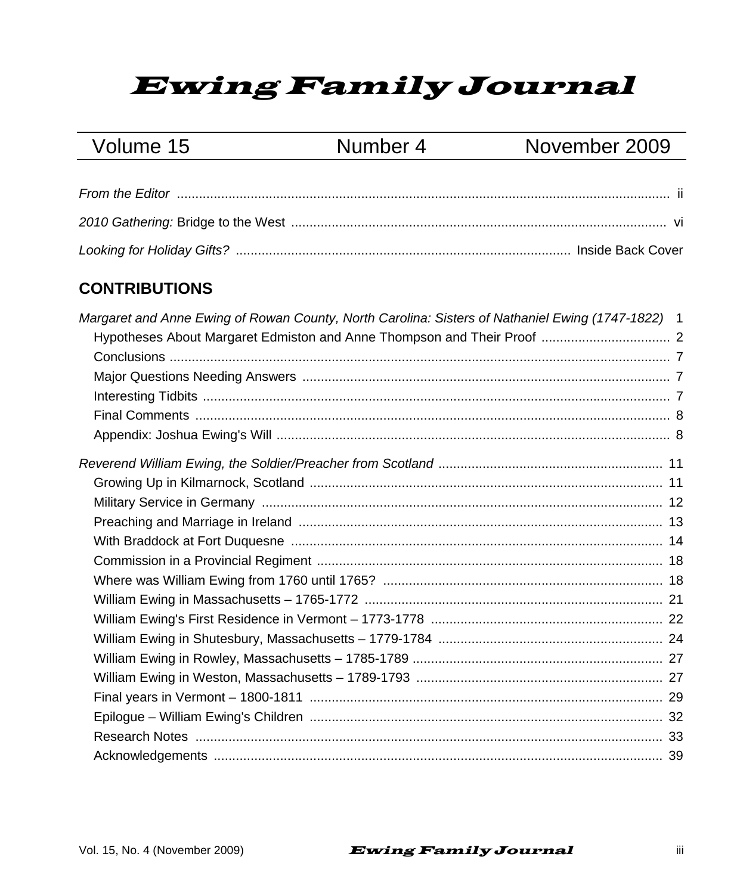# *Ewing Family Journal*

| Volume 15 | Number 4 | November 2009 |
|---|---|---|

*From the Editor* .......... ii

*2010 Gathering:* Bridge to the West .......... vi

*Looking for Holiday Gifts?* .......... Inside Back Cover

## CONTRIBUTIONS

*Margaret and Anne Ewing of Rowan County, North Carolina: Sisters of Nathaniel Ewing (1747-1822)* .......... 1

- Hypotheses About Margaret Edmiston and Anne Thompson and Their Proof .......... 2
- Conclusions .......... 7
- Major Questions Needing Answers .......... 7
- Interesting Tidbits .......... 7
- Final Comments .......... 8
- Appendix: Joshua Ewing's Will .......... 8

*Reverend William Ewing, the Soldier/Preacher from Scotland* .......... 11

- Growing Up in Kilmarnock, Scotland .......... 11
- Military Service in Germany .......... 12
- Preaching and Marriage in Ireland .......... 13
- With Braddock at Fort Duquesne .......... 14
- Commission in a Provincial Regiment .......... 18
- Where was William Ewing from 1760 until 1765? .......... 18
- William Ewing in Massachusetts – 1765-1772 .......... 21
- William Ewing's First Residence in Vermont – 1773-1778 .......... 22
- William Ewing in Shutesbury, Massachusetts – 1779-1784 .......... 24
- William Ewing in Rowley, Massachusetts – 1785-1789 .......... 27
- William Ewing in Weston, Massachusetts – 1789-1793 .......... 27
- Final years in Vermont – 1800-1811 .......... 29
- Epilogue – William Ewing's Children .......... 32
- Research Notes .......... 33
- Acknowledgements .......... 39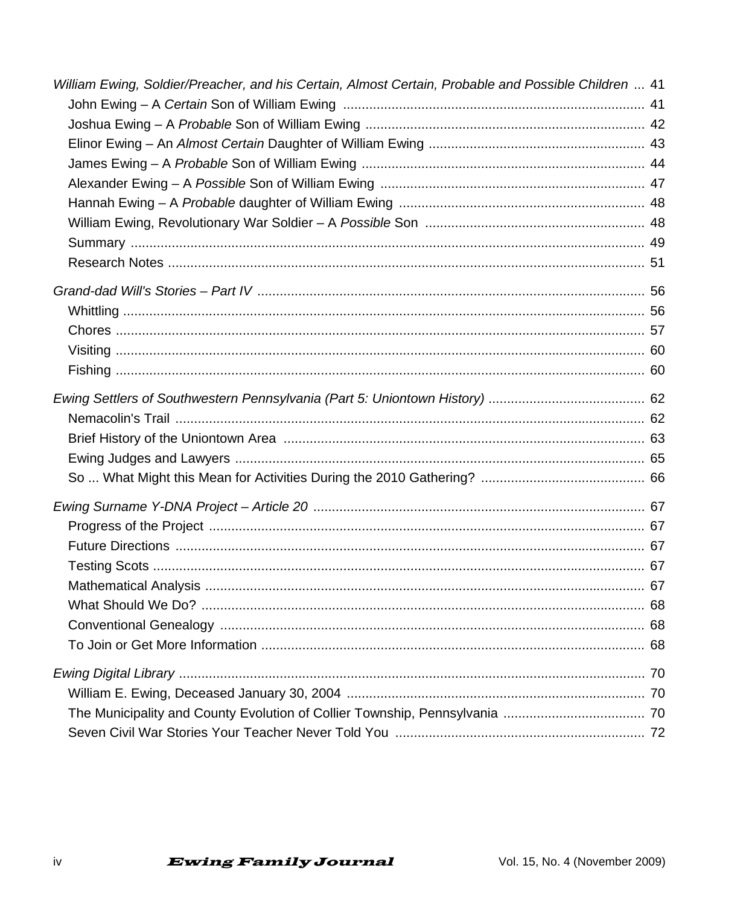*William Ewing, Soldier/Preacher, and his Certain, Almost Certain, Probable and Possible Children* ... 41

- John Ewing – A *Certain* Son of William Ewing ... 41
- Joshua Ewing – A *Probable* Son of William Ewing ... 42
- Elinor Ewing – An *Almost Certain* Daughter of William Ewing ... 43
- James Ewing – A *Probable* Son of William Ewing ... 44
- Alexander Ewing – A *Possible* Son of William Ewing ... 47
- Hannah Ewing – A *Probable* daughter of William Ewing ... 48
- William Ewing, Revolutionary War Soldier – A *Possible* Son ... 48
- Summary ... 49
- Research Notes ... 51

*Grand-dad Will's Stories – Part IV* ... 56

- Whittling ... 56
- Chores ... 57
- Visiting ... 60
- Fishing ... 60

*Ewing Settlers of Southwestern Pennsylvania (Part 5: Uniontown History)* ... 62

- Nemacolin's Trail ... 62
- Brief History of the Uniontown Area ... 63
- Ewing Judges and Lawyers ... 65
- So ... What Might this Mean for Activities During the 2010 Gathering? ... 66

*Ewing Surname Y-DNA Project – Article 20* ... 67

- Progress of the Project ... 67
- Future Directions ... 67
- Testing Scots ... 67
- Mathematical Analysis ... 67
- What Should We Do? ... 68
- Conventional Genealogy ... 68
- To Join or Get More Information ... 68

*Ewing Digital Library* ... 70

- William E. Ewing, Deceased January 30, 2004 ... 70
- The Municipality and County Evolution of Collier Township, Pennsylvania ... 70
- Seven Civil War Stories Your Teacher Never Told You ... 72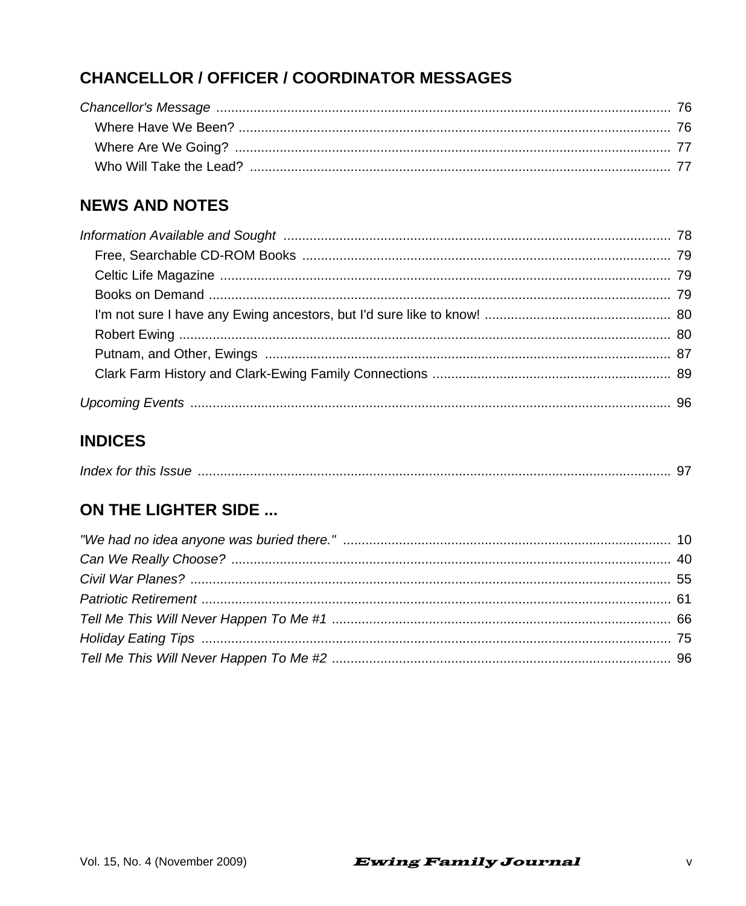## CHANCELLOR / OFFICER / COORDINATOR MESSAGES

*Chancellor's Message* ........................................................................................................... 76
- Where Have We Been? ...................................................................................................... 76
- Where Are We Going? ....................................................................................................... 77
- Who Will Take the Lead? .................................................................................................. 77

## NEWS AND NOTES

*Information Available and Sought* ......................................................................................... 78
- Free, Searchable CD-ROM Books ...................................................................................... 79
- Celtic Life Magazine ........................................................................................................... 79
- Books on Demand ............................................................................................................. 79
- I'm not sure I have any Ewing ancestors, but I'd sure like to know! .................................... 80
- Robert Ewing ..................................................................................................................... 80
- Putnam, and Other, Ewings ............................................................................................... 87
- Clark Farm History and Clark-Ewing Family Connections .................................................. 89

*Upcoming Events* ................................................................................................................... 96

## INDICES

*Index for this Issue* ................................................................................................................ 97

## ON THE LIGHTER SIDE ...

*"We had no idea anyone was buried there."* ......................................................................... 10
*Can We Really Choose?* ....................................................................................................... 40
*Civil War Planes?* .................................................................................................................. 55
*Patriotic Retirement* ............................................................................................................... 61
*Tell Me This Will Never Happen To Me #1* ............................................................................ 66
*Holiday Eating Tips* ............................................................................................................... 75
*Tell Me This Will Never Happen To Me #2* ............................................................................ 96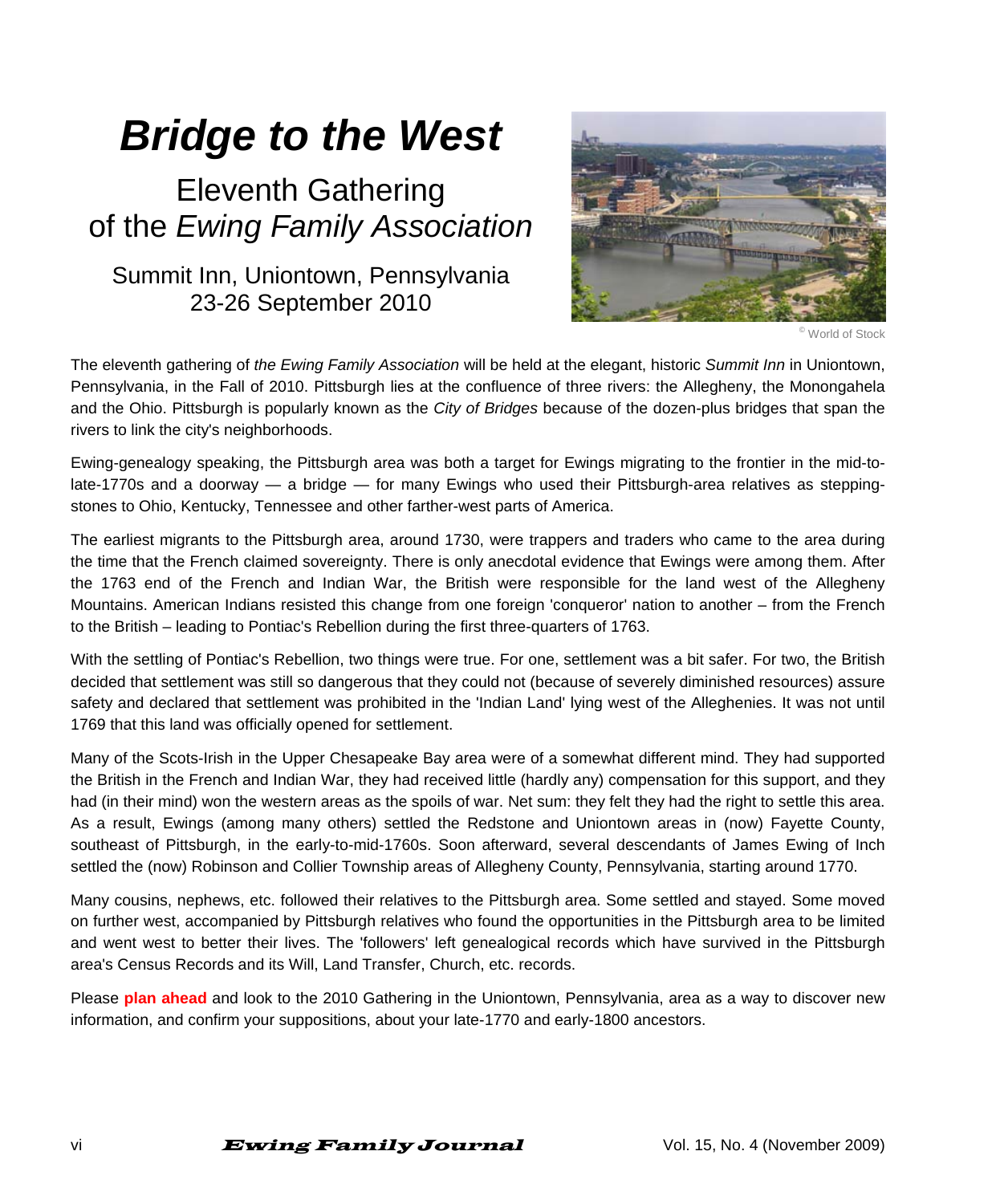# *Bridge to the West*

## Eleventh Gathering of the *Ewing Family Association*

### Summit Inn, Uniontown, Pennsylvania 23-26 September 2010

© World of Stock

The eleventh gathering of *the Ewing Family Association* will be held at the elegant, historic *Summit Inn* in Uniontown, Pennsylvania, in the Fall of 2010. Pittsburgh lies at the confluence of three rivers: the Allegheny, the Monongahela and the Ohio. Pittsburgh is popularly known as the *City of Bridges* because of the dozen-plus bridges that span the rivers to link the city's neighborhoods.

Ewing-genealogy speaking, the Pittsburgh area was both a target for Ewings migrating to the frontier in the mid-to-late-1770s and a doorway — a bridge — for many Ewings who used their Pittsburgh-area relatives as stepping-stones to Ohio, Kentucky, Tennessee and other farther-west parts of America.

The earliest migrants to the Pittsburgh area, around 1730, were trappers and traders who came to the area during the time that the French claimed sovereignty. There is only anecdotal evidence that Ewings were among them. After the 1763 end of the French and Indian War, the British were responsible for the land west of the Allegheny Mountains. American Indians resisted this change from one foreign 'conqueror' nation to another – from the French to the British – leading to Pontiac's Rebellion during the first three-quarters of 1763.

With the settling of Pontiac's Rebellion, two things were true. For one, settlement was a bit safer. For two, the British decided that settlement was still so dangerous that they could not (because of severely diminished resources) assure safety and declared that settlement was prohibited in the 'Indian Land' lying west of the Alleghenies. It was not until 1769 that this land was officially opened for settlement.

Many of the Scots-Irish in the Upper Chesapeake Bay area were of a somewhat different mind. They had supported the British in the French and Indian War, they had received little (hardly any) compensation for this support, and they had (in their mind) won the western areas as the spoils of war. Net sum: they felt they had the right to settle this area. As a result, Ewings (among many others) settled the Redstone and Uniontown areas in (now) Fayette County, southeast of Pittsburgh, in the early-to-mid-1760s. Soon afterward, several descendants of James Ewing of Inch settled the (now) Robinson and Collier Township areas of Allegheny County, Pennsylvania, starting around 1770.

Many cousins, nephews, etc. followed their relatives to the Pittsburgh area. Some settled and stayed. Some moved on further west, accompanied by Pittsburgh relatives who found the opportunities in the Pittsburgh area to be limited and went west to better their lives. The 'followers' left genealogical records which have survived in the Pittsburgh area's Census Records and its Will, Land Transfer, Church, etc. records.

Please **plan ahead** and look to the 2010 Gathering in the Uniontown, Pennsylvania, area as a way to discover new information, and confirm your suppositions, about your late-1770 and early-1800 ancestors.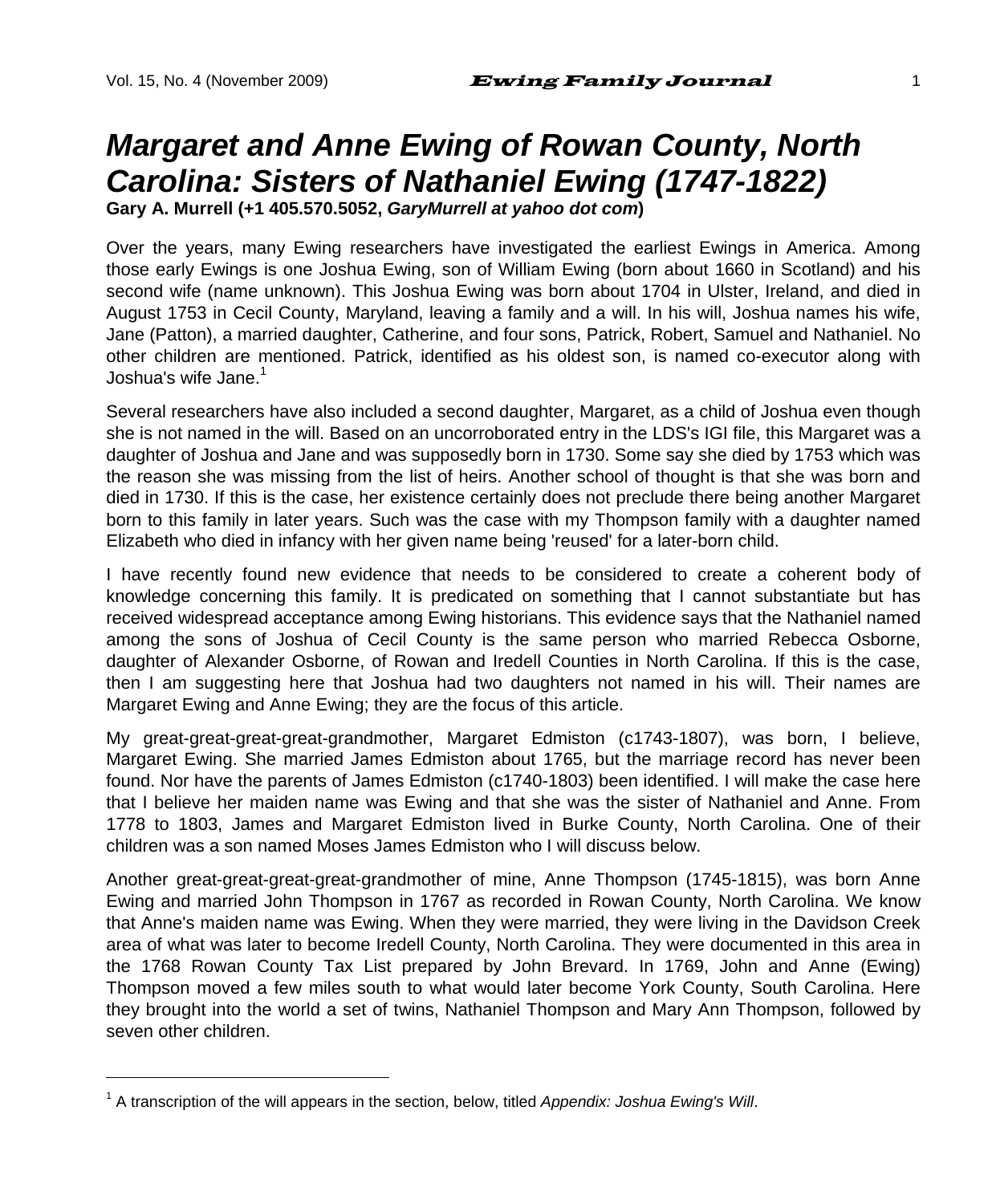# *Margaret and Anne Ewing of Rowan County, North Carolina: Sisters of Nathaniel Ewing (1747-1822)*

**Gary A. Murrell (+1 405.570.5052, *GaryMurrell at yahoo dot com*)**

Over the years, many Ewing researchers have investigated the earliest Ewings in America. Among those early Ewings is one Joshua Ewing, son of William Ewing (born about 1660 in Scotland) and his second wife (name unknown). This Joshua Ewing was born about 1704 in Ulster, Ireland, and died in August 1753 in Cecil County, Maryland, leaving a family and a will. In his will, Joshua names his wife, Jane (Patton), a married daughter, Catherine, and four sons, Patrick, Robert, Samuel and Nathaniel. No other children are mentioned. Patrick, identified as his oldest son, is named co-executor along with Joshua's wife Jane.[1]

Several researchers have also included a second daughter, Margaret, as a child of Joshua even though she is not named in the will. Based on an uncorroborated entry in the LDS's IGI file, this Margaret was a daughter of Joshua and Jane and was supposedly born in 1730. Some say she died by 1753 which was the reason she was missing from the list of heirs. Another school of thought is that she was born and died in 1730. If this is the case, her existence certainly does not preclude there being another Margaret born to this family in later years. Such was the case with my Thompson family with a daughter named Elizabeth who died in infancy with her given name being 'reused' for a later-born child.

I have recently found new evidence that needs to be considered to create a coherent body of knowledge concerning this family. It is predicated on something that I cannot substantiate but has received widespread acceptance among Ewing historians. This evidence says that the Nathaniel named among the sons of Joshua of Cecil County is the same person who married Rebecca Osborne, daughter of Alexander Osborne, of Rowan and Iredell Counties in North Carolina. If this is the case, then I am suggesting here that Joshua had two daughters not named in his will. Their names are Margaret Ewing and Anne Ewing; they are the focus of this article.

My great-great-great-great-grandmother, Margaret Edmiston (c1743-1807), was born, I believe, Margaret Ewing. She married James Edmiston about 1765, but the marriage record has never been found. Nor have the parents of James Edmiston (c1740-1803) been identified. I will make the case here that I believe her maiden name was Ewing and that she was the sister of Nathaniel and Anne. From 1778 to 1803, James and Margaret Edmiston lived in Burke County, North Carolina. One of their children was a son named Moses James Edmiston who I will discuss below.

Another great-great-great-great-grandmother of mine, Anne Thompson (1745-1815), was born Anne Ewing and married John Thompson in 1767 as recorded in Rowan County, North Carolina. We know that Anne's maiden name was Ewing. When they were married, they were living in the Davidson Creek area of what was later to become Iredell County, North Carolina. They were documented in this area in the 1768 Rowan County Tax List prepared by John Brevard. In 1769, John and Anne (Ewing) Thompson moved a few miles south to what would later become York County, South Carolina. Here they brought into the world a set of twins, Nathaniel Thompson and Mary Ann Thompson, followed by seven other children.

---

[1] A transcription of the will appears in the section, below, titled *Appendix: Joshua Ewing's Will*.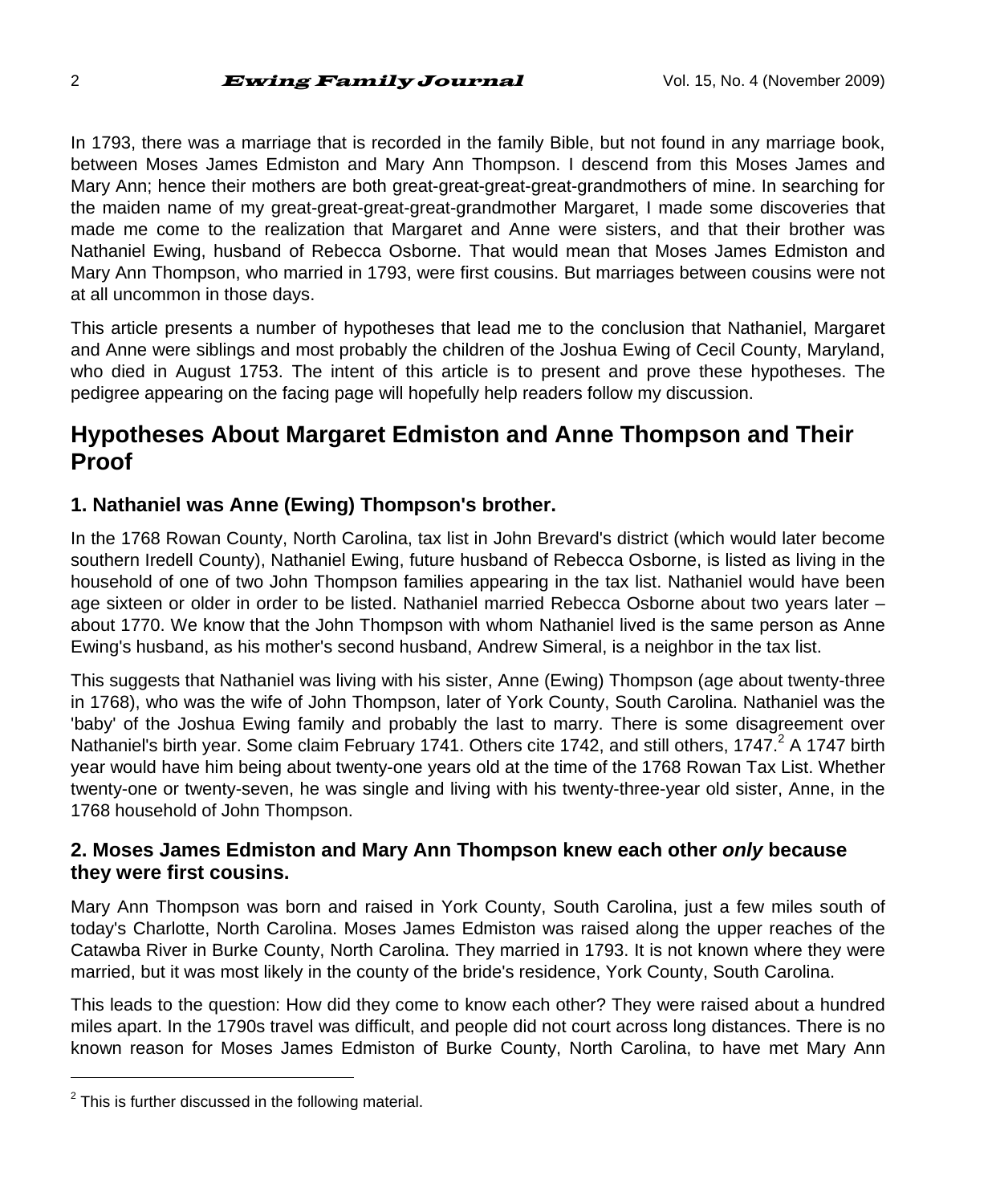In 1793, there was a marriage that is recorded in the family Bible, but not found in any marriage book, between Moses James Edmiston and Mary Ann Thompson. I descend from this Moses James and Mary Ann; hence their mothers are both great-great-great-great-grandmothers of mine. In searching for the maiden name of my great-great-great-great-grandmother Margaret, I made some discoveries that made me come to the realization that Margaret and Anne were sisters, and that their brother was Nathaniel Ewing, husband of Rebecca Osborne. That would mean that Moses James Edmiston and Mary Ann Thompson, who married in 1793, were first cousins. But marriages between cousins were not at all uncommon in those days.

This article presents a number of hypotheses that lead me to the conclusion that Nathaniel, Margaret and Anne were siblings and most probably the children of the Joshua Ewing of Cecil County, Maryland, who died in August 1753. The intent of this article is to present and prove these hypotheses. The pedigree appearing on the facing page will hopefully help readers follow my discussion.

## Hypotheses About Margaret Edmiston and Anne Thompson and Their Proof

### 1. Nathaniel was Anne (Ewing) Thompson's brother.

In the 1768 Rowan County, North Carolina, tax list in John Brevard's district (which would later become southern Iredell County), Nathaniel Ewing, future husband of Rebecca Osborne, is listed as living in the household of one of two John Thompson families appearing in the tax list. Nathaniel would have been age sixteen or older in order to be listed. Nathaniel married Rebecca Osborne about two years later – about 1770. We know that the John Thompson with whom Nathaniel lived is the same person as Anne Ewing's husband, as his mother's second husband, Andrew Simeral, is a neighbor in the tax list.

This suggests that Nathaniel was living with his sister, Anne (Ewing) Thompson (age about twenty-three in 1768), who was the wife of John Thompson, later of York County, South Carolina. Nathaniel was the 'baby' of the Joshua Ewing family and probably the last to marry. There is some disagreement over Nathaniel's birth year. Some claim February 1741. Others cite 1742, and still others, 1747.[2] A 1747 birth year would have him being about twenty-one years old at the time of the 1768 Rowan Tax List. Whether twenty-one or twenty-seven, he was single and living with his twenty-three-year old sister, Anne, in the 1768 household of John Thompson.

### 2. Moses James Edmiston and Mary Ann Thompson knew each other *only* because they were first cousins.

Mary Ann Thompson was born and raised in York County, South Carolina, just a few miles south of today's Charlotte, North Carolina. Moses James Edmiston was raised along the upper reaches of the Catawba River in Burke County, North Carolina. They married in 1793. It is not known where they were married, but it was most likely in the county of the bride's residence, York County, South Carolina.

This leads to the question: How did they come to know each other? They were raised about a hundred miles apart. In the 1790s travel was difficult, and people did not court across long distances. There is no known reason for Moses James Edmiston of Burke County, North Carolina, to have met Mary Ann

[2] This is further discussed in the following material.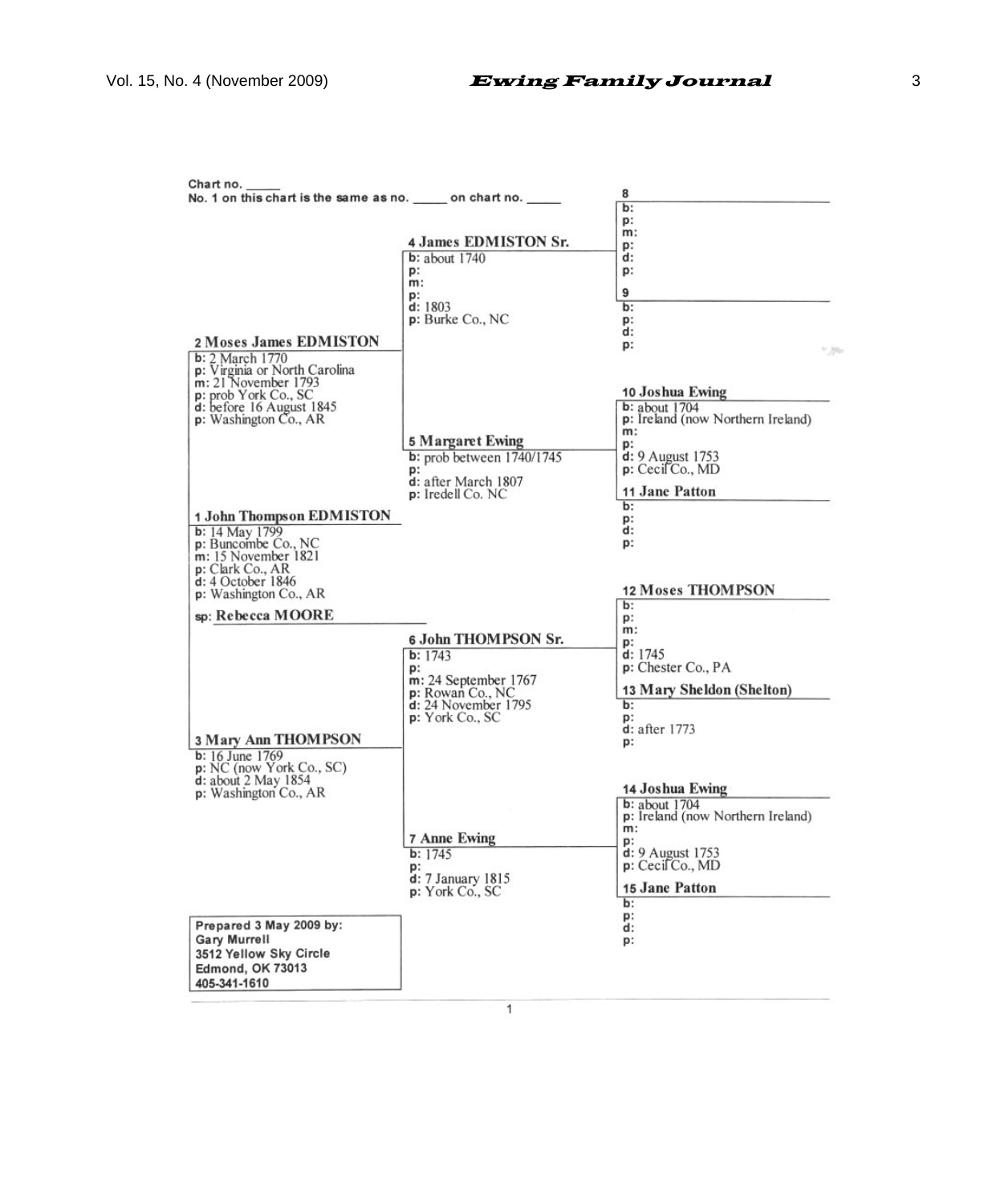Chart no. _____
No. 1 on this chart is the same as no. _____ on chart no. _____

**1 John Thompson EDMISTON**
b: 14 May 1799
p: Buncombe Co., NC
m: 15 November 1821
p: Clark Co., AR
d: 4 October 1846
p: Washington Co., AR

sp: **Rebecca MOORE**

**2 Moses James EDMISTON**
b: 2 March 1770
p: Virginia or North Carolina
m: 21 November 1793
p: prob York Co., SC
d: before 16 August 1845
p: Washington Co., AR

**3 Mary Ann THOMPSON**
b: 16 June 1769
p: NC (now York Co., SC)
d: about 2 May 1854
p: Washington Co., AR

**4 James EDMISTON Sr.**
b: about 1740
p:
m:
p:
d: 1803
p: Burke Co., NC

**5 Margaret Ewing**
b: prob between 1740/1745
p:
d: after March 1807
p: Iredell Co. NC

**6 John THOMPSON Sr.**
b: 1743
p:
m: 24 September 1767
p: Rowan Co., NC
d: 24 November 1795
p: York Co., SC

**7 Anne Ewing**
b: 1745
p:
d: 7 January 1815
p: York Co., SC

**8**
b:
p:
m:
p:
d:
p:

**9**
b:
p:
d:
p:

**10 Joshua Ewing**
b: about 1704
p: Ireland (now Northern Ireland)
m:
p:
d: 9 August 1753
p: Cecil Co., MD

**11 Jane Patton**
b:
p:
d:
p:

**12 Moses THOMPSON**
b:
p:
m:
p:
d: 1745
p: Chester Co., PA

**13 Mary Sheldon (Shelton)**
b:
p:
d: after 1773
p:

**14 Joshua Ewing**
b: about 1704
p: Ireland (now Northern Ireland)
m:
p:
d: 9 August 1753
p: Cecil Co., MD

**15 Jane Patton**
b:
p:
d:
p:

Prepared 3 May 2009 by:
Gary Murrell
3512 Yellow Sky Circle
Edmond, OK 73013
405-341-1610

1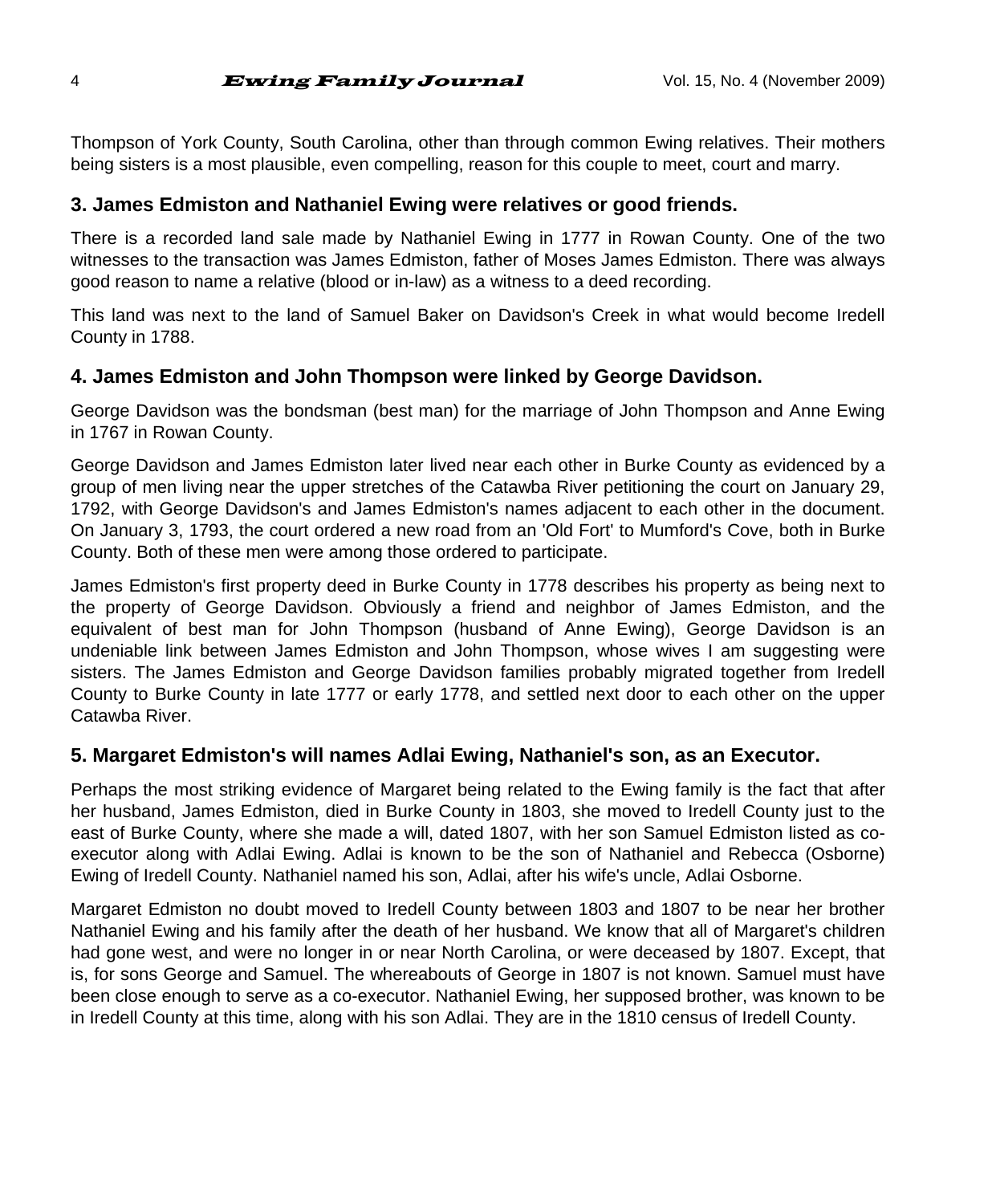Thompson of York County, South Carolina, other than through common Ewing relatives. Their mothers being sisters is a most plausible, even compelling, reason for this couple to meet, court and marry.

### 3. James Edmiston and Nathaniel Ewing were relatives or good friends.

There is a recorded land sale made by Nathaniel Ewing in 1777 in Rowan County. One of the two witnesses to the transaction was James Edmiston, father of Moses James Edmiston. There was always good reason to name a relative (blood or in-law) as a witness to a deed recording.

This land was next to the land of Samuel Baker on Davidson's Creek in what would become Iredell County in 1788.

### 4. James Edmiston and John Thompson were linked by George Davidson.

George Davidson was the bondsman (best man) for the marriage of John Thompson and Anne Ewing in 1767 in Rowan County.

George Davidson and James Edmiston later lived near each other in Burke County as evidenced by a group of men living near the upper stretches of the Catawba River petitioning the court on January 29, 1792, with George Davidson's and James Edmiston's names adjacent to each other in the document. On January 3, 1793, the court ordered a new road from an 'Old Fort' to Mumford's Cove, both in Burke County. Both of these men were among those ordered to participate.

James Edmiston's first property deed in Burke County in 1778 describes his property as being next to the property of George Davidson. Obviously a friend and neighbor of James Edmiston, and the equivalent of best man for John Thompson (husband of Anne Ewing), George Davidson is an undeniable link between James Edmiston and John Thompson, whose wives I am suggesting were sisters. The James Edmiston and George Davidson families probably migrated together from Iredell County to Burke County in late 1777 or early 1778, and settled next door to each other on the upper Catawba River.

### 5. Margaret Edmiston's will names Adlai Ewing, Nathaniel's son, as an Executor.

Perhaps the most striking evidence of Margaret being related to the Ewing family is the fact that after her husband, James Edmiston, died in Burke County in 1803, she moved to Iredell County just to the east of Burke County, where she made a will, dated 1807, with her son Samuel Edmiston listed as co-executor along with Adlai Ewing. Adlai is known to be the son of Nathaniel and Rebecca (Osborne) Ewing of Iredell County. Nathaniel named his son, Adlai, after his wife's uncle, Adlai Osborne.

Margaret Edmiston no doubt moved to Iredell County between 1803 and 1807 to be near her brother Nathaniel Ewing and his family after the death of her husband. We know that all of Margaret's children had gone west, and were no longer in or near North Carolina, or were deceased by 1807. Except, that is, for sons George and Samuel. The whereabouts of George in 1807 is not known. Samuel must have been close enough to serve as a co-executor. Nathaniel Ewing, her supposed brother, was known to be in Iredell County at this time, along with his son Adlai. They are in the 1810 census of Iredell County.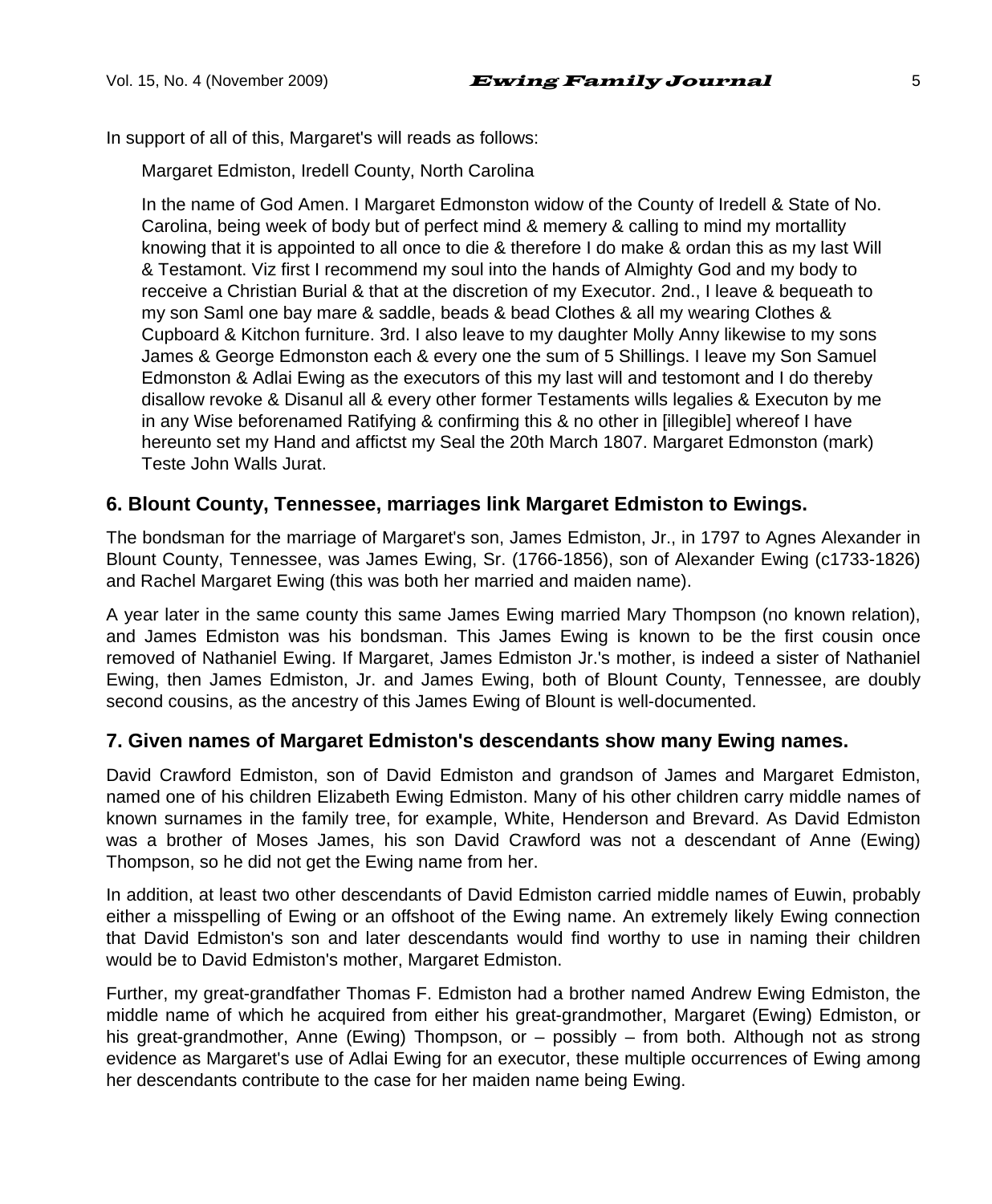In support of all of this, Margaret's will reads as follows:

> Margaret Edmiston, Iredell County, North Carolina
>
> In the name of God Amen. I Margaret Edmonston widow of the County of Iredell & State of No. Carolina, being week of body but of perfect mind & memery & calling to mind my mortallity knowing that it is appointed to all once to die & therefore I do make & ordan this as my last Will & Testamont. Viz first I recommend my soul into the hands of Almighty God and my body to recceive a Christian Burial & that at the discretion of my Executor. 2nd., I leave & bequeath to my son Saml one bay mare & saddle, beads & bead Clothes & all my wearing Clothes & Cupboard & Kitchon furniture. 3rd. I also leave to my daughter Molly Anny likewise to my sons James & George Edmonston each & every one the sum of 5 Shillings. I leave my Son Samuel Edmonston & Adlai Ewing as the executors of this my last will and testomont and I do thereby disallow revoke & Disanul all & every other former Testaments wills legalies & Executon by me in any Wise beforenamed Ratifying & confirming this & no other in [illegible] whereof I have hereunto set my Hand and affictst my Seal the 20th March 1807. Margaret Edmonston (mark) Teste John Walls Jurat.

## 6. Blount County, Tennessee, marriages link Margaret Edmiston to Ewings.

The bondsman for the marriage of Margaret's son, James Edmiston, Jr., in 1797 to Agnes Alexander in Blount County, Tennessee, was James Ewing, Sr. (1766-1856), son of Alexander Ewing (c1733-1826) and Rachel Margaret Ewing (this was both her married and maiden name).

A year later in the same county this same James Ewing married Mary Thompson (no known relation), and James Edmiston was his bondsman. This James Ewing is known to be the first cousin once removed of Nathaniel Ewing. If Margaret, James Edmiston Jr.'s mother, is indeed a sister of Nathaniel Ewing, then James Edmiston, Jr. and James Ewing, both of Blount County, Tennessee, are doubly second cousins, as the ancestry of this James Ewing of Blount is well-documented.

## 7. Given names of Margaret Edmiston's descendants show many Ewing names.

David Crawford Edmiston, son of David Edmiston and grandson of James and Margaret Edmiston, named one of his children Elizabeth Ewing Edmiston. Many of his other children carry middle names of known surnames in the family tree, for example, White, Henderson and Brevard. As David Edmiston was a brother of Moses James, his son David Crawford was not a descendant of Anne (Ewing) Thompson, so he did not get the Ewing name from her.

In addition, at least two other descendants of David Edmiston carried middle names of Euwin, probably either a misspelling of Ewing or an offshoot of the Ewing name. An extremely likely Ewing connection that David Edmiston's son and later descendants would find worthy to use in naming their children would be to David Edmiston's mother, Margaret Edmiston.

Further, my great-grandfather Thomas F. Edmiston had a brother named Andrew Ewing Edmiston, the middle name of which he acquired from either his great-grandmother, Margaret (Ewing) Edmiston, or his great-grandmother, Anne (Ewing) Thompson, or – possibly – from both. Although not as strong evidence as Margaret's use of Adlai Ewing for an executor, these multiple occurrences of Ewing among her descendants contribute to the case for her maiden name being Ewing.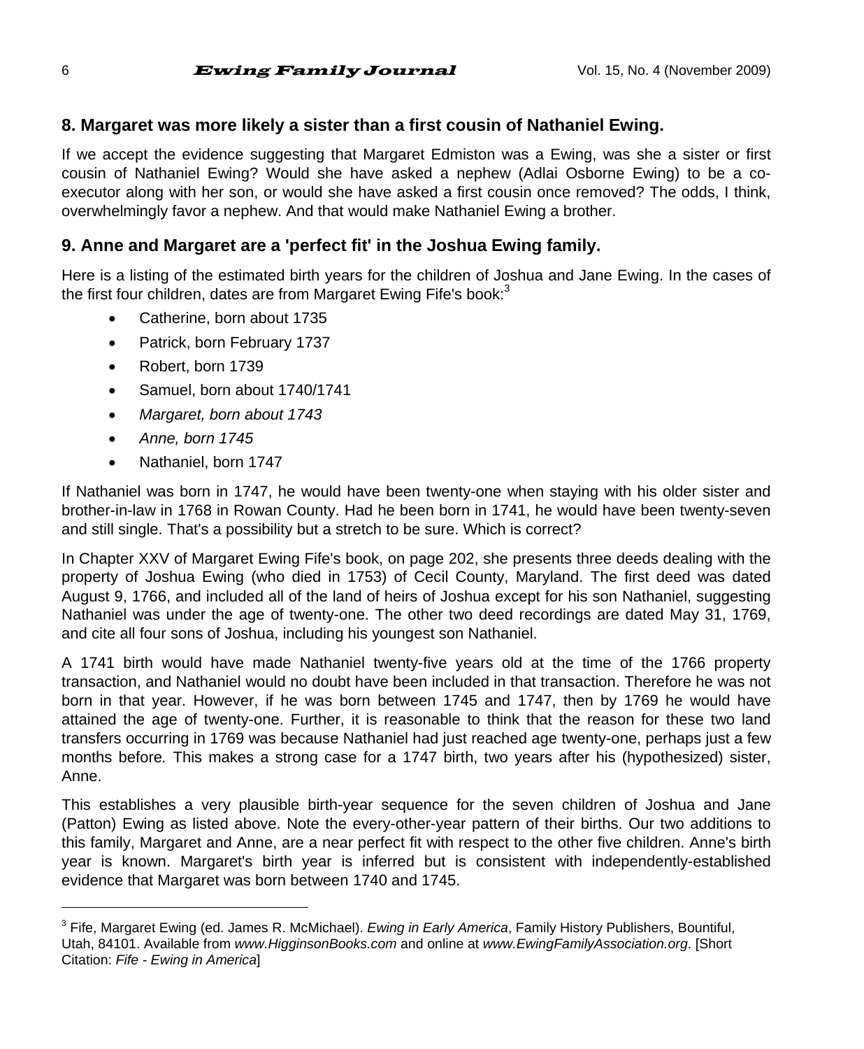## 8. Margaret was more likely a sister than a first cousin of Nathaniel Ewing.

If we accept the evidence suggesting that Margaret Edmiston was a Ewing, was she a sister or first cousin of Nathaniel Ewing? Would she have asked a nephew (Adlai Osborne Ewing) to be a co-executor along with her son, or would she have asked a first cousin once removed? The odds, I think, overwhelmingly favor a nephew. And that would make Nathaniel Ewing a brother.

## 9. Anne and Margaret are a 'perfect fit' in the Joshua Ewing family.

Here is a listing of the estimated birth years for the children of Joshua and Jane Ewing. In the cases of the first four children, dates are from Margaret Ewing Fife's book:[3]

- Catherine, born about 1735
- Patrick, born February 1737
- Robert, born 1739
- Samuel, born about 1740/1741
- *Margaret, born about 1743*
- *Anne, born 1745*
- Nathaniel, born 1747

If Nathaniel was born in 1747, he would have been twenty-one when staying with his older sister and brother-in-law in 1768 in Rowan County. Had he been born in 1741, he would have been twenty-seven and still single. That's a possibility but a stretch to be sure. Which is correct?

In Chapter XXV of Margaret Ewing Fife's book, on page 202, she presents three deeds dealing with the property of Joshua Ewing (who died in 1753) of Cecil County, Maryland. The first deed was dated August 9, 1766, and included all of the land of heirs of Joshua except for his son Nathaniel, suggesting Nathaniel was under the age of twenty-one. The other two deed recordings are dated May 31, 1769, and cite all four sons of Joshua, including his youngest son Nathaniel.

A 1741 birth would have made Nathaniel twenty-five years old at the time of the 1766 property transaction, and Nathaniel would no doubt have been included in that transaction. Therefore he was not born in that year. However, if he was born between 1745 and 1747, then by 1769 he would have attained the age of twenty-one. Further, it is reasonable to think that the reason for these two land transfers occurring in 1769 was because Nathaniel had just reached age twenty-one, perhaps just a few months before. This makes a strong case for a 1747 birth, two years after his (hypothesized) sister, Anne.

This establishes a very plausible birth-year sequence for the seven children of Joshua and Jane (Patton) Ewing as listed above. Note the every-other-year pattern of their births. Our two additions to this family, Margaret and Anne, are a near perfect fit with respect to the other five children. Anne's birth year is known. Margaret's birth year is inferred but is consistent with independently-established evidence that Margaret was born between 1740 and 1745.

---

[3] Fife, Margaret Ewing (ed. James R. McMichael). *Ewing in Early America*, Family History Publishers, Bountiful, Utah, 84101. Available from *www.HigginsonBooks.com* and online at *www.EwingFamilyAssociation.org*. [Short Citation: *Fife - Ewing in America*]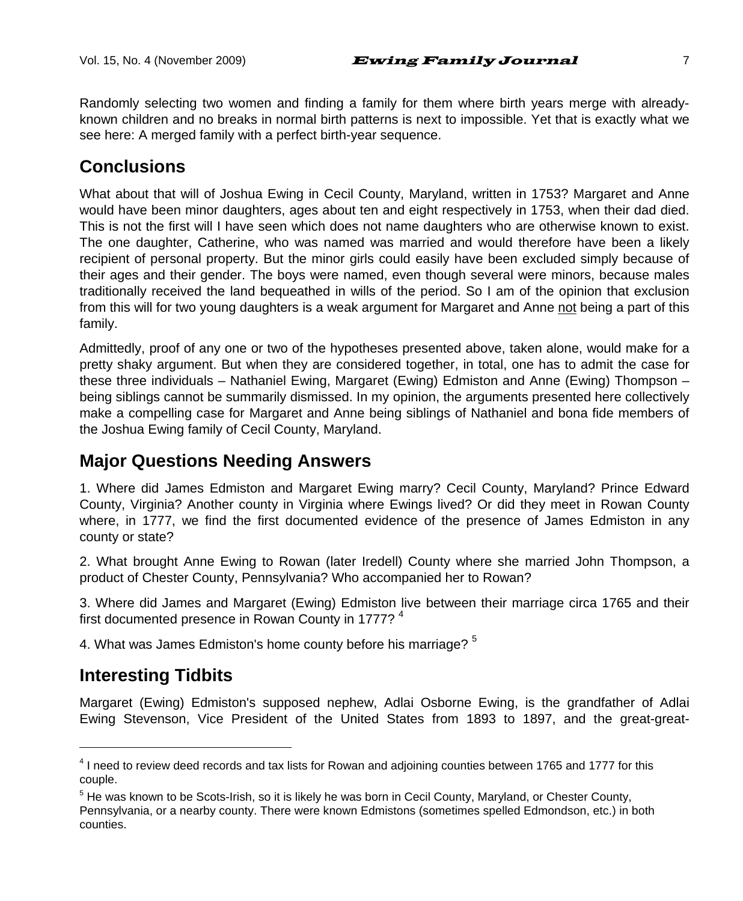Randomly selecting two women and finding a family for them where birth years merge with already-known children and no breaks in normal birth patterns is next to impossible. Yet that is exactly what we see here: A merged family with a perfect birth-year sequence.

## Conclusions

What about that will of Joshua Ewing in Cecil County, Maryland, written in 1753? Margaret and Anne would have been minor daughters, ages about ten and eight respectively in 1753, when their dad died. This is not the first will I have seen which does not name daughters who are otherwise known to exist. The one daughter, Catherine, who was named was married and would therefore have been a likely recipient of personal property. But the minor girls could easily have been excluded simply because of their ages and their gender. The boys were named, even though several were minors, because males traditionally received the land bequeathed in wills of the period. So I am of the opinion that exclusion from this will for two young daughters is a weak argument for Margaret and Anne <u>not</u> being a part of this family.

Admittedly, proof of any one or two of the hypotheses presented above, taken alone, would make for a pretty shaky argument. But when they are considered together, in total, one has to admit the case for these three individuals – Nathaniel Ewing, Margaret (Ewing) Edmiston and Anne (Ewing) Thompson – being siblings cannot be summarily dismissed. In my opinion, the arguments presented here collectively make a compelling case for Margaret and Anne being siblings of Nathaniel and bona fide members of the Joshua Ewing family of Cecil County, Maryland.

## Major Questions Needing Answers

1. Where did James Edmiston and Margaret Ewing marry? Cecil County, Maryland? Prince Edward County, Virginia? Another county in Virginia where Ewings lived? Or did they meet in Rowan County where, in 1777, we find the first documented evidence of the presence of James Edmiston in any county or state?

2. What brought Anne Ewing to Rowan (later Iredell) County where she married John Thompson, a product of Chester County, Pennsylvania? Who accompanied her to Rowan?

3. Where did James and Margaret (Ewing) Edmiston live between their marriage circa 1765 and their first documented presence in Rowan County in 1777? [4]

4. What was James Edmiston's home county before his marriage? [5]

## Interesting Tidbits

Margaret (Ewing) Edmiston's supposed nephew, Adlai Osborne Ewing, is the grandfather of Adlai Ewing Stevenson, Vice President of the United States from 1893 to 1897, and the great-great-

---

[4] I need to review deed records and tax lists for Rowan and adjoining counties between 1765 and 1777 for this couple.

[5] He was known to be Scots-Irish, so it is likely he was born in Cecil County, Maryland, or Chester County, Pennsylvania, or a nearby county. There were known Edmistons (sometimes spelled Edmondson, etc.) in both counties.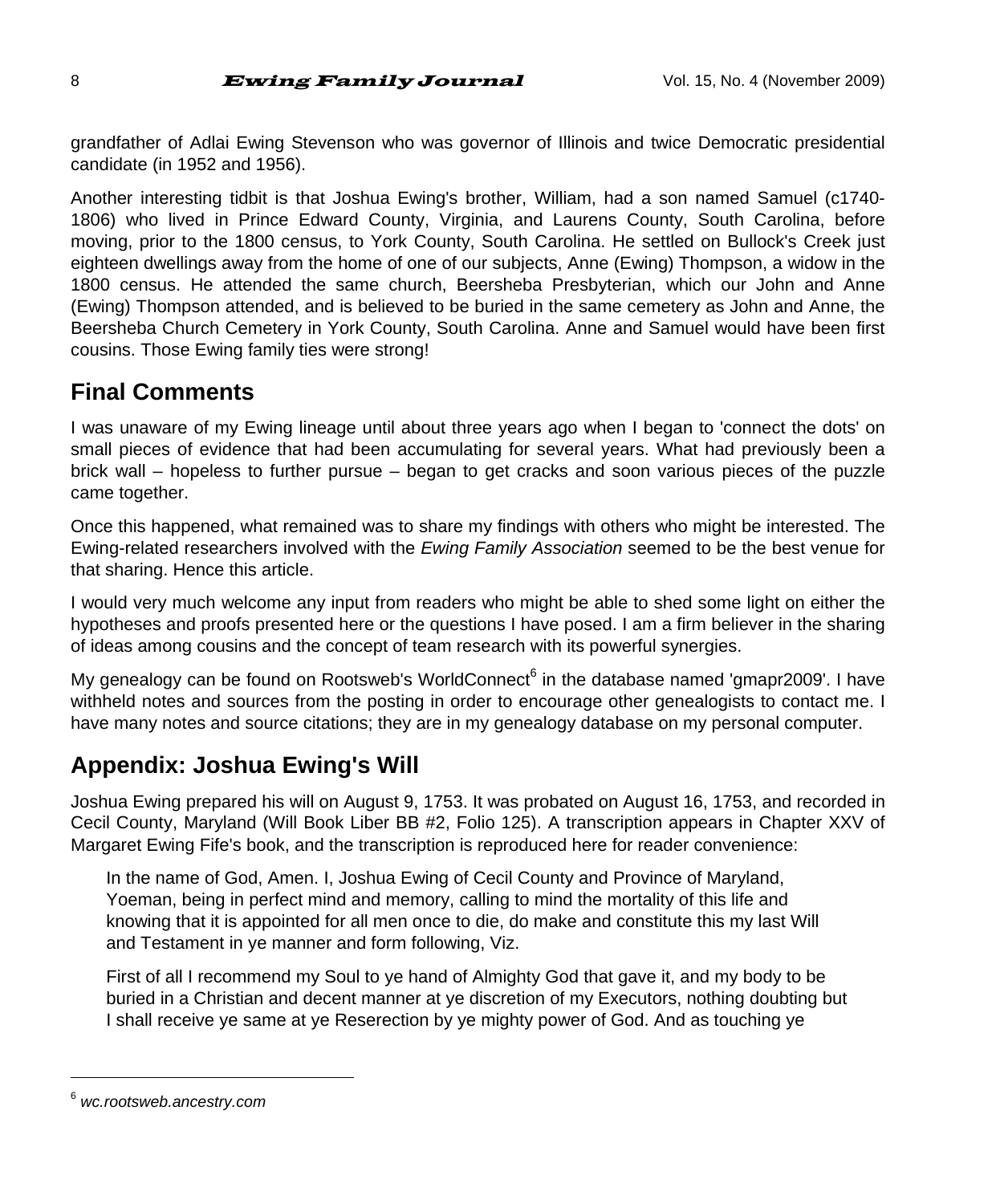grandfather of Adlai Ewing Stevenson who was governor of Illinois and twice Democratic presidential candidate (in 1952 and 1956).

Another interesting tidbit is that Joshua Ewing's brother, William, had a son named Samuel (c1740-1806) who lived in Prince Edward County, Virginia, and Laurens County, South Carolina, before moving, prior to the 1800 census, to York County, South Carolina. He settled on Bullock's Creek just eighteen dwellings away from the home of one of our subjects, Anne (Ewing) Thompson, a widow in the 1800 census. He attended the same church, Beersheba Presbyterian, which our John and Anne (Ewing) Thompson attended, and is believed to be buried in the same cemetery as John and Anne, the Beersheba Church Cemetery in York County, South Carolina. Anne and Samuel would have been first cousins. Those Ewing family ties were strong!

## Final Comments

I was unaware of my Ewing lineage until about three years ago when I began to 'connect the dots' on small pieces of evidence that had been accumulating for several years. What had previously been a brick wall – hopeless to further pursue – began to get cracks and soon various pieces of the puzzle came together.

Once this happened, what remained was to share my findings with others who might be interested. The Ewing-related researchers involved with the *Ewing Family Association* seemed to be the best venue for that sharing. Hence this article.

I would very much welcome any input from readers who might be able to shed some light on either the hypotheses and proofs presented here or the questions I have posed. I am a firm believer in the sharing of ideas among cousins and the concept of team research with its powerful synergies.

My genealogy can be found on Rootsweb's WorldConnect[6] in the database named 'gmapr2009'. I have withheld notes and sources from the posting in order to encourage other genealogists to contact me. I have many notes and source citations; they are in my genealogy database on my personal computer.

## Appendix: Joshua Ewing's Will

Joshua Ewing prepared his will on August 9, 1753. It was probated on August 16, 1753, and recorded in Cecil County, Maryland (Will Book Liber BB #2, Folio 125). A transcription appears in Chapter XXV of Margaret Ewing Fife's book, and the transcription is reproduced here for reader convenience:

> In the name of God, Amen. I, Joshua Ewing of Cecil County and Province of Maryland, Yoeman, being in perfect mind and memory, calling to mind the mortality of this life and knowing that it is appointed for all men once to die, do make and constitute this my last Will and Testament in ye manner and form following, Viz.
>
> First of all I recommend my Soul to ye hand of Almighty God that gave it, and my body to be buried in a Christian and decent manner at ye discretion of my Executors, nothing doubting but I shall receive ye same at ye Reserection by ye mighty power of God. And as touching ye

---

[6] *wc.rootsweb.ancestry.com*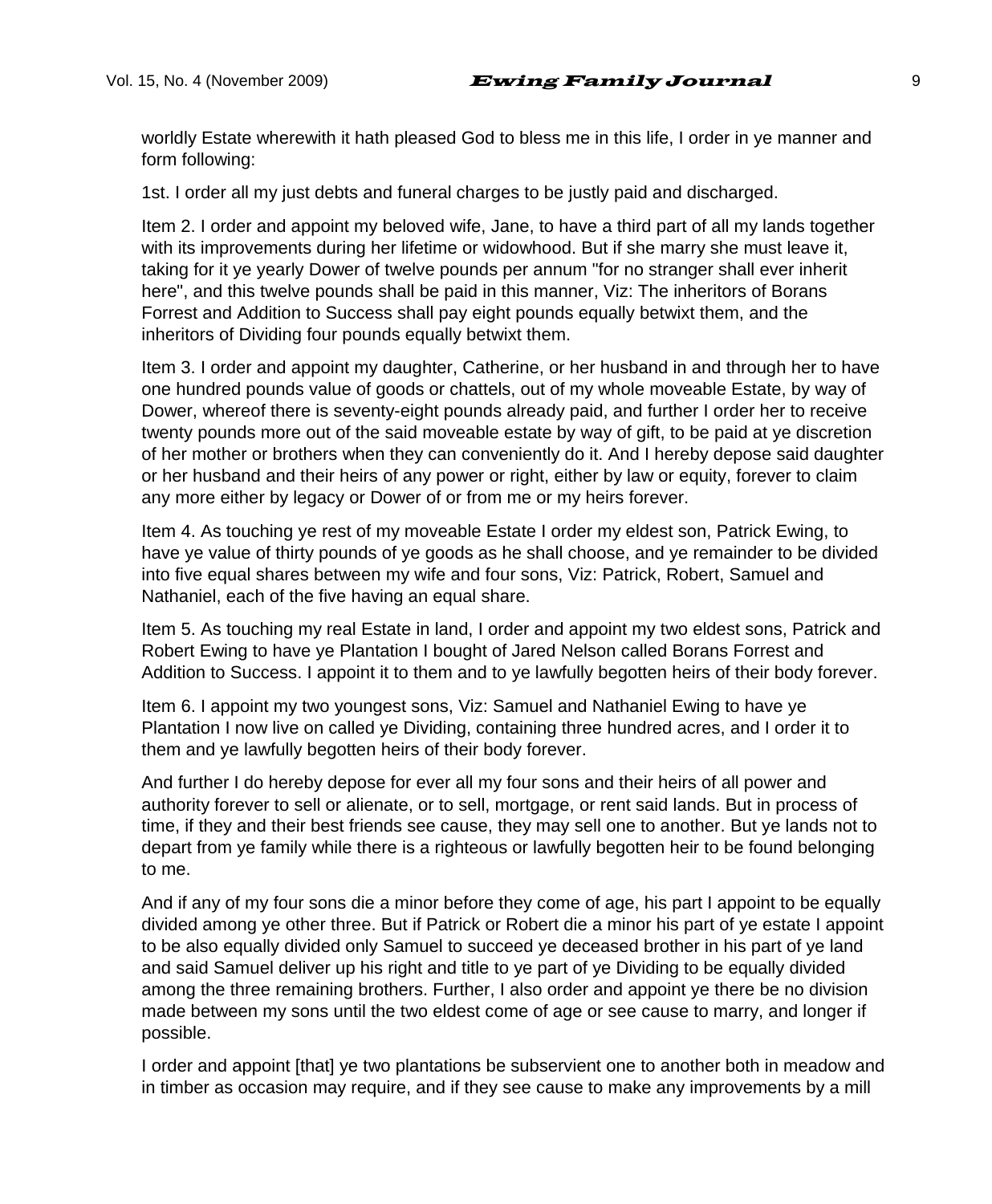worldly Estate wherewith it hath pleased God to bless me in this life, I order in ye manner and form following:

1st. I order all my just debts and funeral charges to be justly paid and discharged.

Item 2. I order and appoint my beloved wife, Jane, to have a third part of all my lands together with its improvements during her lifetime or widowhood. But if she marry she must leave it, taking for it ye yearly Dower of twelve pounds per annum "for no stranger shall ever inherit here", and this twelve pounds shall be paid in this manner, Viz: The inheritors of Borans Forrest and Addition to Success shall pay eight pounds equally betwixt them, and the inheritors of Dividing four pounds equally betwixt them.

Item 3. I order and appoint my daughter, Catherine, or her husband in and through her to have one hundred pounds value of goods or chattels, out of my whole moveable Estate, by way of Dower, whereof there is seventy-eight pounds already paid, and further I order her to receive twenty pounds more out of the said moveable estate by way of gift, to be paid at ye discretion of her mother or brothers when they can conveniently do it. And I hereby depose said daughter or her husband and their heirs of any power or right, either by law or equity, forever to claim any more either by legacy or Dower of or from me or my heirs forever.

Item 4. As touching ye rest of my moveable Estate I order my eldest son, Patrick Ewing, to have ye value of thirty pounds of ye goods as he shall choose, and ye remainder to be divided into five equal shares between my wife and four sons, Viz: Patrick, Robert, Samuel and Nathaniel, each of the five having an equal share.

Item 5. As touching my real Estate in land, I order and appoint my two eldest sons, Patrick and Robert Ewing to have ye Plantation I bought of Jared Nelson called Borans Forrest and Addition to Success. I appoint it to them and to ye lawfully begotten heirs of their body forever.

Item 6. I appoint my two youngest sons, Viz: Samuel and Nathaniel Ewing to have ye Plantation I now live on called ye Dividing, containing three hundred acres, and I order it to them and ye lawfully begotten heirs of their body forever.

And further I do hereby depose for ever all my four sons and their heirs of all power and authority forever to sell or alienate, or to sell, mortgage, or rent said lands. But in process of time, if they and their best friends see cause, they may sell one to another. But ye lands not to depart from ye family while there is a righteous or lawfully begotten heir to be found belonging to me.

And if any of my four sons die a minor before they come of age, his part I appoint to be equally divided among ye other three. But if Patrick or Robert die a minor his part of ye estate I appoint to be also equally divided only Samuel to succeed ye deceased brother in his part of ye land and said Samuel deliver up his right and title to ye part of ye Dividing to be equally divided among the three remaining brothers. Further, I also order and appoint ye there be no division made between my sons until the two eldest come of age or see cause to marry, and longer if possible.

I order and appoint [that] ye two plantations be subservient one to another both in meadow and in timber as occasion may require, and if they see cause to make any improvements by a mill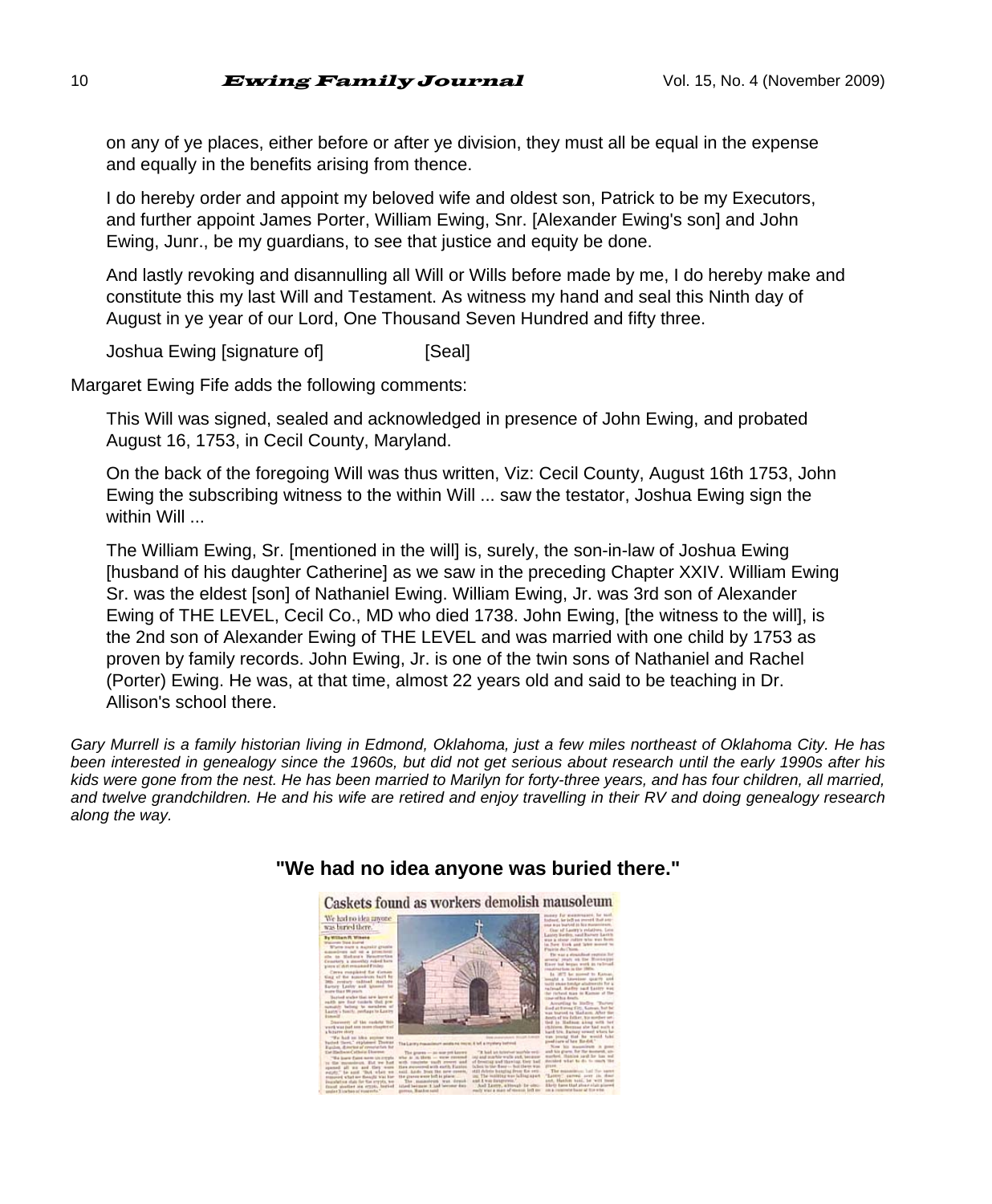on any of ye places, either before or after ye division, they must all be equal in the expense and equally in the benefits arising from thence.

I do hereby order and appoint my beloved wife and oldest son, Patrick to be my Executors, and further appoint James Porter, William Ewing, Snr. [Alexander Ewing's son] and John Ewing, Junr., be my guardians, to see that justice and equity be done.

And lastly revoking and disannulling all Will or Wills before made by me, I do hereby make and constitute this my last Will and Testament. As witness my hand and seal this Ninth day of August in ye year of our Lord, One Thousand Seven Hundred and fifty three.

Joshua Ewing [signature of] [Seal]

Margaret Ewing Fife adds the following comments:

This Will was signed, sealed and acknowledged in presence of John Ewing, and probated August 16, 1753, in Cecil County, Maryland.

On the back of the foregoing Will was thus written, Viz: Cecil County, August 16th 1753, John Ewing the subscribing witness to the within Will ... saw the testator, Joshua Ewing sign the within Will ...

The William Ewing, Sr. [mentioned in the will] is, surely, the son-in-law of Joshua Ewing [husband of his daughter Catherine] as we saw in the preceding Chapter XXIV. William Ewing Sr. was the eldest [son] of Nathaniel Ewing. William Ewing, Jr. was 3rd son of Alexander Ewing of THE LEVEL, Cecil Co., MD who died 1738. John Ewing, [the witness to the will], is the 2nd son of Alexander Ewing of THE LEVEL and was married with one child by 1753 as proven by family records. John Ewing, Jr. is one of the twin sons of Nathaniel and Rachel (Porter) Ewing. He was, at that time, almost 22 years old and said to be teaching in Dr. Allison's school there.

*Gary Murrell is a family historian living in Edmond, Oklahoma, just a few miles northeast of Oklahoma City. He has been interested in genealogy since the 1960s, but did not get serious about research until the early 1990s after his kids were gone from the nest. He has been married to Marilyn for forty-three years, and has four children, all married, and twelve grandchildren. He and his wife are retired and enjoy travelling in their RV and doing genealogy research along the way.*

## "We had no idea anyone was buried there."

Caskets found as workers demolish mausoleum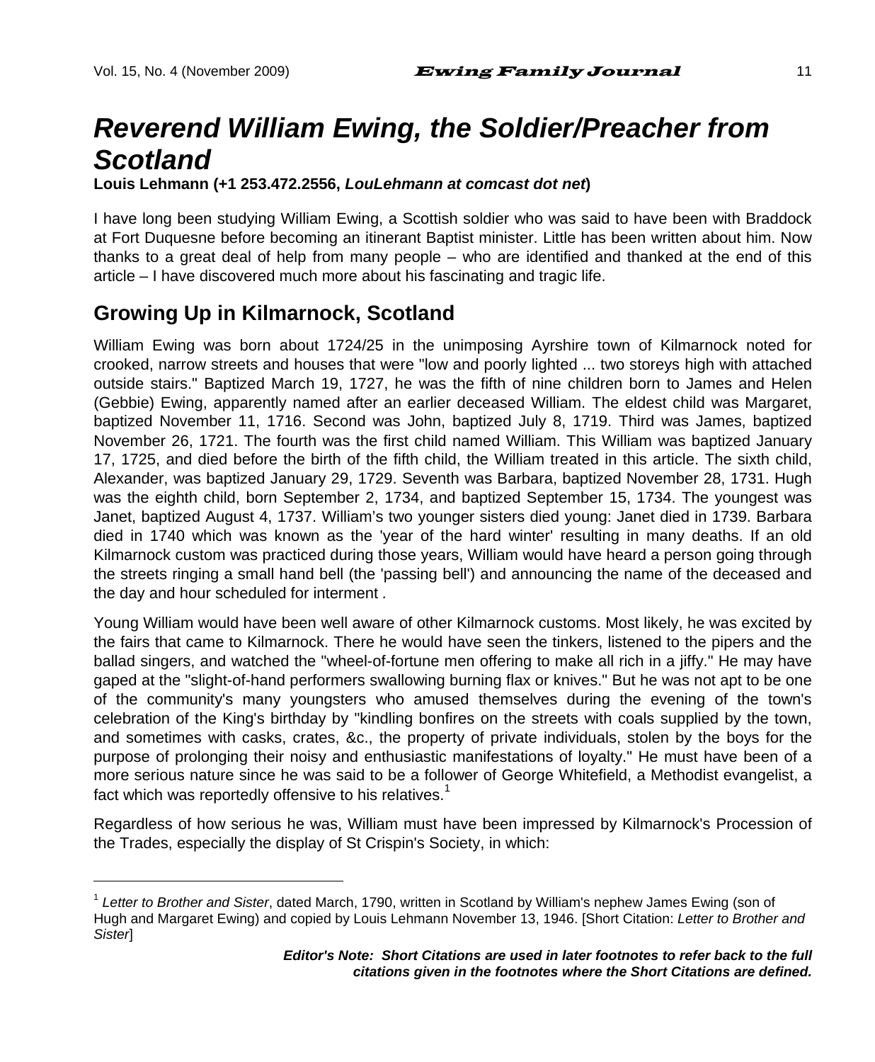# *Reverend William Ewing, the Soldier/Preacher from Scotland*

**Louis Lehmann (+1 253.472.2556, *LouLehmann at comcast dot net*)**

I have long been studying William Ewing, a Scottish soldier who was said to have been with Braddock at Fort Duquesne before becoming an itinerant Baptist minister. Little has been written about him. Now thanks to a great deal of help from many people – who are identified and thanked at the end of this article – I have discovered much more about his fascinating and tragic life.

## Growing Up in Kilmarnock, Scotland

William Ewing was born about 1724/25 in the unimposing Ayrshire town of Kilmarnock noted for crooked, narrow streets and houses that were "low and poorly lighted ... two storeys high with attached outside stairs." Baptized March 19, 1727, he was the fifth of nine children born to James and Helen (Gebbie) Ewing, apparently named after an earlier deceased William. The eldest child was Margaret, baptized November 11, 1716. Second was John, baptized July 8, 1719. Third was James, baptized November 26, 1721. The fourth was the first child named William. This William was baptized January 17, 1725, and died before the birth of the fifth child, the William treated in this article. The sixth child, Alexander, was baptized January 29, 1729. Seventh was Barbara, baptized November 28, 1731. Hugh was the eighth child, born September 2, 1734, and baptized September 15, 1734. The youngest was Janet, baptized August 4, 1737. William's two younger sisters died young: Janet died in 1739. Barbara died in 1740 which was known as the 'year of the hard winter' resulting in many deaths. If an old Kilmarnock custom was practiced during those years, William would have heard a person going through the streets ringing a small hand bell (the 'passing bell') and announcing the name of the deceased and the day and hour scheduled for interment .

Young William would have been well aware of other Kilmarnock customs. Most likely, he was excited by the fairs that came to Kilmarnock. There he would have seen the tinkers, listened to the pipers and the ballad singers, and watched the "wheel-of-fortune men offering to make all rich in a jiffy." He may have gaped at the "slight-of-hand performers swallowing burning flax or knives." But he was not apt to be one of the community's many youngsters who amused themselves during the evening of the town's celebration of the King's birthday by "kindling bonfires on the streets with coals supplied by the town, and sometimes with casks, crates, &c., the property of private individuals, stolen by the boys for the purpose of prolonging their noisy and enthusiastic manifestations of loyalty." He must have been of a more serious nature since he was said to be a follower of George Whitefield, a Methodist evangelist, a fact which was reportedly offensive to his relatives.[1]

Regardless of how serious he was, William must have been impressed by Kilmarnock's Procession of the Trades, especially the display of St Crispin's Society, in which:

---

[1] *Letter to Brother and Sister*, dated March, 1790, written in Scotland by William's nephew James Ewing (son of Hugh and Margaret Ewing) and copied by Louis Lehmann November 13, 1946. [Short Citation: *Letter to Brother and Sister*]

***Editor's Note: Short Citations are used in later footnotes to refer back to the full citations given in the footnotes where the Short Citations are defined.***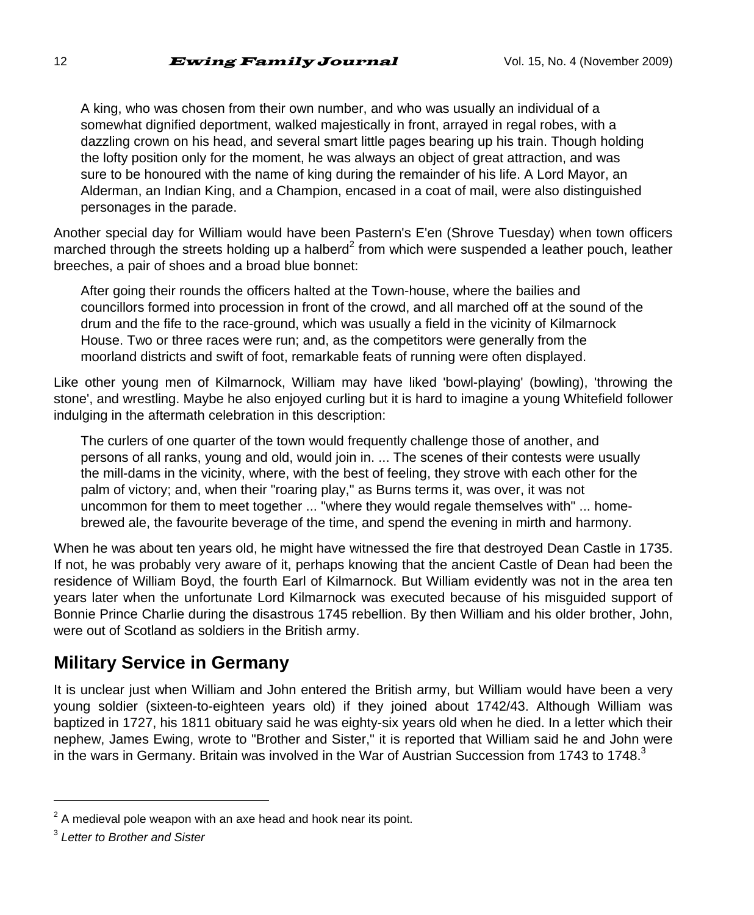> A king, who was chosen from their own number, and who was usually an individual of a somewhat dignified deportment, walked majestically in front, arrayed in regal robes, with a dazzling crown on his head, and several smart little pages bearing up his train. Though holding the lofty position only for the moment, he was always an object of great attraction, and was sure to be honoured with the name of king during the remainder of his life. A Lord Mayor, an Alderman, an Indian King, and a Champion, encased in a coat of mail, were also distinguished personages in the parade.

Another special day for William would have been Pastern's E'en (Shrove Tuesday) when town officers marched through the streets holding up a halberd[2] from which were suspended a leather pouch, leather breeches, a pair of shoes and a broad blue bonnet:

> After going their rounds the officers halted at the Town-house, where the bailies and councillors formed into procession in front of the crowd, and all marched off at the sound of the drum and the fife to the race-ground, which was usually a field in the vicinity of Kilmarnock House. Two or three races were run; and, as the competitors were generally from the moorland districts and swift of foot, remarkable feats of running were often displayed.

Like other young men of Kilmarnock, William may have liked 'bowl-playing' (bowling), 'throwing the stone', and wrestling. Maybe he also enjoyed curling but it is hard to imagine a young Whitefield follower indulging in the aftermath celebration in this description:

> The curlers of one quarter of the town would frequently challenge those of another, and persons of all ranks, young and old, would join in. ... The scenes of their contests were usually the mill-dams in the vicinity, where, with the best of feeling, they strove with each other for the palm of victory; and, when their "roaring play," as Burns terms it, was over, it was not uncommon for them to meet together ... "where they would regale themselves with" ... home-brewed ale, the favourite beverage of the time, and spend the evening in mirth and harmony.

When he was about ten years old, he might have witnessed the fire that destroyed Dean Castle in 1735. If not, he was probably very aware of it, perhaps knowing that the ancient Castle of Dean had been the residence of William Boyd, the fourth Earl of Kilmarnock. But William evidently was not in the area ten years later when the unfortunate Lord Kilmarnock was executed because of his misguided support of Bonnie Prince Charlie during the disastrous 1745 rebellion. By then William and his older brother, John, were out of Scotland as soldiers in the British army.

## Military Service in Germany

It is unclear just when William and John entered the British army, but William would have been a very young soldier (sixteen-to-eighteen years old) if they joined about 1742/43. Although William was baptized in 1727, his 1811 obituary said he was eighty-six years old when he died. In a letter which their nephew, James Ewing, wrote to "Brother and Sister," it is reported that William said he and John were in the wars in Germany. Britain was involved in the War of Austrian Succession from 1743 to 1748.[3]

---

[2] A medieval pole weapon with an axe head and hook near its point.

[3] *Letter to Brother and Sister*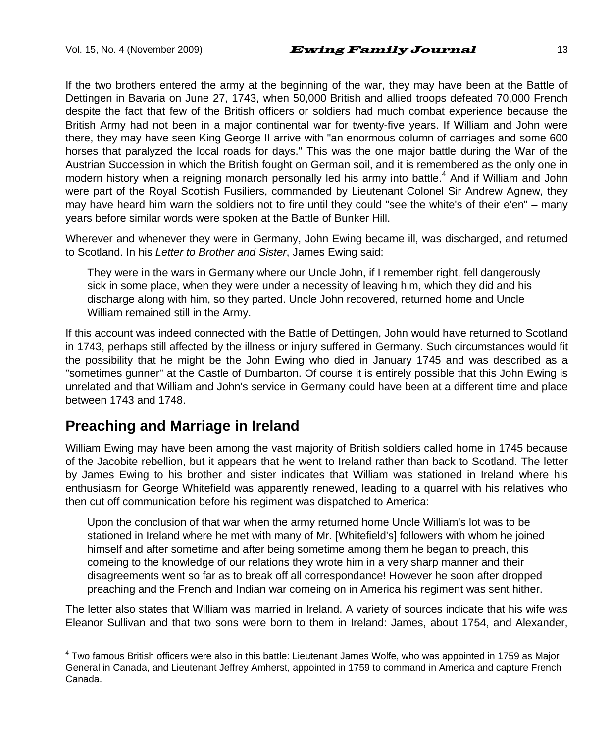If the two brothers entered the army at the beginning of the war, they may have been at the Battle of Dettingen in Bavaria on June 27, 1743, when 50,000 British and allied troops defeated 70,000 French despite the fact that few of the British officers or soldiers had much combat experience because the British Army had not been in a major continental war for twenty-five years. If William and John were there, they may have seen King George II arrive with "an enormous column of carriages and some 600 horses that paralyzed the local roads for days." This was the one major battle during the War of the Austrian Succession in which the British fought on German soil, and it is remembered as the only one in modern history when a reigning monarch personally led his army into battle.[4] And if William and John were part of the Royal Scottish Fusiliers, commanded by Lieutenant Colonel Sir Andrew Agnew, they may have heard him warn the soldiers not to fire until they could "see the white's of their e'en" – many years before similar words were spoken at the Battle of Bunker Hill.

Wherever and whenever they were in Germany, John Ewing became ill, was discharged, and returned to Scotland. In his *Letter to Brother and Sister*, James Ewing said:

> They were in the wars in Germany where our Uncle John, if I remember right, fell dangerously sick in some place, when they were under a necessity of leaving him, which they did and his discharge along with him, so they parted. Uncle John recovered, returned home and Uncle William remained still in the Army.

If this account was indeed connected with the Battle of Dettingen, John would have returned to Scotland in 1743, perhaps still affected by the illness or injury suffered in Germany. Such circumstances would fit the possibility that he might be the John Ewing who died in January 1745 and was described as a "sometimes gunner" at the Castle of Dumbarton. Of course it is entirely possible that this John Ewing is unrelated and that William and John's service in Germany could have been at a different time and place between 1743 and 1748.

## Preaching and Marriage in Ireland

William Ewing may have been among the vast majority of British soldiers called home in 1745 because of the Jacobite rebellion, but it appears that he went to Ireland rather than back to Scotland. The letter by James Ewing to his brother and sister indicates that William was stationed in Ireland where his enthusiasm for George Whitefield was apparently renewed, leading to a quarrel with his relatives who then cut off communication before his regiment was dispatched to America:

> Upon the conclusion of that war when the army returned home Uncle William's lot was to be stationed in Ireland where he met with many of Mr. [Whitefield's] followers with whom he joined himself and after sometime and after being sometime among them he began to preach, this comeing to the knowledge of our relations they wrote him in a very sharp manner and their disagreements went so far as to break off all correspondance! However he soon after dropped preaching and the French and Indian war comeing on in America his regiment was sent hither.

The letter also states that William was married in Ireland. A variety of sources indicate that his wife was Eleanor Sullivan and that two sons were born to them in Ireland: James, about 1754, and Alexander,

---

[4] Two famous British officers were also in this battle: Lieutenant James Wolfe, who was appointed in 1759 as Major General in Canada, and Lieutenant Jeffrey Amherst, appointed in 1759 to command in America and capture French Canada.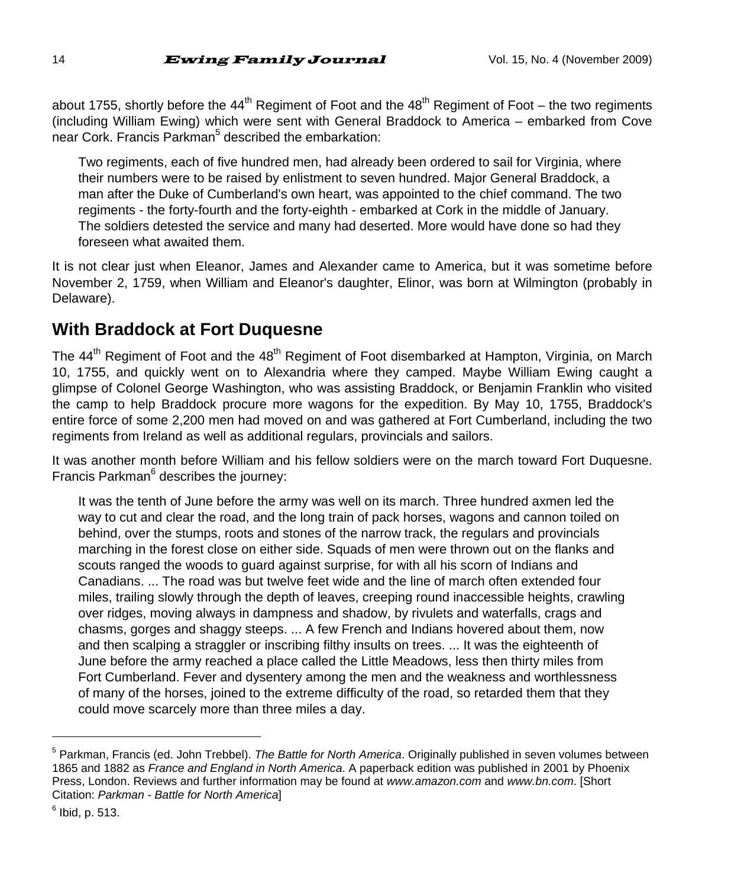about 1755, shortly before the 44th Regiment of Foot and the 48th Regiment of Foot – the two regiments (including William Ewing) which were sent with General Braddock to America – embarked from Cove near Cork. Francis Parkman[5] described the embarkation:

> Two regiments, each of five hundred men, had already been ordered to sail for Virginia, where their numbers were to be raised by enlistment to seven hundred. Major General Braddock, a man after the Duke of Cumberland's own heart, was appointed to the chief command. The two regiments - the forty-fourth and the forty-eighth - embarked at Cork in the middle of January. The soldiers detested the service and many had deserted. More would have done so had they foreseen what awaited them.

It is not clear just when Eleanor, James and Alexander came to America, but it was sometime before November 2, 1759, when William and Eleanor's daughter, Elinor, was born at Wilmington (probably in Delaware).

## With Braddock at Fort Duquesne

The 44th Regiment of Foot and the 48th Regiment of Foot disembarked at Hampton, Virginia, on March 10, 1755, and quickly went on to Alexandria where they camped. Maybe William Ewing caught a glimpse of Colonel George Washington, who was assisting Braddock, or Benjamin Franklin who visited the camp to help Braddock procure more wagons for the expedition. By May 10, 1755, Braddock's entire force of some 2,200 men had moved on and was gathered at Fort Cumberland, including the two regiments from Ireland as well as additional regulars, provincials and sailors.

It was another month before William and his fellow soldiers were on the march toward Fort Duquesne. Francis Parkman[6] describes the journey:

> It was the tenth of June before the army was well on its march. Three hundred axmen led the way to cut and clear the road, and the long train of pack horses, wagons and cannon toiled on behind, over the stumps, roots and stones of the narrow track, the regulars and provincials marching in the forest close on either side. Squads of men were thrown out on the flanks and scouts ranged the woods to guard against surprise, for with all his scorn of Indians and Canadians. ... The road was but twelve feet wide and the line of march often extended four miles, trailing slowly through the depth of leaves, creeping round inaccessible heights, crawling over ridges, moving always in dampness and shadow, by rivulets and waterfalls, crags and chasms, gorges and shaggy steeps. ... A few French and Indians hovered about them, now and then scalping a straggler or inscribing filthy insults on trees. ... It was the eighteenth of June before the army reached a place called the Little Meadows, less then thirty miles from Fort Cumberland. Fever and dysentery among the men and the weakness and worthlessness of many of the horses, joined to the extreme difficulty of the road, so retarded them that they could move scarcely more than three miles a day.

---

[5] Parkman, Francis (ed. John Trebbel). *The Battle for North America*. Originally published in seven volumes between 1865 and 1882 as *France and England in North America*. A paperback edition was published in 2001 by Phoenix Press, London. Reviews and further information may be found at *www.amazon.com* and *www.bn.com*. [Short Citation: *Parkman - Battle for North America*]

[6] Ibid, p. 513.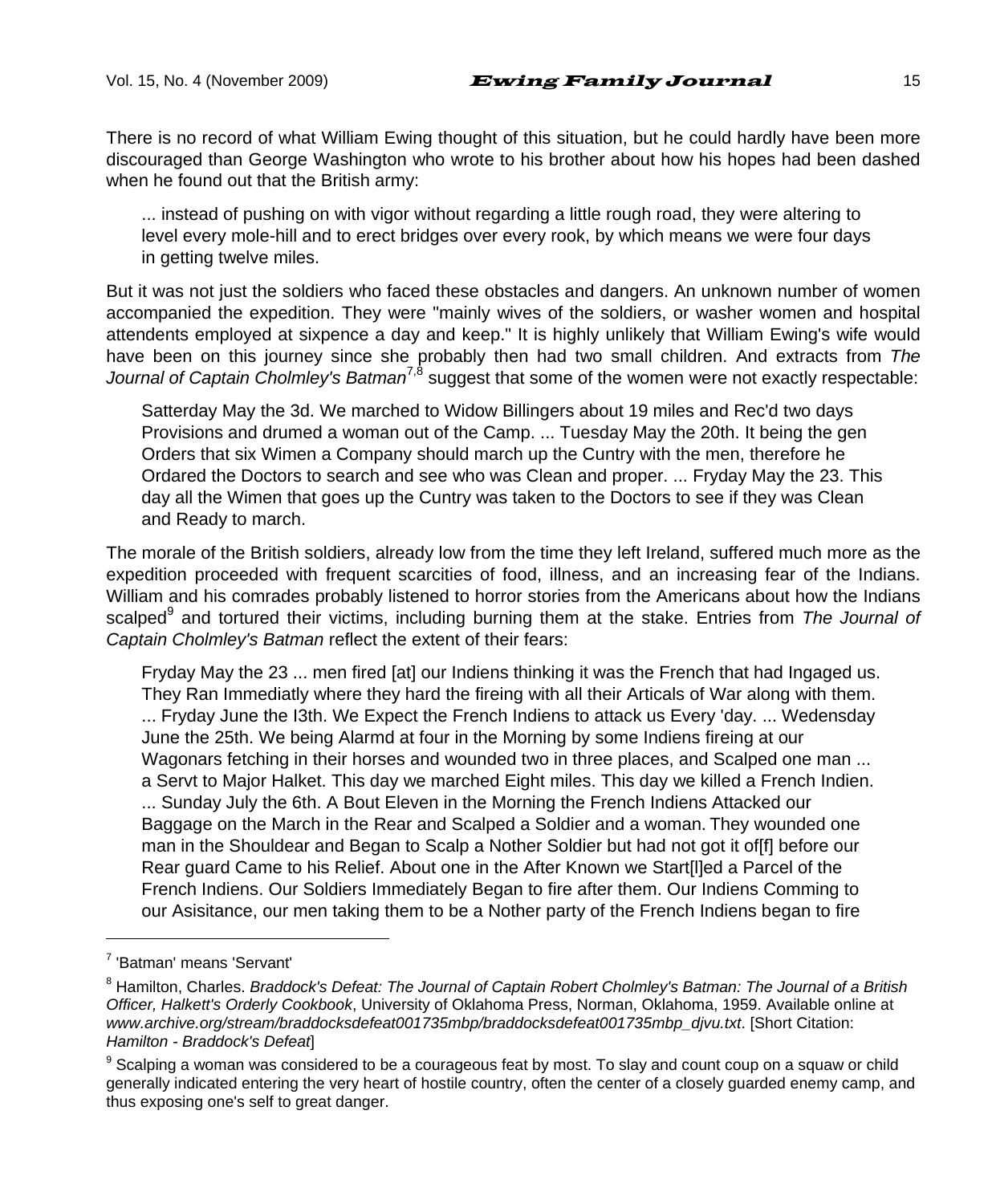There is no record of what William Ewing thought of this situation, but he could hardly have been more discouraged than George Washington who wrote to his brother about how his hopes had been dashed when he found out that the British army:

> ... instead of pushing on with vigor without regarding a little rough road, they were altering to level every mole-hill and to erect bridges over every rook, by which means we were four days in getting twelve miles.

But it was not just the soldiers who faced these obstacles and dangers. An unknown number of women accompanied the expedition. They were "mainly wives of the soldiers, or washer women and hospital attendents employed at sixpence a day and keep." It is highly unlikely that William Ewing's wife would have been on this journey since she probably then had two small children. And extracts from *The Journal of Captain Cholmley's Batman*[7,8] suggest that some of the women were not exactly respectable:

> Satterday May the 3d. We marched to Widow Billingers about 19 miles and Rec'd two days Provisions and drumed a woman out of the Camp. ... Tuesday May the 20th. It being the gen Orders that six Wimen a Company should march up the Cuntry with the men, therefore he Ordared the Doctors to search and see who was Clean and proper. ... Fryday May the 23. This day all the Wimen that goes up the Cuntry was taken to the Doctors to see if they was Clean and Ready to march.

The morale of the British soldiers, already low from the time they left Ireland, suffered much more as the expedition proceeded with frequent scarcities of food, illness, and an increasing fear of the Indians. William and his comrades probably listened to horror stories from the Americans about how the Indians scalped[9] and tortured their victims, including burning them at the stake. Entries from *The Journal of Captain Cholmley's Batman* reflect the extent of their fears:

> Fryday May the 23 ... men fired [at] our Indiens thinking it was the French that had Ingaged us. They Ran Immediatly where they hard the fireing with all their Articals of War along with them. ... Fryday June the I3th. We Expect the French Indiens to attack us Every 'day. ... Wedensday June the 25th. We being Alarmd at four in the Morning by some Indiens fireing at our Wagonars fetching in their horses and wounded two in three places, and Scalped one man ... a Servt to Major Halket. This day we marched Eight miles. This day we killed a French Indien. ... Sunday July the 6th. A Bout Eleven in the Morning the French Indiens Attacked our Baggage on the March in the Rear and Scalped a Soldier and a woman. They wounded one man in the Shouldear and Began to Scalp a Nother Soldier but had not got it of[f] before our Rear guard Came to his Relief. About one in the After Known we Start[l]ed a Parcel of the French Indiens. Our Soldiers Immediately Began to fire after them. Our Indiens Comming to our Asisitance, our men taking them to be a Nother party of the French Indiens began to fire

---

[7] 'Batman' means 'Servant'

[8] Hamilton, Charles. *Braddock's Defeat: The Journal of Captain Robert Cholmley's Batman: The Journal of a British Officer, Halkett's Orderly Cookbook*, University of Oklahoma Press, Norman, Oklahoma, 1959. Available online at *www.archive.org/stream/braddocksdefeat001735mbp/braddocksdefeat001735mbp_djvu.txt*. [Short Citation: *Hamilton - Braddock's Defeat*]

[9] Scalping a woman was considered to be a courageous feat by most. To slay and count coup on a squaw or child generally indicated entering the very heart of hostile country, often the center of a closely guarded enemy camp, and thus exposing one's self to great danger.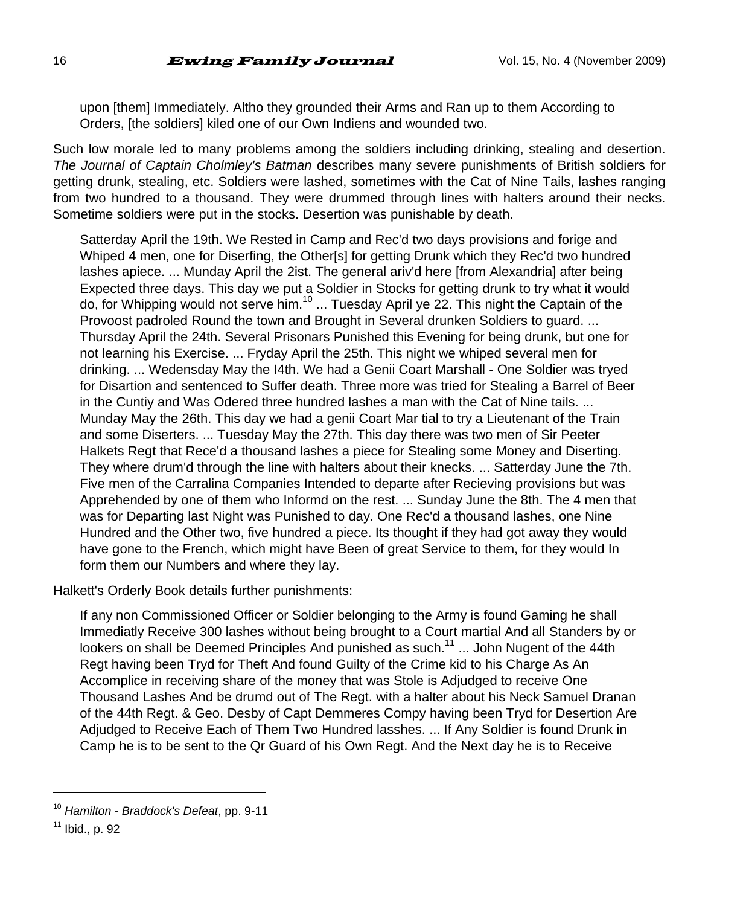> upon [them] Immediately. Altho they grounded their Arms and Ran up to them According to Orders, [the soldiers] kiled one of our Own Indiens and wounded two.

Such low morale led to many problems among the soldiers including drinking, stealing and desertion. *The Journal of Captain Cholmley's Batman* describes many severe punishments of British soldiers for getting drunk, stealing, etc. Soldiers were lashed, sometimes with the Cat of Nine Tails, lashes ranging from two hundred to a thousand. They were drummed through lines with halters around their necks. Sometime soldiers were put in the stocks. Desertion was punishable by death.

> Satterday April the 19th. We Rested in Camp and Rec'd two days provisions and forige and Whiped 4 men, one for Diserfing, the Other[s] for getting Drunk which they Rec'd two hundred lashes apiece. ... Munday April the 2ist. The general ariv'd here [from Alexandria] after being Expected three days. This day we put a Soldier in Stocks for getting drunk to try what it would do, for Whipping would not serve him.[10] ... Tuesday April ye 22. This night the Captain of the Provoost padroled Round the town and Brought in Several drunken Soldiers to guard. ... Thursday April the 24th. Several Prisonars Punished this Evening for being drunk, but one for not learning his Exercise. ... Fryday April the 25th. This night we whiped several men for drinking. ... Wedensday May the I4th. We had a Genii Coart Marshall - One Soldier was tryed for Disartion and sentenced to Suffer death. Three more was tried for Stealing a Barrel of Beer in the Cuntiy and Was Odered three hundred lashes a man with the Cat of Nine tails. ... Munday May the 26th. This day we had a genii Coart Mar tial to try a Lieutenant of the Train and some Diserters. ... Tuesday May the 27th. This day there was two men of Sir Peeter Halkets Regt that Rece'd a thousand lashes a piece for Stealing some Money and Diserting. They where drum'd through the line with halters about their knecks. ... Satterday June the 7th. Five men of the Carralina Companies Intended to departe after Recieving provisions but was Apprehended by one of them who Informd on the rest. ... Sunday June the 8th. The 4 men that was for Departing last Night was Punished to day. One Rec'd a thousand lashes, one Nine Hundred and the Other two, five hundred a piece. Its thought if they had got away they would have gone to the French, which might have Been of great Service to them, for they would In form them our Numbers and where they lay.

Halkett's Orderly Book details further punishments:

> If any non Commissioned Officer or Soldier belonging to the Army is found Gaming he shall Immediatly Receive 300 lashes without being brought to a Court martial And all Standers by or lookers on shall be Deemed Principles And punished as such.[11] ... John Nugent of the 44th Regt having been Tryd for Theft And found Guilty of the Crime kid to his Charge As An Accomplice in receiving share of the money that was Stole is Adjudged to receive One Thousand Lashes And be drumd out of The Regt. with a halter about his Neck Samuel Dranan of the 44th Regt. & Geo. Desby of Capt Demmeres Compy having been Tryd for Desertion Are Adjudged to Receive Each of Them Two Hundred lasshes. ... If Any Soldier is found Drunk in Camp he is to be sent to the Qr Guard of his Own Regt. And the Next day he is to Receive

---

[10] *Hamilton - Braddock's Defeat*, pp. 9-11

[11] Ibid., p. 92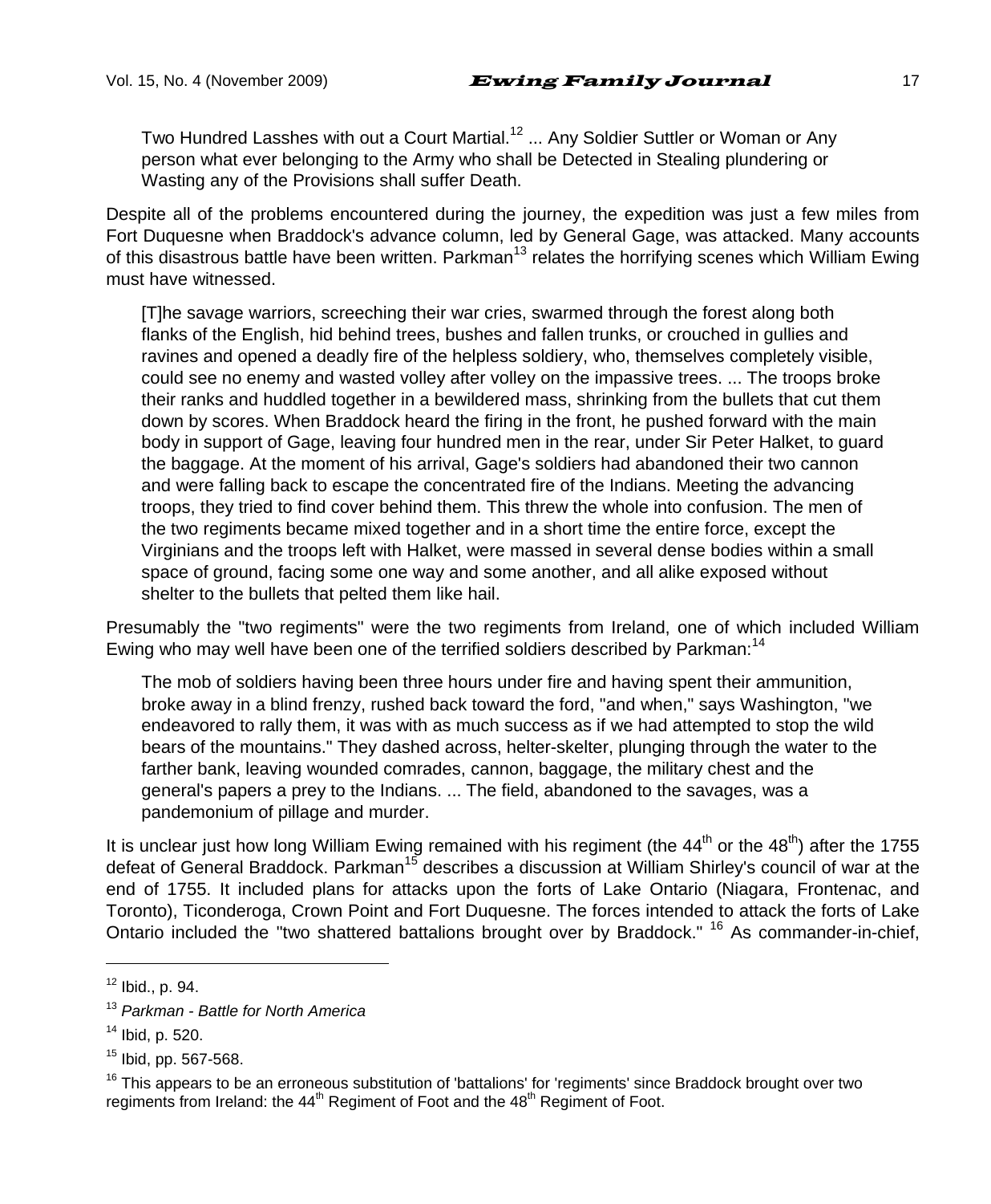> Two Hundred Lasshes with out a Court Martial.[12] ... Any Soldier Suttler or Woman or Any person what ever belonging to the Army who shall be Detected in Stealing plundering or Wasting any of the Provisions shall suffer Death.

Despite all of the problems encountered during the journey, the expedition was just a few miles from Fort Duquesne when Braddock's advance column, led by General Gage, was attacked. Many accounts of this disastrous battle have been written. Parkman[13] relates the horrifying scenes which William Ewing must have witnessed.

> [T]he savage warriors, screeching their war cries, swarmed through the forest along both flanks of the English, hid behind trees, bushes and fallen trunks, or crouched in gullies and ravines and opened a deadly fire of the helpless soldiery, who, themselves completely visible, could see no enemy and wasted volley after volley on the impassive trees. ... The troops broke their ranks and huddled together in a bewildered mass, shrinking from the bullets that cut them down by scores. When Braddock heard the firing in the front, he pushed forward with the main body in support of Gage, leaving four hundred men in the rear, under Sir Peter Halket, to guard the baggage. At the moment of his arrival, Gage's soldiers had abandoned their two cannon and were falling back to escape the concentrated fire of the Indians. Meeting the advancing troops, they tried to find cover behind them. This threw the whole into confusion. The men of the two regiments became mixed together and in a short time the entire force, except the Virginians and the troops left with Halket, were massed in several dense bodies within a small space of ground, facing some one way and some another, and all alike exposed without shelter to the bullets that pelted them like hail.

Presumably the "two regiments" were the two regiments from Ireland, one of which included William Ewing who may well have been one of the terrified soldiers described by Parkman:[14]

> The mob of soldiers having been three hours under fire and having spent their ammunition, broke away in a blind frenzy, rushed back toward the ford, "and when," says Washington, "we endeavored to rally them, it was with as much success as if we had attempted to stop the wild bears of the mountains." They dashed across, helter-skelter, plunging through the water to the farther bank, leaving wounded comrades, cannon, baggage, the military chest and the general's papers a prey to the Indians. ... The field, abandoned to the savages, was a pandemonium of pillage and murder.

It is unclear just how long William Ewing remained with his regiment (the 44th or the 48th) after the 1755 defeat of General Braddock. Parkman[15] describes a discussion at William Shirley's council of war at the end of 1755. It included plans for attacks upon the forts of Lake Ontario (Niagara, Frontenac, and Toronto), Ticonderoga, Crown Point and Fort Duquesne. The forces intended to attack the forts of Lake Ontario included the "two shattered battalions brought over by Braddock." [16] As commander-in-chief,

---

[12] Ibid., p. 94.

[13] *Parkman - Battle for North America*

[14] Ibid, p. 520.

[15] Ibid, pp. 567-568.

[16] This appears to be an erroneous substitution of 'battalions' for 'regiments' since Braddock brought over two regiments from Ireland: the 44th Regiment of Foot and the 48th Regiment of Foot.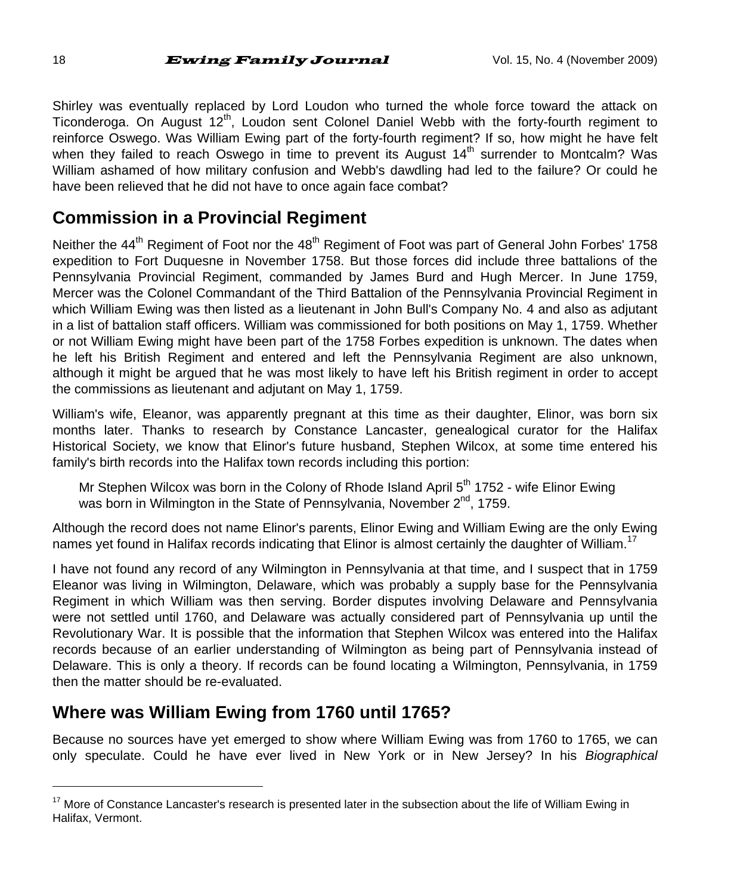Shirley was eventually replaced by Lord Loudon who turned the whole force toward the attack on Ticonderoga. On August 12th, Loudon sent Colonel Daniel Webb with the forty-fourth regiment to reinforce Oswego. Was William Ewing part of the forty-fourth regiment? If so, how might he have felt when they failed to reach Oswego in time to prevent its August 14th surrender to Montcalm? Was William ashamed of how military confusion and Webb's dawdling had led to the failure? Or could he have been relieved that he did not have to once again face combat?

## Commission in a Provincial Regiment

Neither the 44th Regiment of Foot nor the 48th Regiment of Foot was part of General John Forbes' 1758 expedition to Fort Duquesne in November 1758. But those forces did include three battalions of the Pennsylvania Provincial Regiment, commanded by James Burd and Hugh Mercer. In June 1759, Mercer was the Colonel Commandant of the Third Battalion of the Pennsylvania Provincial Regiment in which William Ewing was then listed as a lieutenant in John Bull's Company No. 4 and also as adjutant in a list of battalion staff officers. William was commissioned for both positions on May 1, 1759. Whether or not William Ewing might have been part of the 1758 Forbes expedition is unknown. The dates when he left his British Regiment and entered and left the Pennsylvania Regiment are also unknown, although it might be argued that he was most likely to have left his British regiment in order to accept the commissions as lieutenant and adjutant on May 1, 1759.

William's wife, Eleanor, was apparently pregnant at this time as their daughter, Elinor, was born six months later. Thanks to research by Constance Lancaster, genealogical curator for the Halifax Historical Society, we know that Elinor's future husband, Stephen Wilcox, at some time entered his family's birth records into the Halifax town records including this portion:

> Mr Stephen Wilcox was born in the Colony of Rhode Island April 5th 1752 - wife Elinor Ewing was born in Wilmington in the State of Pennsylvania, November 2nd, 1759.

Although the record does not name Elinor's parents, Elinor Ewing and William Ewing are the only Ewing names yet found in Halifax records indicating that Elinor is almost certainly the daughter of William.[17]

I have not found any record of any Wilmington in Pennsylvania at that time, and I suspect that in 1759 Eleanor was living in Wilmington, Delaware, which was probably a supply base for the Pennsylvania Regiment in which William was then serving. Border disputes involving Delaware and Pennsylvania were not settled until 1760, and Delaware was actually considered part of Pennsylvania up until the Revolutionary War. It is possible that the information that Stephen Wilcox was entered into the Halifax records because of an earlier understanding of Wilmington as being part of Pennsylvania instead of Delaware. This is only a theory. If records can be found locating a Wilmington, Pennsylvania, in 1759 then the matter should be re-evaluated.

## Where was William Ewing from 1760 until 1765?

Because no sources have yet emerged to show where William Ewing was from 1760 to 1765, we can only speculate. Could he have ever lived in New York or in New Jersey? In his *Biographical*

---

[17] More of Constance Lancaster's research is presented later in the subsection about the life of William Ewing in Halifax, Vermont.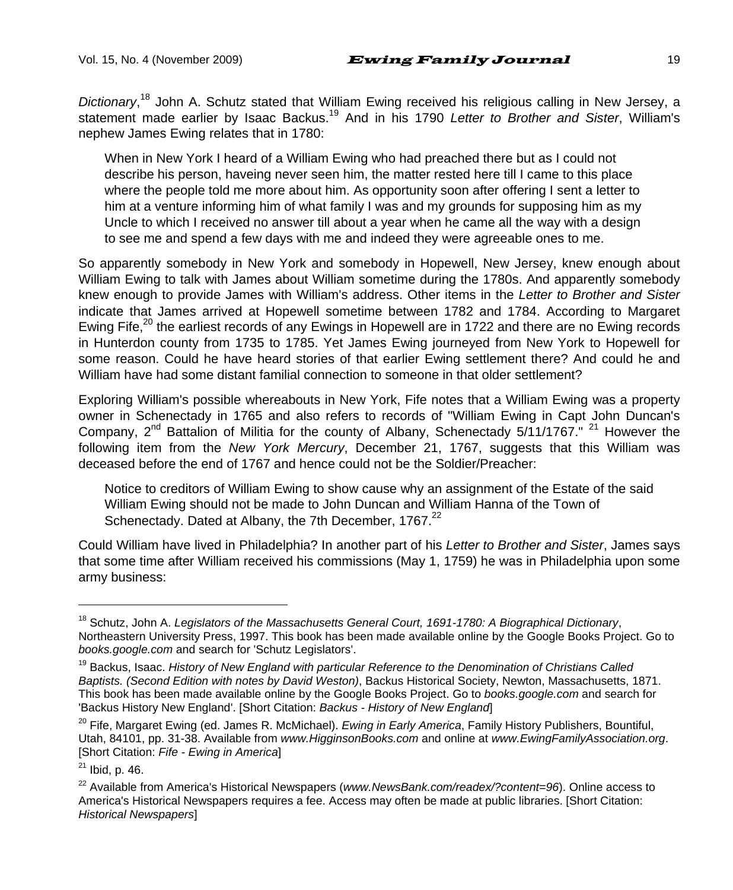*Dictionary*,[18] John A. Schutz stated that William Ewing received his religious calling in New Jersey, a statement made earlier by Isaac Backus.[19] And in his 1790 *Letter to Brother and Sister*, William's nephew James Ewing relates that in 1780:

> When in New York I heard of a William Ewing who had preached there but as I could not describe his person, haveing never seen him, the matter rested here till I came to this place where the people told me more about him. As opportunity soon after offering I sent a letter to him at a venture informing him of what family I was and my grounds for supposing him as my Uncle to which I received no answer till about a year when he came all the way with a design to see me and spend a few days with me and indeed they were agreeable ones to me.

So apparently somebody in New York and somebody in Hopewell, New Jersey, knew enough about William Ewing to talk with James about William sometime during the 1780s. And apparently somebody knew enough to provide James with William's address. Other items in the *Letter to Brother and Sister* indicate that James arrived at Hopewell sometime between 1782 and 1784. According to Margaret Ewing Fife,[20] the earliest records of any Ewings in Hopewell are in 1722 and there are no Ewing records in Hunterdon county from 1735 to 1785. Yet James Ewing journeyed from New York to Hopewell for some reason. Could he have heard stories of that earlier Ewing settlement there? And could he and William have had some distant familial connection to someone in that older settlement?

Exploring William's possible whereabouts in New York, Fife notes that a William Ewing was a property owner in Schenectady in 1765 and also refers to records of "William Ewing in Capt John Duncan's Company, 2nd Battalion of Militia for the county of Albany, Schenectady 5/11/1767." [21] However the following item from the *New York Mercury*, December 21, 1767, suggests that this William was deceased before the end of 1767 and hence could not be the Soldier/Preacher:

> Notice to creditors of William Ewing to show cause why an assignment of the Estate of the said William Ewing should not be made to John Duncan and William Hanna of the Town of Schenectady. Dated at Albany, the 7th December, 1767.[22]

Could William have lived in Philadelphia? In another part of his *Letter to Brother and Sister*, James says that some time after William received his commissions (May 1, 1759) he was in Philadelphia upon some army business:

---

[18] Schutz, John A. *Legislators of the Massachusetts General Court, 1691-1780: A Biographical Dictionary*, Northeastern University Press, 1997. This book has been made available online by the Google Books Project. Go to *books.google.com* and search for 'Schutz Legislators'.

[19] Backus, Isaac. *History of New England with particular Reference to the Denomination of Christians Called Baptists. (Second Edition with notes by David Weston)*, Backus Historical Society, Newton, Massachusetts, 1871. This book has been made available online by the Google Books Project. Go to *books.google.com* and search for 'Backus History New England'. [Short Citation: *Backus - History of New England*]

[20] Fife, Margaret Ewing (ed. James R. McMichael). *Ewing in Early America*, Family History Publishers, Bountiful, Utah, 84101, pp. 31-38. Available from *www.HigginsonBooks.com* and online at *www.EwingFamilyAssociation.org*. [Short Citation: *Fife - Ewing in America*]

[21] Ibid, p. 46.

[22] Available from America's Historical Newspapers (*www.NewsBank.com/readex/?content=96*). Online access to America's Historical Newspapers requires a fee. Access may often be made at public libraries. [Short Citation: *Historical Newspapers*]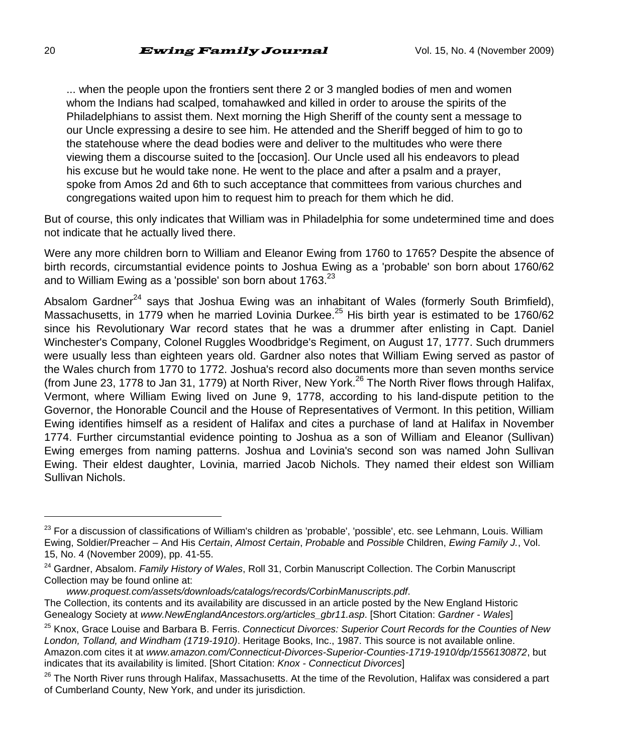> ... when the people upon the frontiers sent there 2 or 3 mangled bodies of men and women whom the Indians had scalped, tomahawked and killed in order to arouse the spirits of the Philadelphians to assist them. Next morning the High Sheriff of the county sent a message to our Uncle expressing a desire to see him. He attended and the Sheriff begged of him to go to the statehouse where the dead bodies were and deliver to the multitudes who were there viewing them a discourse suited to the [occasion]. Our Uncle used all his endeavors to plead his excuse but he would take none. He went to the place and after a psalm and a prayer, spoke from Amos 2d and 6th to such acceptance that committees from various churches and congregations waited upon him to request him to preach for them which he did.

But of course, this only indicates that William was in Philadelphia for some undetermined time and does not indicate that he actually lived there.

Were any more children born to William and Eleanor Ewing from 1760 to 1765? Despite the absence of birth records, circumstantial evidence points to Joshua Ewing as a 'probable' son born about 1760/62 and to William Ewing as a 'possible' son born about 1763.[23]

Absalom Gardner[24] says that Joshua Ewing was an inhabitant of Wales (formerly South Brimfield), Massachusetts, in 1779 when he married Lovinia Durkee.[25] His birth year is estimated to be 1760/62 since his Revolutionary War record states that he was a drummer after enlisting in Capt. Daniel Winchester's Company, Colonel Ruggles Woodbridge's Regiment, on August 17, 1777. Such drummers were usually less than eighteen years old. Gardner also notes that William Ewing served as pastor of the Wales church from 1770 to 1772. Joshua's record also documents more than seven months service (from June 23, 1778 to Jan 31, 1779) at North River, New York.[26] The North River flows through Halifax, Vermont, where William Ewing lived on June 9, 1778, according to his land-dispute petition to the Governor, the Honorable Council and the House of Representatives of Vermont. In this petition, William Ewing identifies himself as a resident of Halifax and cites a purchase of land at Halifax in November 1774. Further circumstantial evidence pointing to Joshua as a son of William and Eleanor (Sullivan) Ewing emerges from naming patterns. Joshua and Lovinia's second son was named John Sullivan Ewing. Their eldest daughter, Lovinia, married Jacob Nichols. They named their eldest son William Sullivan Nichols.

---

[23] For a discussion of classifications of William's children as 'probable', 'possible', etc. see Lehmann, Louis. William Ewing, Soldier/Preacher – And His *Certain*, *Almost Certain*, *Probable* and *Possible* Children, *Ewing Family J.*, Vol. 15, No. 4 (November 2009), pp. 41-55.

[24] Gardner, Absalom. *Family History of Wales*, Roll 31, Corbin Manuscript Collection. The Corbin Manuscript Collection may be found online at:
*www.proquest.com/assets/downloads/catalogs/records/CorbinManuscripts.pdf*.
The Collection, its contents and its availability are discussed in an article posted by the New England Historic Genealogy Society at *www.NewEnglandAncestors.org/articles_gbr11.asp*. [Short Citation: *Gardner - Wales*]

[25] Knox, Grace Louise and Barbara B. Ferris. *Connecticut Divorces: Superior Court Records for the Counties of New London, Tolland, and Windham (1719-1910)*. Heritage Books, Inc., 1987. This source is not available online. Amazon.com cites it at *www.amazon.com/Connecticut-Divorces-Superior-Counties-1719-1910/dp/1556130872*, but indicates that its availability is limited. [Short Citation: *Knox - Connecticut Divorces*]

[26] The North River runs through Halifax, Massachusetts. At the time of the Revolution, Halifax was considered a part of Cumberland County, New York, and under its jurisdiction.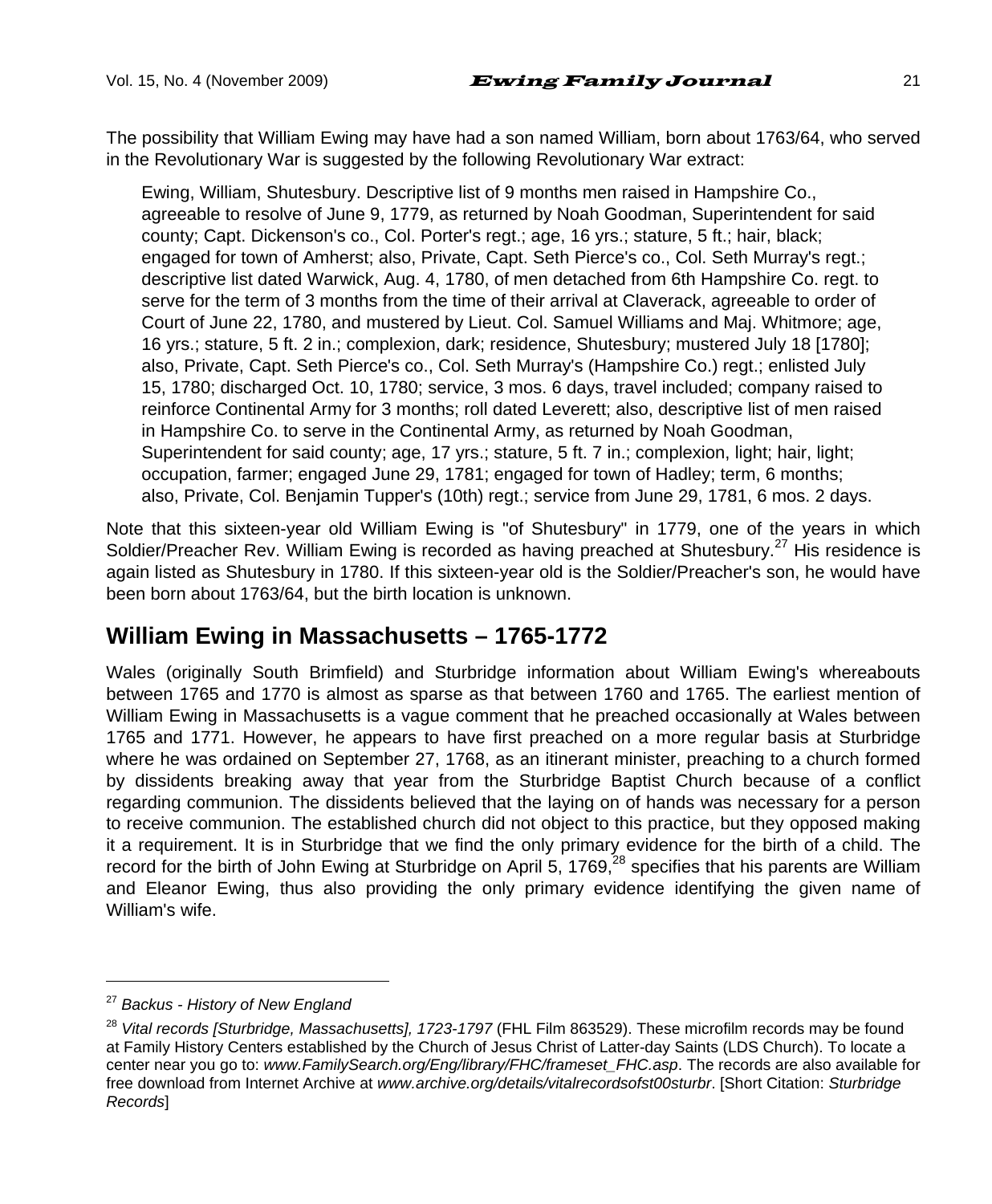The possibility that William Ewing may have had a son named William, born about 1763/64, who served in the Revolutionary War is suggested by the following Revolutionary War extract:

> Ewing, William, Shutesbury. Descriptive list of 9 months men raised in Hampshire Co., agreeable to resolve of June 9, 1779, as returned by Noah Goodman, Superintendent for said county; Capt. Dickenson's co., Col. Porter's regt.; age, 16 yrs.; stature, 5 ft.; hair, black; engaged for town of Amherst; also, Private, Capt. Seth Pierce's co., Col. Seth Murray's regt.; descriptive list dated Warwick, Aug. 4, 1780, of men detached from 6th Hampshire Co. regt. to serve for the term of 3 months from the time of their arrival at Claverack, agreeable to order of Court of June 22, 1780, and mustered by Lieut. Col. Samuel Williams and Maj. Whitmore; age, 16 yrs.; stature, 5 ft. 2 in.; complexion, dark; residence, Shutesbury; mustered July 18 [1780]; also, Private, Capt. Seth Pierce's co., Col. Seth Murray's (Hampshire Co.) regt.; enlisted July 15, 1780; discharged Oct. 10, 1780; service, 3 mos. 6 days, travel included; company raised to reinforce Continental Army for 3 months; roll dated Leverett; also, descriptive list of men raised in Hampshire Co. to serve in the Continental Army, as returned by Noah Goodman, Superintendent for said county; age, 17 yrs.; stature, 5 ft. 7 in.; complexion, light; hair, light; occupation, farmer; engaged June 29, 1781; engaged for town of Hadley; term, 6 months; also, Private, Col. Benjamin Tupper's (10th) regt.; service from June 29, 1781, 6 mos. 2 days.

Note that this sixteen-year old William Ewing is "of Shutesbury" in 1779, one of the years in which Soldier/Preacher Rev. William Ewing is recorded as having preached at Shutesbury.[27] His residence is again listed as Shutesbury in 1780. If this sixteen-year old is the Soldier/Preacher's son, he would have been born about 1763/64, but the birth location is unknown.

## William Ewing in Massachusetts – 1765-1772

Wales (originally South Brimfield) and Sturbridge information about William Ewing's whereabouts between 1765 and 1770 is almost as sparse as that between 1760 and 1765. The earliest mention of William Ewing in Massachusetts is a vague comment that he preached occasionally at Wales between 1765 and 1771. However, he appears to have first preached on a more regular basis at Sturbridge where he was ordained on September 27, 1768, as an itinerant minister, preaching to a church formed by dissidents breaking away that year from the Sturbridge Baptist Church because of a conflict regarding communion. The dissidents believed that the laying on of hands was necessary for a person to receive communion. The established church did not object to this practice, but they opposed making it a requirement. It is in Sturbridge that we find the only primary evidence for the birth of a child. The record for the birth of John Ewing at Sturbridge on April 5, 1769,[28] specifies that his parents are William and Eleanor Ewing, thus also providing the only primary evidence identifying the given name of William's wife.

---

[27] *Backus - History of New England*

[28] *Vital records [Sturbridge, Massachusetts], 1723-1797* (FHL Film 863529). These microfilm records may be found at Family History Centers established by the Church of Jesus Christ of Latter-day Saints (LDS Church). To locate a center near you go to: *www.FamilySearch.org/Eng/library/FHC/frameset_FHC.asp*. The records are also available for free download from Internet Archive at *www.archive.org/details/vitalrecordsofst00sturbr*. [Short Citation: *Sturbridge Records*]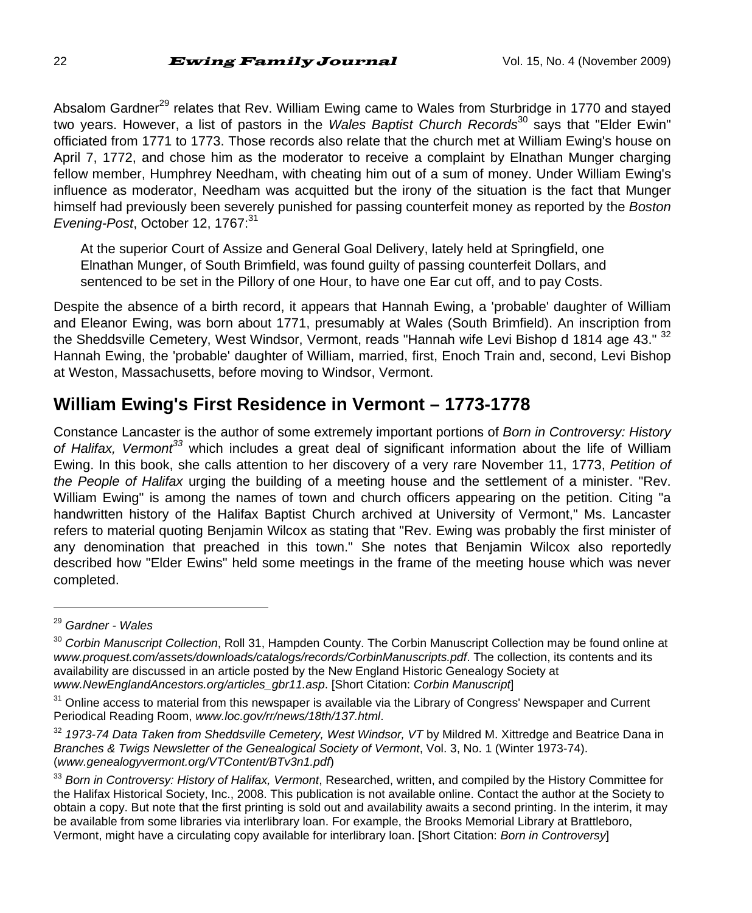Absalom Gardner[29] relates that Rev. William Ewing came to Wales from Sturbridge in 1770 and stayed two years. However, a list of pastors in the *Wales Baptist Church Records*[30] says that "Elder Ewin" officiated from 1771 to 1773. Those records also relate that the church met at William Ewing's house on April 7, 1772, and chose him as the moderator to receive a complaint by Elnathan Munger charging fellow member, Humphrey Needham, with cheating him out of a sum of money. Under William Ewing's influence as moderator, Needham was acquitted but the irony of the situation is the fact that Munger himself had previously been severely punished for passing counterfeit money as reported by the *Boston Evening-Post*, October 12, 1767:[31]

> At the superior Court of Assize and General Goal Delivery, lately held at Springfield, one Elnathan Munger, of South Brimfield, was found guilty of passing counterfeit Dollars, and sentenced to be set in the Pillory of one Hour, to have one Ear cut off, and to pay Costs.

Despite the absence of a birth record, it appears that Hannah Ewing, a 'probable' daughter of William and Eleanor Ewing, was born about 1771, presumably at Wales (South Brimfield). An inscription from the Sheddsville Cemetery, West Windsor, Vermont, reads "Hannah wife Levi Bishop d 1814 age 43." [32] Hannah Ewing, the 'probable' daughter of William, married, first, Enoch Train and, second, Levi Bishop at Weston, Massachusetts, before moving to Windsor, Vermont.

## William Ewing's First Residence in Vermont – 1773-1778

Constance Lancaster is the author of some extremely important portions of *Born in Controversy: History of Halifax, Vermont*[33] which includes a great deal of significant information about the life of William Ewing. In this book, she calls attention to her discovery of a very rare November 11, 1773, *Petition of the People of Halifax* urging the building of a meeting house and the settlement of a minister. "Rev. William Ewing" is among the names of town and church officers appearing on the petition. Citing "a handwritten history of the Halifax Baptist Church archived at University of Vermont," Ms. Lancaster refers to material quoting Benjamin Wilcox as stating that "Rev. Ewing was probably the first minister of any denomination that preached in this town." She notes that Benjamin Wilcox also reportedly described how "Elder Ewins" held some meetings in the frame of the meeting house which was never completed.

---

[29] *Gardner - Wales*

[30] *Corbin Manuscript Collection*, Roll 31, Hampden County. The Corbin Manuscript Collection may be found online at *www.proquest.com/assets/downloads/catalogs/records/CorbinManuscripts.pdf*. The collection, its contents and its availability are discussed in an article posted by the New England Historic Genealogy Society at *www.NewEnglandAncestors.org/articles_gbr11.asp*. [Short Citation: *Corbin Manuscript*]

[31] Online access to material from this newspaper is available via the Library of Congress' Newspaper and Current Periodical Reading Room, *www.loc.gov/rr/news/18th/137.html*.

[32] *1973-74 Data Taken from Sheddsville Cemetery, West Windsor, VT* by Mildred M. Xittredge and Beatrice Dana in *Branches & Twigs Newsletter of the Genealogical Society of Vermont*, Vol. 3, No. 1 (Winter 1973-74). (*www.genealogyvermont.org/VTContent/BTv3n1.pdf*)

[33] *Born in Controversy: History of Halifax, Vermont*, Researched, written, and compiled by the History Committee for the Halifax Historical Society, Inc., 2008. This publication is not available online. Contact the author at the Society to obtain a copy. But note that the first printing is sold out and availability awaits a second printing. In the interim, it may be available from some libraries via interlibrary loan. For example, the Brooks Memorial Library at Brattleboro, Vermont, might have a circulating copy available for interlibrary loan. [Short Citation: *Born in Controversy*]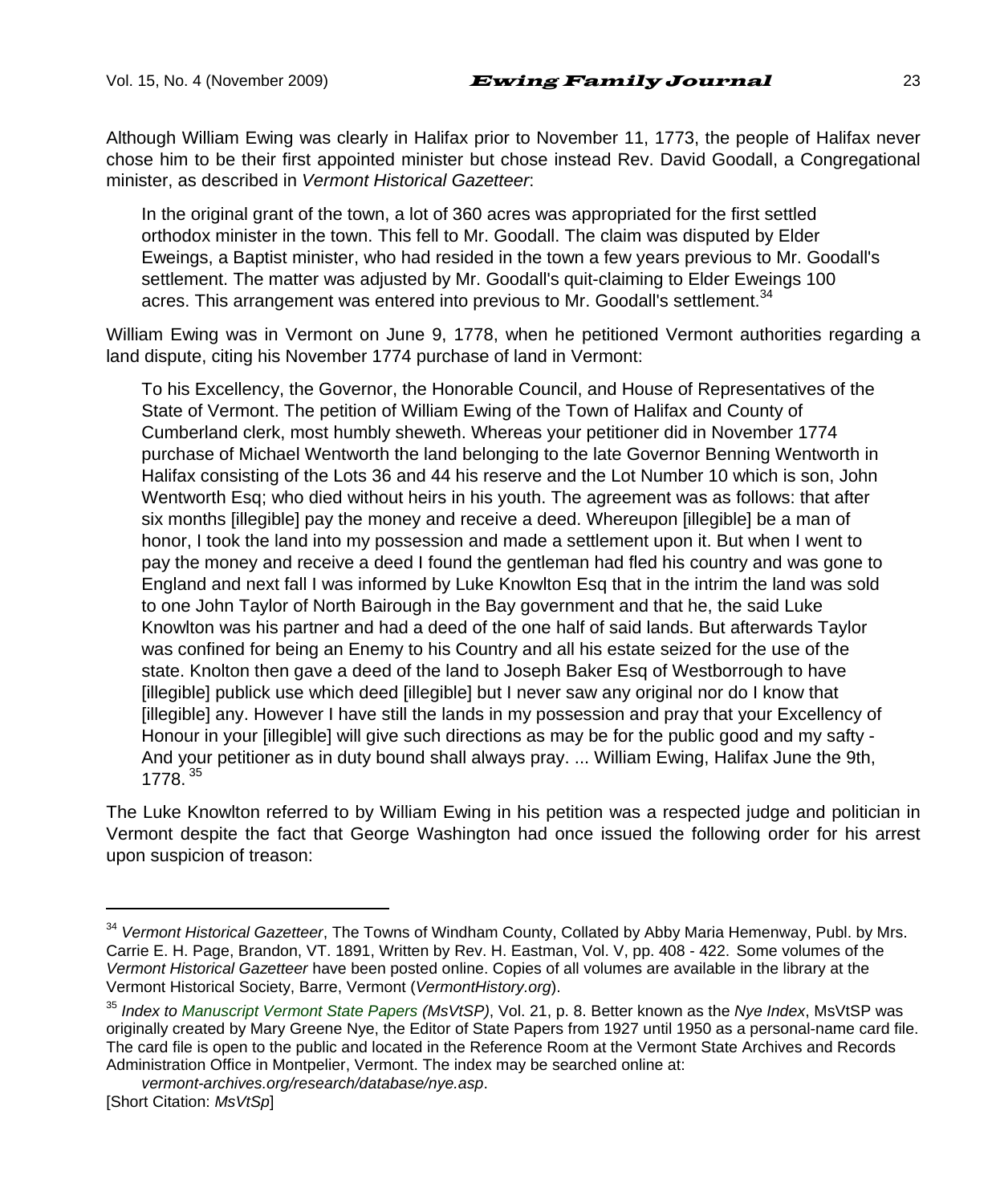Although William Ewing was clearly in Halifax prior to November 11, 1773, the people of Halifax never chose him to be their first appointed minister but chose instead Rev. David Goodall, a Congregational minister, as described in *Vermont Historical Gazetteer*:

> In the original grant of the town, a lot of 360 acres was appropriated for the first settled orthodox minister in the town. This fell to Mr. Goodall. The claim was disputed by Elder Eweings, a Baptist minister, who had resided in the town a few years previous to Mr. Goodall's settlement. The matter was adjusted by Mr. Goodall's quit-claiming to Elder Eweings 100 acres. This arrangement was entered into previous to Mr. Goodall's settlement.[34]

William Ewing was in Vermont on June 9, 1778, when he petitioned Vermont authorities regarding a land dispute, citing his November 1774 purchase of land in Vermont:

> To his Excellency, the Governor, the Honorable Council, and House of Representatives of the State of Vermont. The petition of William Ewing of the Town of Halifax and County of Cumberland clerk, most humbly sheweth. Whereas your petitioner did in November 1774 purchase of Michael Wentworth the land belonging to the late Governor Benning Wentworth in Halifax consisting of the Lots 36 and 44 his reserve and the Lot Number 10 which is son, John Wentworth Esq; who died without heirs in his youth. The agreement was as follows: that after six months [illegible] pay the money and receive a deed. Whereupon [illegible] be a man of honor, I took the land into my possession and made a settlement upon it. But when I went to pay the money and receive a deed I found the gentleman had fled his country and was gone to England and next fall I was informed by Luke Knowlton Esq that in the intrim the land was sold to one John Taylor of North Bairough in the Bay government and that he, the said Luke Knowlton was his partner and had a deed of the one half of said lands. But afterwards Taylor was confined for being an Enemy to his Country and all his estate seized for the use of the state. Knolton then gave a deed of the land to Joseph Baker Esq of Westborrough to have [illegible] publick use which deed [illegible] but I never saw any original nor do I know that [illegible] any. However I have still the lands in my possession and pray that your Excellency of Honour in your [illegible] will give such directions as may be for the public good and my safty - And your petitioner as in duty bound shall always pray. ... William Ewing, Halifax June the 9th, 1778.[35]

The Luke Knowlton referred to by William Ewing in his petition was a respected judge and politician in Vermont despite the fact that George Washington had once issued the following order for his arrest upon suspicion of treason:

---

[34] *Vermont Historical Gazetteer*, The Towns of Windham County, Collated by Abby Maria Hemenway, Publ. by Mrs. Carrie E. H. Page, Brandon, VT. 1891, Written by Rev. H. Eastman, Vol. V, pp. 408 - 422. Some volumes of the *Vermont Historical Gazetteer* have been posted online. Copies of all volumes are available in the library at the Vermont Historical Society, Barre, Vermont (*VermontHistory.org*).

[35] *Index to Manuscript Vermont State Papers (MsVtSP)*, Vol. 21, p. 8. Better known as the *Nye Index*, MsVtSP was originally created by Mary Greene Nye, the Editor of State Papers from 1927 until 1950 as a personal-name card file. The card file is open to the public and located in the Reference Room at the Vermont State Archives and Records Administration Office in Montpelier, Vermont. The index may be searched online at: *vermont-archives.org/research/database/nye.asp*.
[Short Citation: *MsVtSp*]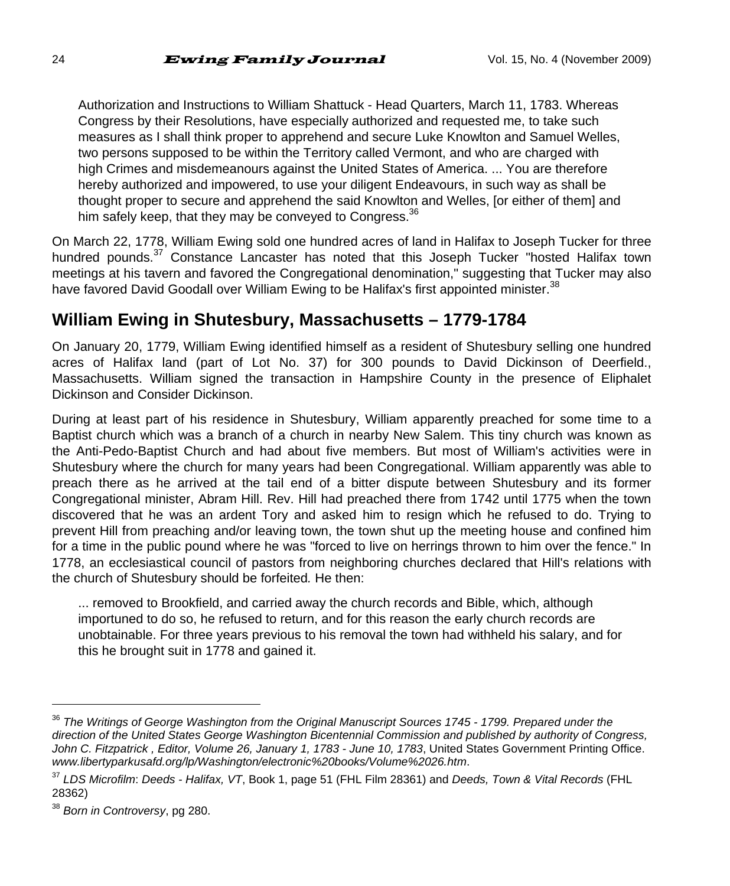> Authorization and Instructions to William Shattuck - Head Quarters, March 11, 1783. Whereas Congress by their Resolutions, have especially authorized and requested me, to take such measures as I shall think proper to apprehend and secure Luke Knowlton and Samuel Welles, two persons supposed to be within the Territory called Vermont, and who are charged with high Crimes and misdemeanours against the United States of America. ... You are therefore hereby authorized and impowered, to use your diligent Endeavours, in such way as shall be thought proper to secure and apprehend the said Knowlton and Welles, [or either of them] and him safely keep, that they may be conveyed to Congress.[36]

On March 22, 1778, William Ewing sold one hundred acres of land in Halifax to Joseph Tucker for three hundred pounds.[37] Constance Lancaster has noted that this Joseph Tucker "hosted Halifax town meetings at his tavern and favored the Congregational denomination," suggesting that Tucker may also have favored David Goodall over William Ewing to be Halifax's first appointed minister.[38]

## William Ewing in Shutesbury, Massachusetts – 1779-1784

On January 20, 1779, William Ewing identified himself as a resident of Shutesbury selling one hundred acres of Halifax land (part of Lot No. 37) for 300 pounds to David Dickinson of Deerfield., Massachusetts. William signed the transaction in Hampshire County in the presence of Eliphalet Dickinson and Consider Dickinson.

During at least part of his residence in Shutesbury, William apparently preached for some time to a Baptist church which was a branch of a church in nearby New Salem. This tiny church was known as the Anti-Pedo-Baptist Church and had about five members. But most of William's activities were in Shutesbury where the church for many years had been Congregational. William apparently was able to preach there as he arrived at the tail end of a bitter dispute between Shutesbury and its former Congregational minister, Abram Hill. Rev. Hill had preached there from 1742 until 1775 when the town discovered that he was an ardent Tory and asked him to resign which he refused to do. Trying to prevent Hill from preaching and/or leaving town, the town shut up the meeting house and confined him for a time in the public pound where he was "forced to live on herrings thrown to him over the fence." In 1778, an ecclesiastical council of pastors from neighboring churches declared that Hill's relations with the church of Shutesbury should be forfeited. He then:

> ... removed to Brookfield, and carried away the church records and Bible, which, although importuned to do so, he refused to return, and for this reason the early church records are unobtainable. For three years previous to his removal the town had withheld his salary, and for this he brought suit in 1778 and gained it.

---

[36] *The Writings of George Washington from the Original Manuscript Sources 1745 - 1799. Prepared under the direction of the United States George Washington Bicentennial Commission and published by authority of Congress, John C. Fitzpatrick , Editor, Volume 26, January 1, 1783 - June 10, 1783*, United States Government Printing Office. *www.libertyparkusafd.org/lp/Washington/electronic%20books/Volume%2026.htm*.

[37] *LDS Microfilm*: *Deeds - Halifax, VT*, Book 1, page 51 (FHL Film 28361) and *Deeds, Town & Vital Records* (FHL 28362)

[38] *Born in Controversy*, pg 280.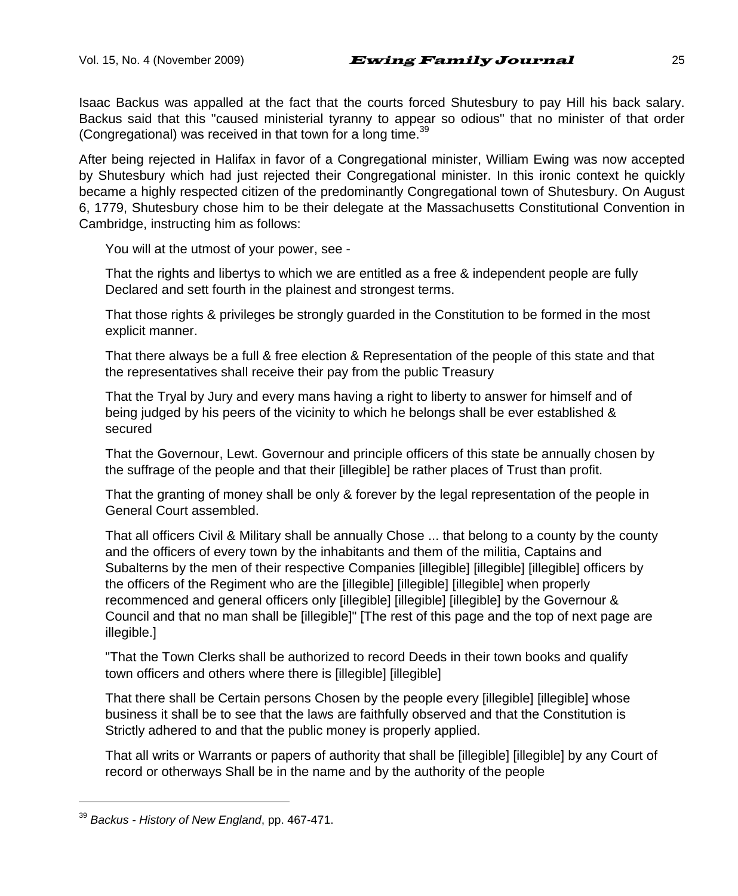Isaac Backus was appalled at the fact that the courts forced Shutesbury to pay Hill his back salary. Backus said that this "caused ministerial tyranny to appear so odious" that no minister of that order (Congregational) was received in that town for a long time.[39]

After being rejected in Halifax in favor of a Congregational minister, William Ewing was now accepted by Shutesbury which had just rejected their Congregational minister. In this ironic context he quickly became a highly respected citizen of the predominantly Congregational town of Shutesbury. On August 6, 1779, Shutesbury chose him to be their delegate at the Massachusetts Constitutional Convention in Cambridge, instructing him as follows:

> You will at the utmost of your power, see -
>
> That the rights and libertys to which we are entitled as a free & independent people are fully Declared and sett fourth in the plainest and strongest terms.
>
> That those rights & privileges be strongly guarded in the Constitution to be formed in the most explicit manner.
>
> That there always be a full & free election & Representation of the people of this state and that the representatives shall receive their pay from the public Treasury
>
> That the Tryal by Jury and every mans having a right to liberty to answer for himself and of being judged by his peers of the vicinity to which he belongs shall be ever established & secured
>
> That the Governour, Lewt. Governour and principle officers of this state be annually chosen by the suffrage of the people and that their [illegible] be rather places of Trust than profit.
>
> That the granting of money shall be only & forever by the legal representation of the people in General Court assembled.
>
> That all officers Civil & Military shall be annually Chose ... that belong to a county by the county and the officers of every town by the inhabitants and them of the militia, Captains and Subalterns by the men of their respective Companies [illegible] [illegible] [illegible] officers by the officers of the Regiment who are the [illegible] [illegible] [illegible] when properly recommenced and general officers only [illegible] [illegible] [illegible] by the Governour & Council and that no man shall be [illegible]" [The rest of this page and the top of next page are illegible.]
>
> "That the Town Clerks shall be authorized to record Deeds in their town books and qualify town officers and others where there is [illegible] [illegible]
>
> That there shall be Certain persons Chosen by the people every [illegible] [illegible] whose business it shall be to see that the laws are faithfully observed and that the Constitution is Strictly adhered to and that the public money is properly applied.
>
> That all writs or Warrants or papers of authority that shall be [illegible] [illegible] by any Court of record or otherways Shall be in the name and by the authority of the people

---

[39] *Backus - History of New England*, pp. 467-471.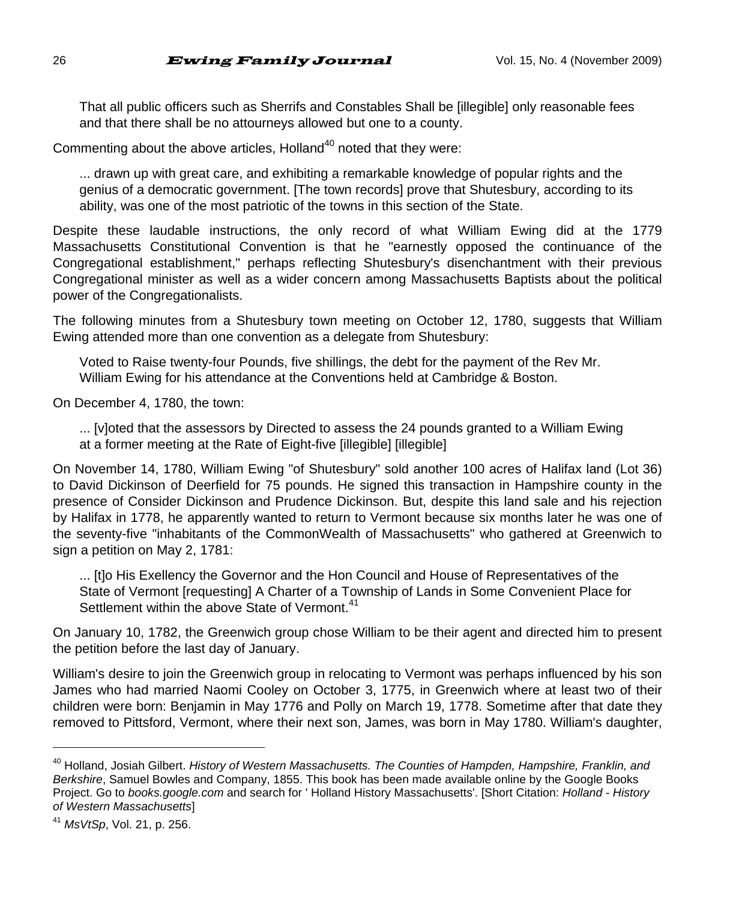> That all public officers such as Sherrifs and Constables Shall be [illegible] only reasonable fees and that there shall be no attourneys allowed but one to a county.

Commenting about the above articles, Holland[40] noted that they were:

> ... drawn up with great care, and exhibiting a remarkable knowledge of popular rights and the genius of a democratic government. [The town records] prove that Shutesbury, according to its ability, was one of the most patriotic of the towns in this section of the State.

Despite these laudable instructions, the only record of what William Ewing did at the 1779 Massachusetts Constitutional Convention is that he "earnestly opposed the continuance of the Congregational establishment," perhaps reflecting Shutesbury's disenchantment with their previous Congregational minister as well as a wider concern among Massachusetts Baptists about the political power of the Congregationalists.

The following minutes from a Shutesbury town meeting on October 12, 1780, suggests that William Ewing attended more than one convention as a delegate from Shutesbury:

> Voted to Raise twenty-four Pounds, five shillings, the debt for the payment of the Rev Mr. William Ewing for his attendance at the Conventions held at Cambridge & Boston.

On December 4, 1780, the town:

> ... [v]oted that the assessors by Directed to assess the 24 pounds granted to a William Ewing at a former meeting at the Rate of Eight-five [illegible] [illegible]

On November 14, 1780, William Ewing "of Shutesbury" sold another 100 acres of Halifax land (Lot 36) to David Dickinson of Deerfield for 75 pounds. He signed this transaction in Hampshire county in the presence of Consider Dickinson and Prudence Dickinson. But, despite this land sale and his rejection by Halifax in 1778, he apparently wanted to return to Vermont because six months later he was one of the seventy-five "inhabitants of the CommonWealth of Massachusetts" who gathered at Greenwich to sign a petition on May 2, 1781:

> ... [t]o His Exellency the Governor and the Hon Council and House of Representatives of the State of Vermont [requesting] A Charter of a Township of Lands in Some Convenient Place for Settlement within the above State of Vermont.[41]

On January 10, 1782, the Greenwich group chose William to be their agent and directed him to present the petition before the last day of January.

William's desire to join the Greenwich group in relocating to Vermont was perhaps influenced by his son James who had married Naomi Cooley on October 3, 1775, in Greenwich where at least two of their children were born: Benjamin in May 1776 and Polly on March 19, 1778. Sometime after that date they removed to Pittsford, Vermont, where their next son, James, was born in May 1780. William's daughter,

---

[40] Holland, Josiah Gilbert. *History of Western Massachusetts. The Counties of Hampden, Hampshire, Franklin, and Berkshire*, Samuel Bowles and Company, 1855. This book has been made available online by the Google Books Project. Go to *books.google.com* and search for ' Holland History Massachusetts'. [Short Citation: *Holland - History of Western Massachusetts*]

[41] *MsVtSp*, Vol. 21, p. 256.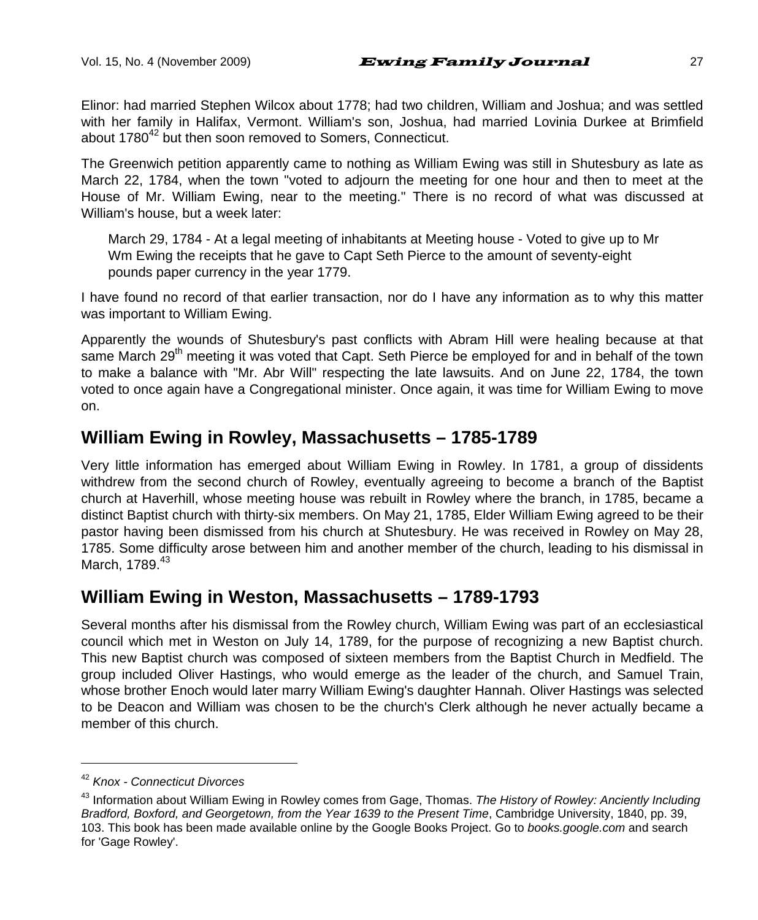Elinor: had married Stephen Wilcox about 1778; had two children, William and Joshua; and was settled with her family in Halifax, Vermont. William's son, Joshua, had married Lovinia Durkee at Brimfield about 1780[42] but then soon removed to Somers, Connecticut.

The Greenwich petition apparently came to nothing as William Ewing was still in Shutesbury as late as March 22, 1784, when the town "voted to adjourn the meeting for one hour and then to meet at the House of Mr. William Ewing, near to the meeting." There is no record of what was discussed at William's house, but a week later:

> March 29, 1784 - At a legal meeting of inhabitants at Meeting house - Voted to give up to Mr Wm Ewing the receipts that he gave to Capt Seth Pierce to the amount of seventy-eight pounds paper currency in the year 1779.

I have found no record of that earlier transaction, nor do I have any information as to why this matter was important to William Ewing.

Apparently the wounds of Shutesbury's past conflicts with Abram Hill were healing because at that same March 29th meeting it was voted that Capt. Seth Pierce be employed for and in behalf of the town to make a balance with "Mr. Abr Will" respecting the late lawsuits. And on June 22, 1784, the town voted to once again have a Congregational minister. Once again, it was time for William Ewing to move on.

## William Ewing in Rowley, Massachusetts – 1785-1789

Very little information has emerged about William Ewing in Rowley. In 1781, a group of dissidents withdrew from the second church of Rowley, eventually agreeing to become a branch of the Baptist church at Haverhill, whose meeting house was rebuilt in Rowley where the branch, in 1785, became a distinct Baptist church with thirty-six members. On May 21, 1785, Elder William Ewing agreed to be their pastor having been dismissed from his church at Shutesbury. He was received in Rowley on May 28, 1785. Some difficulty arose between him and another member of the church, leading to his dismissal in March, 1789.[43]

## William Ewing in Weston, Massachusetts – 1789-1793

Several months after his dismissal from the Rowley church, William Ewing was part of an ecclesiastical council which met in Weston on July 14, 1789, for the purpose of recognizing a new Baptist church. This new Baptist church was composed of sixteen members from the Baptist Church in Medfield. The group included Oliver Hastings, who would emerge as the leader of the church, and Samuel Train, whose brother Enoch would later marry William Ewing's daughter Hannah. Oliver Hastings was selected to be Deacon and William was chosen to be the church's Clerk although he never actually became a member of this church.

---

[42] *Knox - Connecticut Divorces*

[43] Information about William Ewing in Rowley comes from Gage, Thomas. *The History of Rowley: Anciently Including Bradford, Boxford, and Georgetown, from the Year 1639 to the Present Time*, Cambridge University, 1840, pp. 39, 103. This book has been made available online by the Google Books Project. Go to *books.google.com* and search for 'Gage Rowley'.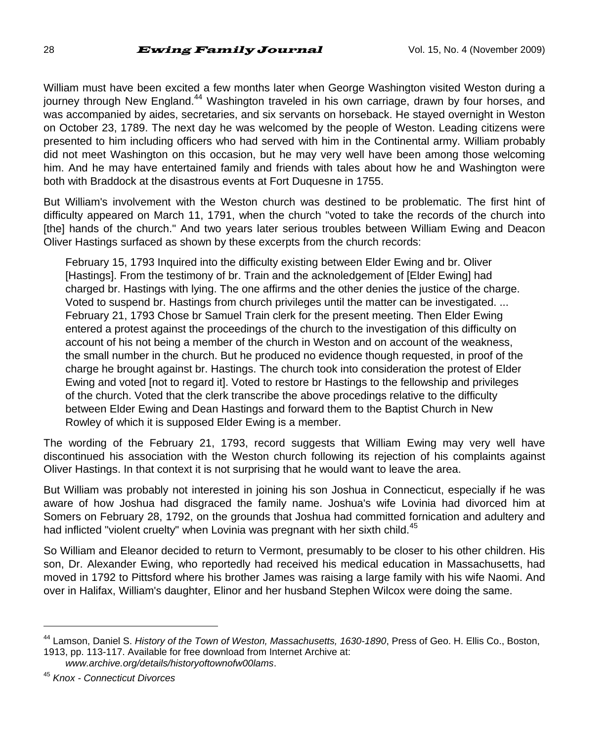William must have been excited a few months later when George Washington visited Weston during a journey through New England.[44] Washington traveled in his own carriage, drawn by four horses, and was accompanied by aides, secretaries, and six servants on horseback. He stayed overnight in Weston on October 23, 1789. The next day he was welcomed by the people of Weston. Leading citizens were presented to him including officers who had served with him in the Continental army. William probably did not meet Washington on this occasion, but he may very well have been among those welcoming him. And he may have entertained family and friends with tales about how he and Washington were both with Braddock at the disastrous events at Fort Duquesne in 1755.

But William's involvement with the Weston church was destined to be problematic. The first hint of difficulty appeared on March 11, 1791, when the church "voted to take the records of the church into [the] hands of the church." And two years later serious troubles between William Ewing and Deacon Oliver Hastings surfaced as shown by these excerpts from the church records:

> February 15, 1793 Inquired into the difficulty existing between Elder Ewing and br. Oliver [Hastings]. From the testimony of br. Train and the acknoledgement of [Elder Ewing] had charged br. Hastings with lying. The one affirms and the other denies the justice of the charge. Voted to suspend br. Hastings from church privileges until the matter can be investigated. ...
> February 21, 1793 Chose br Samuel Train clerk for the present meeting. Then Elder Ewing entered a protest against the proceedings of the church to the investigation of this difficulty on account of his not being a member of the church in Weston and on account of the weakness, the small number in the church. But he produced no evidence though requested, in proof of the charge he brought against br. Hastings. The church took into consideration the protest of Elder Ewing and voted [not to regard it]. Voted to restore br Hastings to the fellowship and privileges of the church. Voted that the clerk transcribe the above procedings relative to the difficulty between Elder Ewing and Dean Hastings and forward them to the Baptist Church in New Rowley of which it is supposed Elder Ewing is a member.

The wording of the February 21, 1793, record suggests that William Ewing may very well have discontinued his association with the Weston church following its rejection of his complaints against Oliver Hastings. In that context it is not surprising that he would want to leave the area.

But William was probably not interested in joining his son Joshua in Connecticut, especially if he was aware of how Joshua had disgraced the family name. Joshua's wife Lovinia had divorced him at Somers on February 28, 1792, on the grounds that Joshua had committed fornication and adultery and had inflicted "violent cruelty" when Lovinia was pregnant with her sixth child.[45]

So William and Eleanor decided to return to Vermont, presumably to be closer to his other children. His son, Dr. Alexander Ewing, who reportedly had received his medical education in Massachusetts, had moved in 1792 to Pittsford where his brother James was raising a large family with his wife Naomi. And over in Halifax, William's daughter, Elinor and her husband Stephen Wilcox were doing the same.

---

[44] Lamson, Daniel S. *History of the Town of Weston, Massachusetts, 1630-1890*, Press of Geo. H. Ellis Co., Boston, 1913, pp. 113-117. Available for free download from Internet Archive at: *www.archive.org/details/historyoftownofw00lams*.

[45] *Knox - Connecticut Divorces*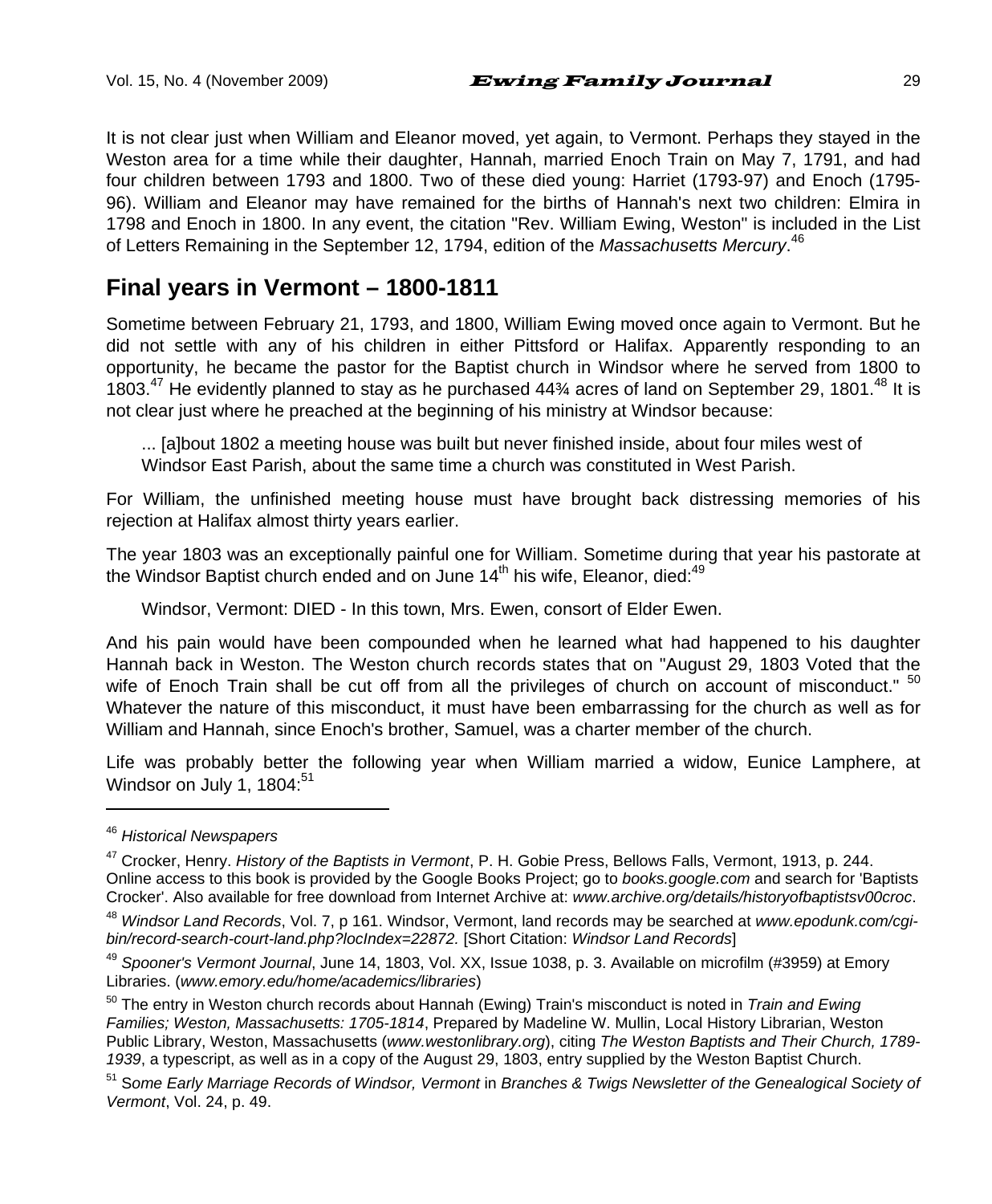It is not clear just when William and Eleanor moved, yet again, to Vermont. Perhaps they stayed in the Weston area for a time while their daughter, Hannah, married Enoch Train on May 7, 1791, and had four children between 1793 and 1800. Two of these died young: Harriet (1793-97) and Enoch (1795-96). William and Eleanor may have remained for the births of Hannah's next two children: Elmira in 1798 and Enoch in 1800. In any event, the citation "Rev. William Ewing, Weston" is included in the List of Letters Remaining in the September 12, 1794, edition of the *Massachusetts Mercury*.[46]

## Final years in Vermont – 1800-1811

Sometime between February 21, 1793, and 1800, William Ewing moved once again to Vermont. But he did not settle with any of his children in either Pittsford or Halifax. Apparently responding to an opportunity, he became the pastor for the Baptist church in Windsor where he served from 1800 to 1803.[47] He evidently planned to stay as he purchased 44¾ acres of land on September 29, 1801.[48] It is not clear just where he preached at the beginning of his ministry at Windsor because:

> ... [a]bout 1802 a meeting house was built but never finished inside, about four miles west of Windsor East Parish, about the same time a church was constituted in West Parish.

For William, the unfinished meeting house must have brought back distressing memories of his rejection at Halifax almost thirty years earlier.

The year 1803 was an exceptionally painful one for William. Sometime during that year his pastorate at the Windsor Baptist church ended and on June 14th his wife, Eleanor, died:[49]

> Windsor, Vermont: DIED - In this town, Mrs. Ewen, consort of Elder Ewen.

And his pain would have been compounded when he learned what had happened to his daughter Hannah back in Weston. The Weston church records states that on "August 29, 1803 Voted that the wife of Enoch Train shall be cut off from all the privileges of church on account of misconduct."[50] Whatever the nature of this misconduct, it must have been embarrassing for the church as well as for William and Hannah, since Enoch's brother, Samuel, was a charter member of the church.

Life was probably better the following year when William married a widow, Eunice Lamphere, at Windsor on July 1, 1804:[51]

---

[46] *Historical Newspapers*

[47] Crocker, Henry. *History of the Baptists in Vermont*, P. H. Gobie Press, Bellows Falls, Vermont, 1913, p. 244. Online access to this book is provided by the Google Books Project; go to *books.google.com* and search for 'Baptists Crocker'. Also available for free download from Internet Archive at: *www.archive.org/details/historyofbaptistsv00croc*.

[48] *Windsor Land Records*, Vol. 7, p 161. Windsor, Vermont, land records may be searched at *www.epodunk.com/cgi-bin/record-search-court-land.php?locIndex=22872.* [Short Citation: *Windsor Land Records*]

[49] *Spooner's Vermont Journal*, June 14, 1803, Vol. XX, Issue 1038, p. 3. Available on microfilm (#3959) at Emory Libraries. (*www.emory.edu/home/academics/libraries*)

[50] The entry in Weston church records about Hannah (Ewing) Train's misconduct is noted in *Train and Ewing Families; Weston, Massachusetts: 1705-1814*, Prepared by Madeline W. Mullin, Local History Librarian, Weston Public Library, Weston, Massachusetts (*www.westonlibrary.org*), citing *The Weston Baptists and Their Church, 1789-1939*, a typescript, as well as in a copy of the August 29, 1803, entry supplied by the Weston Baptist Church.

[51] *Some Early Marriage Records of Windsor, Vermont* in *Branches & Twigs Newsletter of the Genealogical Society of Vermont*, Vol. 24, p. 49.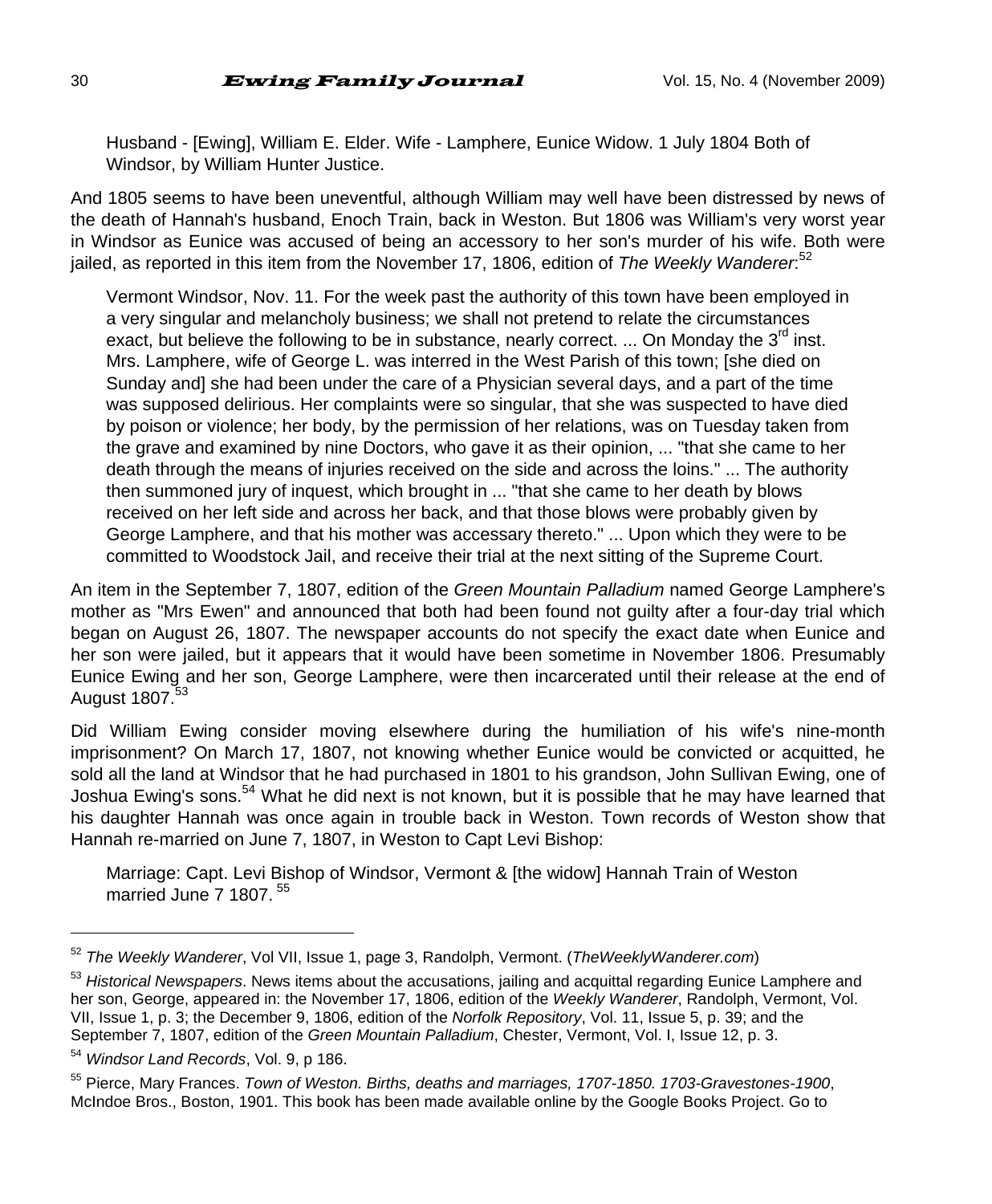> Husband - [Ewing], William E. Elder. Wife - Lamphere, Eunice Widow. 1 July 1804 Both of Windsor, by William Hunter Justice.

And 1805 seems to have been uneventful, although William may well have been distressed by news of the death of Hannah's husband, Enoch Train, back in Weston. But 1806 was William's very worst year in Windsor as Eunice was accused of being an accessory to her son's murder of his wife. Both were jailed, as reported in this item from the November 17, 1806, edition of *The Weekly Wanderer*:[52]

> Vermont Windsor, Nov. 11. For the week past the authority of this town have been employed in a very singular and melancholy business; we shall not pretend to relate the circumstances exact, but believe the following to be in substance, nearly correct. ... On Monday the 3rd inst. Mrs. Lamphere, wife of George L. was interred in the West Parish of this town; [she died on Sunday and] she had been under the care of a Physician several days, and a part of the time was supposed delirious. Her complaints were so singular, that she was suspected to have died by poison or violence; her body, by the permission of her relations, was on Tuesday taken from the grave and examined by nine Doctors, who gave it as their opinion, ... "that she came to her death through the means of injuries received on the side and across the loins." ... The authority then summoned jury of inquest, which brought in ... "that she came to her death by blows received on her left side and across her back, and that those blows were probably given by George Lamphere, and that his mother was accessary thereto." ... Upon which they were to be committed to Woodstock Jail, and receive their trial at the next sitting of the Supreme Court.

An item in the September 7, 1807, edition of the *Green Mountain Palladium* named George Lamphere's mother as "Mrs Ewen" and announced that both had been found not guilty after a four-day trial which began on August 26, 1807. The newspaper accounts do not specify the exact date when Eunice and her son were jailed, but it appears that it would have been sometime in November 1806. Presumably Eunice Ewing and her son, George Lamphere, were then incarcerated until their release at the end of August 1807.[53]

Did William Ewing consider moving elsewhere during the humiliation of his wife's nine-month imprisonment? On March 17, 1807, not knowing whether Eunice would be convicted or acquitted, he sold all the land at Windsor that he had purchased in 1801 to his grandson, John Sullivan Ewing, one of Joshua Ewing's sons.[54] What he did next is not known, but it is possible that he may have learned that his daughter Hannah was once again in trouble back in Weston. Town records of Weston show that Hannah re-married on June 7, 1807, in Weston to Capt Levi Bishop:

> Marriage: Capt. Levi Bishop of Windsor, Vermont & [the widow] Hannah Train of Weston married June 7 1807.[55]

---

[52] *The Weekly Wanderer*, Vol VII, Issue 1, page 3, Randolph, Vermont. (*TheWeeklyWanderer.com*)

[53] *Historical Newspapers*. News items about the accusations, jailing and acquittal regarding Eunice Lamphere and her son, George, appeared in: the November 17, 1806, edition of the *Weekly Wanderer*, Randolph, Vermont, Vol. VII, Issue 1, p. 3; the December 9, 1806, edition of the *Norfolk Repository*, Vol. 11, Issue 5, p. 39; and the September 7, 1807, edition of the *Green Mountain Palladium*, Chester, Vermont, Vol. I, Issue 12, p. 3.

[54] *Windsor Land Records*, Vol. 9, p 186.

[55] Pierce, Mary Frances. *Town of Weston. Births, deaths and marriages, 1707-1850. 1703-Gravestones-1900*, McIndoe Bros., Boston, 1901. This book has been made available online by the Google Books Project. Go to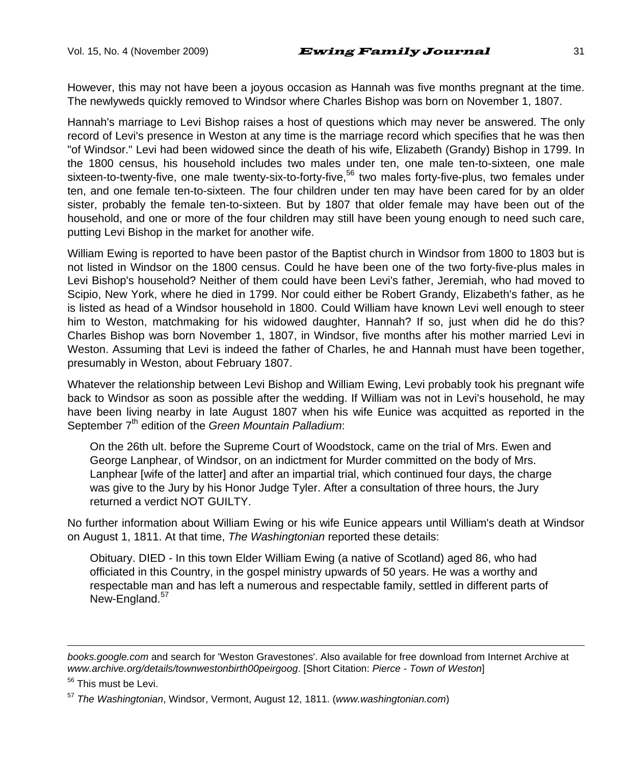However, this may not have been a joyous occasion as Hannah was five months pregnant at the time. The newlyweds quickly removed to Windsor where Charles Bishop was born on November 1, 1807.

Hannah's marriage to Levi Bishop raises a host of questions which may never be answered. The only record of Levi's presence in Weston at any time is the marriage record which specifies that he was then "of Windsor." Levi had been widowed since the death of his wife, Elizabeth (Grandy) Bishop in 1799. In the 1800 census, his household includes two males under ten, one male ten-to-sixteen, one male sixteen-to-twenty-five, one male twenty-six-to-forty-five,[56] two males forty-five-plus, two females under ten, and one female ten-to-sixteen. The four children under ten may have been cared for by an older sister, probably the female ten-to-sixteen. But by 1807 that older female may have been out of the household, and one or more of the four children may still have been young enough to need such care, putting Levi Bishop in the market for another wife.

William Ewing is reported to have been pastor of the Baptist church in Windsor from 1800 to 1803 but is not listed in Windsor on the 1800 census. Could he have been one of the two forty-five-plus males in Levi Bishop's household? Neither of them could have been Levi's father, Jeremiah, who had moved to Scipio, New York, where he died in 1799. Nor could either be Robert Grandy, Elizabeth's father, as he is listed as head of a Windsor household in 1800. Could William have known Levi well enough to steer him to Weston, matchmaking for his widowed daughter, Hannah? If so, just when did he do this? Charles Bishop was born November 1, 1807, in Windsor, five months after his mother married Levi in Weston. Assuming that Levi is indeed the father of Charles, he and Hannah must have been together, presumably in Weston, about February 1807.

Whatever the relationship between Levi Bishop and William Ewing, Levi probably took his pregnant wife back to Windsor as soon as possible after the wedding. If William was not in Levi's household, he may have been living nearby in late August 1807 when his wife Eunice was acquitted as reported in the September 7th edition of the *Green Mountain Palladium*:

> On the 26th ult. before the Supreme Court of Woodstock, came on the trial of Mrs. Ewen and George Lanphear, of Windsor, on an indictment for Murder committed on the body of Mrs. Lanphear [wife of the latter] and after an impartial trial, which continued four days, the charge was give to the Jury by his Honor Judge Tyler. After a consultation of three hours, the Jury returned a verdict NOT GUILTY.

No further information about William Ewing or his wife Eunice appears until William's death at Windsor on August 1, 1811. At that time, *The Washingtonian* reported these details:

> Obituary. DIED - In this town Elder William Ewing (a native of Scotland) aged 86, who had officiated in this Country, in the gospel ministry upwards of 50 years. He was a worthy and respectable man and has left a numerous and respectable family, settled in different parts of New-England.[57]

---

*books.google.com* and search for 'Weston Gravestones'. Also available for free download from Internet Archive at *www.archive.org/details/townwestonbirth00peirgoog*. [Short Citation: *Pierce - Town of Weston*]

[56] This must be Levi.

[57] *The Washingtonian*, Windsor, Vermont, August 12, 1811. (*www.washingtonian.com*)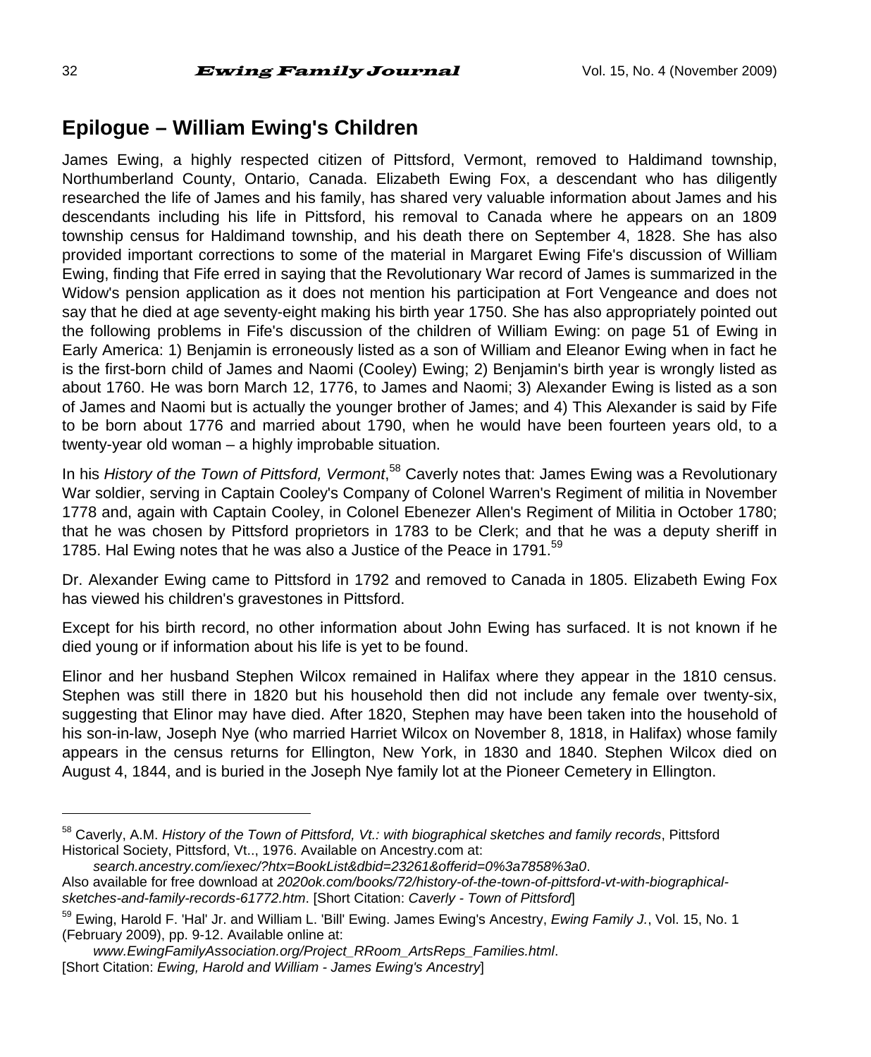## Epilogue – William Ewing's Children

James Ewing, a highly respected citizen of Pittsford, Vermont, removed to Haldimand township, Northumberland County, Ontario, Canada. Elizabeth Ewing Fox, a descendant who has diligently researched the life of James and his family, has shared very valuable information about James and his descendants including his life in Pittsford, his removal to Canada where he appears on an 1809 township census for Haldimand township, and his death there on September 4, 1828. She has also provided important corrections to some of the material in Margaret Ewing Fife's discussion of William Ewing, finding that Fife erred in saying that the Revolutionary War record of James is summarized in the Widow's pension application as it does not mention his participation at Fort Vengeance and does not say that he died at age seventy-eight making his birth year 1750. She has also appropriately pointed out the following problems in Fife's discussion of the children of William Ewing: on page 51 of Ewing in Early America: 1) Benjamin is erroneously listed as a son of William and Eleanor Ewing when in fact he is the first-born child of James and Naomi (Cooley) Ewing; 2) Benjamin's birth year is wrongly listed as about 1760. He was born March 12, 1776, to James and Naomi; 3) Alexander Ewing is listed as a son of James and Naomi but is actually the younger brother of James; and 4) This Alexander is said by Fife to be born about 1776 and married about 1790, when he would have been fourteen years old, to a twenty-year old woman – a highly improbable situation.

In his *History of the Town of Pittsford, Vermont*,[58] Caverly notes that: James Ewing was a Revolutionary War soldier, serving in Captain Cooley's Company of Colonel Warren's Regiment of militia in November 1778 and, again with Captain Cooley, in Colonel Ebenezer Allen's Regiment of Militia in October 1780; that he was chosen by Pittsford proprietors in 1783 to be Clerk; and that he was a deputy sheriff in 1785. Hal Ewing notes that he was also a Justice of the Peace in 1791.[59]

Dr. Alexander Ewing came to Pittsford in 1792 and removed to Canada in 1805. Elizabeth Ewing Fox has viewed his children's gravestones in Pittsford.

Except for his birth record, no other information about John Ewing has surfaced. It is not known if he died young or if information about his life is yet to be found.

Elinor and her husband Stephen Wilcox remained in Halifax where they appear in the 1810 census. Stephen was still there in 1820 but his household then did not include any female over twenty-six, suggesting that Elinor may have died. After 1820, Stephen may have been taken into the household of his son-in-law, Joseph Nye (who married Harriet Wilcox on November 8, 1818, in Halifax) whose family appears in the census returns for Ellington, New York, in 1830 and 1840. Stephen Wilcox died on August 4, 1844, and is buried in the Joseph Nye family lot at the Pioneer Cemetery in Ellington.

---

[58] Caverly, A.M. *History of the Town of Pittsford, Vt.: with biographical sketches and family records*, Pittsford Historical Society, Pittsford, Vt.., 1976. Available on Ancestry.com at:
*search.ancestry.com/iexec/?htx=BookList&dbid=23261&offerid=0%3a7858%3a0*.
Also available for free download at *2020ok.com/books/72/history-of-the-town-of-pittsford-vt-with-biographical-sketches-and-family-records-61772.htm*. [Short Citation: *Caverly - Town of Pittsford*]

[59] Ewing, Harold F. 'Hal' Jr. and William L. 'Bill' Ewing. James Ewing's Ancestry, *Ewing Family J.*, Vol. 15, No. 1 (February 2009), pp. 9-12. Available online at:
*www.EwingFamilyAssociation.org/Project_RRoom_ArtsReps_Families.html*.
[Short Citation: *Ewing, Harold and William - James Ewing's Ancestry*]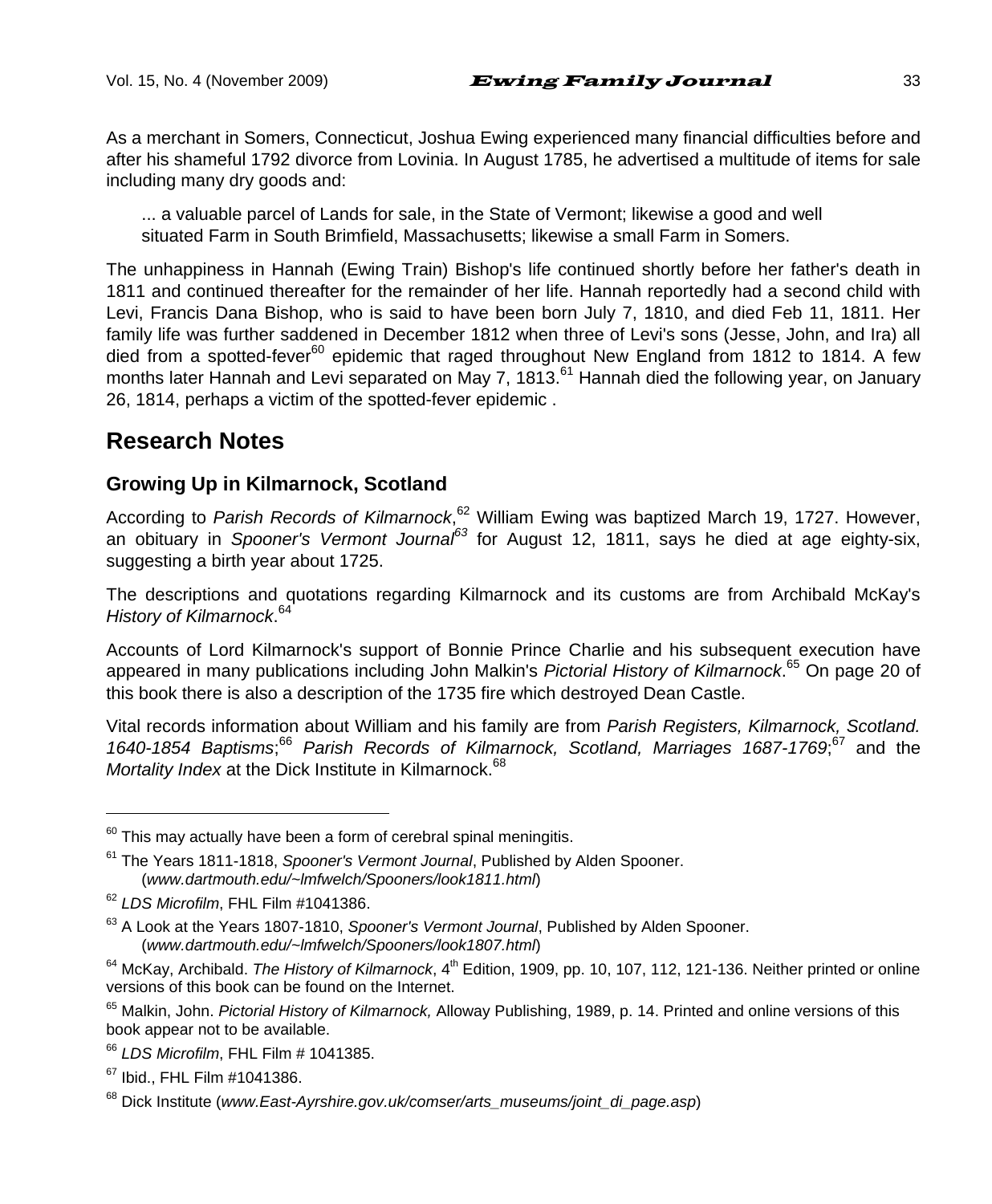As a merchant in Somers, Connecticut, Joshua Ewing experienced many financial difficulties before and after his shameful 1792 divorce from Lovinia. In August 1785, he advertised a multitude of items for sale including many dry goods and:

> ... a valuable parcel of Lands for sale, in the State of Vermont; likewise a good and well situated Farm in South Brimfield, Massachusetts; likewise a small Farm in Somers.

The unhappiness in Hannah (Ewing Train) Bishop's life continued shortly before her father's death in 1811 and continued thereafter for the remainder of her life. Hannah reportedly had a second child with Levi, Francis Dana Bishop, who is said to have been born July 7, 1810, and died Feb 11, 1811. Her family life was further saddened in December 1812 when three of Levi's sons (Jesse, John, and Ira) all died from a spotted-fever[60] epidemic that raged throughout New England from 1812 to 1814. A few months later Hannah and Levi separated on May 7, 1813.[61] Hannah died the following year, on January 26, 1814, perhaps a victim of the spotted-fever epidemic .

## Research Notes

### Growing Up in Kilmarnock, Scotland

According to *Parish Records of Kilmarnock*,[62] William Ewing was baptized March 19, 1727. However, an obituary in *Spooner's Vermont Journal*[63] for August 12, 1811, says he died at age eighty-six, suggesting a birth year about 1725.

The descriptions and quotations regarding Kilmarnock and its customs are from Archibald McKay's *History of Kilmarnock*.[64]

Accounts of Lord Kilmarnock's support of Bonnie Prince Charlie and his subsequent execution have appeared in many publications including John Malkin's *Pictorial History of Kilmarnock*.[65] On page 20 of this book there is also a description of the 1735 fire which destroyed Dean Castle.

Vital records information about William and his family are from *Parish Registers, Kilmarnock, Scotland. 1640-1854 Baptisms*;[66] *Parish Records of Kilmarnock, Scotland, Marriages 1687-1769*;[67] and the *Mortality Index* at the Dick Institute in Kilmarnock.[68]

---

[60] This may actually have been a form of cerebral spinal meningitis.

[61] The Years 1811-1818, *Spooner's Vermont Journal*, Published by Alden Spooner. (*www.dartmouth.edu/~lmfwelch/Spooners/look1811.html*)

[62] *LDS Microfilm*, FHL Film #1041386.

[63] A Look at the Years 1807-1810, *Spooner's Vermont Journal*, Published by Alden Spooner. (*www.dartmouth.edu/~lmfwelch/Spooners/look1807.html*)

[64] McKay, Archibald. *The History of Kilmarnock*, 4th Edition, 1909, pp. 10, 107, 112, 121-136. Neither printed or online versions of this book can be found on the Internet.

[65] Malkin, John. *Pictorial History of Kilmarnock,* Alloway Publishing, 1989, p. 14. Printed and online versions of this book appear not to be available.

[66] *LDS Microfilm*, FHL Film # 1041385.

[67] Ibid., FHL Film #1041386.

[68] Dick Institute (*www.East-Ayrshire.gov.uk/comser/arts_museums/joint_di_page.asp*)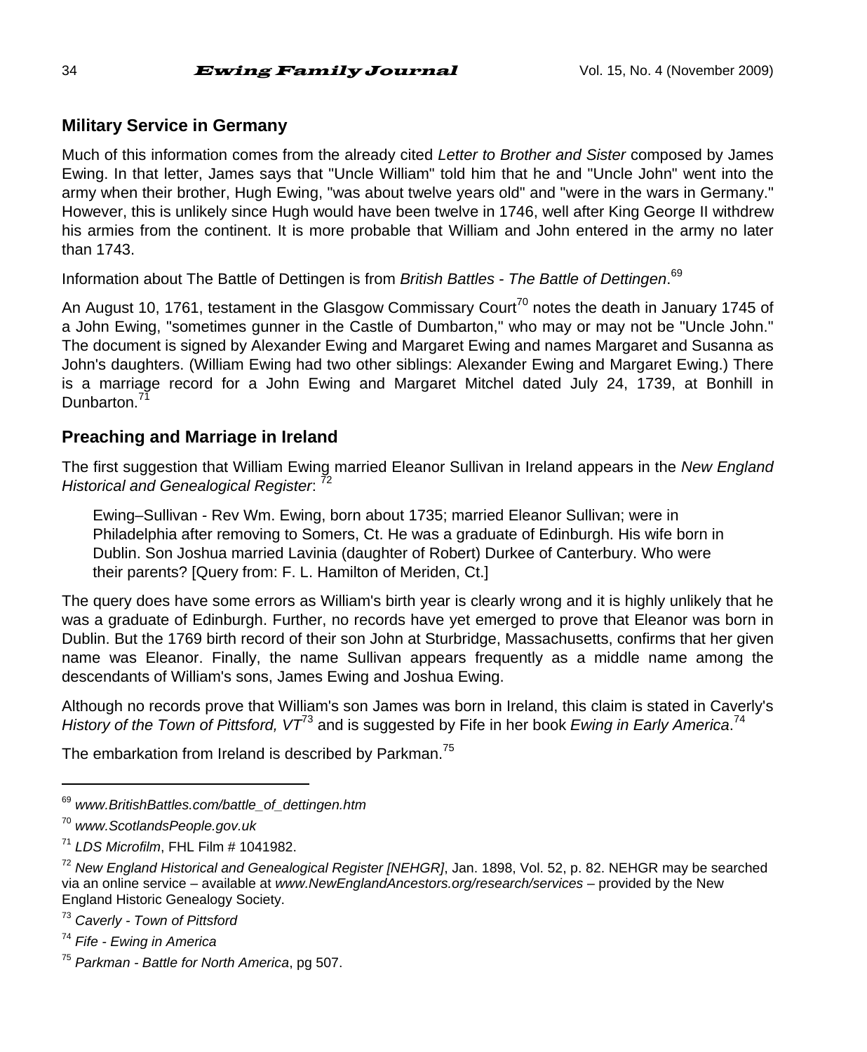## Military Service in Germany

Much of this information comes from the already cited *Letter to Brother and Sister* composed by James Ewing. In that letter, James says that "Uncle William" told him that he and "Uncle John" went into the army when their brother, Hugh Ewing, "was about twelve years old" and "were in the wars in Germany." However, this is unlikely since Hugh would have been twelve in 1746, well after King George II withdrew his armies from the continent. It is more probable that William and John entered in the army no later than 1743.

Information about The Battle of Dettingen is from *British Battles - The Battle of Dettingen*.[69]

An August 10, 1761, testament in the Glasgow Commissary Court[70] notes the death in January 1745 of a John Ewing, "sometimes gunner in the Castle of Dumbarton," who may or may not be "Uncle John." The document is signed by Alexander Ewing and Margaret Ewing and names Margaret and Susanna as John's daughters. (William Ewing had two other siblings: Alexander Ewing and Margaret Ewing.) There is a marriage record for a John Ewing and Margaret Mitchel dated July 24, 1739, at Bonhill in Dunbarton.[71]

## Preaching and Marriage in Ireland

The first suggestion that William Ewing married Eleanor Sullivan in Ireland appears in the *New England Historical and Genealogical Register*: [72]

> Ewing–Sullivan - Rev Wm. Ewing, born about 1735; married Eleanor Sullivan; were in Philadelphia after removing to Somers, Ct. He was a graduate of Edinburgh. His wife born in Dublin. Son Joshua married Lavinia (daughter of Robert) Durkee of Canterbury. Who were their parents? [Query from: F. L. Hamilton of Meriden, Ct.]

The query does have some errors as William's birth year is clearly wrong and it is highly unlikely that he was a graduate of Edinburgh. Further, no records have yet emerged to prove that Eleanor was born in Dublin. But the 1769 birth record of their son John at Sturbridge, Massachusetts, confirms that her given name was Eleanor. Finally, the name Sullivan appears frequently as a middle name among the descendants of William's sons, James Ewing and Joshua Ewing.

Although no records prove that William's son James was born in Ireland, this claim is stated in Caverly's *History of the Town of Pittsford, VT*[73] and is suggested by Fife in her book *Ewing in Early America*.[74]

The embarkation from Ireland is described by Parkman.[75]

---

[69] *www.BritishBattles.com/battle_of_dettingen.htm*

[70] *www.ScotlandsPeople.gov.uk*

[71] *LDS Microfilm*, FHL Film # 1041982.

[72] *New England Historical and Genealogical Register [NEHGR]*, Jan. 1898, Vol. 52, p. 82. NEHGR may be searched via an online service – available at *www.NewEnglandAncestors.org/research/services* – provided by the New England Historic Genealogy Society.

[73] *Caverly - Town of Pittsford*

[74] *Fife - Ewing in America*

[75] *Parkman - Battle for North America*, pg 507.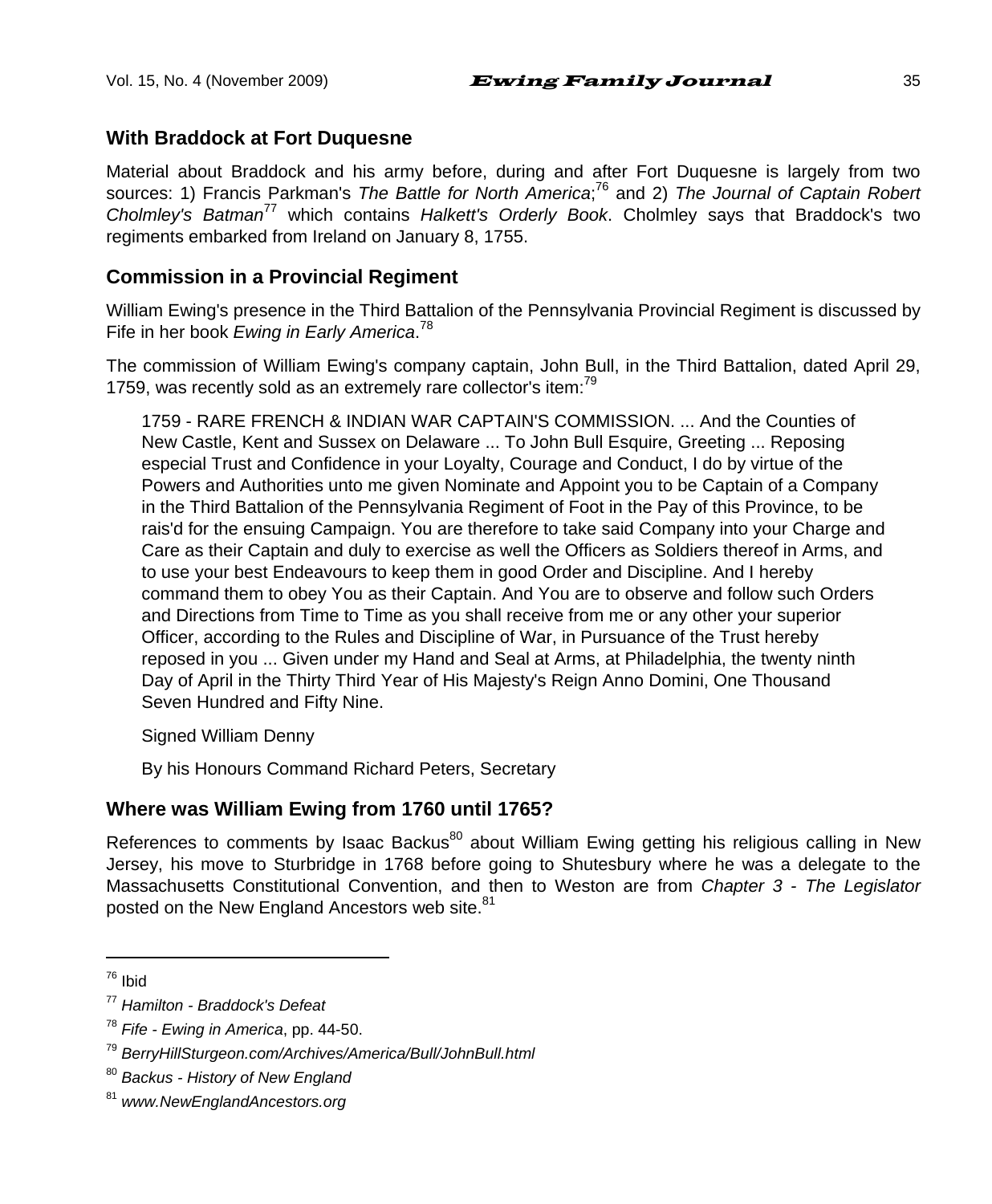## With Braddock at Fort Duquesne

Material about Braddock and his army before, during and after Fort Duquesne is largely from two sources: 1) Francis Parkman's *The Battle for North America*;[76] and 2) *The Journal of Captain Robert Cholmley's Batman*[77] which contains *Halkett's Orderly Book*. Cholmley says that Braddock's two regiments embarked from Ireland on January 8, 1755.

## Commission in a Provincial Regiment

William Ewing's presence in the Third Battalion of the Pennsylvania Provincial Regiment is discussed by Fife in her book *Ewing in Early America*.[78]

The commission of William Ewing's company captain, John Bull, in the Third Battalion, dated April 29, 1759, was recently sold as an extremely rare collector's item:[79]

> 1759 - RARE FRENCH & INDIAN WAR CAPTAIN'S COMMISSION. ... And the Counties of New Castle, Kent and Sussex on Delaware ... To John Bull Esquire, Greeting ... Reposing especial Trust and Confidence in your Loyalty, Courage and Conduct, I do by virtue of the Powers and Authorities unto me given Nominate and Appoint you to be Captain of a Company in the Third Battalion of the Pennsylvania Regiment of Foot in the Pay of this Province, to be rais'd for the ensuing Campaign. You are therefore to take said Company into your Charge and Care as their Captain and duly to exercise as well the Officers as Soldiers thereof in Arms, and to use your best Endeavours to keep them in good Order and Discipline. And I hereby command them to obey You as their Captain. And You are to observe and follow such Orders and Directions from Time to Time as you shall receive from me or any other your superior Officer, according to the Rules and Discipline of War, in Pursuance of the Trust hereby reposed in you ... Given under my Hand and Seal at Arms, at Philadelphia, the twenty ninth Day of April in the Thirty Third Year of His Majesty's Reign Anno Domini, One Thousand Seven Hundred and Fifty Nine.
>
> Signed William Denny
>
> By his Honours Command Richard Peters, Secretary

## Where was William Ewing from 1760 until 1765?

References to comments by Isaac Backus[80] about William Ewing getting his religious calling in New Jersey, his move to Sturbridge in 1768 before going to Shutesbury where he was a delegate to the Massachusetts Constitutional Convention, and then to Weston are from *Chapter 3 - The Legislator* posted on the New England Ancestors web site.[81]

---

[76] Ibid

[77] *Hamilton - Braddock's Defeat*

[78] *Fife - Ewing in America*, pp. 44-50.

[79] *BerryHillSturgeon.com/Archives/America/Bull/JohnBull.html*

[80] *Backus - History of New England*

[81] *www.NewEnglandAncestors.org*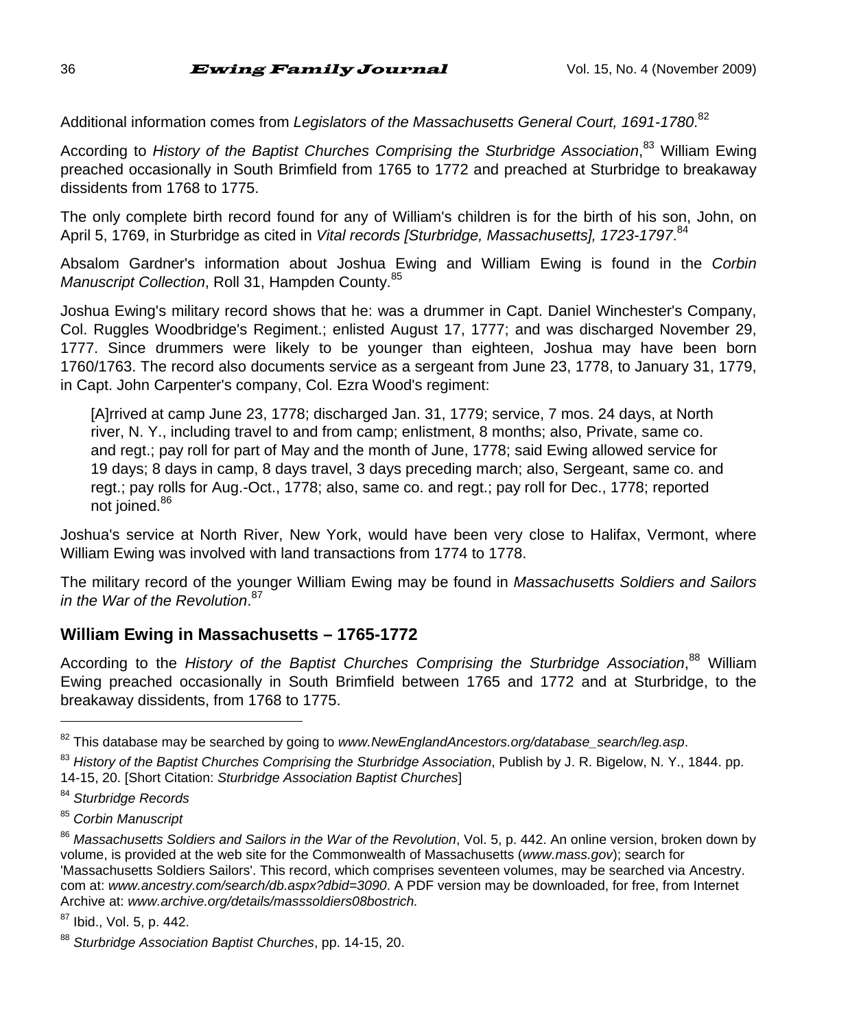Additional information comes from *Legislators of the Massachusetts General Court, 1691-1780*.[82]

According to *History of the Baptist Churches Comprising the Sturbridge Association*,[83] William Ewing preached occasionally in South Brimfield from 1765 to 1772 and preached at Sturbridge to breakaway dissidents from 1768 to 1775.

The only complete birth record found for any of William's children is for the birth of his son, John, on April 5, 1769, in Sturbridge as cited in *Vital records [Sturbridge, Massachusetts], 1723-1797*.[84]

Absalom Gardner's information about Joshua Ewing and William Ewing is found in the *Corbin Manuscript Collection*, Roll 31, Hampden County.[85]

Joshua Ewing's military record shows that he: was a drummer in Capt. Daniel Winchester's Company, Col. Ruggles Woodbridge's Regiment.; enlisted August 17, 1777; and was discharged November 29, 1777. Since drummers were likely to be younger than eighteen, Joshua may have been born 1760/1763. The record also documents service as a sergeant from June 23, 1778, to January 31, 1779, in Capt. John Carpenter's company, Col. Ezra Wood's regiment:

> [A]rrived at camp June 23, 1778; discharged Jan. 31, 1779; service, 7 mos. 24 days, at North river, N. Y., including travel to and from camp; enlistment, 8 months; also, Private, same co. and regt.; pay roll for part of May and the month of June, 1778; said Ewing allowed service for 19 days; 8 days in camp, 8 days travel, 3 days preceding march; also, Sergeant, same co. and regt.; pay rolls for Aug.-Oct., 1778; also, same co. and regt.; pay roll for Dec., 1778; reported not joined.[86]

Joshua's service at North River, New York, would have been very close to Halifax, Vermont, where William Ewing was involved with land transactions from 1774 to 1778.

The military record of the younger William Ewing may be found in *Massachusetts Soldiers and Sailors in the War of the Revolution*.[87]

## William Ewing in Massachusetts – 1765-1772

According to the *History of the Baptist Churches Comprising the Sturbridge Association*,[88] William Ewing preached occasionally in South Brimfield between 1765 and 1772 and at Sturbridge, to the breakaway dissidents, from 1768 to 1775.

---

[82] This database may be searched by going to *www.NewEnglandAncestors.org/database_search/leg.asp*.

[83] *History of the Baptist Churches Comprising the Sturbridge Association*, Publish by J. R. Bigelow, N. Y., 1844. pp. 14-15, 20. [Short Citation: *Sturbridge Association Baptist Churches*]

[84] *Sturbridge Records*

[85] *Corbin Manuscript*

[86] *Massachusetts Soldiers and Sailors in the War of the Revolution*, Vol. 5, p. 442. An online version, broken down by volume, is provided at the web site for the Commonwealth of Massachusetts (*www.mass.gov*); search for 'Massachusetts Soldiers Sailors'. This record, which comprises seventeen volumes, may be searched via Ancestry. com at: *www.ancestry.com/search/db.aspx?dbid=3090*. A PDF version may be downloaded, for free, from Internet Archive at: *www.archive.org/details/masssoldiers08bostrich.*

[87] Ibid., Vol. 5, p. 442.

[88] *Sturbridge Association Baptist Churches*, pp. 14-15, 20.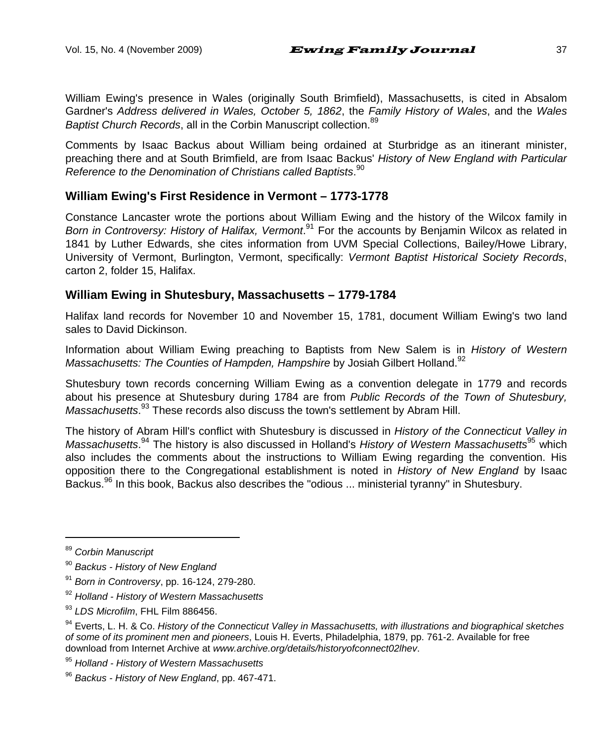William Ewing's presence in Wales (originally South Brimfield), Massachusetts, is cited in Absalom Gardner's *Address delivered in Wales, October 5, 1862*, the *Family History of Wales*, and the *Wales Baptist Church Records*, all in the Corbin Manuscript collection.[89]

Comments by Isaac Backus about William being ordained at Sturbridge as an itinerant minister, preaching there and at South Brimfield, are from Isaac Backus' *History of New England with Particular Reference to the Denomination of Christians called Baptists*.[90]

## William Ewing's First Residence in Vermont – 1773-1778

Constance Lancaster wrote the portions about William Ewing and the history of the Wilcox family in *Born in Controversy: History of Halifax, Vermont*.[91] For the accounts by Benjamin Wilcox as related in 1841 by Luther Edwards, she cites information from UVM Special Collections, Bailey/Howe Library, University of Vermont, Burlington, Vermont, specifically: *Vermont Baptist Historical Society Records*, carton 2, folder 15, Halifax.

## William Ewing in Shutesbury, Massachusetts – 1779-1784

Halifax land records for November 10 and November 15, 1781, document William Ewing's two land sales to David Dickinson.

Information about William Ewing preaching to Baptists from New Salem is in *History of Western Massachusetts: The Counties of Hampden, Hampshire* by Josiah Gilbert Holland.[92]

Shutesbury town records concerning William Ewing as a convention delegate in 1779 and records about his presence at Shutesbury during 1784 are from *Public Records of the Town of Shutesbury, Massachusetts*.[93] These records also discuss the town's settlement by Abram Hill.

The history of Abram Hill's conflict with Shutesbury is discussed in *History of the Connecticut Valley in Massachusetts*.[94] The history is also discussed in Holland's *History of Western Massachusetts*[95] which also includes the comments about the instructions to William Ewing regarding the convention. His opposition there to the Congregational establishment is noted in *History of New England* by Isaac Backus.[96] In this book, Backus also describes the "odious ... ministerial tyranny" in Shutesbury.

---

[89] *Corbin Manuscript*

[90] *Backus - History of New England*

[91] *Born in Controversy*, pp. 16-124, 279-280.

[92] *Holland - History of Western Massachusetts*

[93] *LDS Microfilm*, FHL Film 886456.

[94] Everts, L. H. & Co. *History of the Connecticut Valley in Massachusetts, with illustrations and biographical sketches of some of its prominent men and pioneers*, Louis H. Everts, Philadelphia, 1879, pp. 761-2. Available for free download from Internet Archive at *www.archive.org/details/historyofconnect02lhev*.

[95] *Holland - History of Western Massachusetts*

[96] *Backus - History of New England*, pp. 467-471.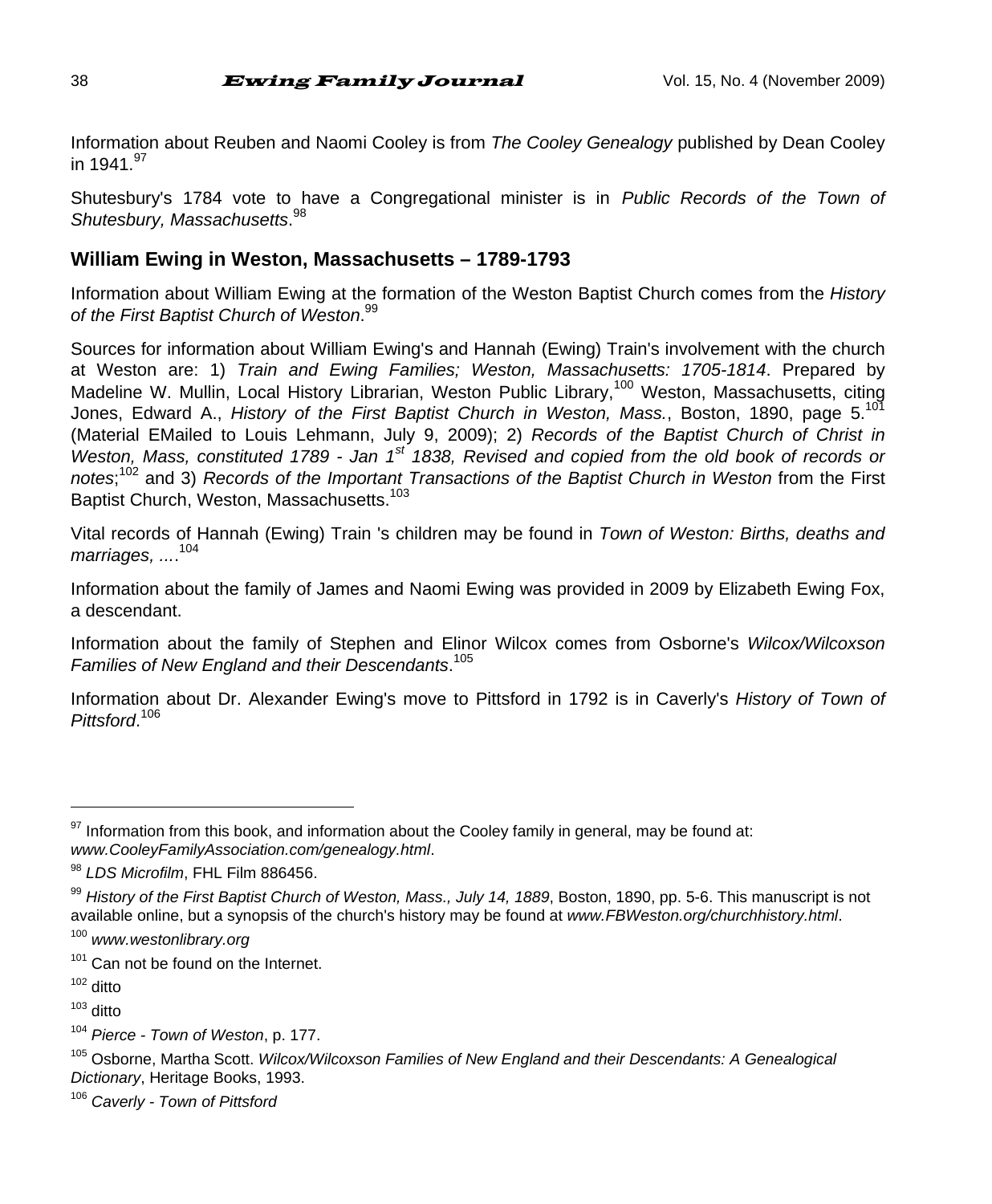Information about Reuben and Naomi Cooley is from *The Cooley Genealogy* published by Dean Cooley in 1941.[97]

Shutesbury's 1784 vote to have a Congregational minister is in *Public Records of the Town of Shutesbury, Massachusetts*.[98]

## William Ewing in Weston, Massachusetts – 1789-1793

Information about William Ewing at the formation of the Weston Baptist Church comes from the *History of the First Baptist Church of Weston*.[99]

Sources for information about William Ewing's and Hannah (Ewing) Train's involvement with the church at Weston are: 1) *Train and Ewing Families; Weston, Massachusetts: 1705-1814*. Prepared by Madeline W. Mullin, Local History Librarian, Weston Public Library,[100] Weston, Massachusetts, citing Jones, Edward A., *History of the First Baptist Church in Weston, Mass.*, Boston, 1890, page 5.[101] (Material EMailed to Louis Lehmann, July 9, 2009); 2) *Records of the Baptist Church of Christ in Weston, Mass, constituted 1789 - Jan 1st 1838, Revised and copied from the old book of records or notes*;[102] and 3) *Records of the Important Transactions of the Baptist Church in Weston* from the First Baptist Church, Weston, Massachusetts.[103]

Vital records of Hannah (Ewing) Train 's children may be found in *Town of Weston: Births, deaths and marriages, ...*.[104]

Information about the family of James and Naomi Ewing was provided in 2009 by Elizabeth Ewing Fox, a descendant.

Information about the family of Stephen and Elinor Wilcox comes from Osborne's *Wilcox/Wilcoxson Families of New England and their Descendants*.[105]

Information about Dr. Alexander Ewing's move to Pittsford in 1792 is in Caverly's *History of Town of Pittsford*.[106]

---

[97] Information from this book, and information about the Cooley family in general, may be found at: *www.CooleyFamilyAssociation.com/genealogy.html*.

[98] *LDS Microfilm*, FHL Film 886456.

[99] *History of the First Baptist Church of Weston, Mass., July 14, 1889*, Boston, 1890, pp. 5-6. This manuscript is not available online, but a synopsis of the church's history may be found at *www.FBWeston.org/churchhistory.html*.

[100] *www.westonlibrary.org*

[101] Can not be found on the Internet.

[102] ditto

[103] ditto

[104] *Pierce - Town of Weston*, p. 177.

[105] Osborne, Martha Scott. *Wilcox/Wilcoxson Families of New England and their Descendants: A Genealogical Dictionary*, Heritage Books, 1993.

[106] *Caverly - Town of Pittsford*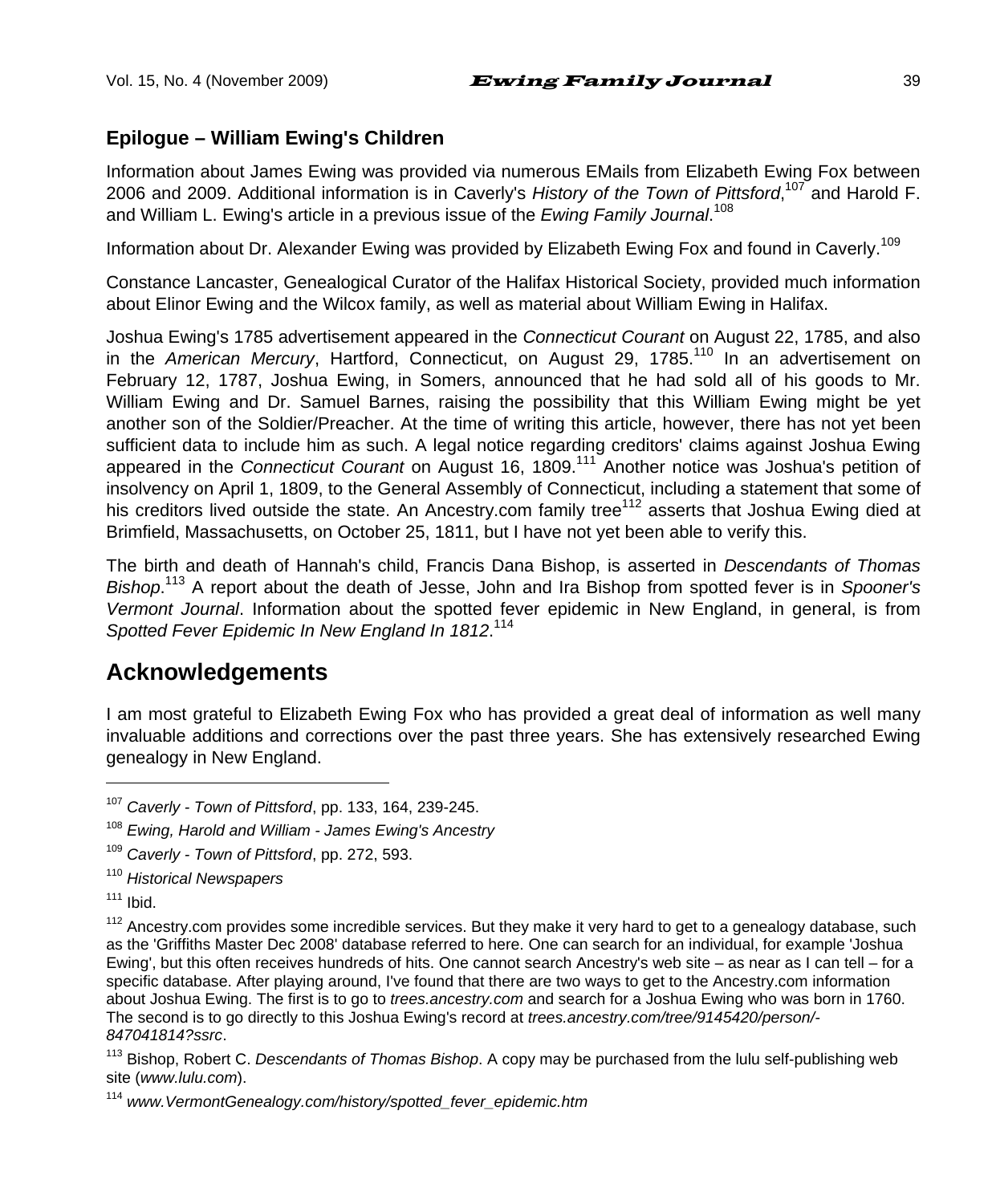### Epilogue – William Ewing's Children

Information about James Ewing was provided via numerous EMails from Elizabeth Ewing Fox between 2006 and 2009. Additional information is in Caverly's *History of the Town of Pittsford*,[107] and Harold F. and William L. Ewing's article in a previous issue of the *Ewing Family Journal*.[108]

Information about Dr. Alexander Ewing was provided by Elizabeth Ewing Fox and found in Caverly.[109]

Constance Lancaster, Genealogical Curator of the Halifax Historical Society, provided much information about Elinor Ewing and the Wilcox family, as well as material about William Ewing in Halifax.

Joshua Ewing's 1785 advertisement appeared in the *Connecticut Courant* on August 22, 1785, and also in the *American Mercury*, Hartford, Connecticut, on August 29, 1785.[110] In an advertisement on February 12, 1787, Joshua Ewing, in Somers, announced that he had sold all of his goods to Mr. William Ewing and Dr. Samuel Barnes, raising the possibility that this William Ewing might be yet another son of the Soldier/Preacher. At the time of writing this article, however, there has not yet been sufficient data to include him as such. A legal notice regarding creditors' claims against Joshua Ewing appeared in the *Connecticut Courant* on August 16, 1809.[111] Another notice was Joshua's petition of insolvency on April 1, 1809, to the General Assembly of Connecticut, including a statement that some of his creditors lived outside the state. An Ancestry.com family tree[112] asserts that Joshua Ewing died at Brimfield, Massachusetts, on October 25, 1811, but I have not yet been able to verify this.

The birth and death of Hannah's child, Francis Dana Bishop, is asserted in *Descendants of Thomas Bishop*.[113] A report about the death of Jesse, John and Ira Bishop from spotted fever is in *Spooner's Vermont Journal*. Information about the spotted fever epidemic in New England, in general, is from *Spotted Fever Epidemic In New England In 1812*.[114]

## Acknowledgements

I am most grateful to Elizabeth Ewing Fox who has provided a great deal of information as well many invaluable additions and corrections over the past three years. She has extensively researched Ewing genealogy in New England.

---

[107] *Caverly - Town of Pittsford*, pp. 133, 164, 239-245.

[108] *Ewing, Harold and William - James Ewing's Ancestry*

[109] *Caverly - Town of Pittsford*, pp. 272, 593.

[110] *Historical Newspapers*

[111] Ibid.

[112] Ancestry.com provides some incredible services. But they make it very hard to get to a genealogy database, such as the 'Griffiths Master Dec 2008' database referred to here. One can search for an individual, for example 'Joshua Ewing', but this often receives hundreds of hits. One cannot search Ancestry's web site – as near as I can tell – for a specific database. After playing around, I've found that there are two ways to get to the Ancestry.com information about Joshua Ewing. The first is to go to *trees.ancestry.com* and search for a Joshua Ewing who was born in 1760. The second is to go directly to this Joshua Ewing's record at *trees.ancestry.com/tree/9145420/person/-847041814?ssrc*.

[113] Bishop, Robert C. *Descendants of Thomas Bishop*. A copy may be purchased from the lulu self-publishing web site (*www.lulu.com*).

[114] *www.VermontGenealogy.com/history/spotted_fever_epidemic.htm*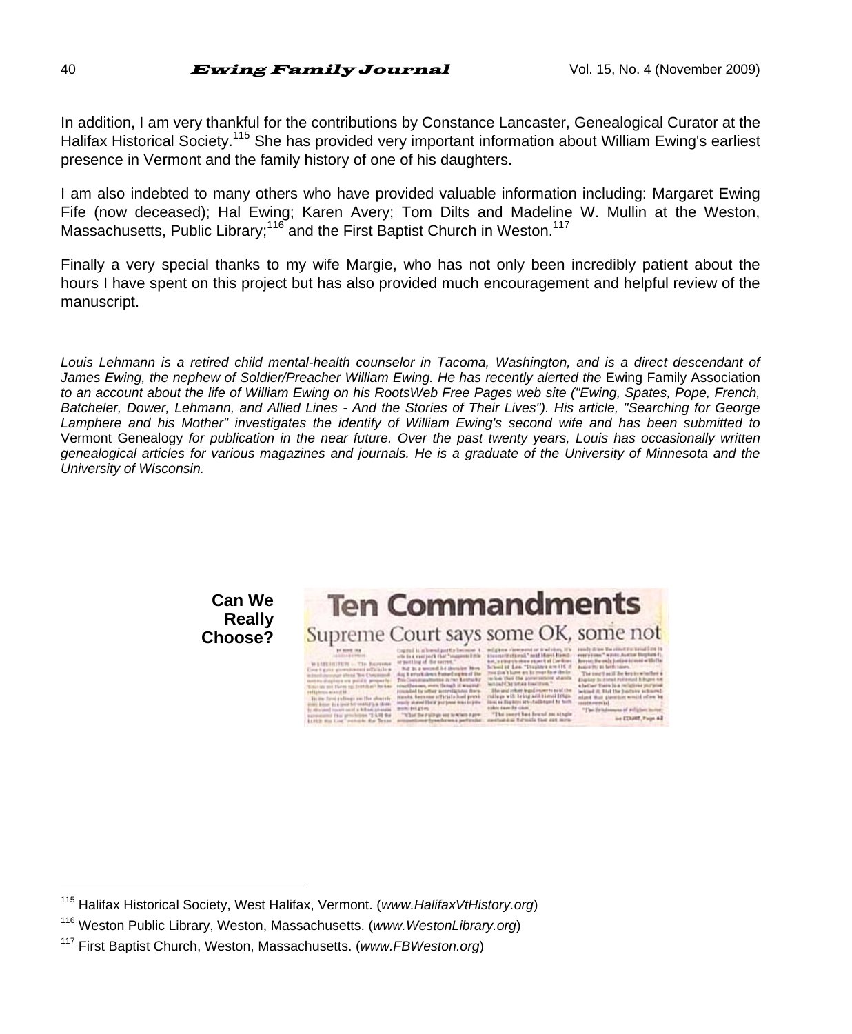In addition, I am very thankful for the contributions by Constance Lancaster, Genealogical Curator at the Halifax Historical Society.[115] She has provided very important information about William Ewing's earliest presence in Vermont and the family history of one of his daughters.

I am also indebted to many others who have provided valuable information including: Margaret Ewing Fife (now deceased); Hal Ewing; Karen Avery; Tom Dilts and Madeline W. Mullin at the Weston, Massachusetts, Public Library;[116] and the First Baptist Church in Weston.[117]

Finally a very special thanks to my wife Margie, who has not only been incredibly patient about the hours I have spent on this project but has also provided much encouragement and helpful review of the manuscript.

*Louis Lehmann is a retired child mental-health counselor in Tacoma, Washington, and is a direct descendant of James Ewing, the nephew of Soldier/Preacher William Ewing. He has recently alerted the* Ewing Family Association *to an account about the life of William Ewing on his RootsWeb Free Pages web site ("Ewing, Spates, Pope, French, Batcheler, Dower, Lehmann, and Allied Lines - And the Stories of Their Lives"). His article, "Searching for George Lamphere and his Mother" investigates the identify of William Ewing's second wife and has been submitted to* Vermont Genealogy *for publication in the near future. Over the past twenty years, Louis has occasionally written genealogical articles for various magazines and journals. He is a graduate of the University of Minnesota and the University of Wisconsin.*

**Can We Really Choose?**

**Ten Commandments**

Supreme Court says some OK, some not

---

[115] Halifax Historical Society, West Halifax, Vermont. (*www.HalifaxVtHistory.org*)

[116] Weston Public Library, Weston, Massachusetts. (*www.WestonLibrary.org*)

[117] First Baptist Church, Weston, Massachusetts. (*www.FBWeston.org*)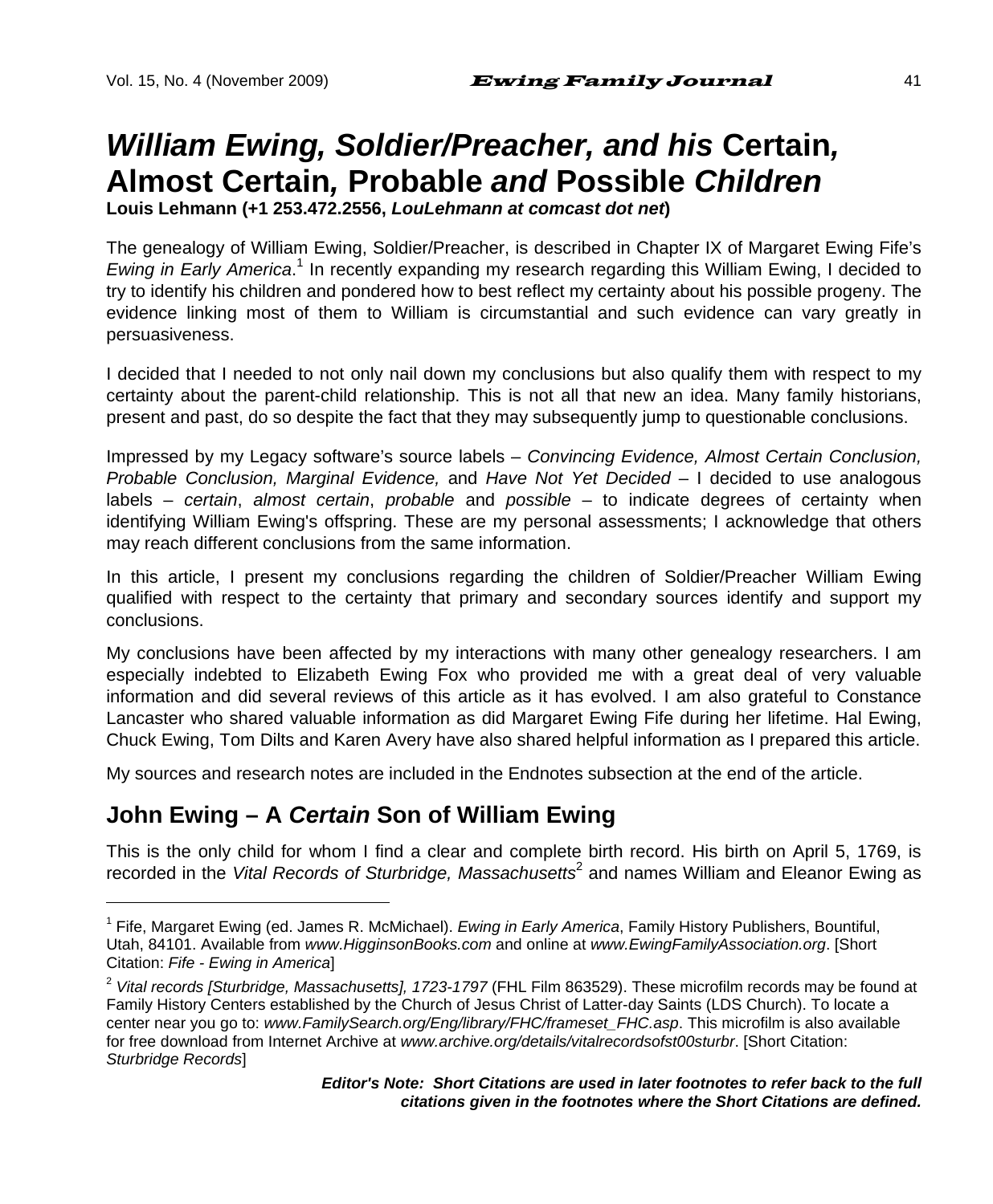# *William Ewing, Soldier/Preacher, and his* Certain*,* Almost Certain*,* Probable *and* Possible *Children*

**Louis Lehmann (+1 253.472.2556, *LouLehmann at comcast dot net*)**

The genealogy of William Ewing, Soldier/Preacher, is described in Chapter IX of Margaret Ewing Fife's *Ewing in Early America*.[1] In recently expanding my research regarding this William Ewing, I decided to try to identify his children and pondered how to best reflect my certainty about his possible progeny. The evidence linking most of them to William is circumstantial and such evidence can vary greatly in persuasiveness.

I decided that I needed to not only nail down my conclusions but also qualify them with respect to my certainty about the parent-child relationship. This is not all that new an idea. Many family historians, present and past, do so despite the fact that they may subsequently jump to questionable conclusions.

Impressed by my Legacy software's source labels – *Convincing Evidence, Almost Certain Conclusion, Probable Conclusion, Marginal Evidence,* and *Have Not Yet Decided* – I decided to use analogous labels – *certain*, *almost certain*, *probable* and *possible* – to indicate degrees of certainty when identifying William Ewing's offspring. These are my personal assessments; I acknowledge that others may reach different conclusions from the same information.

In this article, I present my conclusions regarding the children of Soldier/Preacher William Ewing qualified with respect to the certainty that primary and secondary sources identify and support my conclusions.

My conclusions have been affected by my interactions with many other genealogy researchers. I am especially indebted to Elizabeth Ewing Fox who provided me with a great deal of very valuable information and did several reviews of this article as it has evolved. I am also grateful to Constance Lancaster who shared valuable information as did Margaret Ewing Fife during her lifetime. Hal Ewing, Chuck Ewing, Tom Dilts and Karen Avery have also shared helpful information as I prepared this article.

My sources and research notes are included in the Endnotes subsection at the end of the article.

## John Ewing – A *Certain* Son of William Ewing

This is the only child for whom I find a clear and complete birth record. His birth on April 5, 1769, is recorded in the *Vital Records of Sturbridge, Massachusetts*[2] and names William and Eleanor Ewing as

---

[1] Fife, Margaret Ewing (ed. James R. McMichael). *Ewing in Early America*, Family History Publishers, Bountiful, Utah, 84101. Available from *www.HigginsonBooks.com* and online at *www.EwingFamilyAssociation.org*. [Short Citation: *Fife - Ewing in America*]

[2] *Vital records [Sturbridge, Massachusetts], 1723-1797* (FHL Film 863529). These microfilm records may be found at Family History Centers established by the Church of Jesus Christ of Latter-day Saints (LDS Church). To locate a center near you go to: *www.FamilySearch.org/Eng/library/FHC/frameset_FHC.asp*. This microfilm is also available for free download from Internet Archive at *www.archive.org/details/vitalrecordsofst00sturbr*. [Short Citation: *Sturbridge Records*]

***Editor's Note: Short Citations are used in later footnotes to refer back to the full citations given in the footnotes where the Short Citations are defined.***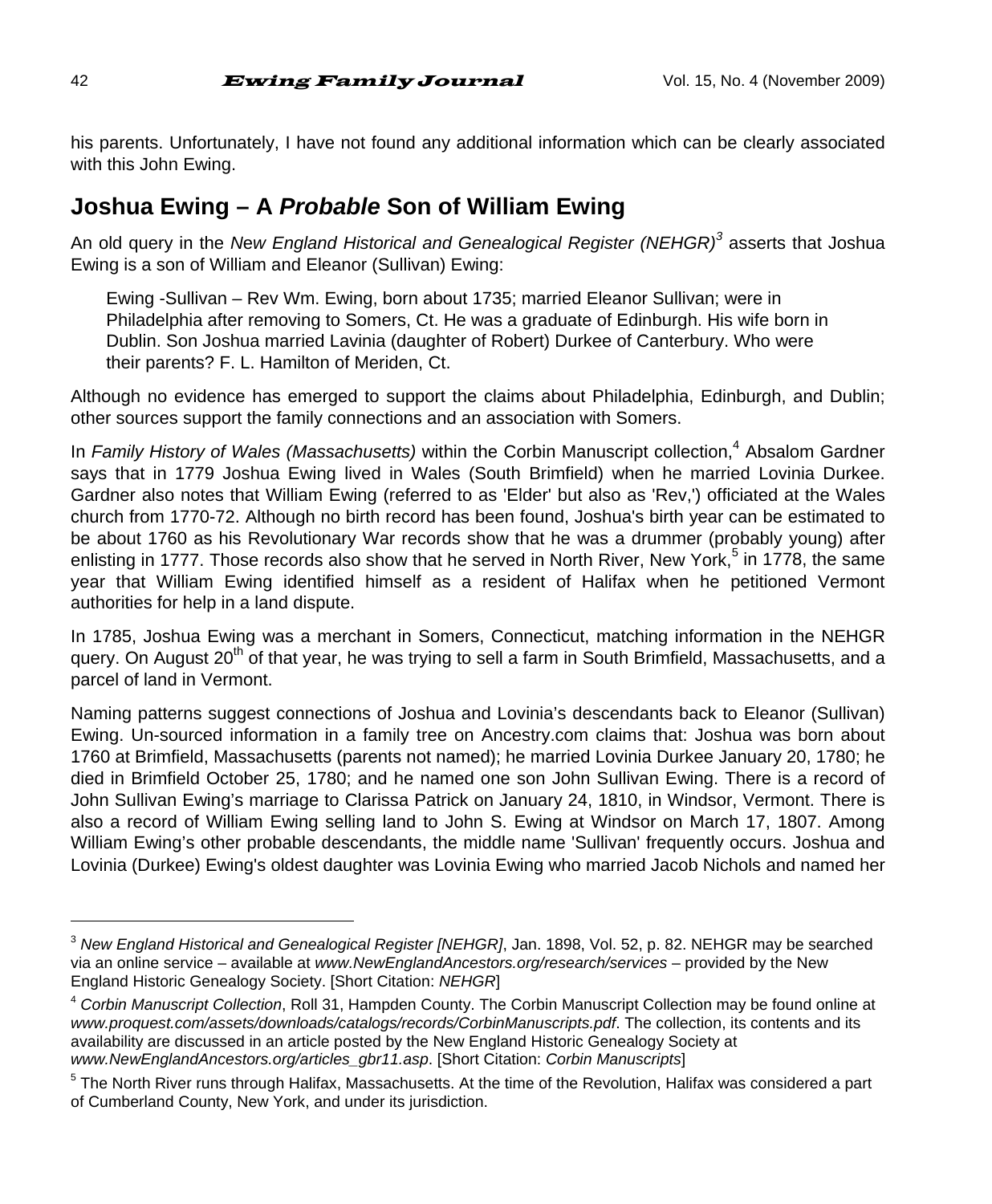his parents. Unfortunately, I have not found any additional information which can be clearly associated with this John Ewing.

## Joshua Ewing – A *Probable* Son of William Ewing

An old query in the *New England Historical and Genealogical Register (NEHGR)*[3] asserts that Joshua Ewing is a son of William and Eleanor (Sullivan) Ewing:

> Ewing -Sullivan – Rev Wm. Ewing, born about 1735; married Eleanor Sullivan; were in Philadelphia after removing to Somers, Ct. He was a graduate of Edinburgh. His wife born in Dublin. Son Joshua married Lavinia (daughter of Robert) Durkee of Canterbury. Who were their parents? F. L. Hamilton of Meriden, Ct.

Although no evidence has emerged to support the claims about Philadelphia, Edinburgh, and Dublin; other sources support the family connections and an association with Somers.

In *Family History of Wales (Massachusetts)* within the Corbin Manuscript collection,[4] Absalom Gardner says that in 1779 Joshua Ewing lived in Wales (South Brimfield) when he married Lovinia Durkee. Gardner also notes that William Ewing (referred to as 'Elder' but also as 'Rev,') officiated at the Wales church from 1770-72. Although no birth record has been found, Joshua's birth year can be estimated to be about 1760 as his Revolutionary War records show that he was a drummer (probably young) after enlisting in 1777. Those records also show that he served in North River, New York,[5] in 1778, the same year that William Ewing identified himself as a resident of Halifax when he petitioned Vermont authorities for help in a land dispute.

In 1785, Joshua Ewing was a merchant in Somers, Connecticut, matching information in the NEHGR query. On August 20th of that year, he was trying to sell a farm in South Brimfield, Massachusetts, and a parcel of land in Vermont.

Naming patterns suggest connections of Joshua and Lovinia's descendants back to Eleanor (Sullivan) Ewing. Un-sourced information in a family tree on Ancestry.com claims that: Joshua was born about 1760 at Brimfield, Massachusetts (parents not named); he married Lovinia Durkee January 20, 1780; he died in Brimfield October 25, 1780; and he named one son John Sullivan Ewing. There is a record of John Sullivan Ewing's marriage to Clarissa Patrick on January 24, 1810, in Windsor, Vermont. There is also a record of William Ewing selling land to John S. Ewing at Windsor on March 17, 1807. Among William Ewing's other probable descendants, the middle name 'Sullivan' frequently occurs. Joshua and Lovinia (Durkee) Ewing's oldest daughter was Lovinia Ewing who married Jacob Nichols and named her

---

[3] *New England Historical and Genealogical Register [NEHGR]*, Jan. 1898, Vol. 52, p. 82. NEHGR may be searched via an online service – available at *www.NewEnglandAncestors.org/research/services* – provided by the New England Historic Genealogy Society. [Short Citation: *NEHGR*]

[4] *Corbin Manuscript Collection*, Roll 31, Hampden County. The Corbin Manuscript Collection may be found online at *www.proquest.com/assets/downloads/catalogs/records/CorbinManuscripts.pdf*. The collection, its contents and its availability are discussed in an article posted by the New England Historic Genealogy Society at *www.NewEnglandAncestors.org/articles_gbr11.asp*. [Short Citation: *Corbin Manuscripts*]

[5] The North River runs through Halifax, Massachusetts. At the time of the Revolution, Halifax was considered a part of Cumberland County, New York, and under its jurisdiction.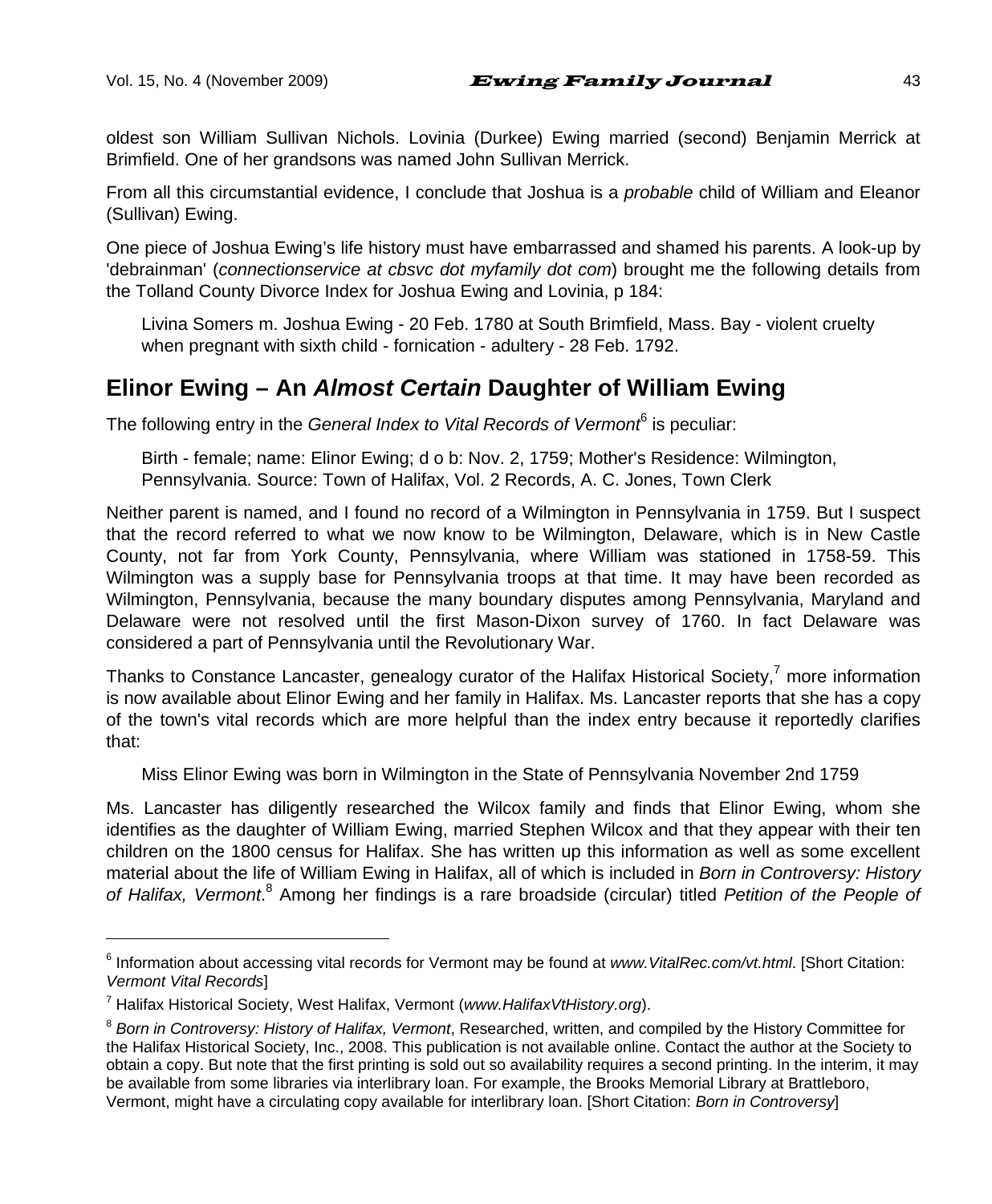oldest son William Sullivan Nichols. Lovinia (Durkee) Ewing married (second) Benjamin Merrick at Brimfield. One of her grandsons was named John Sullivan Merrick.

From all this circumstantial evidence, I conclude that Joshua is a *probable* child of William and Eleanor (Sullivan) Ewing.

One piece of Joshua Ewing's life history must have embarrassed and shamed his parents. A look-up by 'debrainman' (*connectionservice at cbsvc dot myfamily dot com*) brought me the following details from the Tolland County Divorce Index for Joshua Ewing and Lovinia, p 184:

> Livina Somers m. Joshua Ewing - 20 Feb. 1780 at South Brimfield, Mass. Bay - violent cruelty when pregnant with sixth child - fornication - adultery - 28 Feb. 1792.

## Elinor Ewing – An *Almost Certain* Daughter of William Ewing

The following entry in the *General Index to Vital Records of Vermont*[6] is peculiar:

> Birth - female; name: Elinor Ewing; d o b: Nov. 2, 1759; Mother's Residence: Wilmington, Pennsylvania. Source: Town of Halifax, Vol. 2 Records, A. C. Jones, Town Clerk

Neither parent is named, and I found no record of a Wilmington in Pennsylvania in 1759. But I suspect that the record referred to what we now know to be Wilmington, Delaware, which is in New Castle County, not far from York County, Pennsylvania, where William was stationed in 1758-59. This Wilmington was a supply base for Pennsylvania troops at that time. It may have been recorded as Wilmington, Pennsylvania, because the many boundary disputes among Pennsylvania, Maryland and Delaware were not resolved until the first Mason-Dixon survey of 1760. In fact Delaware was considered a part of Pennsylvania until the Revolutionary War.

Thanks to Constance Lancaster, genealogy curator of the Halifax Historical Society,[7] more information is now available about Elinor Ewing and her family in Halifax. Ms. Lancaster reports that she has a copy of the town's vital records which are more helpful than the index entry because it reportedly clarifies that:

> Miss Elinor Ewing was born in Wilmington in the State of Pennsylvania November 2nd 1759

Ms. Lancaster has diligently researched the Wilcox family and finds that Elinor Ewing, whom she identifies as the daughter of William Ewing, married Stephen Wilcox and that they appear with their ten children on the 1800 census for Halifax. She has written up this information as well as some excellent material about the life of William Ewing in Halifax, all of which is included in *Born in Controversy: History of Halifax, Vermont*.[8] Among her findings is a rare broadside (circular) titled *Petition of the People of*

---

[6] Information about accessing vital records for Vermont may be found at *www.VitalRec.com/vt.html*. [Short Citation: *Vermont Vital Records*]

[7] Halifax Historical Society, West Halifax, Vermont (*www.HalifaxVtHistory.org*).

[8] *Born in Controversy: History of Halifax, Vermont*, Researched, written, and compiled by the History Committee for the Halifax Historical Society, Inc., 2008. This publication is not available online. Contact the author at the Society to obtain a copy. But note that the first printing is sold out so availability requires a second printing. In the interim, it may be available from some libraries via interlibrary loan. For example, the Brooks Memorial Library at Brattleboro, Vermont, might have a circulating copy available for interlibrary loan. [Short Citation: *Born in Controversy*]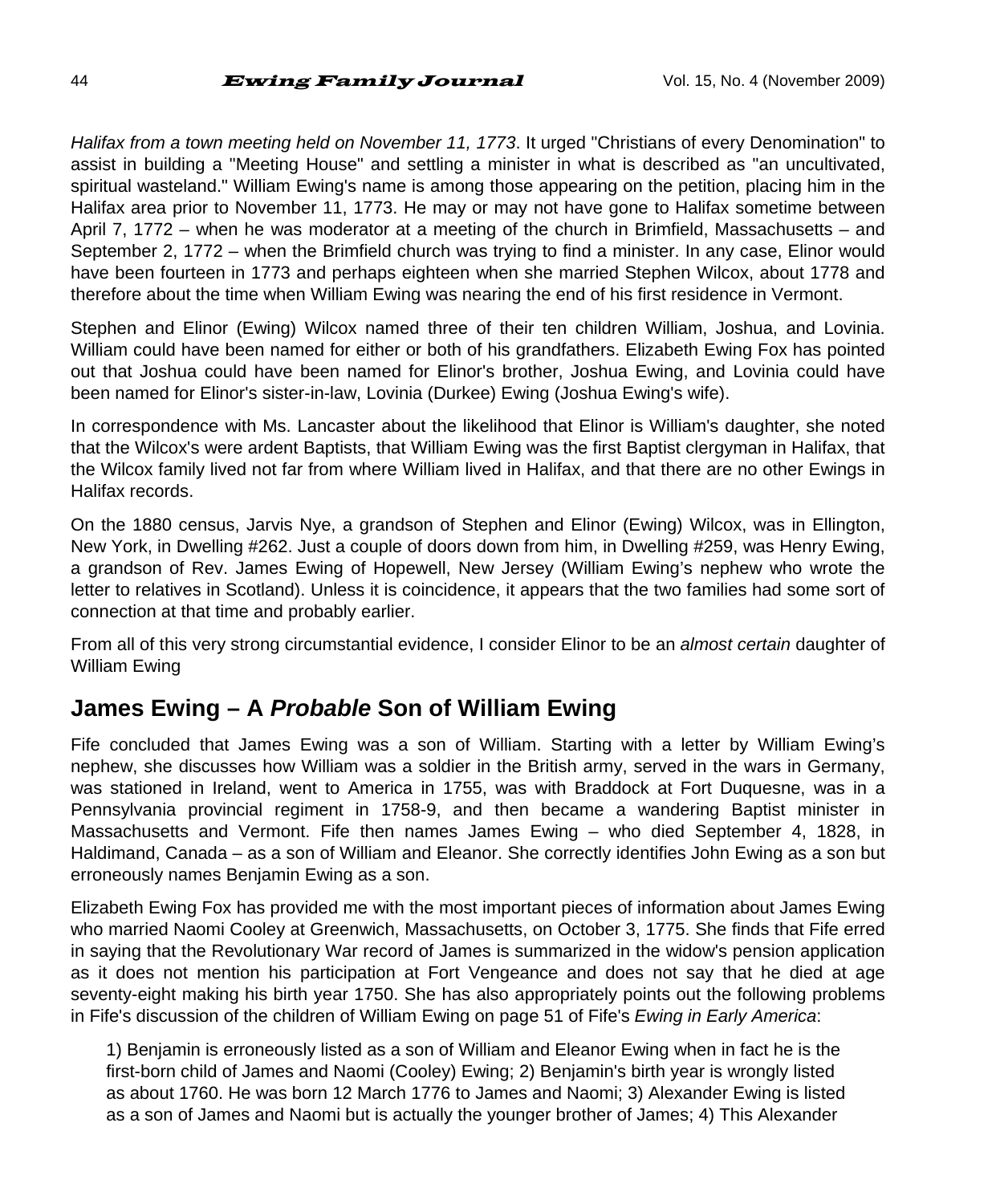*Halifax from a town meeting held on November 11, 1773*. It urged "Christians of every Denomination" to assist in building a "Meeting House" and settling a minister in what is described as "an uncultivated, spiritual wasteland." William Ewing's name is among those appearing on the petition, placing him in the Halifax area prior to November 11, 1773. He may or may not have gone to Halifax sometime between April 7, 1772 – when he was moderator at a meeting of the church in Brimfield, Massachusetts – and September 2, 1772 – when the Brimfield church was trying to find a minister. In any case, Elinor would have been fourteen in 1773 and perhaps eighteen when she married Stephen Wilcox, about 1778 and therefore about the time when William Ewing was nearing the end of his first residence in Vermont.

Stephen and Elinor (Ewing) Wilcox named three of their ten children William, Joshua, and Lovinia. William could have been named for either or both of his grandfathers. Elizabeth Ewing Fox has pointed out that Joshua could have been named for Elinor's brother, Joshua Ewing, and Lovinia could have been named for Elinor's sister-in-law, Lovinia (Durkee) Ewing (Joshua Ewing's wife).

In correspondence with Ms. Lancaster about the likelihood that Elinor is William's daughter, she noted that the Wilcox's were ardent Baptists, that William Ewing was the first Baptist clergyman in Halifax, that the Wilcox family lived not far from where William lived in Halifax, and that there are no other Ewings in Halifax records.

On the 1880 census, Jarvis Nye, a grandson of Stephen and Elinor (Ewing) Wilcox, was in Ellington, New York, in Dwelling #262. Just a couple of doors down from him, in Dwelling #259, was Henry Ewing, a grandson of Rev. James Ewing of Hopewell, New Jersey (William Ewing's nephew who wrote the letter to relatives in Scotland). Unless it is coincidence, it appears that the two families had some sort of connection at that time and probably earlier.

From all of this very strong circumstantial evidence, I consider Elinor to be an *almost certain* daughter of William Ewing

## James Ewing – A *Probable* Son of William Ewing

Fife concluded that James Ewing was a son of William. Starting with a letter by William Ewing's nephew, she discusses how William was a soldier in the British army, served in the wars in Germany, was stationed in Ireland, went to America in 1755, was with Braddock at Fort Duquesne, was in a Pennsylvania provincial regiment in 1758-9, and then became a wandering Baptist minister in Massachusetts and Vermont. Fife then names James Ewing – who died September 4, 1828, in Haldimand, Canada – as a son of William and Eleanor. She correctly identifies John Ewing as a son but erroneously names Benjamin Ewing as a son.

Elizabeth Ewing Fox has provided me with the most important pieces of information about James Ewing who married Naomi Cooley at Greenwich, Massachusetts, on October 3, 1775. She finds that Fife erred in saying that the Revolutionary War record of James is summarized in the widow's pension application as it does not mention his participation at Fort Vengeance and does not say that he died at age seventy-eight making his birth year 1750. She has also appropriately points out the following problems in Fife's discussion of the children of William Ewing on page 51 of Fife's *Ewing in Early America*:

> 1) Benjamin is erroneously listed as a son of William and Eleanor Ewing when in fact he is the first-born child of James and Naomi (Cooley) Ewing; 2) Benjamin's birth year is wrongly listed as about 1760. He was born 12 March 1776 to James and Naomi; 3) Alexander Ewing is listed as a son of James and Naomi but is actually the younger brother of James; 4) This Alexander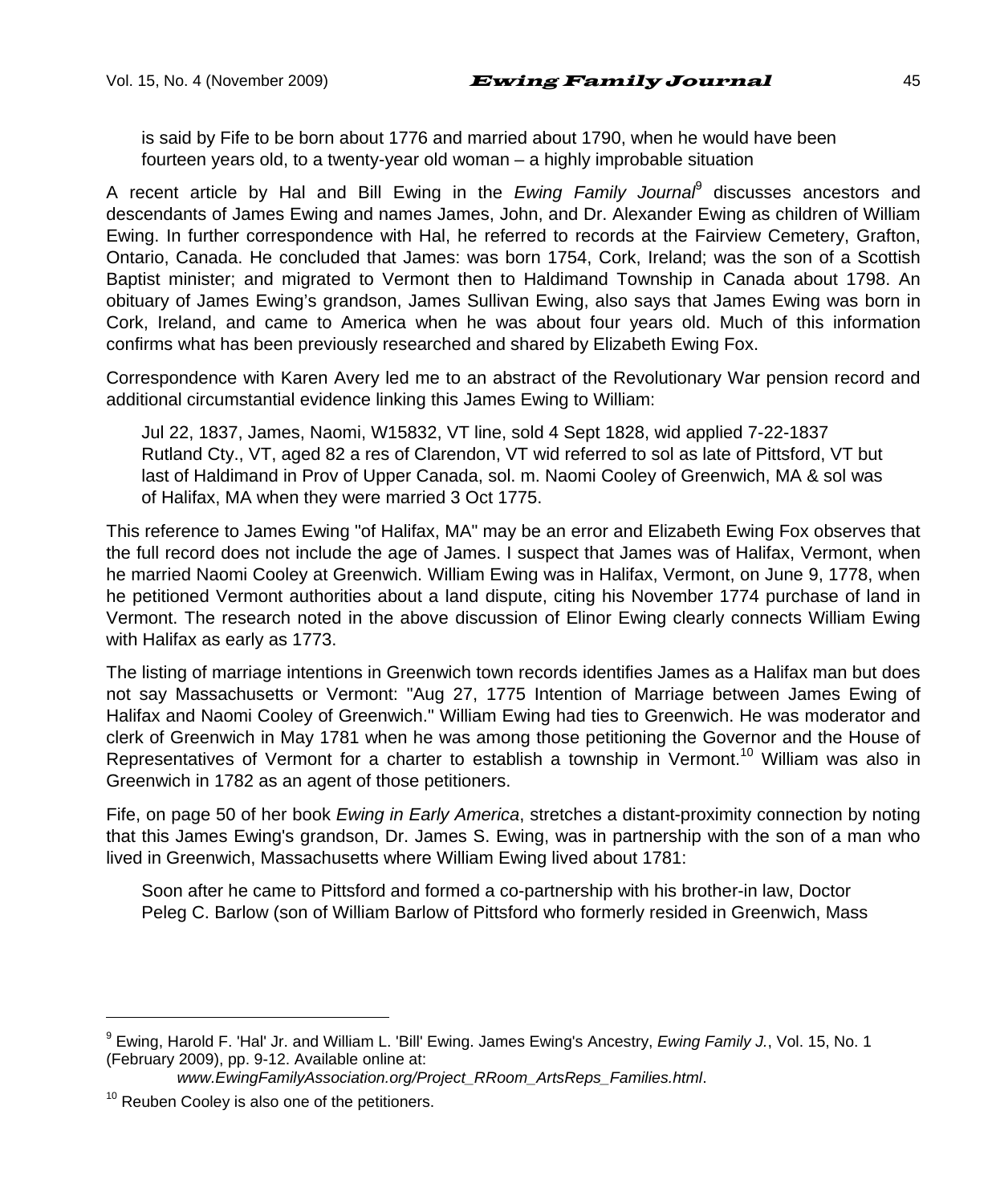> is said by Fife to be born about 1776 and married about 1790, when he would have been fourteen years old, to a twenty-year old woman – a highly improbable situation

A recent article by Hal and Bill Ewing in the *Ewing Family Journal*[9] discusses ancestors and descendants of James Ewing and names James, John, and Dr. Alexander Ewing as children of William Ewing. In further correspondence with Hal, he referred to records at the Fairview Cemetery, Grafton, Ontario, Canada. He concluded that James: was born 1754, Cork, Ireland; was the son of a Scottish Baptist minister; and migrated to Vermont then to Haldimand Township in Canada about 1798. An obituary of James Ewing's grandson, James Sullivan Ewing, also says that James Ewing was born in Cork, Ireland, and came to America when he was about four years old. Much of this information confirms what has been previously researched and shared by Elizabeth Ewing Fox.

Correspondence with Karen Avery led me to an abstract of the Revolutionary War pension record and additional circumstantial evidence linking this James Ewing to William:

> Jul 22, 1837, James, Naomi, W15832, VT line, sold 4 Sept 1828, wid applied 7-22-1837 Rutland Cty., VT, aged 82 a res of Clarendon, VT wid referred to sol as late of Pittsford, VT but last of Haldimand in Prov of Upper Canada, sol. m. Naomi Cooley of Greenwich, MA & sol was of Halifax, MA when they were married 3 Oct 1775.

This reference to James Ewing "of Halifax, MA" may be an error and Elizabeth Ewing Fox observes that the full record does not include the age of James. I suspect that James was of Halifax, Vermont, when he married Naomi Cooley at Greenwich. William Ewing was in Halifax, Vermont, on June 9, 1778, when he petitioned Vermont authorities about a land dispute, citing his November 1774 purchase of land in Vermont. The research noted in the above discussion of Elinor Ewing clearly connects William Ewing with Halifax as early as 1773.

The listing of marriage intentions in Greenwich town records identifies James as a Halifax man but does not say Massachusetts or Vermont: "Aug 27, 1775 Intention of Marriage between James Ewing of Halifax and Naomi Cooley of Greenwich." William Ewing had ties to Greenwich. He was moderator and clerk of Greenwich in May 1781 when he was among those petitioning the Governor and the House of Representatives of Vermont for a charter to establish a township in Vermont.[10] William was also in Greenwich in 1782 as an agent of those petitioners.

Fife, on page 50 of her book *Ewing in Early America*, stretches a distant-proximity connection by noting that this James Ewing's grandson, Dr. James S. Ewing, was in partnership with the son of a man who lived in Greenwich, Massachusetts where William Ewing lived about 1781:

> Soon after he came to Pittsford and formed a co-partnership with his brother-in law, Doctor Peleg C. Barlow (son of William Barlow of Pittsford who formerly resided in Greenwich, Mass

---

[9] Ewing, Harold F. 'Hal' Jr. and William L. 'Bill' Ewing. James Ewing's Ancestry, *Ewing Family J.*, Vol. 15, No. 1 (February 2009), pp. 9-12. Available online at: *www.EwingFamilyAssociation.org/Project_RRoom_ArtsReps_Families.html*.

[10] Reuben Cooley is also one of the petitioners.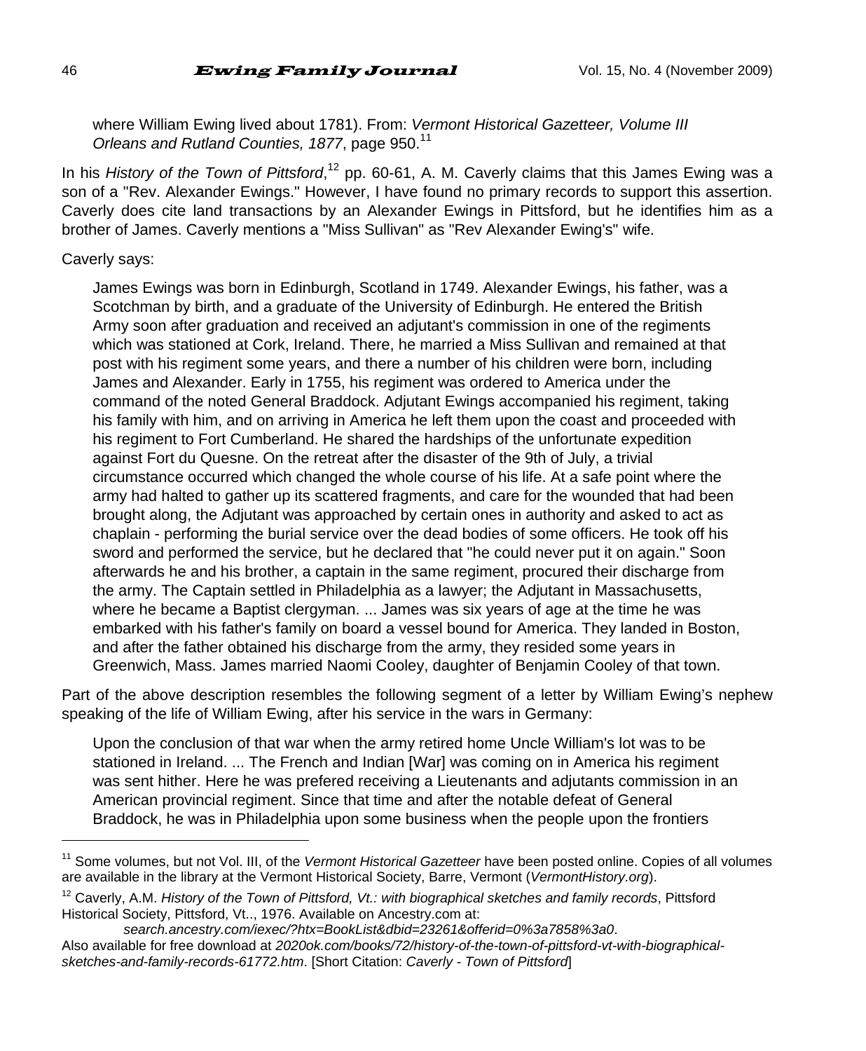where William Ewing lived about 1781). From: *Vermont Historical Gazetteer, Volume III Orleans and Rutland Counties, 1877*, page 950.[11]

In his *History of the Town of Pittsford*,[12] pp. 60-61, A. M. Caverly claims that this James Ewing was a son of a "Rev. Alexander Ewings." However, I have found no primary records to support this assertion. Caverly does cite land transactions by an Alexander Ewings in Pittsford, but he identifies him as a brother of James. Caverly mentions a "Miss Sullivan" as "Rev Alexander Ewing's" wife.

Caverly says:

> James Ewings was born in Edinburgh, Scotland in 1749. Alexander Ewings, his father, was a Scotchman by birth, and a graduate of the University of Edinburgh. He entered the British Army soon after graduation and received an adjutant's commission in one of the regiments which was stationed at Cork, Ireland. There, he married a Miss Sullivan and remained at that post with his regiment some years, and there a number of his children were born, including James and Alexander. Early in 1755, his regiment was ordered to America under the command of the noted General Braddock. Adjutant Ewings accompanied his regiment, taking his family with him, and on arriving in America he left them upon the coast and proceeded with his regiment to Fort Cumberland. He shared the hardships of the unfortunate expedition against Fort du Quesne. On the retreat after the disaster of the 9th of July, a trivial circumstance occurred which changed the whole course of his life. At a safe point where the army had halted to gather up its scattered fragments, and care for the wounded that had been brought along, the Adjutant was approached by certain ones in authority and asked to act as chaplain - performing the burial service over the dead bodies of some officers. He took off his sword and performed the service, but he declared that "he could never put it on again." Soon afterwards he and his brother, a captain in the same regiment, procured their discharge from the army. The Captain settled in Philadelphia as a lawyer; the Adjutant in Massachusetts, where he became a Baptist clergyman. ... James was six years of age at the time he was embarked with his father's family on board a vessel bound for America. They landed in Boston, and after the father obtained his discharge from the army, they resided some years in Greenwich, Mass. James married Naomi Cooley, daughter of Benjamin Cooley of that town.

Part of the above description resembles the following segment of a letter by William Ewing's nephew speaking of the life of William Ewing, after his service in the wars in Germany:

> Upon the conclusion of that war when the army retired home Uncle William's lot was to be stationed in Ireland. ... The French and Indian [War] was coming on in America his regiment was sent hither. Here he was prefered receiving a Lieutenants and adjutants commission in an American provincial regiment. Since that time and after the notable defeat of General Braddock, he was in Philadelphia upon some business when the people upon the frontiers

---

[11] Some volumes, but not Vol. III, of the *Vermont Historical Gazetteer* have been posted online. Copies of all volumes are available in the library at the Vermont Historical Society, Barre, Vermont (*VermontHistory.org*).

[12] Caverly, A.M. *History of the Town of Pittsford, Vt.: with biographical sketches and family records*, Pittsford Historical Society, Pittsford, Vt.., 1976. Available on Ancestry.com at: *search.ancestry.com/iexec/?htx=BookList&dbid=23261&offerid=0%3a7858%3a0*. Also available for free download at *2020ok.com/books/72/history-of-the-town-of-pittsford-vt-with-biographical-sketches-and-family-records-61772.htm*. [Short Citation: *Caverly - Town of Pittsford*]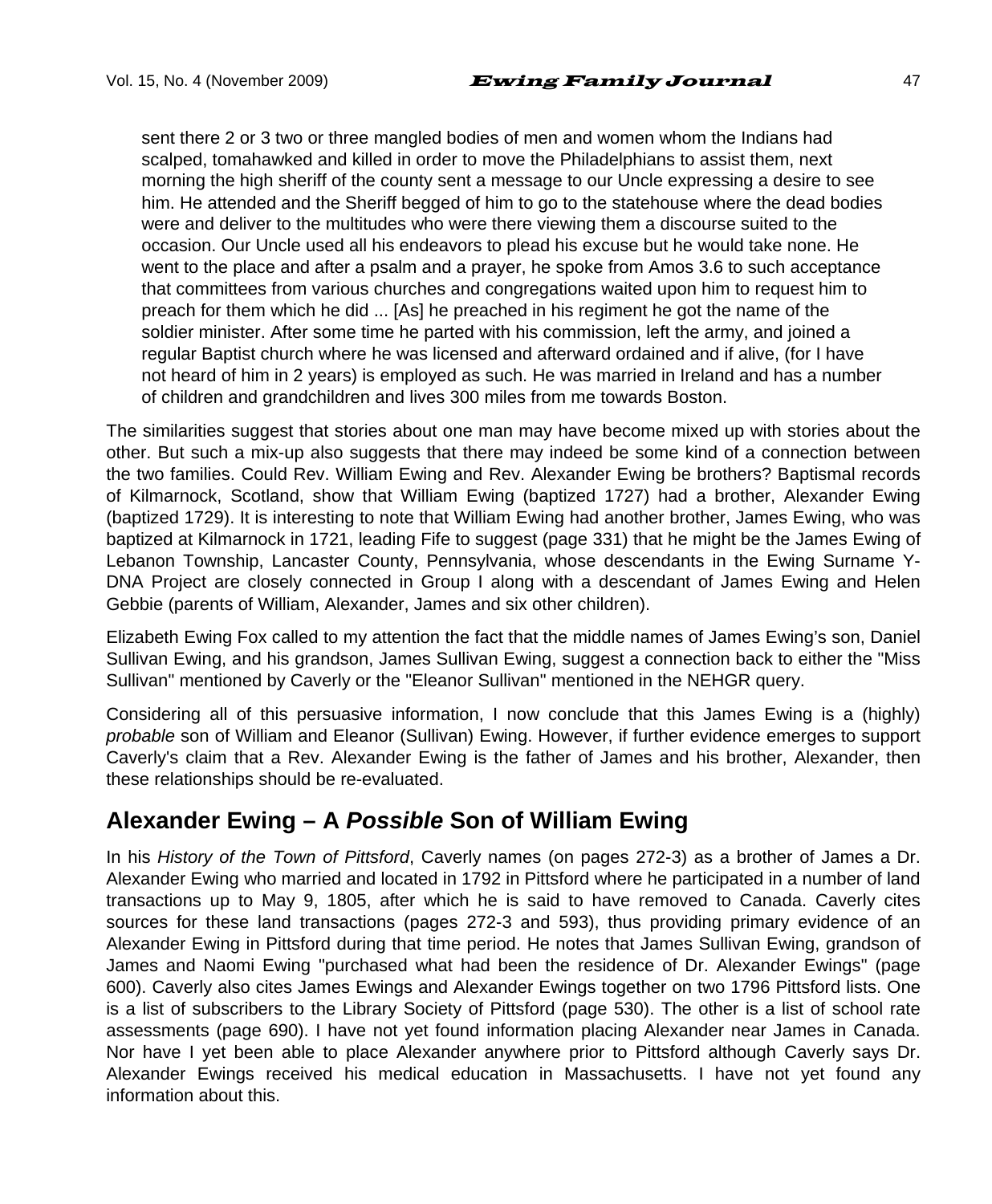> sent there 2 or 3 two or three mangled bodies of men and women whom the Indians had scalped, tomahawked and killed in order to move the Philadelphians to assist them, next morning the high sheriff of the county sent a message to our Uncle expressing a desire to see him. He attended and the Sheriff begged of him to go to the statehouse where the dead bodies were and deliver to the multitudes who were there viewing them a discourse suited to the occasion. Our Uncle used all his endeavors to plead his excuse but he would take none. He went to the place and after a psalm and a prayer, he spoke from Amos 3.6 to such acceptance that committees from various churches and congregations waited upon him to request him to preach for them which he did ... [As] he preached in his regiment he got the name of the soldier minister. After some time he parted with his commission, left the army, and joined a regular Baptist church where he was licensed and afterward ordained and if alive, (for I have not heard of him in 2 years) is employed as such. He was married in Ireland and has a number of children and grandchildren and lives 300 miles from me towards Boston.

The similarities suggest that stories about one man may have become mixed up with stories about the other. But such a mix-up also suggests that there may indeed be some kind of a connection between the two families. Could Rev. William Ewing and Rev. Alexander Ewing be brothers? Baptismal records of Kilmarnock, Scotland, show that William Ewing (baptized 1727) had a brother, Alexander Ewing (baptized 1729). It is interesting to note that William Ewing had another brother, James Ewing, who was baptized at Kilmarnock in 1721, leading Fife to suggest (page 331) that he might be the James Ewing of Lebanon Township, Lancaster County, Pennsylvania, whose descendants in the Ewing Surname Y-DNA Project are closely connected in Group I along with a descendant of James Ewing and Helen Gebbie (parents of William, Alexander, James and six other children).

Elizabeth Ewing Fox called to my attention the fact that the middle names of James Ewing's son, Daniel Sullivan Ewing, and his grandson, James Sullivan Ewing, suggest a connection back to either the "Miss Sullivan" mentioned by Caverly or the "Eleanor Sullivan" mentioned in the NEHGR query.

Considering all of this persuasive information, I now conclude that this James Ewing is a (highly) *probable* son of William and Eleanor (Sullivan) Ewing. However, if further evidence emerges to support Caverly's claim that a Rev. Alexander Ewing is the father of James and his brother, Alexander, then these relationships should be re-evaluated.

## Alexander Ewing – A *Possible* Son of William Ewing

In his *History of the Town of Pittsford*, Caverly names (on pages 272-3) as a brother of James a Dr. Alexander Ewing who married and located in 1792 in Pittsford where he participated in a number of land transactions up to May 9, 1805, after which he is said to have removed to Canada. Caverly cites sources for these land transactions (pages 272-3 and 593), thus providing primary evidence of an Alexander Ewing in Pittsford during that time period. He notes that James Sullivan Ewing, grandson of James and Naomi Ewing "purchased what had been the residence of Dr. Alexander Ewings" (page 600). Caverly also cites James Ewings and Alexander Ewings together on two 1796 Pittsford lists. One is a list of subscribers to the Library Society of Pittsford (page 530). The other is a list of school rate assessments (page 690). I have not yet found information placing Alexander near James in Canada. Nor have I yet been able to place Alexander anywhere prior to Pittsford although Caverly says Dr. Alexander Ewings received his medical education in Massachusetts. I have not yet found any information about this.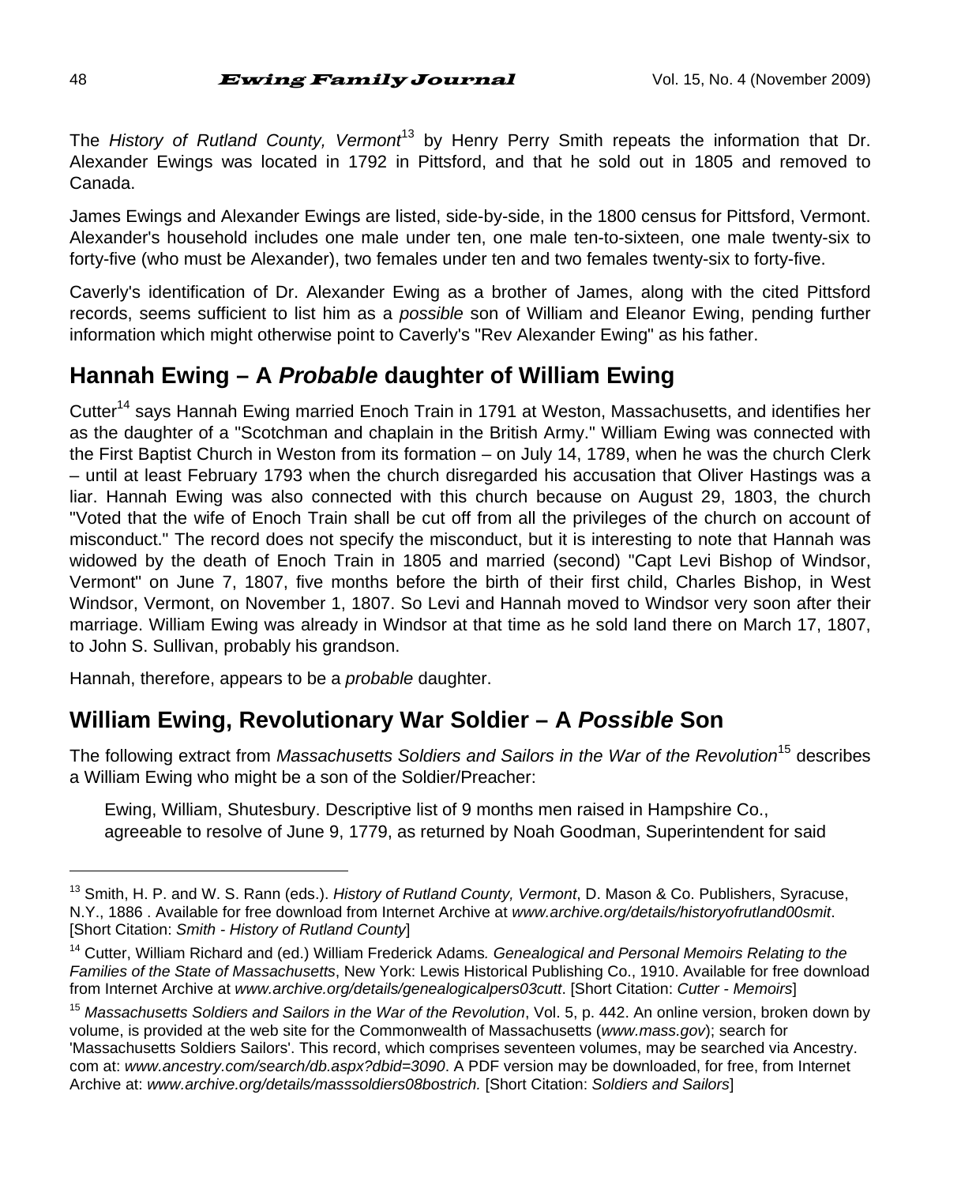The *History of Rutland County, Vermont*[13] by Henry Perry Smith repeats the information that Dr. Alexander Ewings was located in 1792 in Pittsford, and that he sold out in 1805 and removed to Canada.

James Ewings and Alexander Ewings are listed, side-by-side, in the 1800 census for Pittsford, Vermont. Alexander's household includes one male under ten, one male ten-to-sixteen, one male twenty-six to forty-five (who must be Alexander), two females under ten and two females twenty-six to forty-five.

Caverly's identification of Dr. Alexander Ewing as a brother of James, along with the cited Pittsford records, seems sufficient to list him as a *possible* son of William and Eleanor Ewing, pending further information which might otherwise point to Caverly's "Rev Alexander Ewing" as his father.

## Hannah Ewing – A *Probable* daughter of William Ewing

Cutter[14] says Hannah Ewing married Enoch Train in 1791 at Weston, Massachusetts, and identifies her as the daughter of a "Scotchman and chaplain in the British Army." William Ewing was connected with the First Baptist Church in Weston from its formation – on July 14, 1789, when he was the church Clerk – until at least February 1793 when the church disregarded his accusation that Oliver Hastings was a liar. Hannah Ewing was also connected with this church because on August 29, 1803, the church "Voted that the wife of Enoch Train shall be cut off from all the privileges of the church on account of misconduct." The record does not specify the misconduct, but it is interesting to note that Hannah was widowed by the death of Enoch Train in 1805 and married (second) "Capt Levi Bishop of Windsor, Vermont" on June 7, 1807, five months before the birth of their first child, Charles Bishop, in West Windsor, Vermont, on November 1, 1807. So Levi and Hannah moved to Windsor very soon after their marriage. William Ewing was already in Windsor at that time as he sold land there on March 17, 1807, to John S. Sullivan, probably his grandson.

Hannah, therefore, appears to be a *probable* daughter.

## William Ewing, Revolutionary War Soldier – A *Possible* Son

The following extract from *Massachusetts Soldiers and Sailors in the War of the Revolution*[15] describes a William Ewing who might be a son of the Soldier/Preacher:

> Ewing, William, Shutesbury. Descriptive list of 9 months men raised in Hampshire Co., agreeable to resolve of June 9, 1779, as returned by Noah Goodman, Superintendent for said

---

[13] Smith, H. P. and W. S. Rann (eds.). *History of Rutland County, Vermont*, D. Mason & Co. Publishers, Syracuse, N.Y., 1886 . Available for free download from Internet Archive at *www.archive.org/details/historyofrutland00smit*. [Short Citation: *Smith - History of Rutland County*]

[14] Cutter, William Richard and (ed.) William Frederick Adams*. Genealogical and Personal Memoirs Relating to the Families of the State of Massachusetts*, New York: Lewis Historical Publishing Co., 1910. Available for free download from Internet Archive at *www.archive.org/details/genealogicalpers03cutt*. [Short Citation: *Cutter - Memoirs*]

[15] *Massachusetts Soldiers and Sailors in the War of the Revolution*, Vol. 5, p. 442. An online version, broken down by volume, is provided at the web site for the Commonwealth of Massachusetts (*www.mass.gov*); search for 'Massachusetts Soldiers Sailors'. This record, which comprises seventeen volumes, may be searched via Ancestry. com at: *www.ancestry.com/search/db.aspx?dbid=3090*. A PDF version may be downloaded, for free, from Internet Archive at: *www.archive.org/details/masssoldiers08bostrich.* [Short Citation: *Soldiers and Sailors*]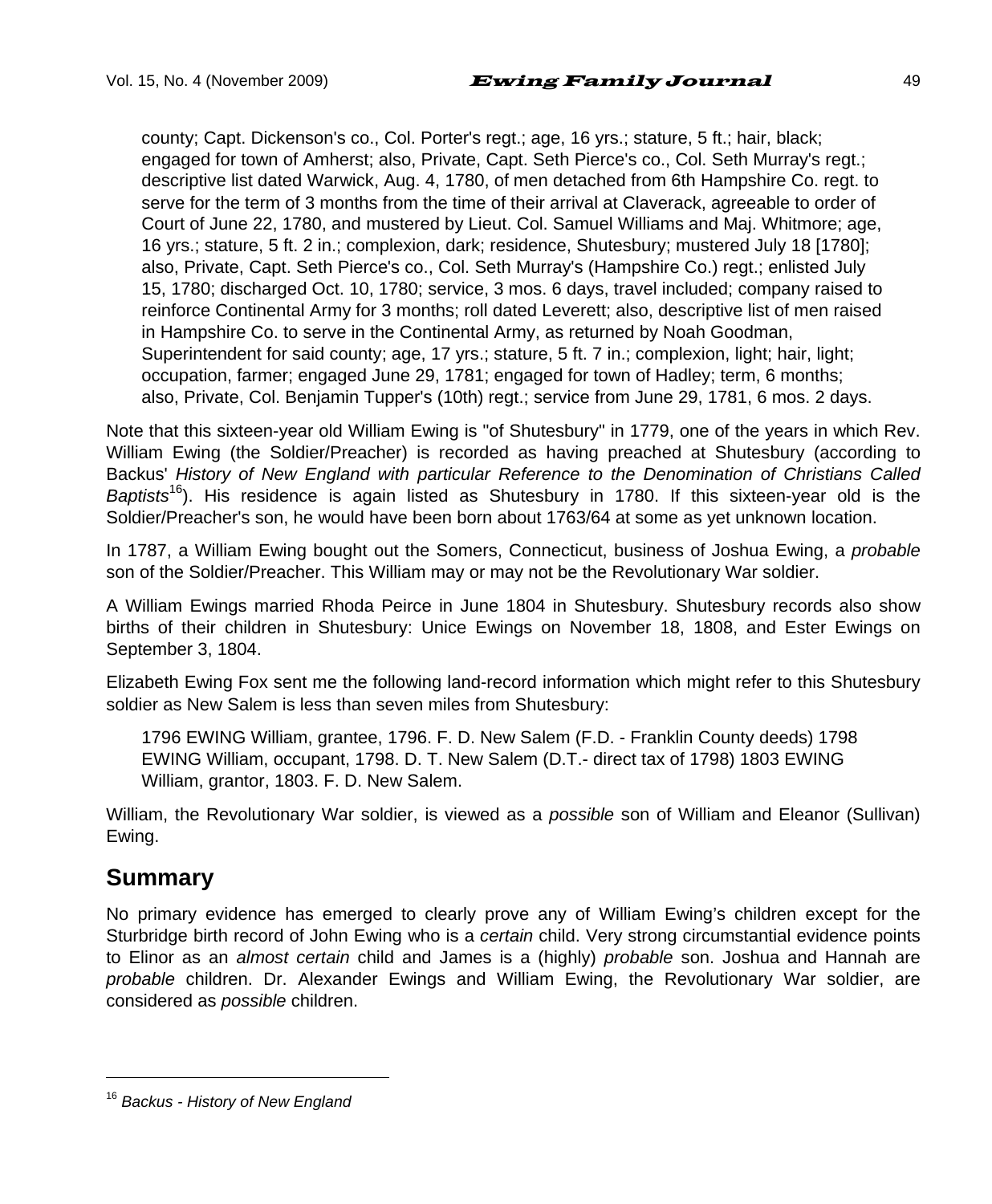> county; Capt. Dickenson's co., Col. Porter's regt.; age, 16 yrs.; stature, 5 ft.; hair, black; engaged for town of Amherst; also, Private, Capt. Seth Pierce's co., Col. Seth Murray's regt.; descriptive list dated Warwick, Aug. 4, 1780, of men detached from 6th Hampshire Co. regt. to serve for the term of 3 months from the time of their arrival at Claverack, agreeable to order of Court of June 22, 1780, and mustered by Lieut. Col. Samuel Williams and Maj. Whitmore; age, 16 yrs.; stature, 5 ft. 2 in.; complexion, dark; residence, Shutesbury; mustered July 18 [1780]; also, Private, Capt. Seth Pierce's co., Col. Seth Murray's (Hampshire Co.) regt.; enlisted July 15, 1780; discharged Oct. 10, 1780; service, 3 mos. 6 days, travel included; company raised to reinforce Continental Army for 3 months; roll dated Leverett; also, descriptive list of men raised in Hampshire Co. to serve in the Continental Army, as returned by Noah Goodman, Superintendent for said county; age, 17 yrs.; stature, 5 ft. 7 in.; complexion, light; hair, light; occupation, farmer; engaged June 29, 1781; engaged for town of Hadley; term, 6 months; also, Private, Col. Benjamin Tupper's (10th) regt.; service from June 29, 1781, 6 mos. 2 days.

Note that this sixteen-year old William Ewing is "of Shutesbury" in 1779, one of the years in which Rev. William Ewing (the Soldier/Preacher) is recorded as having preached at Shutesbury (according to Backus' *History of New England with particular Reference to the Denomination of Christians Called Baptists*[16]). His residence is again listed as Shutesbury in 1780. If this sixteen-year old is the Soldier/Preacher's son, he would have been born about 1763/64 at some as yet unknown location.

In 1787, a William Ewing bought out the Somers, Connecticut, business of Joshua Ewing, a *probable* son of the Soldier/Preacher. This William may or may not be the Revolutionary War soldier.

A William Ewings married Rhoda Peirce in June 1804 in Shutesbury. Shutesbury records also show births of their children in Shutesbury: Unice Ewings on November 18, 1808, and Ester Ewings on September 3, 1804.

Elizabeth Ewing Fox sent me the following land-record information which might refer to this Shutesbury soldier as New Salem is less than seven miles from Shutesbury:

> 1796 EWING William, grantee, 1796. F. D. New Salem (F.D. - Franklin County deeds) 1798 EWING William, occupant, 1798. D. T. New Salem (D.T.- direct tax of 1798) 1803 EWING William, grantor, 1803. F. D. New Salem.

William, the Revolutionary War soldier, is viewed as a *possible* son of William and Eleanor (Sullivan) Ewing.

## Summary

No primary evidence has emerged to clearly prove any of William Ewing's children except for the Sturbridge birth record of John Ewing who is a *certain* child. Very strong circumstantial evidence points to Elinor as an *almost certain* child and James is a (highly) *probable* son. Joshua and Hannah are *probable* children. Dr. Alexander Ewings and William Ewing, the Revolutionary War soldier, are considered as *possible* children.

---

[16] *Backus - History of New England*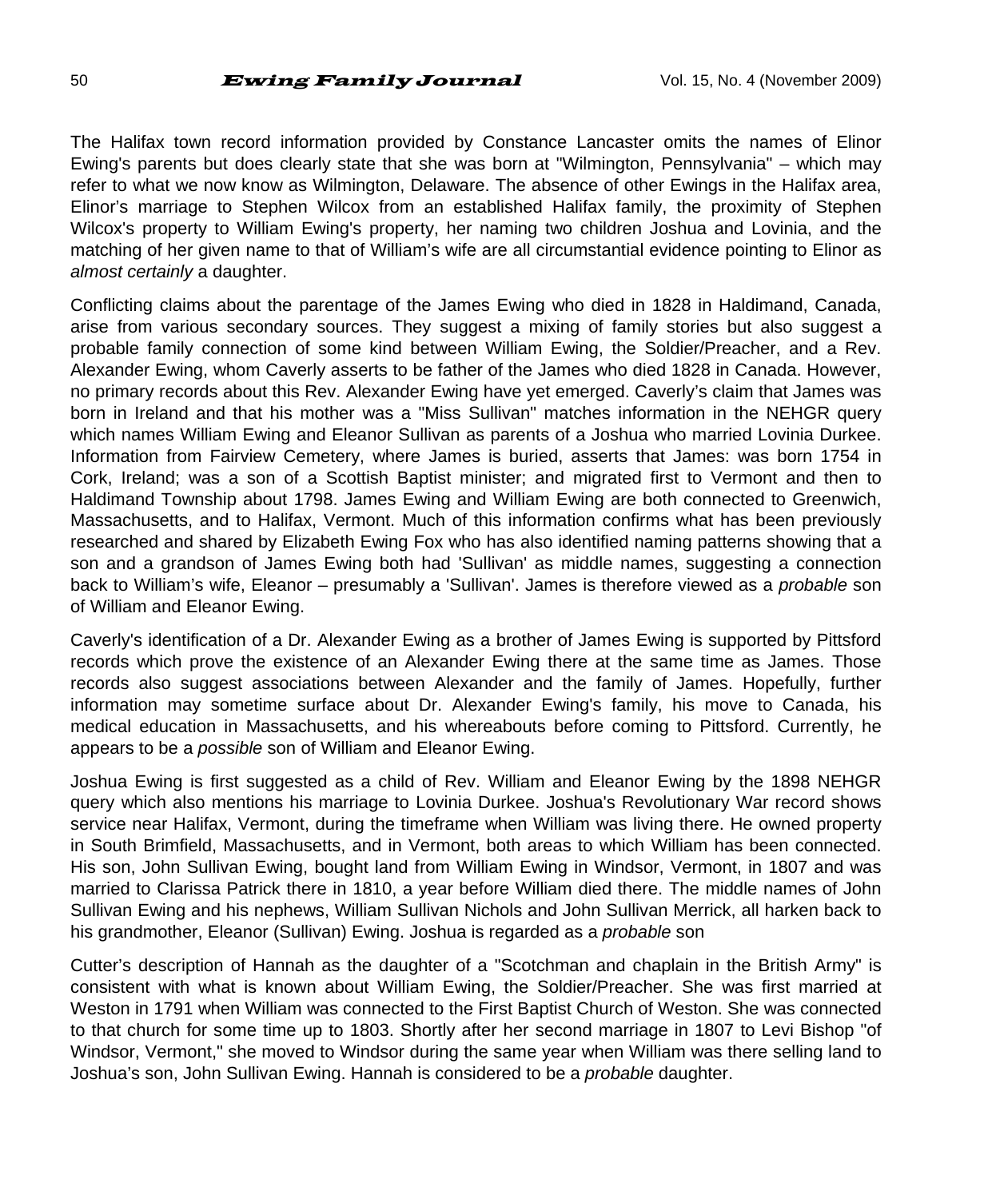The Halifax town record information provided by Constance Lancaster omits the names of Elinor Ewing's parents but does clearly state that she was born at "Wilmington, Pennsylvania" – which may refer to what we now know as Wilmington, Delaware. The absence of other Ewings in the Halifax area, Elinor's marriage to Stephen Wilcox from an established Halifax family, the proximity of Stephen Wilcox's property to William Ewing's property, her naming two children Joshua and Lovinia, and the matching of her given name to that of William's wife are all circumstantial evidence pointing to Elinor as *almost certainly* a daughter.

Conflicting claims about the parentage of the James Ewing who died in 1828 in Haldimand, Canada, arise from various secondary sources. They suggest a mixing of family stories but also suggest a probable family connection of some kind between William Ewing, the Soldier/Preacher, and a Rev. Alexander Ewing, whom Caverly asserts to be father of the James who died 1828 in Canada. However, no primary records about this Rev. Alexander Ewing have yet emerged. Caverly's claim that James was born in Ireland and that his mother was a "Miss Sullivan" matches information in the NEHGR query which names William Ewing and Eleanor Sullivan as parents of a Joshua who married Lovinia Durkee. Information from Fairview Cemetery, where James is buried, asserts that James: was born 1754 in Cork, Ireland; was a son of a Scottish Baptist minister; and migrated first to Vermont and then to Haldimand Township about 1798. James Ewing and William Ewing are both connected to Greenwich, Massachusetts, and to Halifax, Vermont. Much of this information confirms what has been previously researched and shared by Elizabeth Ewing Fox who has also identified naming patterns showing that a son and a grandson of James Ewing both had 'Sullivan' as middle names, suggesting a connection back to William's wife, Eleanor – presumably a 'Sullivan'. James is therefore viewed as a *probable* son of William and Eleanor Ewing.

Caverly's identification of a Dr. Alexander Ewing as a brother of James Ewing is supported by Pittsford records which prove the existence of an Alexander Ewing there at the same time as James. Those records also suggest associations between Alexander and the family of James. Hopefully, further information may sometime surface about Dr. Alexander Ewing's family, his move to Canada, his medical education in Massachusetts, and his whereabouts before coming to Pittsford. Currently, he appears to be a *possible* son of William and Eleanor Ewing.

Joshua Ewing is first suggested as a child of Rev. William and Eleanor Ewing by the 1898 NEHGR query which also mentions his marriage to Lovinia Durkee. Joshua's Revolutionary War record shows service near Halifax, Vermont, during the timeframe when William was living there. He owned property in South Brimfield, Massachusetts, and in Vermont, both areas to which William has been connected. His son, John Sullivan Ewing, bought land from William Ewing in Windsor, Vermont, in 1807 and was married to Clarissa Patrick there in 1810, a year before William died there. The middle names of John Sullivan Ewing and his nephews, William Sullivan Nichols and John Sullivan Merrick, all harken back to his grandmother, Eleanor (Sullivan) Ewing. Joshua is regarded as a *probable* son

Cutter's description of Hannah as the daughter of a "Scotchman and chaplain in the British Army" is consistent with what is known about William Ewing, the Soldier/Preacher. She was first married at Weston in 1791 when William was connected to the First Baptist Church of Weston. She was connected to that church for some time up to 1803. Shortly after her second marriage in 1807 to Levi Bishop "of Windsor, Vermont," she moved to Windsor during the same year when William was there selling land to Joshua's son, John Sullivan Ewing. Hannah is considered to be a *probable* daughter.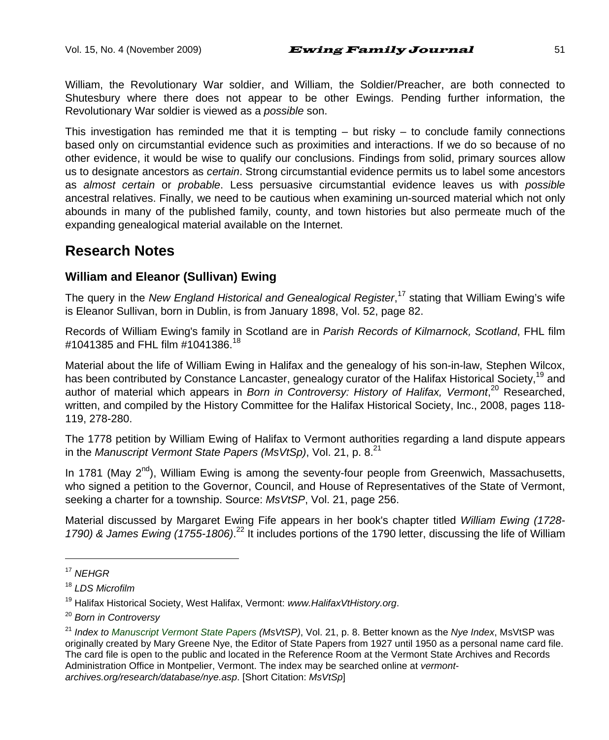William, the Revolutionary War soldier, and William, the Soldier/Preacher, are both connected to Shutesbury where there does not appear to be other Ewings. Pending further information, the Revolutionary War soldier is viewed as a *possible* son.

This investigation has reminded me that it is tempting – but risky – to conclude family connections based only on circumstantial evidence such as proximities and interactions. If we do so because of no other evidence, it would be wise to qualify our conclusions. Findings from solid, primary sources allow us to designate ancestors as *certain*. Strong circumstantial evidence permits us to label some ancestors as *almost certain* or *probable*. Less persuasive circumstantial evidence leaves us with *possible* ancestral relatives. Finally, we need to be cautious when examining un-sourced material which not only abounds in many of the published family, county, and town histories but also permeate much of the expanding genealogical material available on the Internet.

## Research Notes

### William and Eleanor (Sullivan) Ewing

The query in the *New England Historical and Genealogical Register*,[17] stating that William Ewing's wife is Eleanor Sullivan, born in Dublin, is from January 1898, Vol. 52, page 82.

Records of William Ewing's family in Scotland are in *Parish Records of Kilmarnock, Scotland*, FHL film #1041385 and FHL film #1041386.[18]

Material about the life of William Ewing in Halifax and the genealogy of his son-in-law, Stephen Wilcox, has been contributed by Constance Lancaster, genealogy curator of the Halifax Historical Society,[19] and author of material which appears in *Born in Controversy: History of Halifax, Vermont*,[20] Researched, written, and compiled by the History Committee for the Halifax Historical Society, Inc., 2008, pages 118-119, 278-280.

The 1778 petition by William Ewing of Halifax to Vermont authorities regarding a land dispute appears in the *Manuscript Vermont State Papers (MsVtSp)*, Vol. 21, p. 8.[21]

In 1781 (May 2nd), William Ewing is among the seventy-four people from Greenwich, Massachusetts, who signed a petition to the Governor, Council, and House of Representatives of the State of Vermont, seeking a charter for a township. Source: *MsVtSP*, Vol. 21, page 256.

Material discussed by Margaret Ewing Fife appears in her book's chapter titled *William Ewing (1728-1790) & James Ewing (1755-1806)*.[22] It includes portions of the 1790 letter, discussing the life of William

---

[17] *NEHGR*

[18] *LDS Microfilm*

[19] Halifax Historical Society, West Halifax, Vermont: *www.HalifaxVtHistory.org*.

[20] *Born in Controversy*

[21] *Index to Manuscript Vermont State Papers (MsVtSP)*, Vol. 21, p. 8. Better known as the *Nye Index*, MsVtSP was originally created by Mary Greene Nye, the Editor of State Papers from 1927 until 1950 as a personal name card file. The card file is open to the public and located in the Reference Room at the Vermont State Archives and Records Administration Office in Montpelier, Vermont. The index may be searched online at *vermont-archives.org/research/database/nye.asp*. [Short Citation: *MsVtSp*]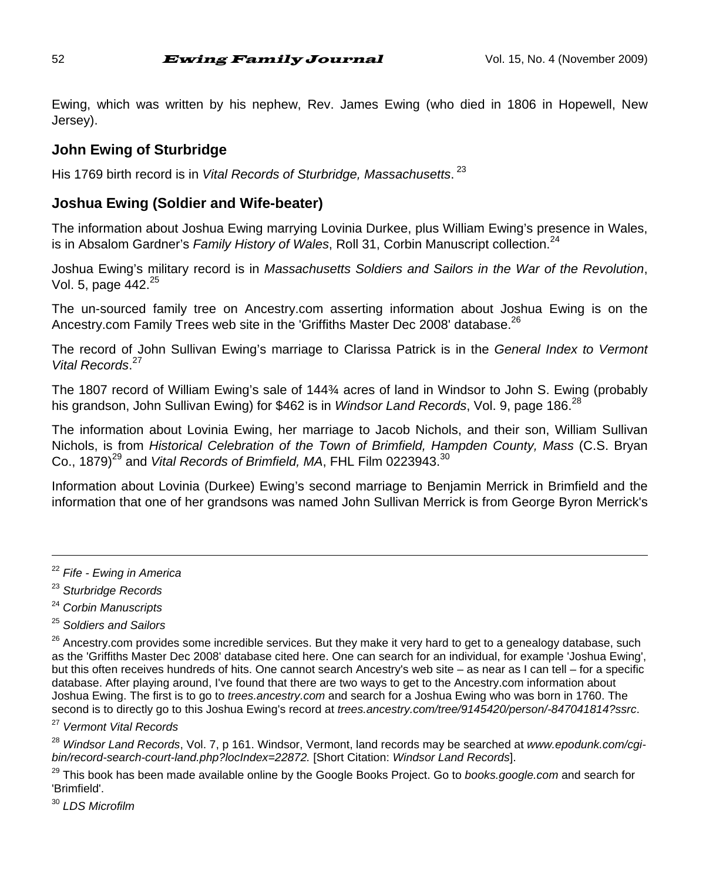Ewing, which was written by his nephew, Rev. James Ewing (who died in 1806 in Hopewell, New Jersey).

### John Ewing of Sturbridge

His 1769 birth record is in *Vital Records of Sturbridge, Massachusetts*.[23]

### Joshua Ewing (Soldier and Wife-beater)

The information about Joshua Ewing marrying Lovinia Durkee, plus William Ewing's presence in Wales, is in Absalom Gardner's *Family History of Wales*, Roll 31, Corbin Manuscript collection.[24]

Joshua Ewing's military record is in *Massachusetts Soldiers and Sailors in the War of the Revolution*, Vol. 5, page 442.[25]

The un-sourced family tree on Ancestry.com asserting information about Joshua Ewing is on the Ancestry.com Family Trees web site in the 'Griffiths Master Dec 2008' database.[26]

The record of John Sullivan Ewing's marriage to Clarissa Patrick is in the *General Index to Vermont Vital Records*.[27]

The 1807 record of William Ewing's sale of 144¾ acres of land in Windsor to John S. Ewing (probably his grandson, John Sullivan Ewing) for $462 is in *Windsor Land Records*, Vol. 9, page 186.[28]

The information about Lovinia Ewing, her marriage to Jacob Nichols, and their son, William Sullivan Nichols, is from *Historical Celebration of the Town of Brimfield, Hampden County, Mass* (C.S. Bryan Co., 1879)[29] and *Vital Records of Brimfield, MA*, FHL Film 0223943.[30]

Information about Lovinia (Durkee) Ewing's second marriage to Benjamin Merrick in Brimfield and the information that one of her grandsons was named John Sullivan Merrick is from George Byron Merrick's

---

[22] *Fife - Ewing in America*

[23] *Sturbridge Records*

[24] *Corbin Manuscripts*

[25] *Soldiers and Sailors*

[26] Ancestry.com provides some incredible services. But they make it very hard to get to a genealogy database, such as the 'Griffiths Master Dec 2008' database cited here. One can search for an individual, for example 'Joshua Ewing', but this often receives hundreds of hits. One cannot search Ancestry's web site – as near as I can tell – for a specific database. After playing around, I've found that there are two ways to get to the Ancestry.com information about Joshua Ewing. The first is to go to *trees.ancestry.com* and search for a Joshua Ewing who was born in 1760. The second is to directly go to this Joshua Ewing's record at *trees.ancestry.com/tree/9145420/person/-847041814?ssrc*.

[27] *Vermont Vital Records*

[28] *Windsor Land Records*, Vol. 7, p 161. Windsor, Vermont, land records may be searched at *www.epodunk.com/cgi-bin/record-search-court-land.php?locIndex=22872.* [Short Citation: *Windsor Land Records*].

[29] This book has been made available online by the Google Books Project. Go to *books.google.com* and search for 'Brimfield'.

[30] *LDS Microfilm*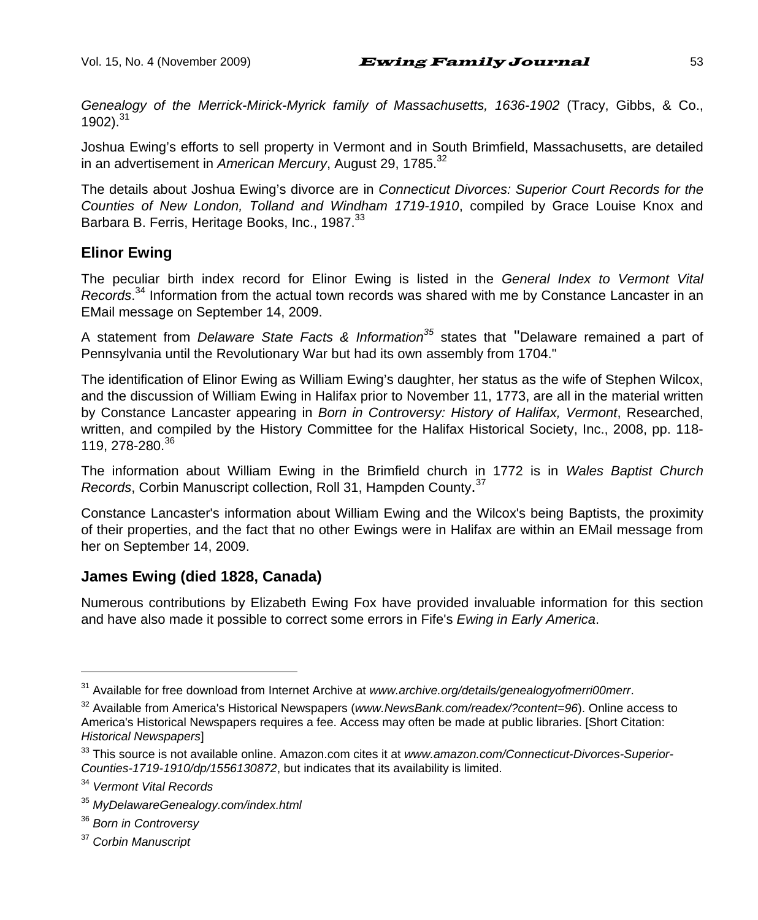*Genealogy of the Merrick-Mirick-Myrick family of Massachusetts, 1636-1902* (Tracy, Gibbs, & Co., 1902).[31]

Joshua Ewing's efforts to sell property in Vermont and in South Brimfield, Massachusetts, are detailed in an advertisement in *American Mercury*, August 29, 1785.[32]

The details about Joshua Ewing's divorce are in *Connecticut Divorces: Superior Court Records for the Counties of New London, Tolland and Windham 1719-1910*, compiled by Grace Louise Knox and Barbara B. Ferris, Heritage Books, Inc., 1987.[33]

### Elinor Ewing

The peculiar birth index record for Elinor Ewing is listed in the *General Index to Vermont Vital Records*.[34] Information from the actual town records was shared with me by Constance Lancaster in an EMail message on September 14, 2009.

A statement from *Delaware State Facts & Information*[35] states that "Delaware remained a part of Pennsylvania until the Revolutionary War but had its own assembly from 1704."

The identification of Elinor Ewing as William Ewing's daughter, her status as the wife of Stephen Wilcox, and the discussion of William Ewing in Halifax prior to November 11, 1773, are all in the material written by Constance Lancaster appearing in *Born in Controversy: History of Halifax, Vermont*, Researched, written, and compiled by the History Committee for the Halifax Historical Society, Inc., 2008, pp. 118-119, 278-280.[36]

The information about William Ewing in the Brimfield church in 1772 is in *Wales Baptist Church Records*, Corbin Manuscript collection, Roll 31, Hampden County.[37]

Constance Lancaster's information about William Ewing and the Wilcox's being Baptists, the proximity of their properties, and the fact that no other Ewings were in Halifax are within an EMail message from her on September 14, 2009.

### James Ewing (died 1828, Canada)

Numerous contributions by Elizabeth Ewing Fox have provided invaluable information for this section and have also made it possible to correct some errors in Fife's *Ewing in Early America*.

---

[31] Available for free download from Internet Archive at *www.archive.org/details/genealogyofmerri00merr*.

[32] Available from America's Historical Newspapers (*www.NewsBank.com/readex/?content=96*). Online access to America's Historical Newspapers requires a fee. Access may often be made at public libraries. [Short Citation: *Historical Newspapers*]

[33] This source is not available online. Amazon.com cites it at *www.amazon.com/Connecticut-Divorces-Superior-Counties-1719-1910/dp/1556130872*, but indicates that its availability is limited.

[34] *Vermont Vital Records*

[35] *MyDelawareGenealogy.com/index.html*

[36] *Born in Controversy*

[37] *Corbin Manuscript*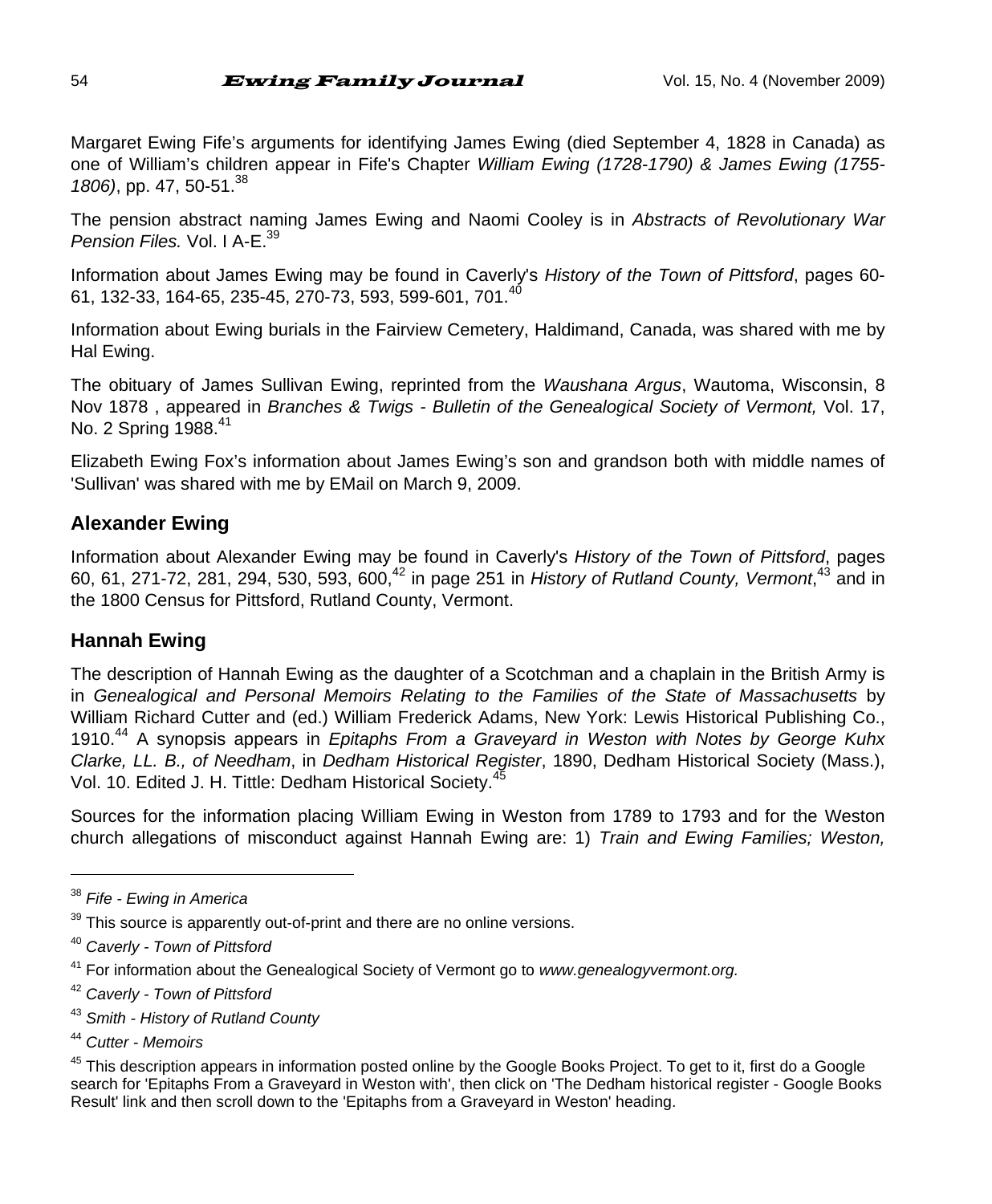Margaret Ewing Fife's arguments for identifying James Ewing (died September 4, 1828 in Canada) as one of William's children appear in Fife's Chapter *William Ewing (1728-1790) & James Ewing (1755-1806)*, pp. 47, 50-51.[38]

The pension abstract naming James Ewing and Naomi Cooley is in *Abstracts of Revolutionary War Pension Files.* Vol. I A-E.[39]

Information about James Ewing may be found in Caverly's *History of the Town of Pittsford*, pages 60-61, 132-33, 164-65, 235-45, 270-73, 593, 599-601, 701.[40]

Information about Ewing burials in the Fairview Cemetery, Haldimand, Canada, was shared with me by Hal Ewing.

The obituary of James Sullivan Ewing, reprinted from the *Waushana Argus*, Wautoma, Wisconsin, 8 Nov 1878 , appeared in *Branches & Twigs - Bulletin of the Genealogical Society of Vermont,* Vol. 17, No. 2 Spring 1988.[41]

Elizabeth Ewing Fox's information about James Ewing's son and grandson both with middle names of 'Sullivan' was shared with me by EMail on March 9, 2009.

## Alexander Ewing

Information about Alexander Ewing may be found in Caverly's *History of the Town of Pittsford*, pages 60, 61, 271-72, 281, 294, 530, 593, 600,[42] in page 251 in *History of Rutland County, Vermont*,[43] and in the 1800 Census for Pittsford, Rutland County, Vermont.

## Hannah Ewing

The description of Hannah Ewing as the daughter of a Scotchman and a chaplain in the British Army is in *Genealogical and Personal Memoirs Relating to the Families of the State of Massachusetts* by William Richard Cutter and (ed.) William Frederick Adams, New York: Lewis Historical Publishing Co., 1910.[44] A synopsis appears in *Epitaphs From a Graveyard in Weston with Notes by George Kuhx Clarke, LL. B., of Needham*, in *Dedham Historical Register*, 1890, Dedham Historical Society (Mass.), Vol. 10. Edited J. H. Tittle: Dedham Historical Society.[45]

Sources for the information placing William Ewing in Weston from 1789 to 1793 and for the Weston church allegations of misconduct against Hannah Ewing are: 1) *Train and Ewing Families; Weston,*

---

[38] *Fife - Ewing in America*

[39] This source is apparently out-of-print and there are no online versions.

[40] *Caverly - Town of Pittsford*

[41] For information about the Genealogical Society of Vermont go to *www.genealogyvermont.org.*

[42] *Caverly - Town of Pittsford*

[43] *Smith - History of Rutland County*

[44] *Cutter - Memoirs*

[45] This description appears in information posted online by the Google Books Project. To get to it, first do a Google search for 'Epitaphs From a Graveyard in Weston with', then click on 'The Dedham historical register - Google Books Result' link and then scroll down to the 'Epitaphs from a Graveyard in Weston' heading.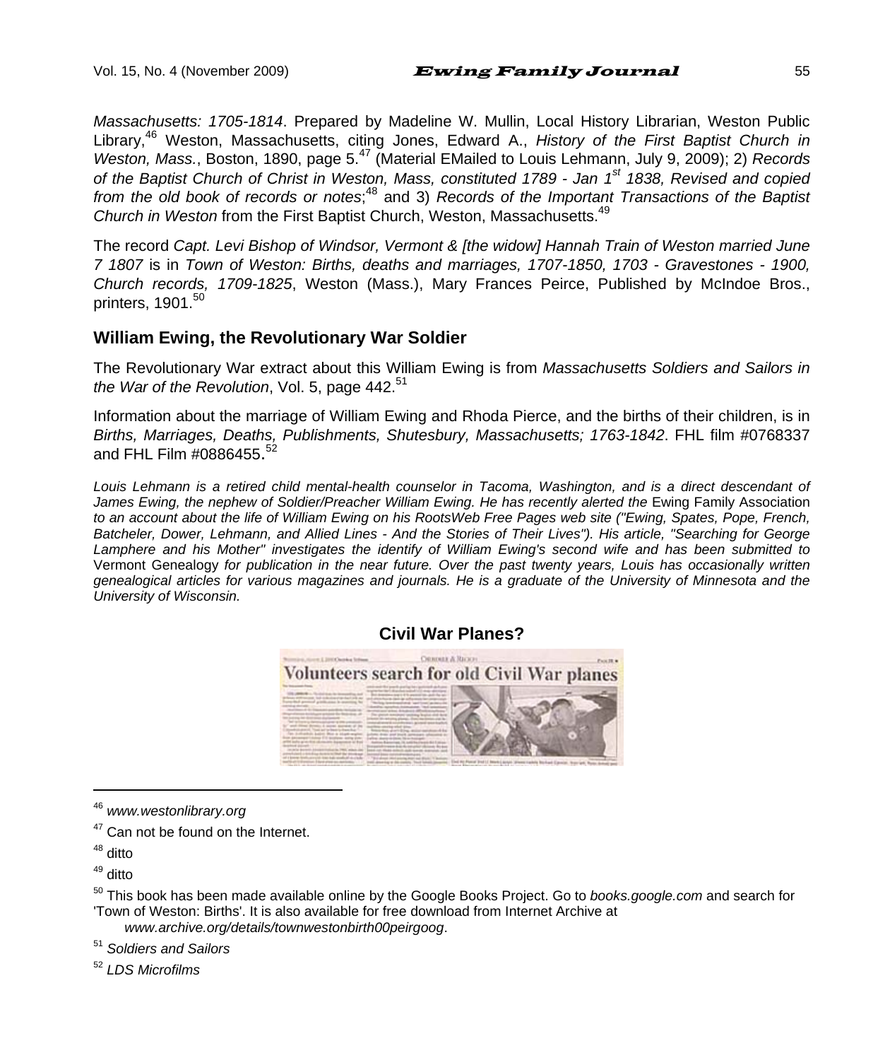*Massachusetts: 1705-1814*. Prepared by Madeline W. Mullin, Local History Librarian, Weston Public Library,[46] Weston, Massachusetts, citing Jones, Edward A., *History of the First Baptist Church in Weston, Mass.*, Boston, 1890, page 5.[47] (Material EMailed to Louis Lehmann, July 9, 2009); 2) *Records of the Baptist Church of Christ in Weston, Mass, constituted 1789 - Jan 1st 1838, Revised and copied from the old book of records or notes*;[48] and 3) *Records of the Important Transactions of the Baptist Church in Weston* from the First Baptist Church, Weston, Massachusetts.[49]

The record *Capt. Levi Bishop of Windsor, Vermont & [the widow] Hannah Train of Weston married June 7 1807* is in *Town of Weston: Births, deaths and marriages, 1707-1850, 1703 - Gravestones - 1900, Church records, 1709-1825*, Weston (Mass.), Mary Frances Peirce, Published by McIndoe Bros., printers, 1901.[50]

## William Ewing, the Revolutionary War Soldier

The Revolutionary War extract about this William Ewing is from *Massachusetts Soldiers and Sailors in the War of the Revolution*, Vol. 5, page 442.[51]

Information about the marriage of William Ewing and Rhoda Pierce, and the births of their children, is in *Births, Marriages, Deaths, Publishments, Shutesbury, Massachusetts; 1763-1842*. FHL film #0768337 and FHL Film #0886455.[52]

*Louis Lehmann is a retired child mental-health counselor in Tacoma, Washington, and is a direct descendant of James Ewing, the nephew of Soldier/Preacher William Ewing. He has recently alerted the* Ewing Family Association *to an account about the life of William Ewing on his RootsWeb Free Pages web site ("Ewing, Spates, Pope, French, Batcheler, Dower, Lehmann, and Allied Lines - And the Stories of Their Lives"). His article, "Searching for George Lamphere and his Mother" investigates the identify of William Ewing's second wife and has been submitted to* Vermont Genealogy *for publication in the near future. Over the past twenty years, Louis has occasionally written genealogical articles for various magazines and journals. He is a graduate of the University of Minnesota and the University of Wisconsin.*

## Civil War Planes?

Volunteers search for old Civil War planes

---

[46] *www.westonlibrary.org*

[47] Can not be found on the Internet.

[48] ditto

[49] ditto

[50] This book has been made available online by the Google Books Project. Go to *books.google.com* and search for 'Town of Weston: Births'. It is also available for free download from Internet Archive at *www.archive.org/details/townwestonbirth00peirgoog*.

[51] *Soldiers and Sailors*

[52] *LDS Microfilms*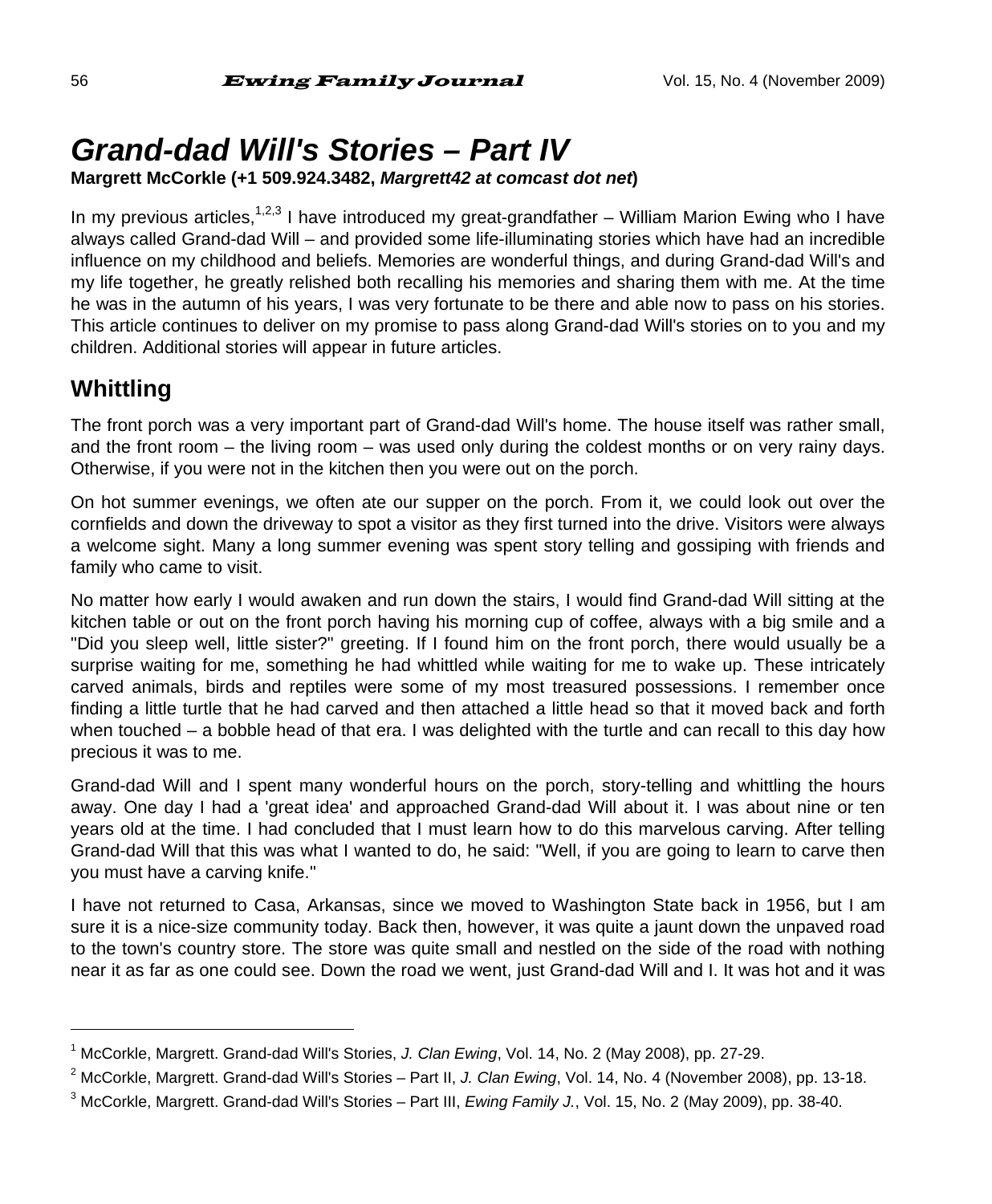# *Grand-dad Will's Stories – Part IV*

**Margrett McCorkle (+1 509.924.3482, *Margrett42 at comcast dot net*)**

In my previous articles,[1,2,3] I have introduced my great-grandfather – William Marion Ewing who I have always called Grand-dad Will – and provided some life-illuminating stories which have had an incredible influence on my childhood and beliefs. Memories are wonderful things, and during Grand-dad Will's and my life together, he greatly relished both recalling his memories and sharing them with me. At the time he was in the autumn of his years, I was very fortunate to be there and able now to pass on his stories. This article continues to deliver on my promise to pass along Grand-dad Will's stories on to you and my children. Additional stories will appear in future articles.

## Whittling

The front porch was a very important part of Grand-dad Will's home. The house itself was rather small, and the front room – the living room – was used only during the coldest months or on very rainy days. Otherwise, if you were not in the kitchen then you were out on the porch.

On hot summer evenings, we often ate our supper on the porch. From it, we could look out over the cornfields and down the driveway to spot a visitor as they first turned into the drive. Visitors were always a welcome sight. Many a long summer evening was spent story telling and gossiping with friends and family who came to visit.

No matter how early I would awaken and run down the stairs, I would find Grand-dad Will sitting at the kitchen table or out on the front porch having his morning cup of coffee, always with a big smile and a "Did you sleep well, little sister?" greeting. If I found him on the front porch, there would usually be a surprise waiting for me, something he had whittled while waiting for me to wake up. These intricately carved animals, birds and reptiles were some of my most treasured possessions. I remember once finding a little turtle that he had carved and then attached a little head so that it moved back and forth when touched – a bobble head of that era. I was delighted with the turtle and can recall to this day how precious it was to me.

Grand-dad Will and I spent many wonderful hours on the porch, story-telling and whittling the hours away. One day I had a 'great idea' and approached Grand-dad Will about it. I was about nine or ten years old at the time. I had concluded that I must learn how to do this marvelous carving. After telling Grand-dad Will that this was what I wanted to do, he said: "Well, if you are going to learn to carve then you must have a carving knife."

I have not returned to Casa, Arkansas, since we moved to Washington State back in 1956, but I am sure it is a nice-size community today. Back then, however, it was quite a jaunt down the unpaved road to the town's country store. The store was quite small and nestled on the side of the road with nothing near it as far as one could see. Down the road we went, just Grand-dad Will and I. It was hot and it was

---

[1] McCorkle, Margrett. Grand-dad Will's Stories, *J. Clan Ewing*, Vol. 14, No. 2 (May 2008), pp. 27-29.

[2] McCorkle, Margrett. Grand-dad Will's Stories – Part II, *J. Clan Ewing*, Vol. 14, No. 4 (November 2008), pp. 13-18.

[3] McCorkle, Margrett. Grand-dad Will's Stories – Part III, *Ewing Family J.*, Vol. 15, No. 2 (May 2009), pp. 38-40.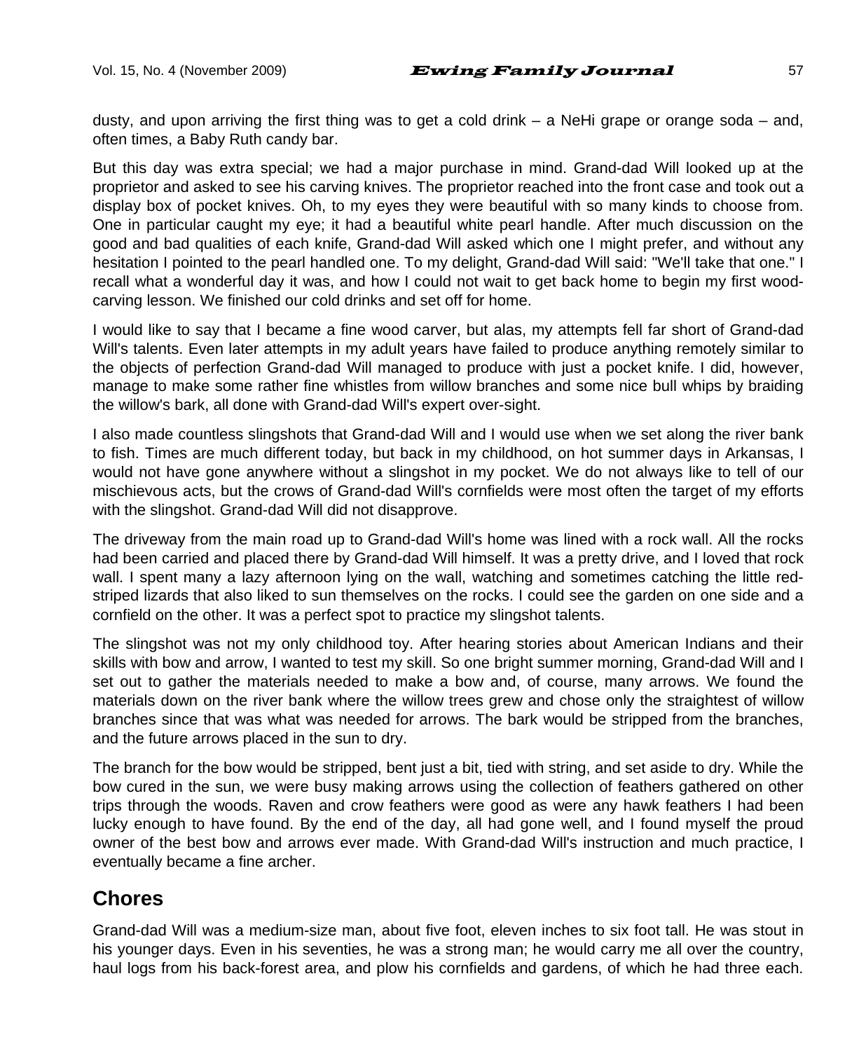dusty, and upon arriving the first thing was to get a cold drink – a NeHi grape or orange soda – and, often times, a Baby Ruth candy bar.

But this day was extra special; we had a major purchase in mind. Grand-dad Will looked up at the proprietor and asked to see his carving knives. The proprietor reached into the front case and took out a display box of pocket knives. Oh, to my eyes they were beautiful with so many kinds to choose from. One in particular caught my eye; it had a beautiful white pearl handle. After much discussion on the good and bad qualities of each knife, Grand-dad Will asked which one I might prefer, and without any hesitation I pointed to the pearl handled one. To my delight, Grand-dad Will said: "We'll take that one." I recall what a wonderful day it was, and how I could not wait to get back home to begin my first wood-carving lesson. We finished our cold drinks and set off for home.

I would like to say that I became a fine wood carver, but alas, my attempts fell far short of Grand-dad Will's talents. Even later attempts in my adult years have failed to produce anything remotely similar to the objects of perfection Grand-dad Will managed to produce with just a pocket knife. I did, however, manage to make some rather fine whistles from willow branches and some nice bull whips by braiding the willow's bark, all done with Grand-dad Will's expert over-sight.

I also made countless slingshots that Grand-dad Will and I would use when we set along the river bank to fish. Times are much different today, but back in my childhood, on hot summer days in Arkansas, I would not have gone anywhere without a slingshot in my pocket. We do not always like to tell of our mischievous acts, but the crows of Grand-dad Will's cornfields were most often the target of my efforts with the slingshot. Grand-dad Will did not disapprove.

The driveway from the main road up to Grand-dad Will's home was lined with a rock wall. All the rocks had been carried and placed there by Grand-dad Will himself. It was a pretty drive, and I loved that rock wall. I spent many a lazy afternoon lying on the wall, watching and sometimes catching the little red-striped lizards that also liked to sun themselves on the rocks. I could see the garden on one side and a cornfield on the other. It was a perfect spot to practice my slingshot talents.

The slingshot was not my only childhood toy. After hearing stories about American Indians and their skills with bow and arrow, I wanted to test my skill. So one bright summer morning, Grand-dad Will and I set out to gather the materials needed to make a bow and, of course, many arrows. We found the materials down on the river bank where the willow trees grew and chose only the straightest of willow branches since that was what was needed for arrows. The bark would be stripped from the branches, and the future arrows placed in the sun to dry.

The branch for the bow would be stripped, bent just a bit, tied with string, and set aside to dry. While the bow cured in the sun, we were busy making arrows using the collection of feathers gathered on other trips through the woods. Raven and crow feathers were good as were any hawk feathers I had been lucky enough to have found. By the end of the day, all had gone well, and I found myself the proud owner of the best bow and arrows ever made. With Grand-dad Will's instruction and much practice, I eventually became a fine archer.

## Chores

Grand-dad Will was a medium-size man, about five foot, eleven inches to six foot tall. He was stout in his younger days. Even in his seventies, he was a strong man; he would carry me all over the country, haul logs from his back-forest area, and plow his cornfields and gardens, of which he had three each.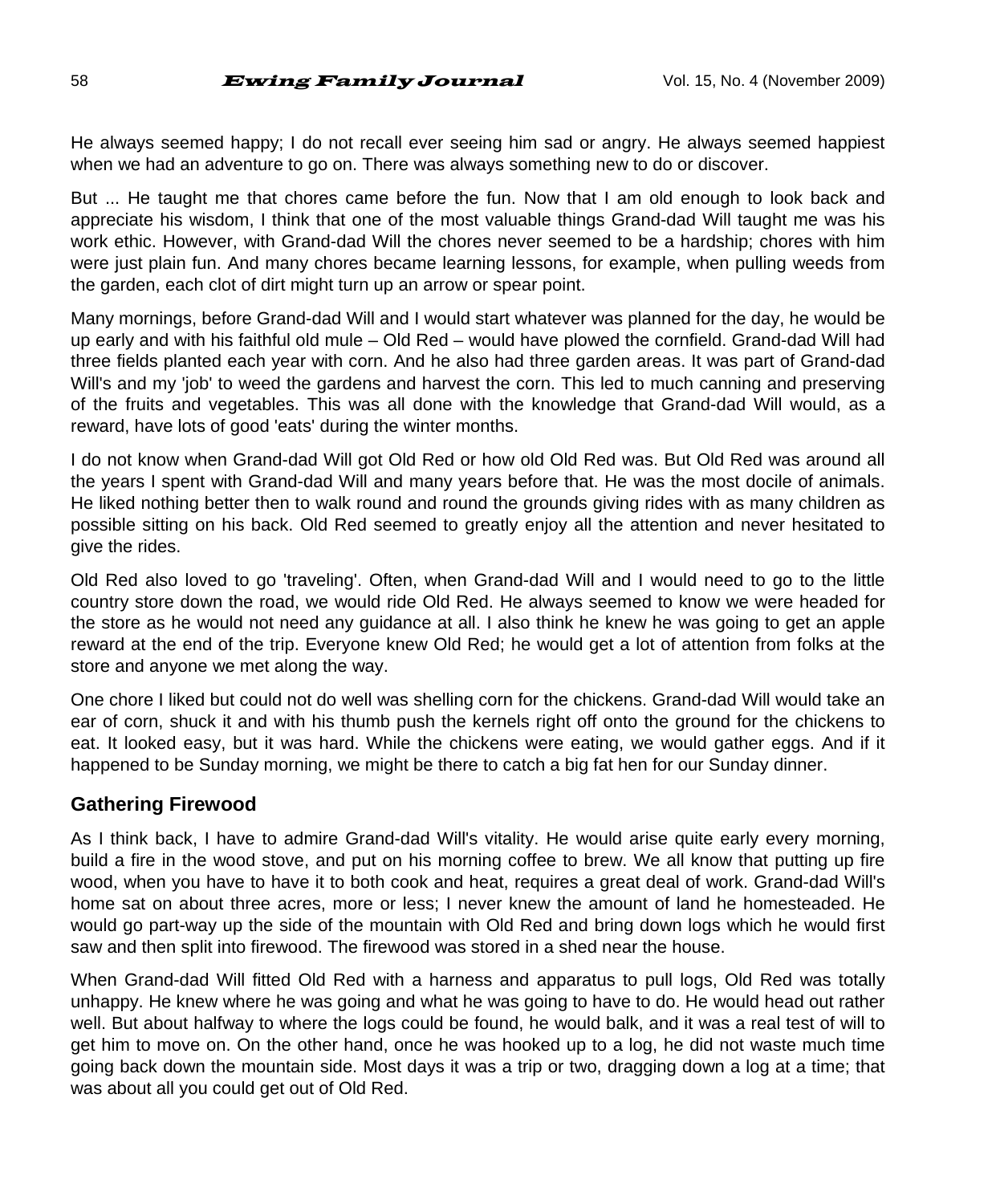He always seemed happy; I do not recall ever seeing him sad or angry. He always seemed happiest when we had an adventure to go on. There was always something new to do or discover.

But ... He taught me that chores came before the fun. Now that I am old enough to look back and appreciate his wisdom, I think that one of the most valuable things Grand-dad Will taught me was his work ethic. However, with Grand-dad Will the chores never seemed to be a hardship; chores with him were just plain fun. And many chores became learning lessons, for example, when pulling weeds from the garden, each clot of dirt might turn up an arrow or spear point.

Many mornings, before Grand-dad Will and I would start whatever was planned for the day, he would be up early and with his faithful old mule – Old Red – would have plowed the cornfield. Grand-dad Will had three fields planted each year with corn. And he also had three garden areas. It was part of Grand-dad Will's and my 'job' to weed the gardens and harvest the corn. This led to much canning and preserving of the fruits and vegetables. This was all done with the knowledge that Grand-dad Will would, as a reward, have lots of good 'eats' during the winter months.

I do not know when Grand-dad Will got Old Red or how old Old Red was. But Old Red was around all the years I spent with Grand-dad Will and many years before that. He was the most docile of animals. He liked nothing better then to walk round and round the grounds giving rides with as many children as possible sitting on his back. Old Red seemed to greatly enjoy all the attention and never hesitated to give the rides.

Old Red also loved to go 'traveling'. Often, when Grand-dad Will and I would need to go to the little country store down the road, we would ride Old Red. He always seemed to know we were headed for the store as he would not need any guidance at all. I also think he knew he was going to get an apple reward at the end of the trip. Everyone knew Old Red; he would get a lot of attention from folks at the store and anyone we met along the way.

One chore I liked but could not do well was shelling corn for the chickens. Grand-dad Will would take an ear of corn, shuck it and with his thumb push the kernels right off onto the ground for the chickens to eat. It looked easy, but it was hard. While the chickens were eating, we would gather eggs. And if it happened to be Sunday morning, we might be there to catch a big fat hen for our Sunday dinner.

## Gathering Firewood

As I think back, I have to admire Grand-dad Will's vitality. He would arise quite early every morning, build a fire in the wood stove, and put on his morning coffee to brew. We all know that putting up fire wood, when you have to have it to both cook and heat, requires a great deal of work. Grand-dad Will's home sat on about three acres, more or less; I never knew the amount of land he homesteaded. He would go part-way up the side of the mountain with Old Red and bring down logs which he would first saw and then split into firewood. The firewood was stored in a shed near the house.

When Grand-dad Will fitted Old Red with a harness and apparatus to pull logs, Old Red was totally unhappy. He knew where he was going and what he was going to have to do. He would head out rather well. But about halfway to where the logs could be found, he would balk, and it was a real test of will to get him to move on. On the other hand, once he was hooked up to a log, he did not waste much time going back down the mountain side. Most days it was a trip or two, dragging down a log at a time; that was about all you could get out of Old Red.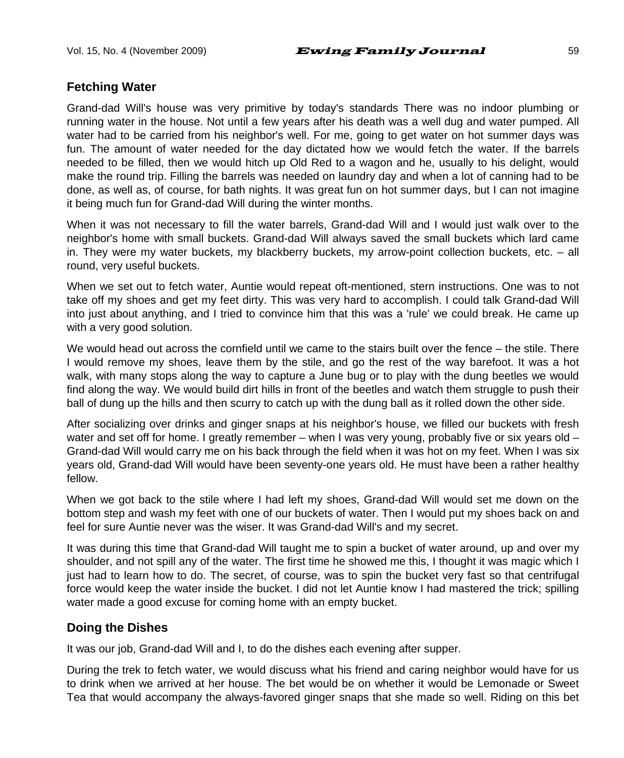## Fetching Water

Grand-dad Will's house was very primitive by today's standards There was no indoor plumbing or running water in the house. Not until a few years after his death was a well dug and water pumped. All water had to be carried from his neighbor's well. For me, going to get water on hot summer days was fun. The amount of water needed for the day dictated how we would fetch the water. If the barrels needed to be filled, then we would hitch up Old Red to a wagon and he, usually to his delight, would make the round trip. Filling the barrels was needed on laundry day and when a lot of canning had to be done, as well as, of course, for bath nights. It was great fun on hot summer days, but I can not imagine it being much fun for Grand-dad Will during the winter months.

When it was not necessary to fill the water barrels, Grand-dad Will and I would just walk over to the neighbor's home with small buckets. Grand-dad Will always saved the small buckets which lard came in. They were my water buckets, my blackberry buckets, my arrow-point collection buckets, etc. – all round, very useful buckets.

When we set out to fetch water, Auntie would repeat oft-mentioned, stern instructions. One was to not take off my shoes and get my feet dirty. This was very hard to accomplish. I could talk Grand-dad Will into just about anything, and I tried to convince him that this was a 'rule' we could break. He came up with a very good solution.

We would head out across the cornfield until we came to the stairs built over the fence – the stile. There I would remove my shoes, leave them by the stile, and go the rest of the way barefoot. It was a hot walk, with many stops along the way to capture a June bug or to play with the dung beetles we would find along the way. We would build dirt hills in front of the beetles and watch them struggle to push their ball of dung up the hills and then scurry to catch up with the dung ball as it rolled down the other side.

After socializing over drinks and ginger snaps at his neighbor's house, we filled our buckets with fresh water and set off for home. I greatly remember – when I was very young, probably five or six years old – Grand-dad Will would carry me on his back through the field when it was hot on my feet. When I was six years old, Grand-dad Will would have been seventy-one years old. He must have been a rather healthy fellow.

When we got back to the stile where I had left my shoes, Grand-dad Will would set me down on the bottom step and wash my feet with one of our buckets of water. Then I would put my shoes back on and feel for sure Auntie never was the wiser. It was Grand-dad Will's and my secret.

It was during this time that Grand-dad Will taught me to spin a bucket of water around, up and over my shoulder, and not spill any of the water. The first time he showed me this, I thought it was magic which I just had to learn how to do. The secret, of course, was to spin the bucket very fast so that centrifugal force would keep the water inside the bucket. I did not let Auntie know I had mastered the trick; spilling water made a good excuse for coming home with an empty bucket.

## Doing the Dishes

It was our job, Grand-dad Will and I, to do the dishes each evening after supper.

During the trek to fetch water, we would discuss what his friend and caring neighbor would have for us to drink when we arrived at her house. The bet would be on whether it would be Lemonade or Sweet Tea that would accompany the always-favored ginger snaps that she made so well. Riding on this bet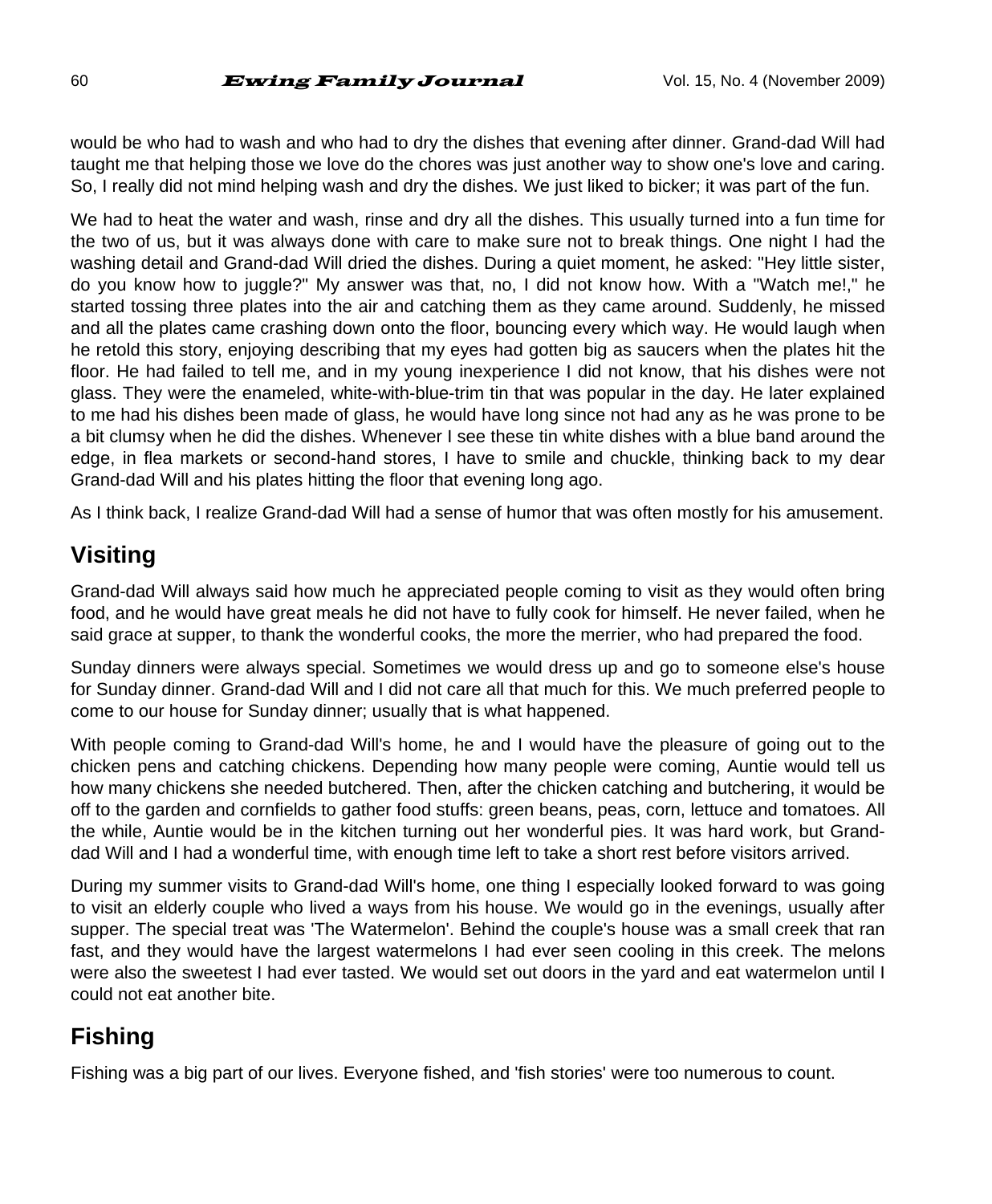would be who had to wash and who had to dry the dishes that evening after dinner. Grand-dad Will had taught me that helping those we love do the chores was just another way to show one's love and caring. So, I really did not mind helping wash and dry the dishes. We just liked to bicker; it was part of the fun.

We had to heat the water and wash, rinse and dry all the dishes. This usually turned into a fun time for the two of us, but it was always done with care to make sure not to break things. One night I had the washing detail and Grand-dad Will dried the dishes. During a quiet moment, he asked: "Hey little sister, do you know how to juggle?" My answer was that, no, I did not know how. With a "Watch me!," he started tossing three plates into the air and catching them as they came around. Suddenly, he missed and all the plates came crashing down onto the floor, bouncing every which way. He would laugh when he retold this story, enjoying describing that my eyes had gotten big as saucers when the plates hit the floor. He had failed to tell me, and in my young inexperience I did not know, that his dishes were not glass. They were the enameled, white-with-blue-trim tin that was popular in the day. He later explained to me had his dishes been made of glass, he would have long since not had any as he was prone to be a bit clumsy when he did the dishes. Whenever I see these tin white dishes with a blue band around the edge, in flea markets or second-hand stores, I have to smile and chuckle, thinking back to my dear Grand-dad Will and his plates hitting the floor that evening long ago.

As I think back, I realize Grand-dad Will had a sense of humor that was often mostly for his amusement.

## Visiting

Grand-dad Will always said how much he appreciated people coming to visit as they would often bring food, and he would have great meals he did not have to fully cook for himself. He never failed, when he said grace at supper, to thank the wonderful cooks, the more the merrier, who had prepared the food.

Sunday dinners were always special. Sometimes we would dress up and go to someone else's house for Sunday dinner. Grand-dad Will and I did not care all that much for this. We much preferred people to come to our house for Sunday dinner; usually that is what happened.

With people coming to Grand-dad Will's home, he and I would have the pleasure of going out to the chicken pens and catching chickens. Depending how many people were coming, Auntie would tell us how many chickens she needed butchered. Then, after the chicken catching and butchering, it would be off to the garden and cornfields to gather food stuffs: green beans, peas, corn, lettuce and tomatoes. All the while, Auntie would be in the kitchen turning out her wonderful pies. It was hard work, but Grand-dad Will and I had a wonderful time, with enough time left to take a short rest before visitors arrived.

During my summer visits to Grand-dad Will's home, one thing I especially looked forward to was going to visit an elderly couple who lived a ways from his house. We would go in the evenings, usually after supper. The special treat was 'The Watermelon'. Behind the couple's house was a small creek that ran fast, and they would have the largest watermelons I had ever seen cooling in this creek. The melons were also the sweetest I had ever tasted. We would set out doors in the yard and eat watermelon until I could not eat another bite.

## Fishing

Fishing was a big part of our lives. Everyone fished, and 'fish stories' were too numerous to count.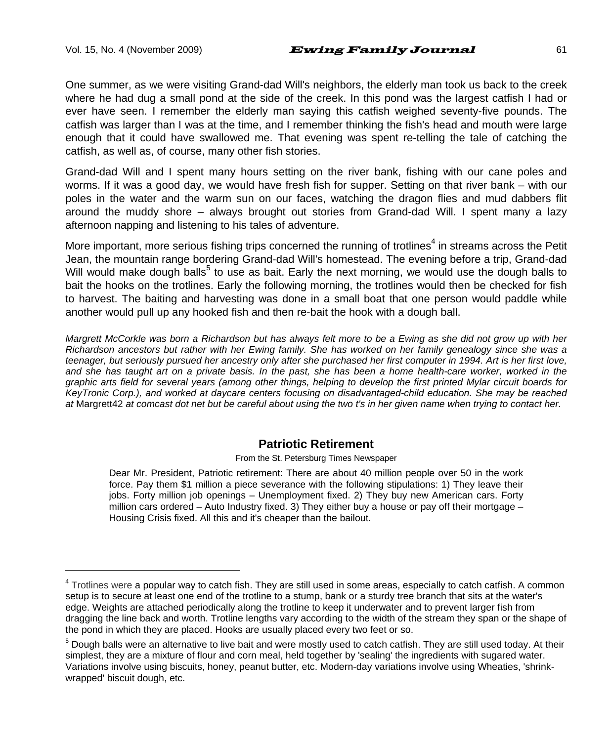One summer, as we were visiting Grand-dad Will's neighbors, the elderly man took us back to the creek where he had dug a small pond at the side of the creek. In this pond was the largest catfish I had or ever have seen. I remember the elderly man saying this catfish weighed seventy-five pounds. The catfish was larger than I was at the time, and I remember thinking the fish's head and mouth were large enough that it could have swallowed me. That evening was spent re-telling the tale of catching the catfish, as well as, of course, many other fish stories.

Grand-dad Will and I spent many hours setting on the river bank, fishing with our cane poles and worms. If it was a good day, we would have fresh fish for supper. Setting on that river bank – with our poles in the water and the warm sun on our faces, watching the dragon flies and mud dabbers flit around the muddy shore – always brought out stories from Grand-dad Will. I spent many a lazy afternoon napping and listening to his tales of adventure.

More important, more serious fishing trips concerned the running of trotlines[4] in streams across the Petit Jean, the mountain range bordering Grand-dad Will's homestead. The evening before a trip, Grand-dad Will would make dough balls[5] to use as bait. Early the next morning, we would use the dough balls to bait the hooks on the trotlines. Early the following morning, the trotlines would then be checked for fish to harvest. The baiting and harvesting was done in a small boat that one person would paddle while another would pull up any hooked fish and then re-bait the hook with a dough ball.

*Margrett McCorkle was born a Richardson but has always felt more to be a Ewing as she did not grow up with her Richardson ancestors but rather with her Ewing family. She has worked on her family genealogy since she was a teenager, but seriously pursued her ancestry only after she purchased her first computer in 1994. Art is her first love, and she has taught art on a private basis. In the past, she has been a home health-care worker, worked in the graphic arts field for several years (among other things, helping to develop the first printed Mylar circuit boards for KeyTronic Corp.), and worked at daycare centers focusing on disadvantaged-child education. She may be reached at* Margrett42 *at comcast dot net but be careful about using the two t's in her given name when trying to contact her.*

## Patriotic Retirement

From the St. Petersburg Times Newspaper

Dear Mr. President, Patriotic retirement: There are about 40 million people over 50 in the work force. Pay them $1 million a piece severance with the following stipulations: 1) They leave their jobs. Forty million job openings – Unemployment fixed. 2) They buy new American cars. Forty million cars ordered – Auto Industry fixed. 3) They either buy a house or pay off their mortgage – Housing Crisis fixed. All this and it's cheaper than the bailout.

---

[4] Trotlines were a popular way to catch fish. They are still used in some areas, especially to catch catfish. A common setup is to secure at least one end of the trotline to a stump, bank or a sturdy tree branch that sits at the water's edge. Weights are attached periodically along the trotline to keep it underwater and to prevent larger fish from dragging the line back and worth. Trotline lengths vary according to the width of the stream they span or the shape of the pond in which they are placed. Hooks are usually placed every two feet or so.

[5] Dough balls were an alternative to live bait and were mostly used to catch catfish. They are still used today. At their simplest, they are a mixture of flour and corn meal, held together by 'sealing' the ingredients with sugared water. Variations involve using biscuits, honey, peanut butter, etc. Modern-day variations involve using Wheaties, 'shrink-wrapped' biscuit dough, etc.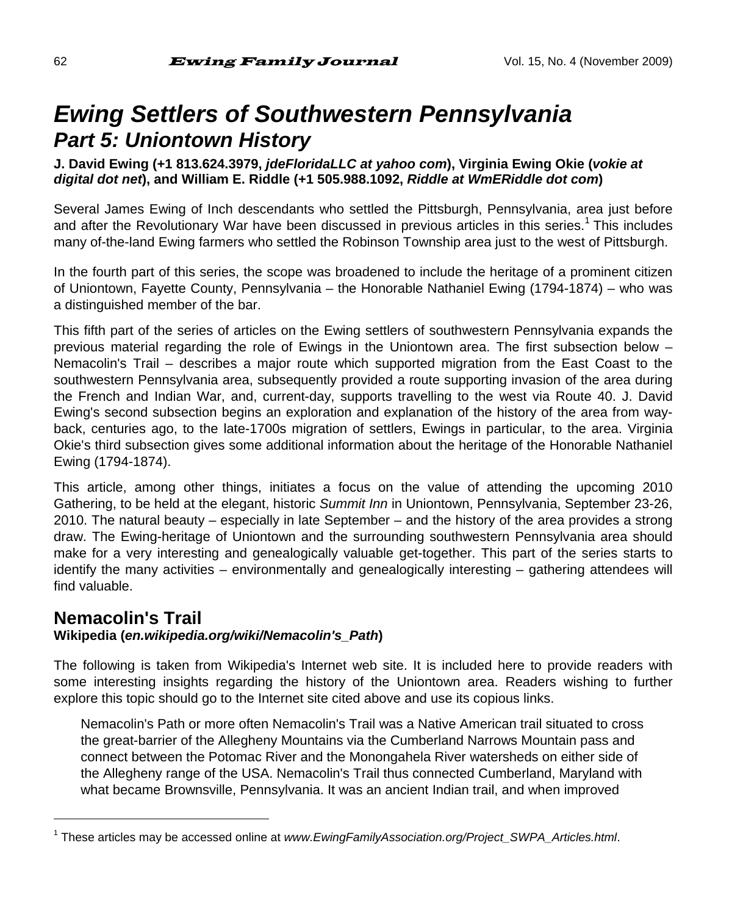# *Ewing Settlers of Southwestern Pennsylvania*

## *Part 5: Uniontown History*

**J. David Ewing (+1 813.624.3979, *jdeFloridaLLC at yahoo com*), Virginia Ewing Okie (*vokie at digital dot net*), and William E. Riddle (+1 505.988.1092, *Riddle at WmERiddle dot com*)**

Several James Ewing of Inch descendants who settled the Pittsburgh, Pennsylvania, area just before and after the Revolutionary War have been discussed in previous articles in this series.[1] This includes many of-the-land Ewing farmers who settled the Robinson Township area just to the west of Pittsburgh.

In the fourth part of this series, the scope was broadened to include the heritage of a prominent citizen of Uniontown, Fayette County, Pennsylvania – the Honorable Nathaniel Ewing (1794-1874) – who was a distinguished member of the bar.

This fifth part of the series of articles on the Ewing settlers of southwestern Pennsylvania expands the previous material regarding the role of Ewings in the Uniontown area. The first subsection below – Nemacolin's Trail – describes a major route which supported migration from the East Coast to the southwestern Pennsylvania area, subsequently provided a route supporting invasion of the area during the French and Indian War, and, current-day, supports travelling to the west via Route 40. J. David Ewing's second subsection begins an exploration and explanation of the history of the area from way-back, centuries ago, to the late-1700s migration of settlers, Ewings in particular, to the area. Virginia Okie's third subsection gives some additional information about the heritage of the Honorable Nathaniel Ewing (1794-1874).

This article, among other things, initiates a focus on the value of attending the upcoming 2010 Gathering, to be held at the elegant, historic *Summit Inn* in Uniontown, Pennsylvania, September 23-26, 2010. The natural beauty – especially in late September – and the history of the area provides a strong draw. The Ewing-heritage of Uniontown and the surrounding southwestern Pennsylvania area should make for a very interesting and genealogically valuable get-together. This part of the series starts to identify the many activities – environmentally and genealogically interesting – gathering attendees will find valuable.

## Nemacolin's Trail

**Wikipedia (*en.wikipedia.org/wiki/Nemacolin's_Path*)**

The following is taken from Wikipedia's Internet web site. It is included here to provide readers with some interesting insights regarding the history of the Uniontown area. Readers wishing to further explore this topic should go to the Internet site cited above and use its copious links.

> Nemacolin's Path or more often Nemacolin's Trail was a Native American trail situated to cross the great-barrier of the Allegheny Mountains via the Cumberland Narrows Mountain pass and connect between the Potomac River and the Monongahela River watersheds on either side of the Allegheny range of the USA. Nemacolin's Trail thus connected Cumberland, Maryland with what became Brownsville, Pennsylvania. It was an ancient Indian trail, and when improved

[1] These articles may be accessed online at *www.EwingFamilyAssociation.org/Project_SWPA_Articles.html*.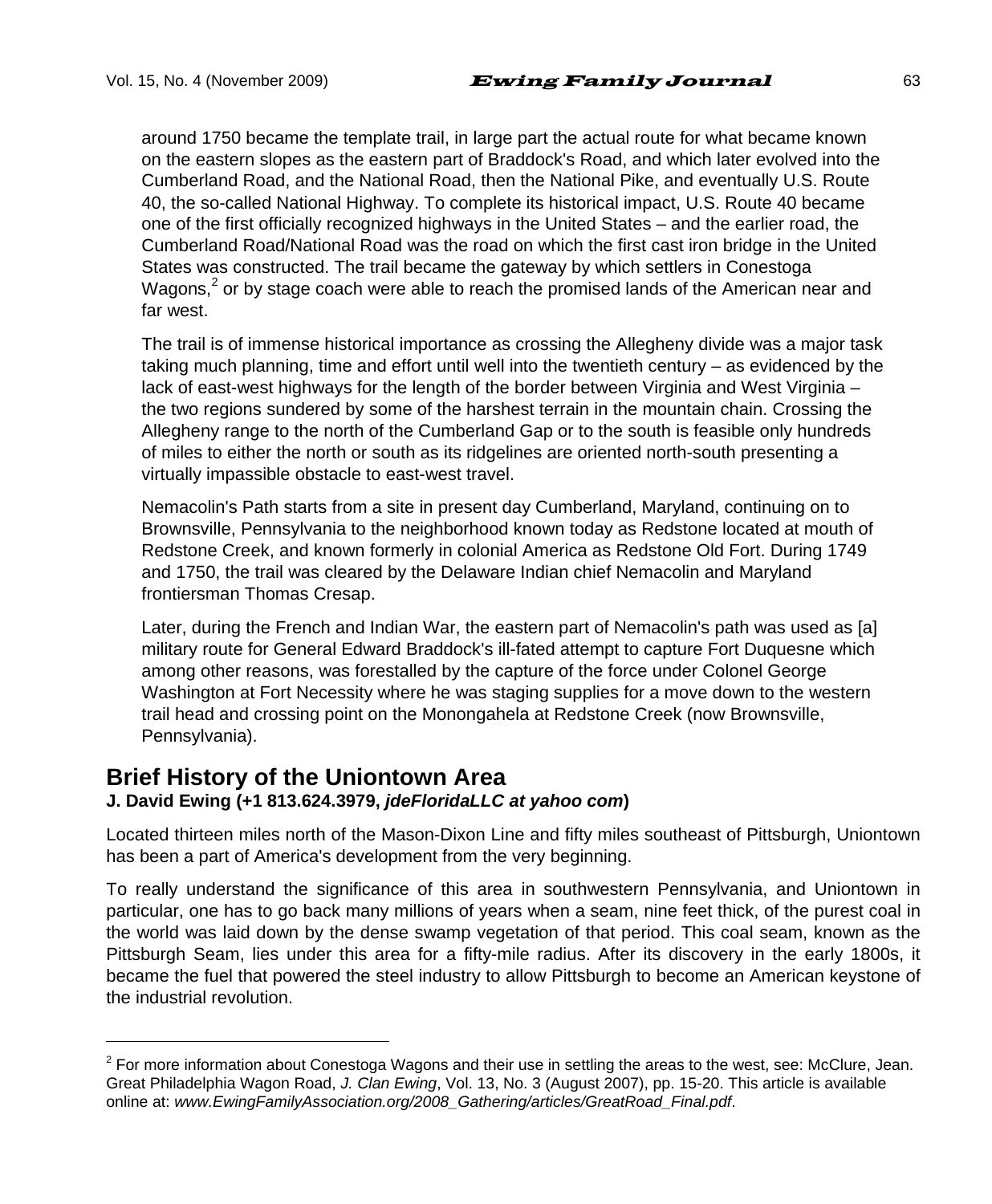around 1750 became the template trail, in large part the actual route for what became known on the eastern slopes as the eastern part of Braddock's Road, and which later evolved into the Cumberland Road, and the National Road, then the National Pike, and eventually U.S. Route 40, the so-called National Highway. To complete its historical impact, U.S. Route 40 became one of the first officially recognized highways in the United States – and the earlier road, the Cumberland Road/National Road was the road on which the first cast iron bridge in the United States was constructed. The trail became the gateway by which settlers in Conestoga Wagons,[2] or by stage coach were able to reach the promised lands of the American near and far west.

The trail is of immense historical importance as crossing the Allegheny divide was a major task taking much planning, time and effort until well into the twentieth century – as evidenced by the lack of east-west highways for the length of the border between Virginia and West Virginia – the two regions sundered by some of the harshest terrain in the mountain chain. Crossing the Allegheny range to the north of the Cumberland Gap or to the south is feasible only hundreds of miles to either the north or south as its ridgelines are oriented north-south presenting a virtually impassible obstacle to east-west travel.

Nemacolin's Path starts from a site in present day Cumberland, Maryland, continuing on to Brownsville, Pennsylvania to the neighborhood known today as Redstone located at mouth of Redstone Creek, and known formerly in colonial America as Redstone Old Fort. During 1749 and 1750, the trail was cleared by the Delaware Indian chief Nemacolin and Maryland frontiersman Thomas Cresap.

Later, during the French and Indian War, the eastern part of Nemacolin's path was used as [a] military route for General Edward Braddock's ill-fated attempt to capture Fort Duquesne which among other reasons, was forestalled by the capture of the force under Colonel George Washington at Fort Necessity where he was staging supplies for a move down to the western trail head and crossing point on the Monongahela at Redstone Creek (now Brownsville, Pennsylvania).

## Brief History of the Uniontown Area

**J. David Ewing (+1 813.624.3979, *jdeFloridaLLC at yahoo com*)**

Located thirteen miles north of the Mason-Dixon Line and fifty miles southeast of Pittsburgh, Uniontown has been a part of America's development from the very beginning.

To really understand the significance of this area in southwestern Pennsylvania, and Uniontown in particular, one has to go back many millions of years when a seam, nine feet thick, of the purest coal in the world was laid down by the dense swamp vegetation of that period. This coal seam, known as the Pittsburgh Seam, lies under this area for a fifty-mile radius. After its discovery in the early 1800s, it became the fuel that powered the steel industry to allow Pittsburgh to become an American keystone of the industrial revolution.

---

[2] For more information about Conestoga Wagons and their use in settling the areas to the west, see: McClure, Jean. Great Philadelphia Wagon Road, *J. Clan Ewing*, Vol. 13, No. 3 (August 2007), pp. 15-20. This article is available online at: *www.EwingFamilyAssociation.org/2008_Gathering/articles/GreatRoad_Final.pdf*.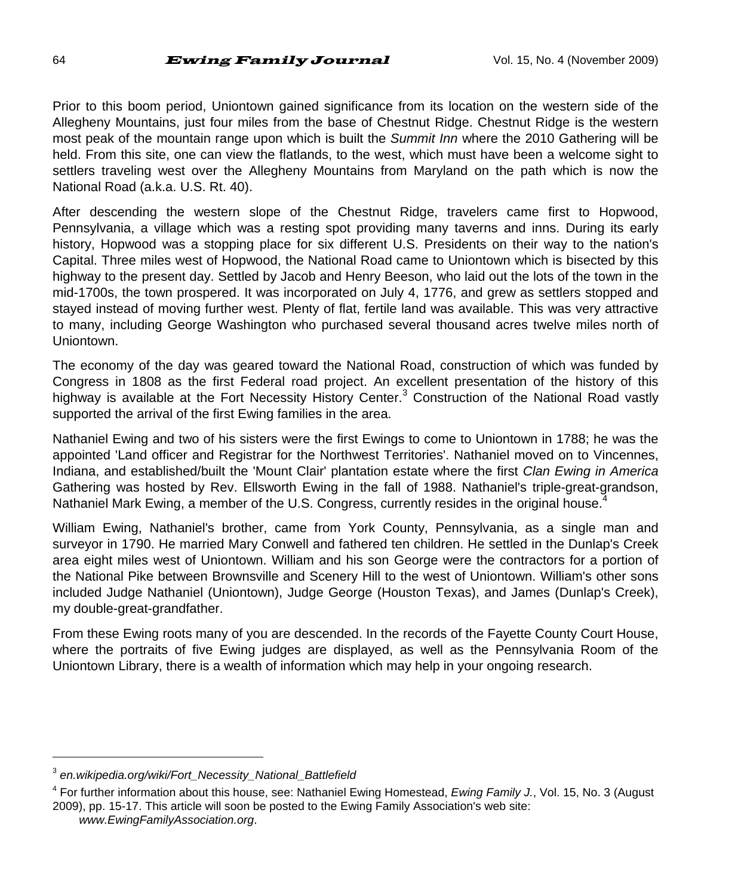Prior to this boom period, Uniontown gained significance from its location on the western side of the Allegheny Mountains, just four miles from the base of Chestnut Ridge. Chestnut Ridge is the western most peak of the mountain range upon which is built the *Summit Inn* where the 2010 Gathering will be held. From this site, one can view the flatlands, to the west, which must have been a welcome sight to settlers traveling west over the Allegheny Mountains from Maryland on the path which is now the National Road (a.k.a. U.S. Rt. 40).

After descending the western slope of the Chestnut Ridge, travelers came first to Hopwood, Pennsylvania, a village which was a resting spot providing many taverns and inns. During its early history, Hopwood was a stopping place for six different U.S. Presidents on their way to the nation's Capital. Three miles west of Hopwood, the National Road came to Uniontown which is bisected by this highway to the present day. Settled by Jacob and Henry Beeson, who laid out the lots of the town in the mid-1700s, the town prospered. It was incorporated on July 4, 1776, and grew as settlers stopped and stayed instead of moving further west. Plenty of flat, fertile land was available. This was very attractive to many, including George Washington who purchased several thousand acres twelve miles north of Uniontown.

The economy of the day was geared toward the National Road, construction of which was funded by Congress in 1808 as the first Federal road project. An excellent presentation of the history of this highway is available at the Fort Necessity History Center.[3] Construction of the National Road vastly supported the arrival of the first Ewing families in the area.

Nathaniel Ewing and two of his sisters were the first Ewings to come to Uniontown in 1788; he was the appointed 'Land officer and Registrar for the Northwest Territories'. Nathaniel moved on to Vincennes, Indiana, and established/built the 'Mount Clair' plantation estate where the first *Clan Ewing in America* Gathering was hosted by Rev. Ellsworth Ewing in the fall of 1988. Nathaniel's triple-great-grandson, Nathaniel Mark Ewing, a member of the U.S. Congress, currently resides in the original house.[4]

William Ewing, Nathaniel's brother, came from York County, Pennsylvania, as a single man and surveyor in 1790. He married Mary Conwell and fathered ten children. He settled in the Dunlap's Creek area eight miles west of Uniontown. William and his son George were the contractors for a portion of the National Pike between Brownsville and Scenery Hill to the west of Uniontown. William's other sons included Judge Nathaniel (Uniontown), Judge George (Houston Texas), and James (Dunlap's Creek), my double-great-grandfather.

From these Ewing roots many of you are descended. In the records of the Fayette County Court House, where the portraits of five Ewing judges are displayed, as well as the Pennsylvania Room of the Uniontown Library, there is a wealth of information which may help in your ongoing research.

---

[3] *en.wikipedia.org/wiki/Fort_Necessity_National_Battlefield*

[4] For further information about this house, see: Nathaniel Ewing Homestead, *Ewing Family J.*, Vol. 15, No. 3 (August 2009), pp. 15-17. This article will soon be posted to the Ewing Family Association's web site: *www.EwingFamilyAssociation.org*.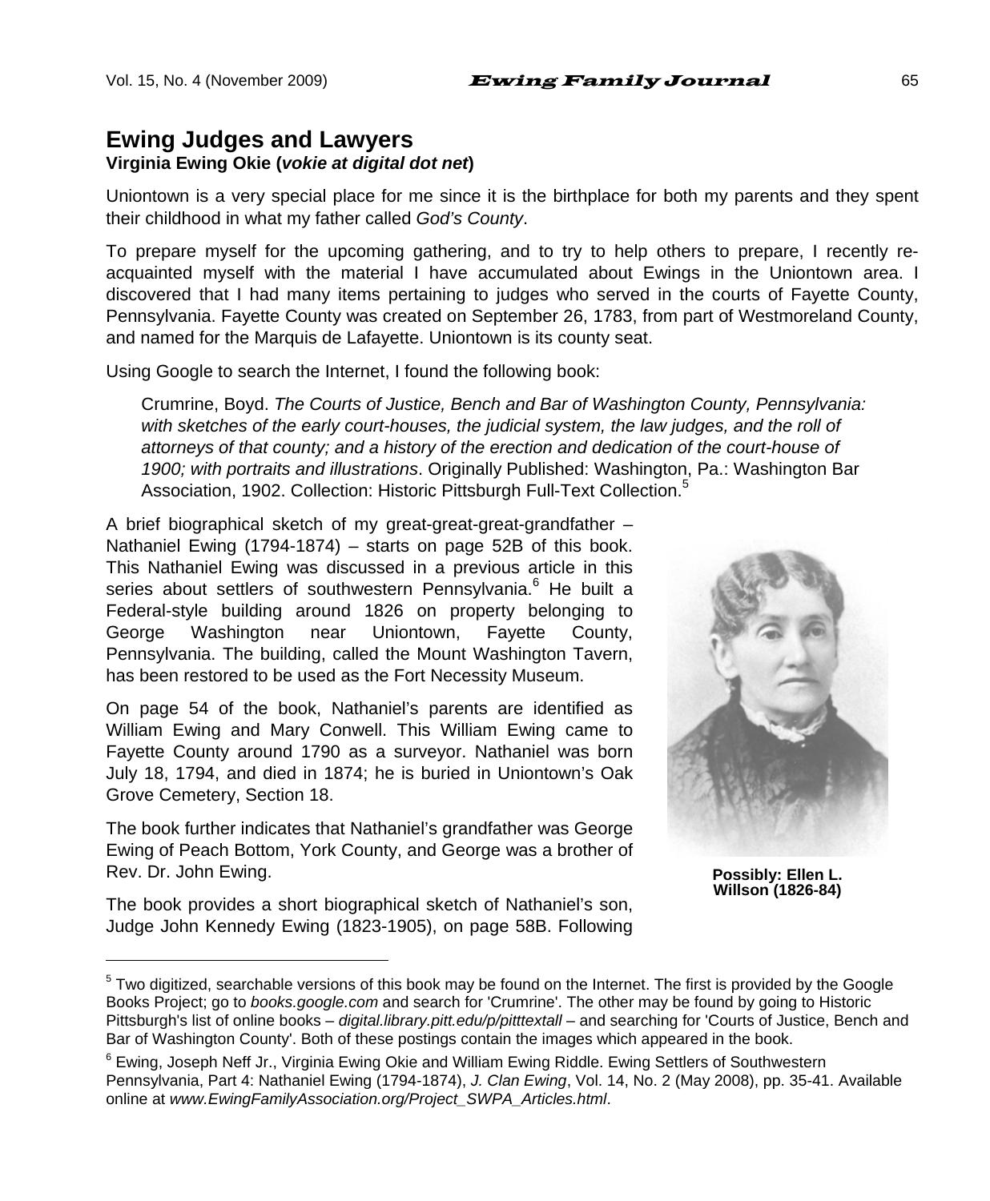## Ewing Judges and Lawyers

**Virginia Ewing Okie (*vokie at digital dot net*)**

Uniontown is a very special place for me since it is the birthplace for both my parents and they spent their childhood in what my father called *God's County*.

To prepare myself for the upcoming gathering, and to try to help others to prepare, I recently re-acquainted myself with the material I have accumulated about Ewings in the Uniontown area. I discovered that I had many items pertaining to judges who served in the courts of Fayette County, Pennsylvania. Fayette County was created on September 26, 1783, from part of Westmoreland County, and named for the Marquis de Lafayette. Uniontown is its county seat.

Using Google to search the Internet, I found the following book:

> Crumrine, Boyd. *The Courts of Justice, Bench and Bar of Washington County, Pennsylvania: with sketches of the early court-houses, the judicial system, the law judges, and the roll of attorneys of that county; and a history of the erection and dedication of the court-house of 1900; with portraits and illustrations*. Originally Published: Washington, Pa.: Washington Bar Association, 1902. Collection: Historic Pittsburgh Full-Text Collection.[5]

A brief biographical sketch of my great-great-great-grandfather – Nathaniel Ewing (1794-1874) – starts on page 52B of this book. This Nathaniel Ewing was discussed in a previous article in this series about settlers of southwestern Pennsylvania.[6] He built a Federal-style building around 1826 on property belonging to George Washington near Uniontown, Fayette County, Pennsylvania. The building, called the Mount Washington Tavern, has been restored to be used as the Fort Necessity Museum.

On page 54 of the book, Nathaniel's parents are identified as William Ewing and Mary Conwell. This William Ewing came to Fayette County around 1790 as a surveyor. Nathaniel was born July 18, 1794, and died in 1874; he is buried in Uniontown's Oak Grove Cemetery, Section 18.

The book further indicates that Nathaniel's grandfather was George Ewing of Peach Bottom, York County, and George was a brother of Rev. Dr. John Ewing.

**Possibly: Ellen L. Willson (1826-84)**

The book provides a short biographical sketch of Nathaniel's son, Judge John Kennedy Ewing (1823-1905), on page 58B. Following

---

[5] Two digitized, searchable versions of this book may be found on the Internet. The first is provided by the Google Books Project; go to *books.google.com* and search for 'Crumrine'. The other may be found by going to Historic Pittsburgh's list of online books – *digital.library.pitt.edu/p/pitttextall* – and searching for 'Courts of Justice, Bench and Bar of Washington County'. Both of these postings contain the images which appeared in the book.

[6] Ewing, Joseph Neff Jr., Virginia Ewing Okie and William Ewing Riddle. Ewing Settlers of Southwestern Pennsylvania, Part 4: Nathaniel Ewing (1794-1874), *J. Clan Ewing*, Vol. 14, No. 2 (May 2008), pp. 35-41. Available online at *www.EwingFamilyAssociation.org/Project_SWPA_Articles.html*.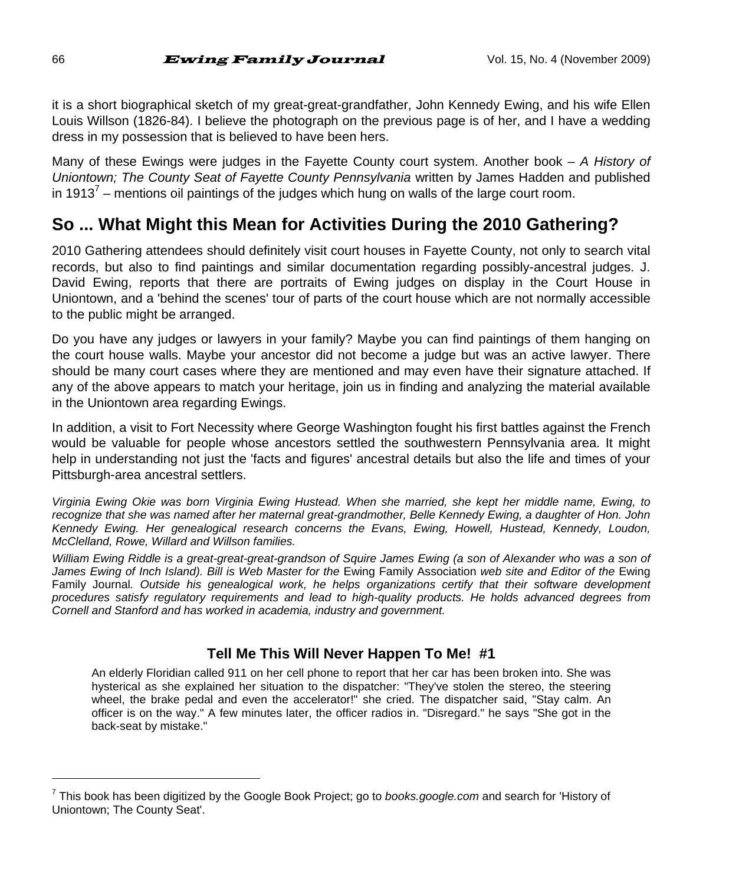it is a short biographical sketch of my great-great-grandfather, John Kennedy Ewing, and his wife Ellen Louis Willson (1826-84). I believe the photograph on the previous page is of her, and I have a wedding dress in my possession that is believed to have been hers.

Many of these Ewings were judges in the Fayette County court system. Another book – *A History of Uniontown; The County Seat of Fayette County Pennsylvania* written by James Hadden and published in 1913[7] – mentions oil paintings of the judges which hung on walls of the large court room.

## So ... What Might this Mean for Activities During the 2010 Gathering?

2010 Gathering attendees should definitely visit court houses in Fayette County, not only to search vital records, but also to find paintings and similar documentation regarding possibly-ancestral judges. J. David Ewing, reports that there are portraits of Ewing judges on display in the Court House in Uniontown, and a 'behind the scenes' tour of parts of the court house which are not normally accessible to the public might be arranged.

Do you have any judges or lawyers in your family? Maybe you can find paintings of them hanging on the court house walls. Maybe your ancestor did not become a judge but was an active lawyer. There should be many court cases where they are mentioned and may even have their signature attached. If any of the above appears to match your heritage, join us in finding and analyzing the material available in the Uniontown area regarding Ewings.

In addition, a visit to Fort Necessity where George Washington fought his first battles against the French would be valuable for people whose ancestors settled the southwestern Pennsylvania area. It might help in understanding not just the 'facts and figures' ancestral details but also the life and times of your Pittsburgh-area ancestral settlers.

*Virginia Ewing Okie was born Virginia Ewing Hustead. When she married, she kept her middle name, Ewing, to recognize that she was named after her maternal great-grandmother, Belle Kennedy Ewing, a daughter of Hon. John Kennedy Ewing. Her genealogical research concerns the Evans, Ewing, Howell, Hustead, Kennedy, Loudon, McClelland, Rowe, Willard and Willson families.*

*William Ewing Riddle is a great-great-great-grandson of Squire James Ewing (a son of Alexander who was a son of James Ewing of Inch Island). Bill is Web Master for the* Ewing Family Association *web site and Editor of the* Ewing Family Journal*. Outside his genealogical work, he helps organizations certify that their software development procedures satisfy regulatory requirements and lead to high-quality products. He holds advanced degrees from Cornell and Stanford and has worked in academia, industry and government.*

### Tell Me This Will Never Happen To Me! #1

An elderly Floridian called 911 on her cell phone to report that her car has been broken into. She was hysterical as she explained her situation to the dispatcher: "They've stolen the stereo, the steering wheel, the brake pedal and even the accelerator!" she cried. The dispatcher said, "Stay calm. An officer is on the way." A few minutes later, the officer radios in. "Disregard." he says "She got in the back-seat by mistake."

---

[7] This book has been digitized by the Google Book Project; go to *books.google.com* and search for 'History of Uniontown; The County Seat'.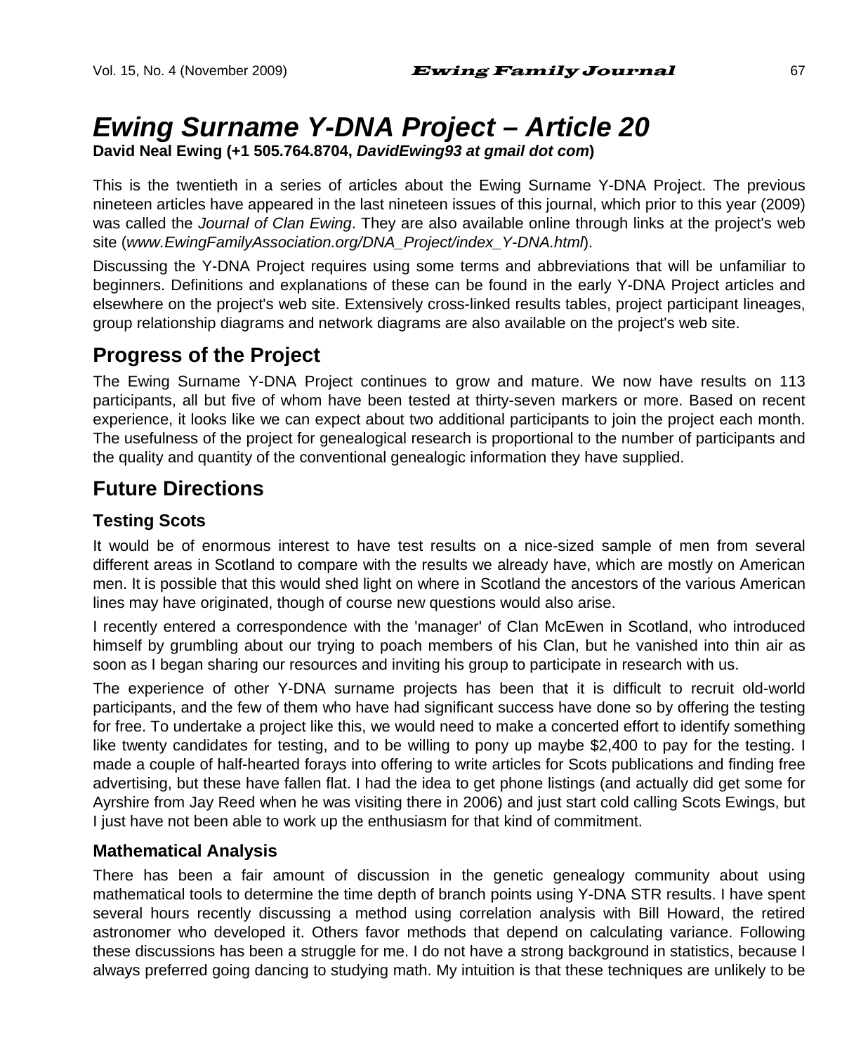# *Ewing Surname Y-DNA Project – Article 20*

**David Neal Ewing (+1 505.764.8704, *DavidEwing93 at gmail dot com*)**

This is the twentieth in a series of articles about the Ewing Surname Y-DNA Project. The previous nineteen articles have appeared in the last nineteen issues of this journal, which prior to this year (2009) was called the *Journal of Clan Ewing*. They are also available online through links at the project's web site (*www.EwingFamilyAssociation.org/DNA_Project/index_Y-DNA.html*).

Discussing the Y-DNA Project requires using some terms and abbreviations that will be unfamiliar to beginners. Definitions and explanations of these can be found in the early Y-DNA Project articles and elsewhere on the project's web site. Extensively cross-linked results tables, project participant lineages, group relationship diagrams and network diagrams are also available on the project's web site.

## Progress of the Project

The Ewing Surname Y-DNA Project continues to grow and mature. We now have results on 113 participants, all but five of whom have been tested at thirty-seven markers or more. Based on recent experience, it looks like we can expect about two additional participants to join the project each month. The usefulness of the project for genealogical research is proportional to the number of participants and the quality and quantity of the conventional genealogic information they have supplied.

## Future Directions

### Testing Scots

It would be of enormous interest to have test results on a nice-sized sample of men from several different areas in Scotland to compare with the results we already have, which are mostly on American men. It is possible that this would shed light on where in Scotland the ancestors of the various American lines may have originated, though of course new questions would also arise.

I recently entered a correspondence with the 'manager' of Clan McEwen in Scotland, who introduced himself by grumbling about our trying to poach members of his Clan, but he vanished into thin air as soon as I began sharing our resources and inviting his group to participate in research with us.

The experience of other Y-DNA surname projects has been that it is difficult to recruit old-world participants, and the few of them who have had significant success have done so by offering the testing for free. To undertake a project like this, we would need to make a concerted effort to identify something like twenty candidates for testing, and to be willing to pony up maybe $2,400 to pay for the testing. I made a couple of half-hearted forays into offering to write articles for Scots publications and finding free advertising, but these have fallen flat. I had the idea to get phone listings (and actually did get some for Ayrshire from Jay Reed when he was visiting there in 2006) and just start cold calling Scots Ewings, but I just have not been able to work up the enthusiasm for that kind of commitment.

### Mathematical Analysis

There has been a fair amount of discussion in the genetic genealogy community about using mathematical tools to determine the time depth of branch points using Y-DNA STR results. I have spent several hours recently discussing a method using correlation analysis with Bill Howard, the retired astronomer who developed it. Others favor methods that depend on calculating variance. Following these discussions has been a struggle for me. I do not have a strong background in statistics, because I always preferred going dancing to studying math. My intuition is that these techniques are unlikely to be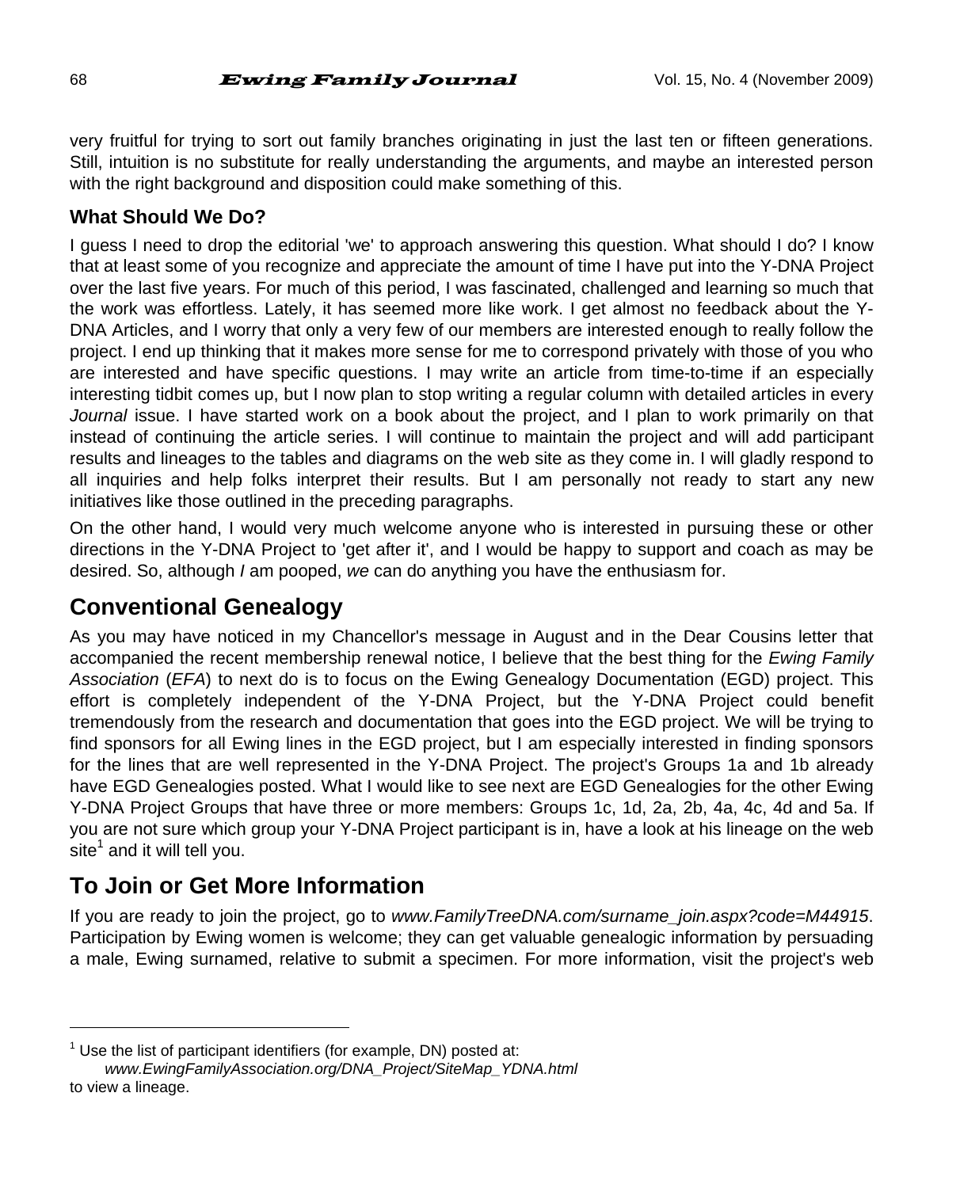very fruitful for trying to sort out family branches originating in just the last ten or fifteen generations. Still, intuition is no substitute for really understanding the arguments, and maybe an interested person with the right background and disposition could make something of this.

### What Should We Do?

I guess I need to drop the editorial 'we' to approach answering this question. What should I do? I know that at least some of you recognize and appreciate the amount of time I have put into the Y-DNA Project over the last five years. For much of this period, I was fascinated, challenged and learning so much that the work was effortless. Lately, it has seemed more like work. I get almost no feedback about the Y-DNA Articles, and I worry that only a very few of our members are interested enough to really follow the project. I end up thinking that it makes more sense for me to correspond privately with those of you who are interested and have specific questions. I may write an article from time-to-time if an especially interesting tidbit comes up, but I now plan to stop writing a regular column with detailed articles in every *Journal* issue. I have started work on a book about the project, and I plan to work primarily on that instead of continuing the article series. I will continue to maintain the project and will add participant results and lineages to the tables and diagrams on the web site as they come in. I will gladly respond to all inquiries and help folks interpret their results. But I am personally not ready to start any new initiatives like those outlined in the preceding paragraphs.

On the other hand, I would very much welcome anyone who is interested in pursuing these or other directions in the Y-DNA Project to 'get after it', and I would be happy to support and coach as may be desired. So, although *I* am pooped, *we* can do anything you have the enthusiasm for.

## Conventional Genealogy

As you may have noticed in my Chancellor's message in August and in the Dear Cousins letter that accompanied the recent membership renewal notice, I believe that the best thing for the *Ewing Family Association* (*EFA*) to next do is to focus on the Ewing Genealogy Documentation (EGD) project. This effort is completely independent of the Y-DNA Project, but the Y-DNA Project could benefit tremendously from the research and documentation that goes into the EGD project. We will be trying to find sponsors for all Ewing lines in the EGD project, but I am especially interested in finding sponsors for the lines that are well represented in the Y-DNA Project. The project's Groups 1a and 1b already have EGD Genealogies posted. What I would like to see next are EGD Genealogies for the other Ewing Y-DNA Project Groups that have three or more members: Groups 1c, 1d, 2a, 2b, 4a, 4c, 4d and 5a. If you are not sure which group your Y-DNA Project participant is in, have a look at his lineage on the web site[1] and it will tell you.

## To Join or Get More Information

If you are ready to join the project, go to *www.FamilyTreeDNA.com/surname_join.aspx?code=M44915*. Participation by Ewing women is welcome; they can get valuable genealogic information by persuading a male, Ewing surnamed, relative to submit a specimen. For more information, visit the project's web

---

[1] Use the list of participant identifiers (for example, DN) posted at:
*www.EwingFamilyAssociation.org/DNA_Project/SiteMap_YDNA.html*
to view a lineage.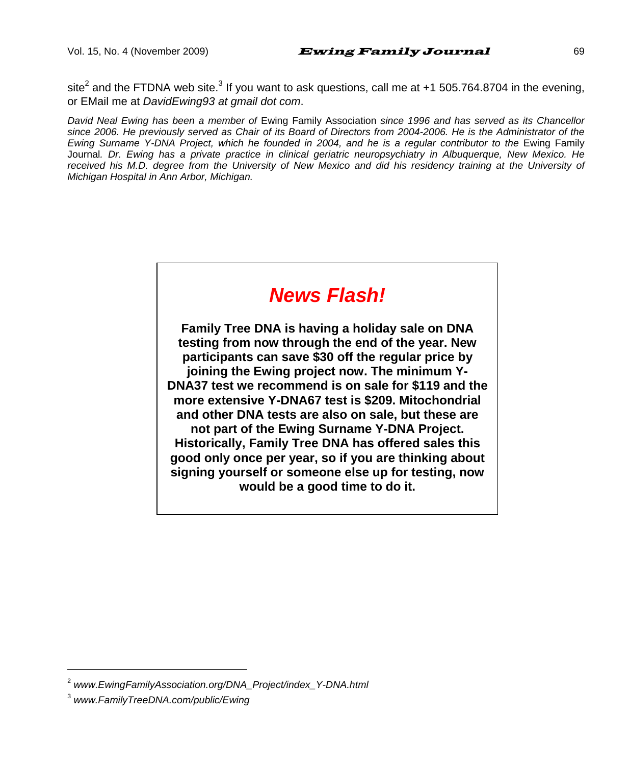site[2] and the FTDNA web site.[3] If you want to ask questions, call me at +1 505.764.8704 in the evening, or EMail me at *DavidEwing93 at gmail dot com*.

*David Neal Ewing has been a member of* Ewing Family Association *since 1996 and has served as its Chancellor since 2006. He previously served as Chair of its Board of Directors from 2004-2006. He is the Administrator of the Ewing Surname Y-DNA Project, which he founded in 2004, and he is a regular contributor to the* Ewing Family Journal*. Dr. Ewing has a private practice in clinical geriatric neuropsychiatry in Albuquerque, New Mexico. He received his M.D. degree from the University of New Mexico and did his residency training at the University of Michigan Hospital in Ann Arbor, Michigan.*

## *News Flash!*

**Family Tree DNA is having a holiday sale on DNA testing from now through the end of the year. New participants can save $30 off the regular price by joining the Ewing project now. The minimum Y-DNA37 test we recommend is on sale for $119 and the more extensive Y-DNA67 test is $209. Mitochondrial and other DNA tests are also on sale, but these are not part of the Ewing Surname Y-DNA Project. Historically, Family Tree DNA has offered sales this good only once per year, so if you are thinking about signing yourself or someone else up for testing, now would be a good time to do it.**

---

[2] *www.EwingFamilyAssociation.org/DNA_Project/index_Y-DNA.html*

[3] *www.FamilyTreeDNA.com/public/Ewing*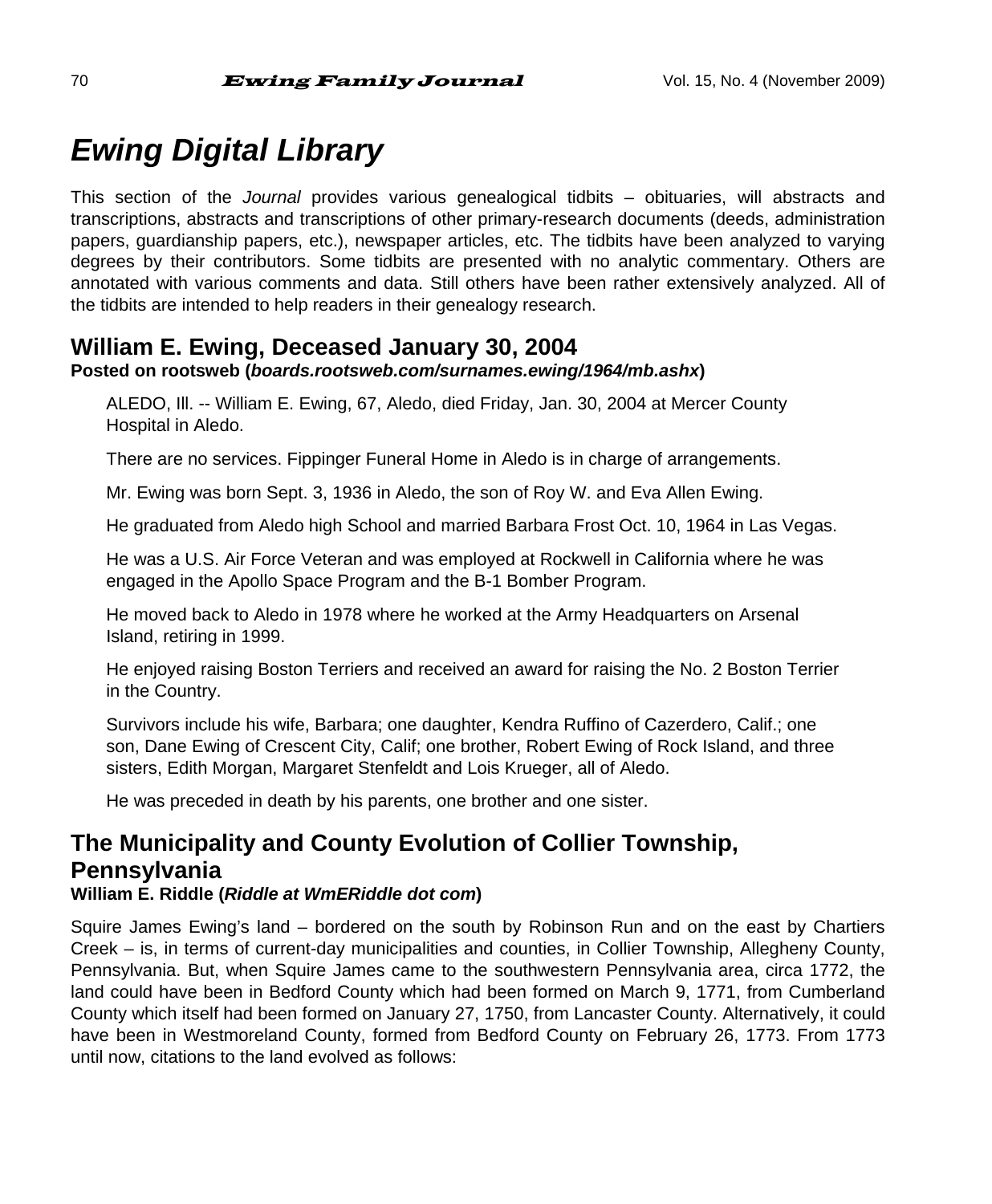# *Ewing Digital Library*

This section of the *Journal* provides various genealogical tidbits – obituaries, will abstracts and transcriptions, abstracts and transcriptions of other primary-research documents (deeds, administration papers, guardianship papers, etc.), newspaper articles, etc. The tidbits have been analyzed to varying degrees by their contributors. Some tidbits are presented with no analytic commentary. Others are annotated with various comments and data. Still others have been rather extensively analyzed. All of the tidbits are intended to help readers in their genealogy research.

## William E. Ewing, Deceased January 30, 2004

**Posted on rootsweb (*boards.rootsweb.com/surnames.ewing/1964/mb.ashx*)**

> ALEDO, Ill. -- William E. Ewing, 67, Aledo, died Friday, Jan. 30, 2004 at Mercer County Hospital in Aledo.
>
> There are no services. Fippinger Funeral Home in Aledo is in charge of arrangements.
>
> Mr. Ewing was born Sept. 3, 1936 in Aledo, the son of Roy W. and Eva Allen Ewing.
>
> He graduated from Aledo high School and married Barbara Frost Oct. 10, 1964 in Las Vegas.
>
> He was a U.S. Air Force Veteran and was employed at Rockwell in California where he was engaged in the Apollo Space Program and the B-1 Bomber Program.
>
> He moved back to Aledo in 1978 where he worked at the Army Headquarters on Arsenal Island, retiring in 1999.
>
> He enjoyed raising Boston Terriers and received an award for raising the No. 2 Boston Terrier in the Country.
>
> Survivors include his wife, Barbara; one daughter, Kendra Ruffino of Cazerdero, Calif.; one son, Dane Ewing of Crescent City, Calif; one brother, Robert Ewing of Rock Island, and three sisters, Edith Morgan, Margaret Stenfeldt and Lois Krueger, all of Aledo.
>
> He was preceded in death by his parents, one brother and one sister.

## The Municipality and County Evolution of Collier Township, Pennsylvania

**William E. Riddle (*Riddle at WmERiddle dot com*)**

Squire James Ewing's land – bordered on the south by Robinson Run and on the east by Chartiers Creek – is, in terms of current-day municipalities and counties, in Collier Township, Allegheny County, Pennsylvania. But, when Squire James came to the southwestern Pennsylvania area, circa 1772, the land could have been in Bedford County which had been formed on March 9, 1771, from Cumberland County which itself had been formed on January 27, 1750, from Lancaster County. Alternatively, it could have been in Westmoreland County, formed from Bedford County on February 26, 1773. From 1773 until now, citations to the land evolved as follows: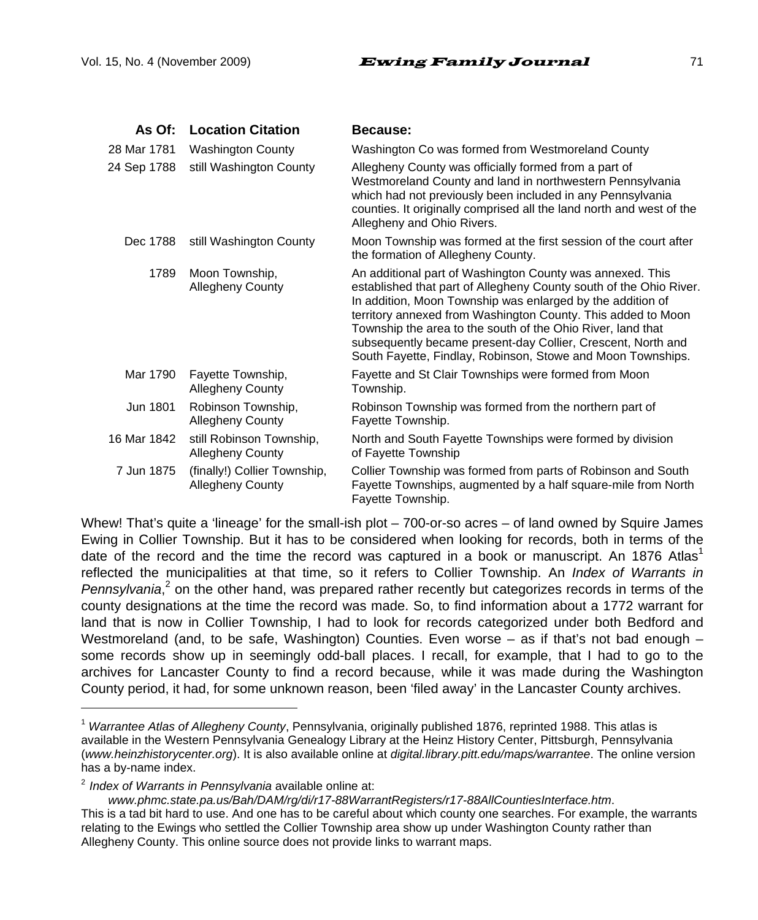| As Of: | Location Citation | Because: |
|---|---|---|
| 28 Mar 1781 | Washington County | Washington Co was formed from Westmoreland County |
| 24 Sep 1788 | still Washington County | Allegheny County was officially formed from a part of Westmoreland County and land in northwestern Pennsylvania which had not previously been included in any Pennsylvania counties. It originally comprised all the land north and west of the Allegheny and Ohio Rivers. |
| Dec 1788 | still Washington County | Moon Township was formed at the first session of the court after the formation of Allegheny County. |
| 1789 | Moon Township, Allegheny County | An additional part of Washington County was annexed. This established that part of Allegheny County south of the Ohio River. In addition, Moon Township was enlarged by the addition of territory annexed from Washington County. This added to Moon Township the area to the south of the Ohio River, land that subsequently became present-day Collier, Crescent, North and South Fayette, Findlay, Robinson, Stowe and Moon Townships. |
| Mar 1790 | Fayette Township, Allegheny County | Fayette and St Clair Townships were formed from Moon Township. |
| Jun 1801 | Robinson Township, Allegheny County | Robinson Township was formed from the northern part of Fayette Township. |
| 16 Mar 1842 | still Robinson Township, Allegheny County | North and South Fayette Townships were formed by division of Fayette Township |
| 7 Jun 1875 | (finally!) Collier Township, Allegheny County | Collier Township was formed from parts of Robinson and South Fayette Townships, augmented by a half square-mile from North Fayette Township. |

Whew! That's quite a 'lineage' for the small-ish plot – 700-or-so acres – of land owned by Squire James Ewing in Collier Township. But it has to be considered when looking for records, both in terms of the date of the record and the time the record was captured in a book or manuscript. An 1876 Atlas[1] reflected the municipalities at that time, so it refers to Collier Township. An *Index of Warrants in Pennsylvania*,[2] on the other hand, was prepared rather recently but categorizes records in terms of the county designations at the time the record was made. So, to find information about a 1772 warrant for land that is now in Collier Township, I had to look for records categorized under both Bedford and Westmoreland (and, to be safe, Washington) Counties. Even worse – as if that's not bad enough – some records show up in seemingly odd-ball places. I recall, for example, that I had to go to the archives for Lancaster County to find a record because, while it was made during the Washington County period, it had, for some unknown reason, been 'filed away' in the Lancaster County archives.

---

[1] *Warrantee Atlas of Allegheny County*, Pennsylvania, originally published 1876, reprinted 1988. This atlas is available in the Western Pennsylvania Genealogy Library at the Heinz History Center, Pittsburgh, Pennsylvania (*www.heinzhistorycenter.org*). It is also available online at *digital.library.pitt.edu/maps/warrantee*. The online version has a by-name index.

[2] *Index of Warrants in Pennsylvania* available online at:
*www.phmc.state.pa.us/Bah/DAM/rg/di/r17-88WarrantRegisters/r17-88AllCountiesInterface.htm*.
This is a tad bit hard to use. And one has to be careful about which county one searches. For example, the warrants relating to the Ewings who settled the Collier Township area show up under Washington County rather than Allegheny County. This online source does not provide links to warrant maps.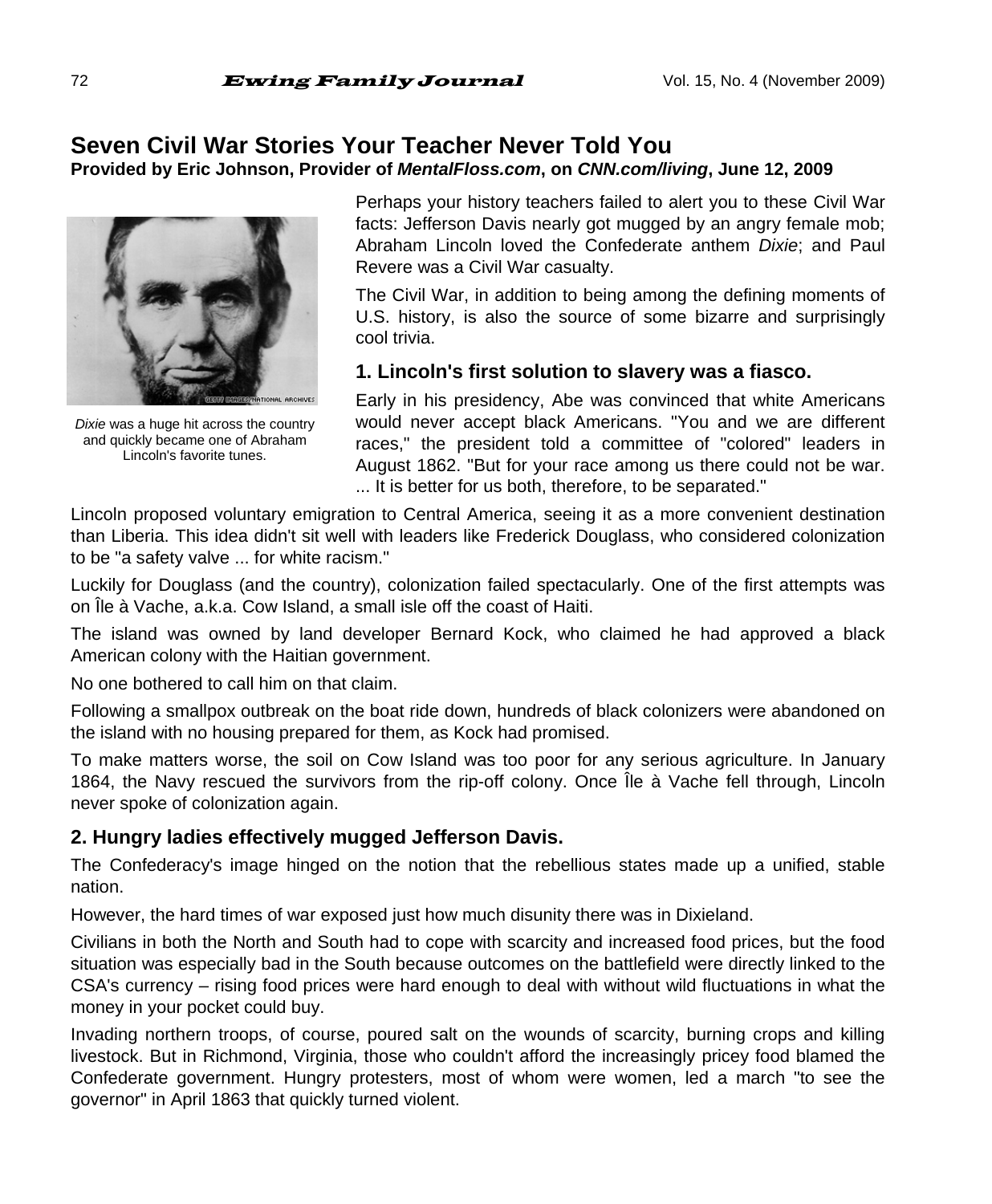## Seven Civil War Stories Your Teacher Never Told You

**Provided by Eric Johnson, Provider of *MentalFloss.com*, on *CNN.com/living*, June 12, 2009**

*Dixie* was a huge hit across the country and quickly became one of Abraham Lincoln's favorite tunes.

Perhaps your history teachers failed to alert you to these Civil War facts: Jefferson Davis nearly got mugged by an angry female mob; Abraham Lincoln loved the Confederate anthem *Dixie*; and Paul Revere was a Civil War casualty.

The Civil War, in addition to being among the defining moments of U.S. history, is also the source of some bizarre and surprisingly cool trivia.

### 1. Lincoln's first solution to slavery was a fiasco.

Early in his presidency, Abe was convinced that white Americans would never accept black Americans. "You and we are different races," the president told a committee of "colored" leaders in August 1862. "But for your race among us there could not be war. ... It is better for us both, therefore, to be separated."

Lincoln proposed voluntary emigration to Central America, seeing it as a more convenient destination than Liberia. This idea didn't sit well with leaders like Frederick Douglass, who considered colonization to be "a safety valve ... for white racism."

Luckily for Douglass (and the country), colonization failed spectacularly. One of the first attempts was on Île à Vache, a.k.a. Cow Island, a small isle off the coast of Haiti.

The island was owned by land developer Bernard Kock, who claimed he had approved a black American colony with the Haitian government.

No one bothered to call him on that claim.

Following a smallpox outbreak on the boat ride down, hundreds of black colonizers were abandoned on the island with no housing prepared for them, as Kock had promised.

To make matters worse, the soil on Cow Island was too poor for any serious agriculture. In January 1864, the Navy rescued the survivors from the rip-off colony. Once Île à Vache fell through, Lincoln never spoke of colonization again.

### 2. Hungry ladies effectively mugged Jefferson Davis.

The Confederacy's image hinged on the notion that the rebellious states made up a unified, stable nation.

However, the hard times of war exposed just how much disunity there was in Dixieland.

Civilians in both the North and South had to cope with scarcity and increased food prices, but the food situation was especially bad in the South because outcomes on the battlefield were directly linked to the CSA's currency – rising food prices were hard enough to deal with without wild fluctuations in what the money in your pocket could buy.

Invading northern troops, of course, poured salt on the wounds of scarcity, burning crops and killing livestock. But in Richmond, Virginia, those who couldn't afford the increasingly pricey food blamed the Confederate government. Hungry protesters, most of whom were women, led a march "to see the governor" in April 1863 that quickly turned violent.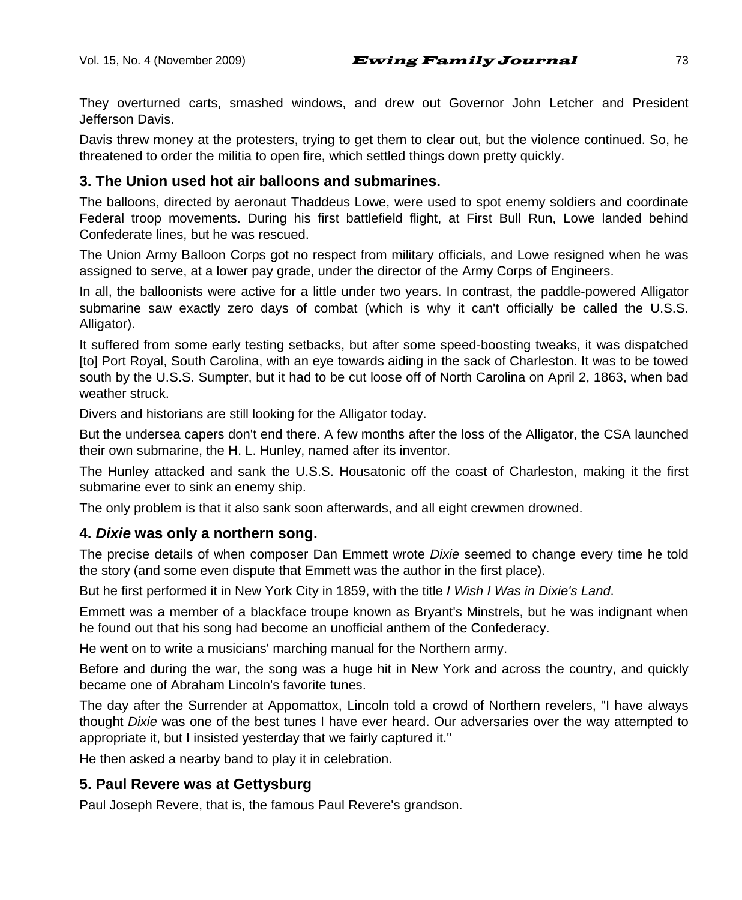They overturned carts, smashed windows, and drew out Governor John Letcher and President Jefferson Davis.

Davis threw money at the protesters, trying to get them to clear out, but the violence continued. So, he threatened to order the militia to open fire, which settled things down pretty quickly.

### 3. The Union used hot air balloons and submarines.

The balloons, directed by aeronaut Thaddeus Lowe, were used to spot enemy soldiers and coordinate Federal troop movements. During his first battlefield flight, at First Bull Run, Lowe landed behind Confederate lines, but he was rescued.

The Union Army Balloon Corps got no respect from military officials, and Lowe resigned when he was assigned to serve, at a lower pay grade, under the director of the Army Corps of Engineers.

In all, the balloonists were active for a little under two years. In contrast, the paddle-powered Alligator submarine saw exactly zero days of combat (which is why it can't officially be called the U.S.S. Alligator).

It suffered from some early testing setbacks, but after some speed-boosting tweaks, it was dispatched [to] Port Royal, South Carolina, with an eye towards aiding in the sack of Charleston. It was to be towed south by the U.S.S. Sumpter, but it had to be cut loose off of North Carolina on April 2, 1863, when bad weather struck.

Divers and historians are still looking for the Alligator today.

But the undersea capers don't end there. A few months after the loss of the Alligator, the CSA launched their own submarine, the H. L. Hunley, named after its inventor.

The Hunley attacked and sank the U.S.S. Housatonic off the coast of Charleston, making it the first submarine ever to sink an enemy ship.

The only problem is that it also sank soon afterwards, and all eight crewmen drowned.

### 4. *Dixie* was only a northern song.

The precise details of when composer Dan Emmett wrote *Dixie* seemed to change every time he told the story (and some even dispute that Emmett was the author in the first place).

But he first performed it in New York City in 1859, with the title *I Wish I Was in Dixie's Land*.

Emmett was a member of a blackface troupe known as Bryant's Minstrels, but he was indignant when he found out that his song had become an unofficial anthem of the Confederacy.

He went on to write a musicians' marching manual for the Northern army.

Before and during the war, the song was a huge hit in New York and across the country, and quickly became one of Abraham Lincoln's favorite tunes.

The day after the Surrender at Appomattox, Lincoln told a crowd of Northern revelers, "I have always thought *Dixie* was one of the best tunes I have ever heard. Our adversaries over the way attempted to appropriate it, but I insisted yesterday that we fairly captured it."

He then asked a nearby band to play it in celebration.

### 5. Paul Revere was at Gettysburg

Paul Joseph Revere, that is, the famous Paul Revere's grandson.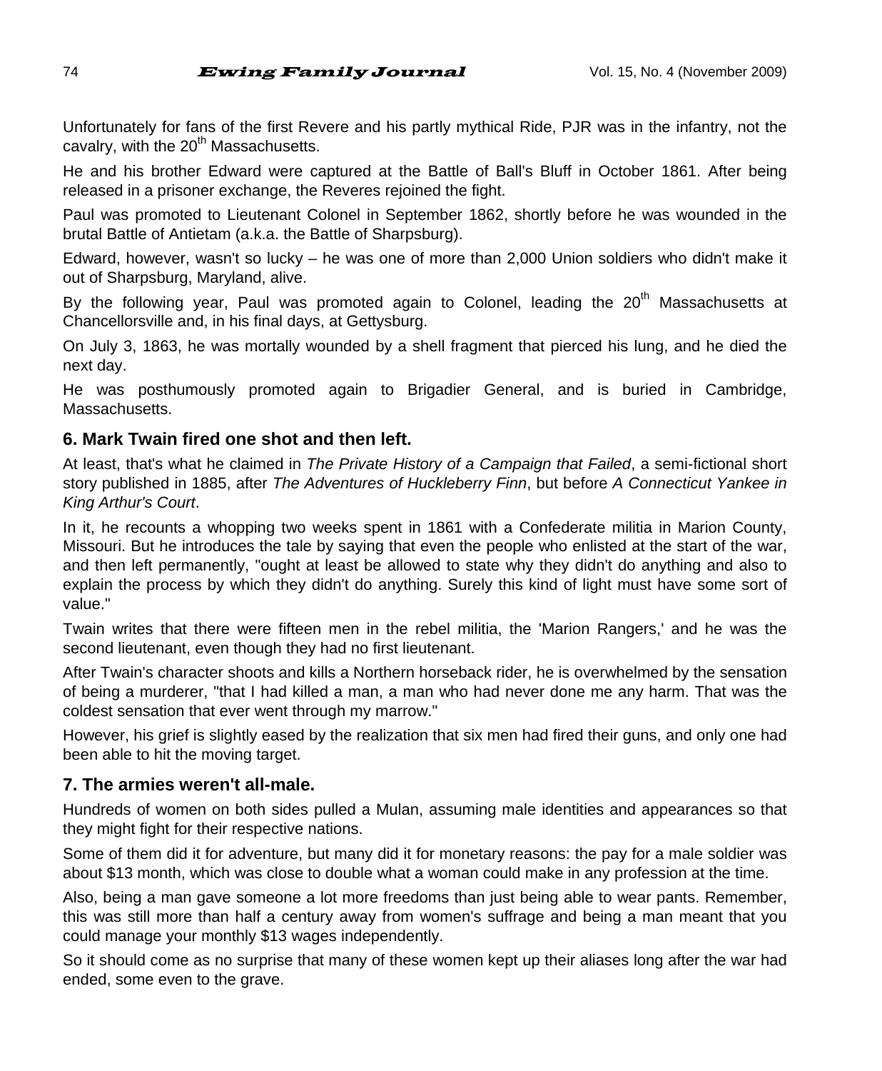Unfortunately for fans of the first Revere and his partly mythical Ride, PJR was in the infantry, not the cavalry, with the 20th Massachusetts.

He and his brother Edward were captured at the Battle of Ball's Bluff in October 1861. After being released in a prisoner exchange, the Reveres rejoined the fight.

Paul was promoted to Lieutenant Colonel in September 1862, shortly before he was wounded in the brutal Battle of Antietam (a.k.a. the Battle of Sharpsburg).

Edward, however, wasn't so lucky – he was one of more than 2,000 Union soldiers who didn't make it out of Sharpsburg, Maryland, alive.

By the following year, Paul was promoted again to Colonel, leading the 20th Massachusetts at Chancellorsville and, in his final days, at Gettysburg.

On July 3, 1863, he was mortally wounded by a shell fragment that pierced his lung, and he died the next day.

He was posthumously promoted again to Brigadier General, and is buried in Cambridge, Massachusetts.

### 6. Mark Twain fired one shot and then left.

At least, that's what he claimed in *The Private History of a Campaign that Failed*, a semi-fictional short story published in 1885, after *The Adventures of Huckleberry Finn*, but before *A Connecticut Yankee in King Arthur's Court*.

In it, he recounts a whopping two weeks spent in 1861 with a Confederate militia in Marion County, Missouri. But he introduces the tale by saying that even the people who enlisted at the start of the war, and then left permanently, "ought at least be allowed to state why they didn't do anything and also to explain the process by which they didn't do anything. Surely this kind of light must have some sort of value."

Twain writes that there were fifteen men in the rebel militia, the 'Marion Rangers,' and he was the second lieutenant, even though they had no first lieutenant.

After Twain's character shoots and kills a Northern horseback rider, he is overwhelmed by the sensation of being a murderer, "that I had killed a man, a man who had never done me any harm. That was the coldest sensation that ever went through my marrow."

However, his grief is slightly eased by the realization that six men had fired their guns, and only one had been able to hit the moving target.

### 7. The armies weren't all-male.

Hundreds of women on both sides pulled a Mulan, assuming male identities and appearances so that they might fight for their respective nations.

Some of them did it for adventure, but many did it for monetary reasons: the pay for a male soldier was about $13 month, which was close to double what a woman could make in any profession at the time.

Also, being a man gave someone a lot more freedoms than just being able to wear pants. Remember, this was still more than half a century away from women's suffrage and being a man meant that you could manage your monthly $13 wages independently.

So it should come as no surprise that many of these women kept up their aliases long after the war had ended, some even to the grave.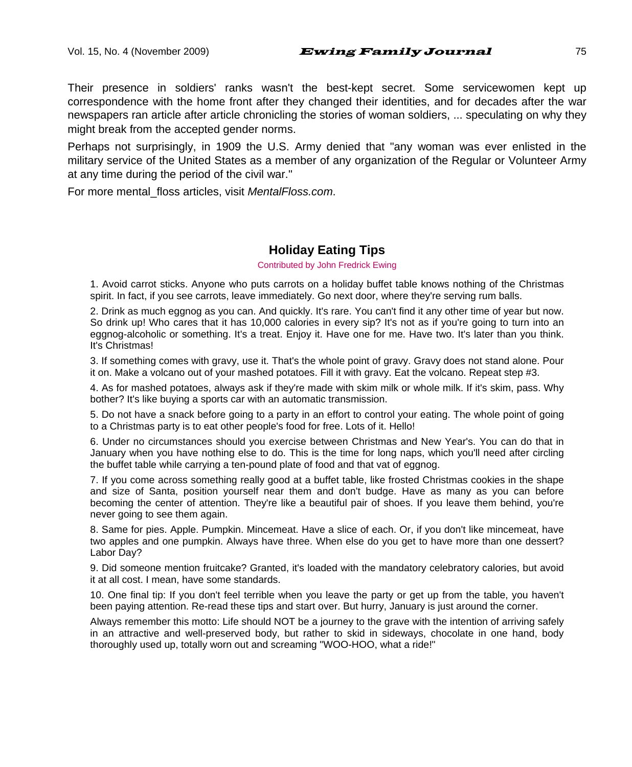Their presence in soldiers' ranks wasn't the best-kept secret. Some servicewomen kept up correspondence with the home front after they changed their identities, and for decades after the war newspapers ran article after article chronicling the stories of woman soldiers, ... speculating on why they might break from the accepted gender norms.

Perhaps not surprisingly, in 1909 the U.S. Army denied that "any woman was ever enlisted in the military service of the United States as a member of any organization of the Regular or Volunteer Army at any time during the period of the civil war."

For more mental_floss articles, visit *MentalFloss.com*.

## Holiday Eating Tips

Contributed by John Fredrick Ewing

1. Avoid carrot sticks. Anyone who puts carrots on a holiday buffet table knows nothing of the Christmas spirit. In fact, if you see carrots, leave immediately. Go next door, where they're serving rum balls.

2. Drink as much eggnog as you can. And quickly. It's rare. You can't find it any other time of year but now. So drink up! Who cares that it has 10,000 calories in every sip? It's not as if you're going to turn into an eggnog-alcoholic or something. It's a treat. Enjoy it. Have one for me. Have two. It's later than you think. It's Christmas!

3. If something comes with gravy, use it. That's the whole point of gravy. Gravy does not stand alone. Pour it on. Make a volcano out of your mashed potatoes. Fill it with gravy. Eat the volcano. Repeat step #3.

4. As for mashed potatoes, always ask if they're made with skim milk or whole milk. If it's skim, pass. Why bother? It's like buying a sports car with an automatic transmission.

5. Do not have a snack before going to a party in an effort to control your eating. The whole point of going to a Christmas party is to eat other people's food for free. Lots of it. Hello!

6. Under no circumstances should you exercise between Christmas and New Year's. You can do that in January when you have nothing else to do. This is the time for long naps, which you'll need after circling the buffet table while carrying a ten-pound plate of food and that vat of eggnog.

7. If you come across something really good at a buffet table, like frosted Christmas cookies in the shape and size of Santa, position yourself near them and don't budge. Have as many as you can before becoming the center of attention. They're like a beautiful pair of shoes. If you leave them behind, you're never going to see them again.

8. Same for pies. Apple. Pumpkin. Mincemeat. Have a slice of each. Or, if you don't like mincemeat, have two apples and one pumpkin. Always have three. When else do you get to have more than one dessert? Labor Day?

9. Did someone mention fruitcake? Granted, it's loaded with the mandatory celebratory calories, but avoid it at all cost. I mean, have some standards.

10. One final tip: If you don't feel terrible when you leave the party or get up from the table, you haven't been paying attention. Re-read these tips and start over. But hurry, January is just around the corner.

Always remember this motto: Life should NOT be a journey to the grave with the intention of arriving safely in an attractive and well-preserved body, but rather to skid in sideways, chocolate in one hand, body thoroughly used up, totally worn out and screaming "WOO-HOO, what a ride!"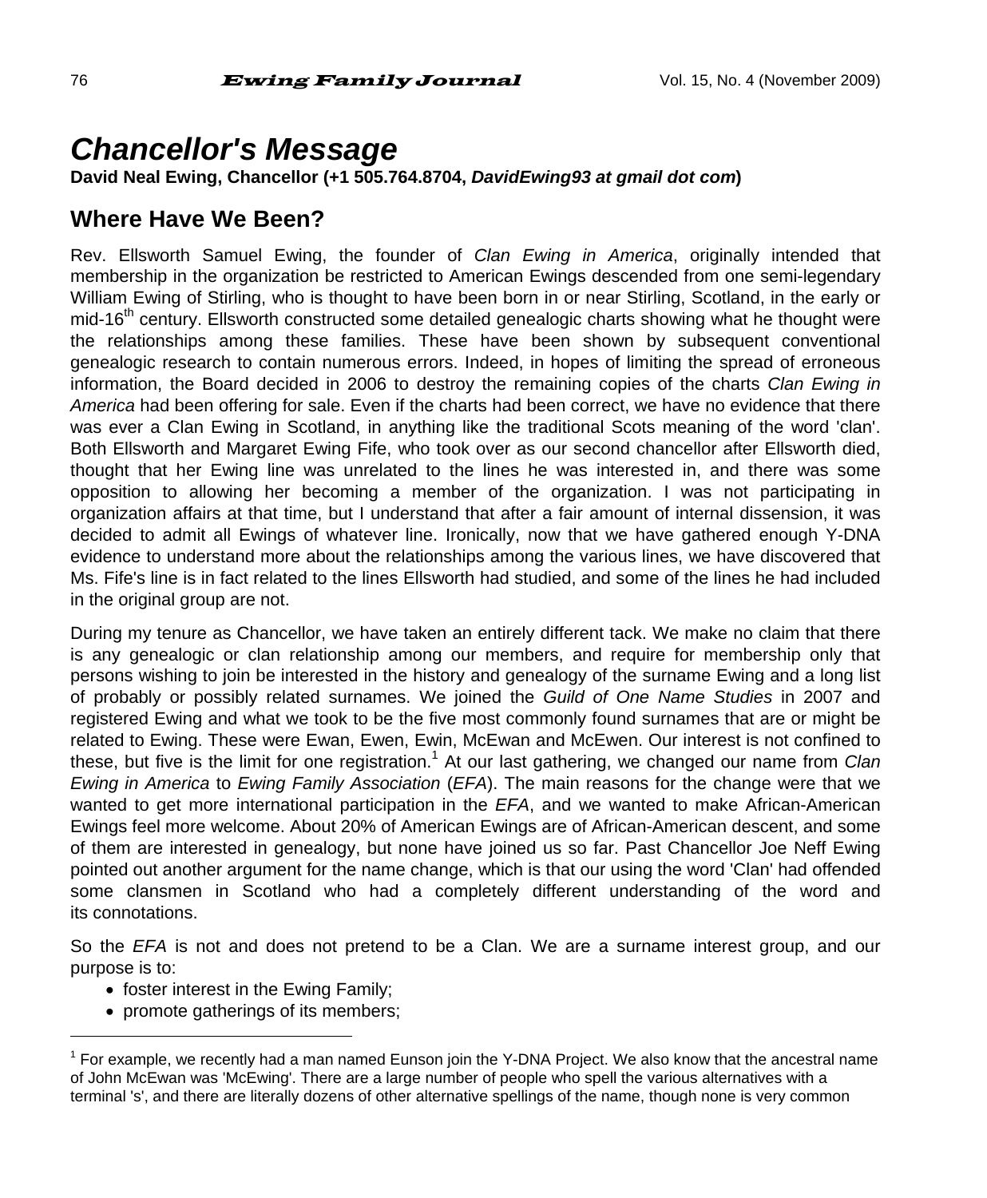# *Chancellor's Message*

**David Neal Ewing, Chancellor (+1 505.764.8704, *DavidEwing93 at gmail dot com*)**

## Where Have We Been?

Rev. Ellsworth Samuel Ewing, the founder of *Clan Ewing in America*, originally intended that membership in the organization be restricted to American Ewings descended from one semi-legendary William Ewing of Stirling, who is thought to have been born in or near Stirling, Scotland, in the early or mid-16th century. Ellsworth constructed some detailed genealogic charts showing what he thought were the relationships among these families. These have been shown by subsequent conventional genealogic research to contain numerous errors. Indeed, in hopes of limiting the spread of erroneous information, the Board decided in 2006 to destroy the remaining copies of the charts *Clan Ewing in America* had been offering for sale. Even if the charts had been correct, we have no evidence that there was ever a Clan Ewing in Scotland, in anything like the traditional Scots meaning of the word 'clan'. Both Ellsworth and Margaret Ewing Fife, who took over as our second chancellor after Ellsworth died, thought that her Ewing line was unrelated to the lines he was interested in, and there was some opposition to allowing her becoming a member of the organization. I was not participating in organization affairs at that time, but I understand that after a fair amount of internal dissension, it was decided to admit all Ewings of whatever line. Ironically, now that we have gathered enough Y-DNA evidence to understand more about the relationships among the various lines, we have discovered that Ms. Fife's line is in fact related to the lines Ellsworth had studied, and some of the lines he had included in the original group are not.

During my tenure as Chancellor, we have taken an entirely different tack. We make no claim that there is any genealogic or clan relationship among our members, and require for membership only that persons wishing to join be interested in the history and genealogy of the surname Ewing and a long list of probably or possibly related surnames. We joined the *Guild of One Name Studies* in 2007 and registered Ewing and what we took to be the five most commonly found surnames that are or might be related to Ewing. These were Ewan, Ewen, Ewin, McEwan and McEwen. Our interest is not confined to these, but five is the limit for one registration.[1] At our last gathering, we changed our name from *Clan Ewing in America* to *Ewing Family Association* (*EFA*). The main reasons for the change were that we wanted to get more international participation in the *EFA*, and we wanted to make African-American Ewings feel more welcome. About 20% of American Ewings are of African-American descent, and some of them are interested in genealogy, but none have joined us so far. Past Chancellor Joe Neff Ewing pointed out another argument for the name change, which is that our using the word 'Clan' had offended some clansmen in Scotland who had a completely different understanding of the word and its connotations.

So the *EFA* is not and does not pretend to be a Clan. We are a surname interest group, and our purpose is to:

- foster interest in the Ewing Family;
- promote gatherings of its members;

[1] For example, we recently had a man named Eunson join the Y-DNA Project. We also know that the ancestral name of John McEwan was 'McEwing'. There are a large number of people who spell the various alternatives with a terminal 's', and there are literally dozens of other alternative spellings of the name, though none is very common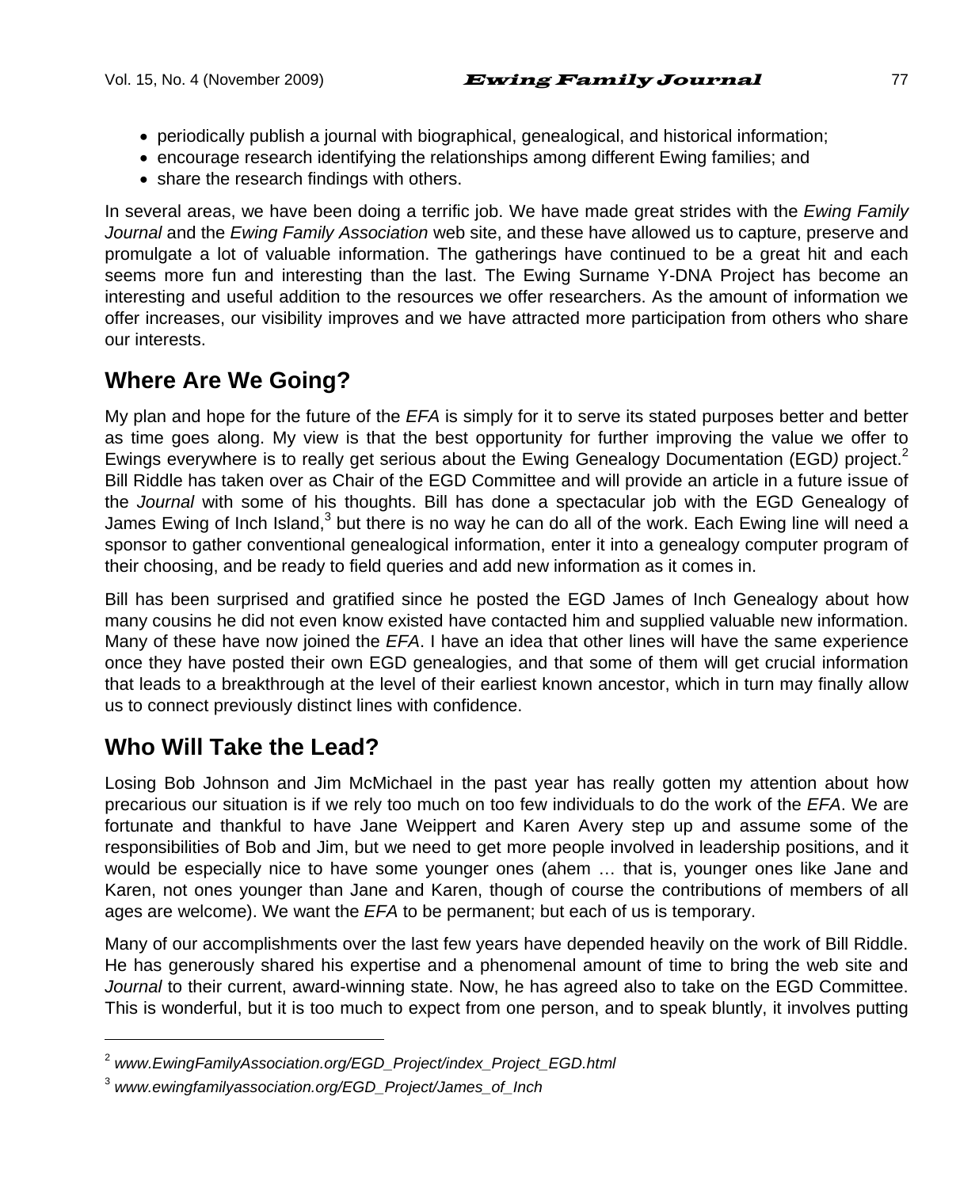- periodically publish a journal with biographical, genealogical, and historical information;
- encourage research identifying the relationships among different Ewing families; and
- share the research findings with others.

In several areas, we have been doing a terrific job. We have made great strides with the *Ewing Family Journal* and the *Ewing Family Association* web site, and these have allowed us to capture, preserve and promulgate a lot of valuable information. The gatherings have continued to be a great hit and each seems more fun and interesting than the last. The Ewing Surname Y-DNA Project has become an interesting and useful addition to the resources we offer researchers. As the amount of information we offer increases, our visibility improves and we have attracted more participation from others who share our interests.

## Where Are We Going?

My plan and hope for the future of the *EFA* is simply for it to serve its stated purposes better and better as time goes along. My view is that the best opportunity for further improving the value we offer to Ewings everywhere is to really get serious about the Ewing Genealogy Documentation (EGD*)* project.[2] Bill Riddle has taken over as Chair of the EGD Committee and will provide an article in a future issue of the *Journal* with some of his thoughts. Bill has done a spectacular job with the EGD Genealogy of James Ewing of Inch Island,[3] but there is no way he can do all of the work. Each Ewing line will need a sponsor to gather conventional genealogical information, enter it into a genealogy computer program of their choosing, and be ready to field queries and add new information as it comes in.

Bill has been surprised and gratified since he posted the EGD James of Inch Genealogy about how many cousins he did not even know existed have contacted him and supplied valuable new information. Many of these have now joined the *EFA*. I have an idea that other lines will have the same experience once they have posted their own EGD genealogies, and that some of them will get crucial information that leads to a breakthrough at the level of their earliest known ancestor, which in turn may finally allow us to connect previously distinct lines with confidence.

## Who Will Take the Lead?

Losing Bob Johnson and Jim McMichael in the past year has really gotten my attention about how precarious our situation is if we rely too much on too few individuals to do the work of the *EFA*. We are fortunate and thankful to have Jane Weippert and Karen Avery step up and assume some of the responsibilities of Bob and Jim, but we need to get more people involved in leadership positions, and it would be especially nice to have some younger ones (ahem … that is, younger ones like Jane and Karen, not ones younger than Jane and Karen, though of course the contributions of members of all ages are welcome). We want the *EFA* to be permanent; but each of us is temporary.

Many of our accomplishments over the last few years have depended heavily on the work of Bill Riddle. He has generously shared his expertise and a phenomenal amount of time to bring the web site and *Journal* to their current, award-winning state. Now, he has agreed also to take on the EGD Committee. This is wonderful, but it is too much to expect from one person, and to speak bluntly, it involves putting

---

[2] *www.EwingFamilyAssociation.org/EGD_Project/index_Project_EGD.html*

[3] *www.ewingfamilyassociation.org/EGD_Project/James_of_Inch*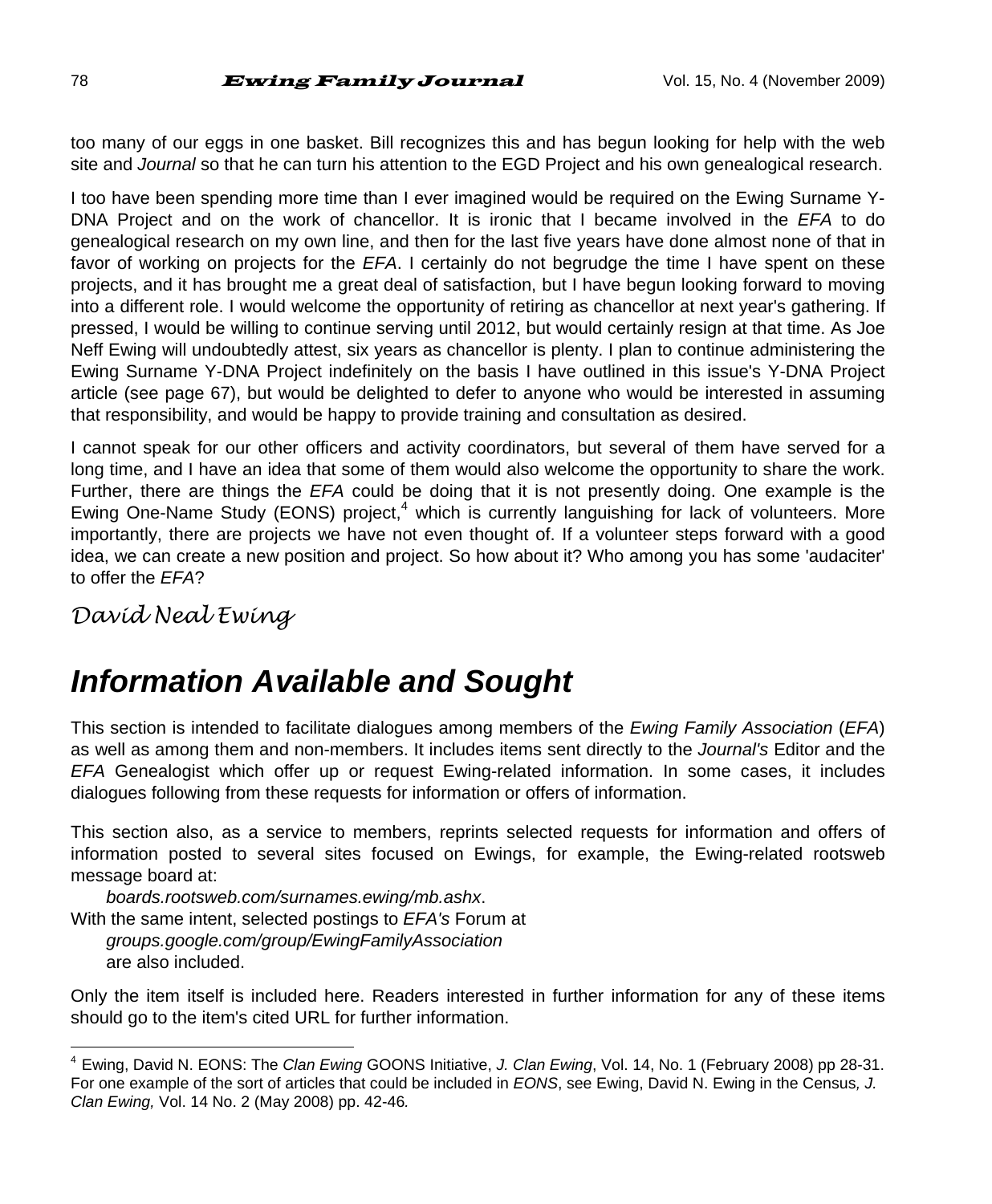too many of our eggs in one basket. Bill recognizes this and has begun looking for help with the web site and *Journal* so that he can turn his attention to the EGD Project and his own genealogical research.

I too have been spending more time than I ever imagined would be required on the Ewing Surname Y-DNA Project and on the work of chancellor. It is ironic that I became involved in the *EFA* to do genealogical research on my own line, and then for the last five years have done almost none of that in favor of working on projects for the *EFA*. I certainly do not begrudge the time I have spent on these projects, and it has brought me a great deal of satisfaction, but I have begun looking forward to moving into a different role. I would welcome the opportunity of retiring as chancellor at next year's gathering. If pressed, I would be willing to continue serving until 2012, but would certainly resign at that time. As Joe Neff Ewing will undoubtedly attest, six years as chancellor is plenty. I plan to continue administering the Ewing Surname Y-DNA Project indefinitely on the basis I have outlined in this issue's Y-DNA Project article (see page 67), but would be delighted to defer to anyone who would be interested in assuming that responsibility, and would be happy to provide training and consultation as desired.

I cannot speak for our other officers and activity coordinators, but several of them have served for a long time, and I have an idea that some of them would also welcome the opportunity to share the work. Further, there are things the *EFA* could be doing that it is not presently doing. One example is the Ewing One-Name Study (EONS) project,[4] which is currently languishing for lack of volunteers. More importantly, there are projects we have not even thought of. If a volunteer steps forward with a good idea, we can create a new position and project. So how about it? Who among you has some 'audaciter' to offer the *EFA*?

*David Neal Ewing*

# Information Available and Sought

This section is intended to facilitate dialogues among members of the *Ewing Family Association* (*EFA*) as well as among them and non-members. It includes items sent directly to the *Journal's* Editor and the *EFA* Genealogist which offer up or request Ewing-related information. In some cases, it includes dialogues following from these requests for information or offers of information.

This section also, as a service to members, reprints selected requests for information and offers of information posted to several sites focused on Ewings, for example, the Ewing-related rootsweb message board at:

*boards.rootsweb.com/surnames.ewing/mb.ashx*.

With the same intent, selected postings to *EFA's* Forum at

*groups.google.com/group/EwingFamilyAssociation*

are also included.

Only the item itself is included here. Readers interested in further information for any of these items should go to the item's cited URL for further information.

---

[4] Ewing, David N. EONS: The *Clan Ewing* GOONS Initiative, *J. Clan Ewing*, Vol. 14, No. 1 (February 2008) pp 28-31. For one example of the sort of articles that could be included in *EONS*, see Ewing, David N. Ewing in the Census*, J. Clan Ewing,* Vol. 14 No. 2 (May 2008) pp. 42-46*.*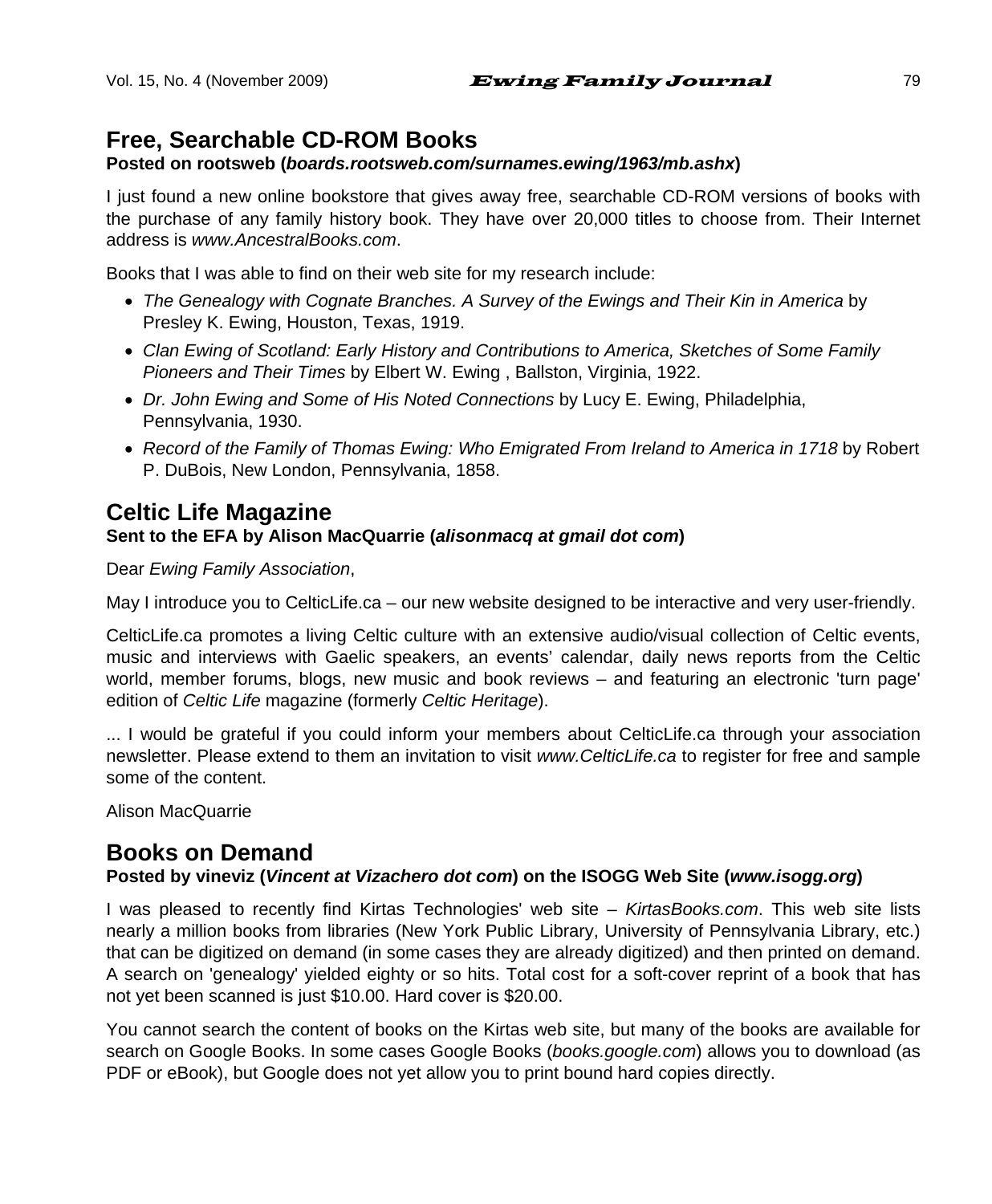## Free, Searchable CD-ROM Books

**Posted on rootsweb (*boards.rootsweb.com/surnames.ewing/1963/mb.ashx*)**

I just found a new online bookstore that gives away free, searchable CD-ROM versions of books with the purchase of any family history book. They have over 20,000 titles to choose from. Their Internet address is *www.AncestralBooks.com*.

Books that I was able to find on their web site for my research include:

- *The Genealogy with Cognate Branches. A Survey of the Ewings and Their Kin in America* by Presley K. Ewing, Houston, Texas, 1919.
- *Clan Ewing of Scotland: Early History and Contributions to America, Sketches of Some Family Pioneers and Their Times* by Elbert W. Ewing , Ballston, Virginia, 1922.
- *Dr. John Ewing and Some of His Noted Connections* by Lucy E. Ewing, Philadelphia, Pennsylvania, 1930.
- *Record of the Family of Thomas Ewing: Who Emigrated From Ireland to America in 1718* by Robert P. DuBois, New London, Pennsylvania, 1858.

## Celtic Life Magazine

**Sent to the EFA by Alison MacQuarrie (*alisonmacq at gmail dot com*)**

Dear *Ewing Family Association*,

May I introduce you to CelticLife.ca – our new website designed to be interactive and very user-friendly.

CelticLife.ca promotes a living Celtic culture with an extensive audio/visual collection of Celtic events, music and interviews with Gaelic speakers, an events' calendar, daily news reports from the Celtic world, member forums, blogs, new music and book reviews – and featuring an electronic 'turn page' edition of *Celtic Life* magazine (formerly *Celtic Heritage*).

... I would be grateful if you could inform your members about CelticLife.ca through your association newsletter. Please extend to them an invitation to visit *www.CelticLife.ca* to register for free and sample some of the content.

Alison MacQuarrie

## Books on Demand

**Posted by vineviz (*Vincent at Vizachero dot com*) on the ISOGG Web Site (*www.isogg.org*)**

I was pleased to recently find Kirtas Technologies' web site – *KirtasBooks.com*. This web site lists nearly a million books from libraries (New York Public Library, University of Pennsylvania Library, etc.) that can be digitized on demand (in some cases they are already digitized) and then printed on demand. A search on 'genealogy' yielded eighty or so hits. Total cost for a soft-cover reprint of a book that has not yet been scanned is just $10.00. Hard cover is $20.00.

You cannot search the content of books on the Kirtas web site, but many of the books are available for search on Google Books. In some cases Google Books (*books.google.com*) allows you to download (as PDF or eBook), but Google does not yet allow you to print bound hard copies directly.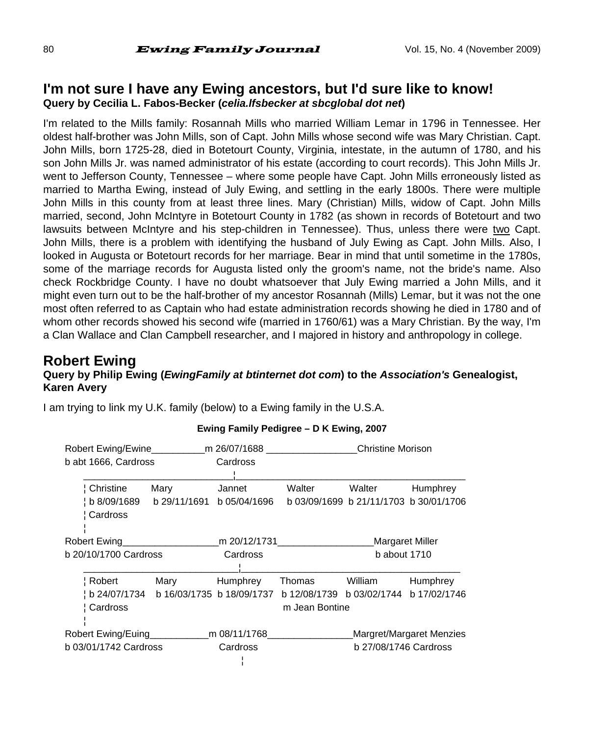## I'm not sure I have any Ewing ancestors, but I'd sure like to know!

**Query by Cecilia L. Fabos-Becker (*celia.lfsbecker at sbcglobal dot net*)**

I'm related to the Mills family: Rosannah Mills who married William Lemar in 1796 in Tennessee. Her oldest half-brother was John Mills, son of Capt. John Mills whose second wife was Mary Christian. Capt. John Mills, born 1725-28, died in Botetourt County, Virginia, intestate, in the autumn of 1780, and his son John Mills Jr. was named administrator of his estate (according to court records). This John Mills Jr. went to Jefferson County, Tennessee – where some people have Capt. John Mills erroneously listed as married to Martha Ewing, instead of July Ewing, and settling in the early 1800s. There were multiple John Mills in this county from at least three lines. Mary (Christian) Mills, widow of Capt. John Mills married, second, John McIntyre in Botetourt County in 1782 (as shown in records of Botetourt and two lawsuits between McIntyre and his step-children in Tennessee). Thus, unless there were two Capt. John Mills, there is a problem with identifying the husband of July Ewing as Capt. John Mills. Also, I looked in Augusta or Botetourt records for her marriage. Bear in mind that until sometime in the 1780s, some of the marriage records for Augusta listed only the groom's name, not the bride's name. Also check Rockbridge County. I have no doubt whatsoever that July Ewing married a John Mills, and it might even turn out to be the half-brother of my ancestor Rosannah (Mills) Lemar, but it was not the one most often referred to as Captain who had estate administration records showing he died in 1780 and of whom other records showed his second wife (married in 1760/61) was a Mary Christian. By the way, I'm a Clan Wallace and Clan Campbell researcher, and I majored in history and anthropology in college.

## Robert Ewing

**Query by Philip Ewing (*EwingFamily at btinternet dot com*) to the *Association's* Genealogist, Karen Avery**

I am trying to link my U.K. family (below) to a Ewing family in the U.S.A.

**Ewing Family Pedigree – D K Ewing, 2007**

```
Robert Ewing/Ewine__________m 26/07/1688 _________________Christine Morison
b abt 1666, Cardross             Cardross
       ______________________________¦____________________________________________
      ¦ Christine     Mary          Jannet        Walter        Walter        Humphrey
      ¦ b 8/09/1689   b 29/11/1691  b 05/04/1696  b 03/09/1699  b 21/11/1703  b 30/01/1706
      ¦ Cardross
      ¦
Robert Ewing__________________m 20/12/1731__________________Margaret Miller
b 20/10/1700 Cardross            Cardross                      b about 1710
       ______________________________¦____________________________________________
      ¦ Robert        Mary          Humphrey      Thomas        William       Humphrey
      ¦ b 24/07/1734  b 16/03/1735  b 18/09/1737  b 12/08/1739  b 03/02/1744  b 17/02/1746
      ¦ Cardross                                  m Jean Bontine
      ¦
Robert Ewing/Euing___________m 08/11/1768________________Margret/Margaret Menzies
b 03/01/1742 Cardross            Cardross                    b 27/08/1746 Cardross
                                     ¦
```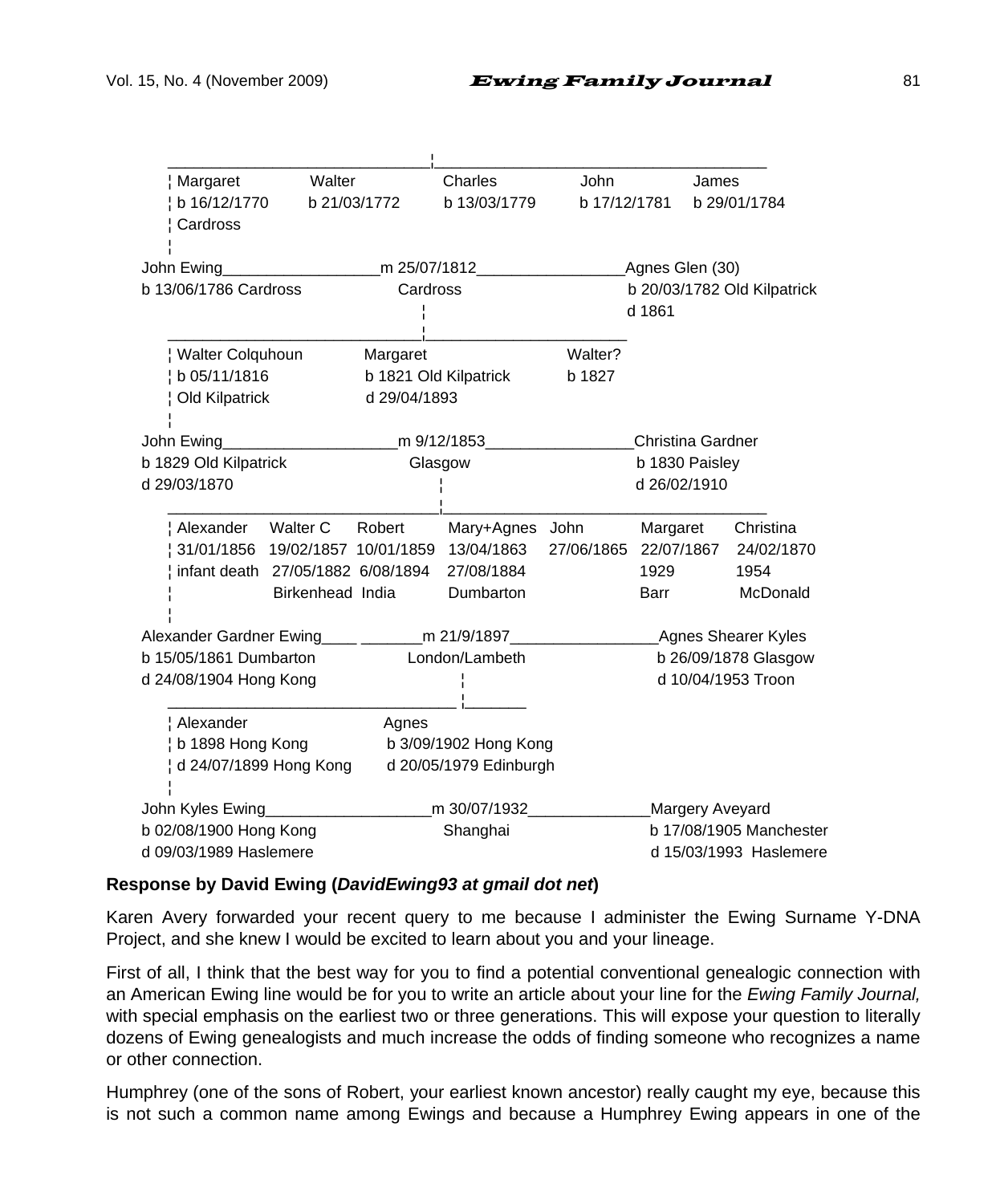```
 ________________________________¦________________________________________
 ¦ Margaret          Walter          Charles          John            James
 ¦ b 16/12/1770      b 21/03/1772    b 13/03/1779     b 17/12/1781    b 29/01/1784
 ¦ Cardross
 ¦
John Ewing__________________m 25/07/1812_________________Agnes Glen (30)
b 13/06/1786 Cardross          Cardross                  b 20/03/1782 Old Kilpatrick
                                  ¦                        d 1861
 _________________________________¦________________________
 ¦ Walter Colquhoun        Margaret                  Walter?
 ¦ b 05/11/1816            b 1821 Old Kilpatrick     b 1827
 ¦ Old Kilpatrick          d 29/04/1893
 ¦
John Ewing____________________m 9/12/1853_________________Christina Gardner
b 1829 Old Kilpatrick            Glasgow                   b 1830 Paisley
d 29/03/1870                        ¦                      d 26/02/1910
 ___________________________________¦_______________________________________
 ¦ Alexander    Walter C     Robert       Mary+Agnes   John         Margaret     Christina
 ¦ 31/01/1856   19/02/1857   10/01/1859   13/04/1863   27/06/1865   22/07/1867   24/02/1870
 ¦ infant death 27/05/1882   6/08/1894    27/08/1884                1929         1954
 ¦              Birkenhead   India        Dumbarton                 Barr         McDonald
 ¦
Alexander Gardner Ewing____ _______m 21/9/1897_________________Agnes Shearer Kyles
b 15/05/1861 Dumbarton             London/Lambeth               b 26/09/1878 Glasgow
d 24/08/1904 Hong Kong                   ¦                      d 10/04/1953 Troon
 ________________________________________¦_______
 ¦ Alexander                Agnes
 ¦ b 1898 Hong Kong         b 3/09/1902 Hong Kong
 ¦ d 24/07/1899 Hong Kong   d 20/05/1979 Edinburgh
 ¦
John Kyles Ewing___________________m 30/07/1932______________Margery Aveyard
b 02/08/1900 Hong Kong               Shanghai                 b 17/08/1905 Manchester
d 09/03/1989 Haslemere                                        d 15/03/1993 Haslemere
```

**Response by David Ewing (*DavidEwing93 at gmail dot net*)**

Karen Avery forwarded your recent query to me because I administer the Ewing Surname Y-DNA Project, and she knew I would be excited to learn about you and your lineage.

First of all, I think that the best way for you to find a potential conventional genealogic connection with an American Ewing line would be for you to write an article about your line for the *Ewing Family Journal,* with special emphasis on the earliest two or three generations. This will expose your question to literally dozens of Ewing genealogists and much increase the odds of finding someone who recognizes a name or other connection.

Humphrey (one of the sons of Robert, your earliest known ancestor) really caught my eye, because this is not such a common name among Ewings and because a Humphrey Ewing appears in one of the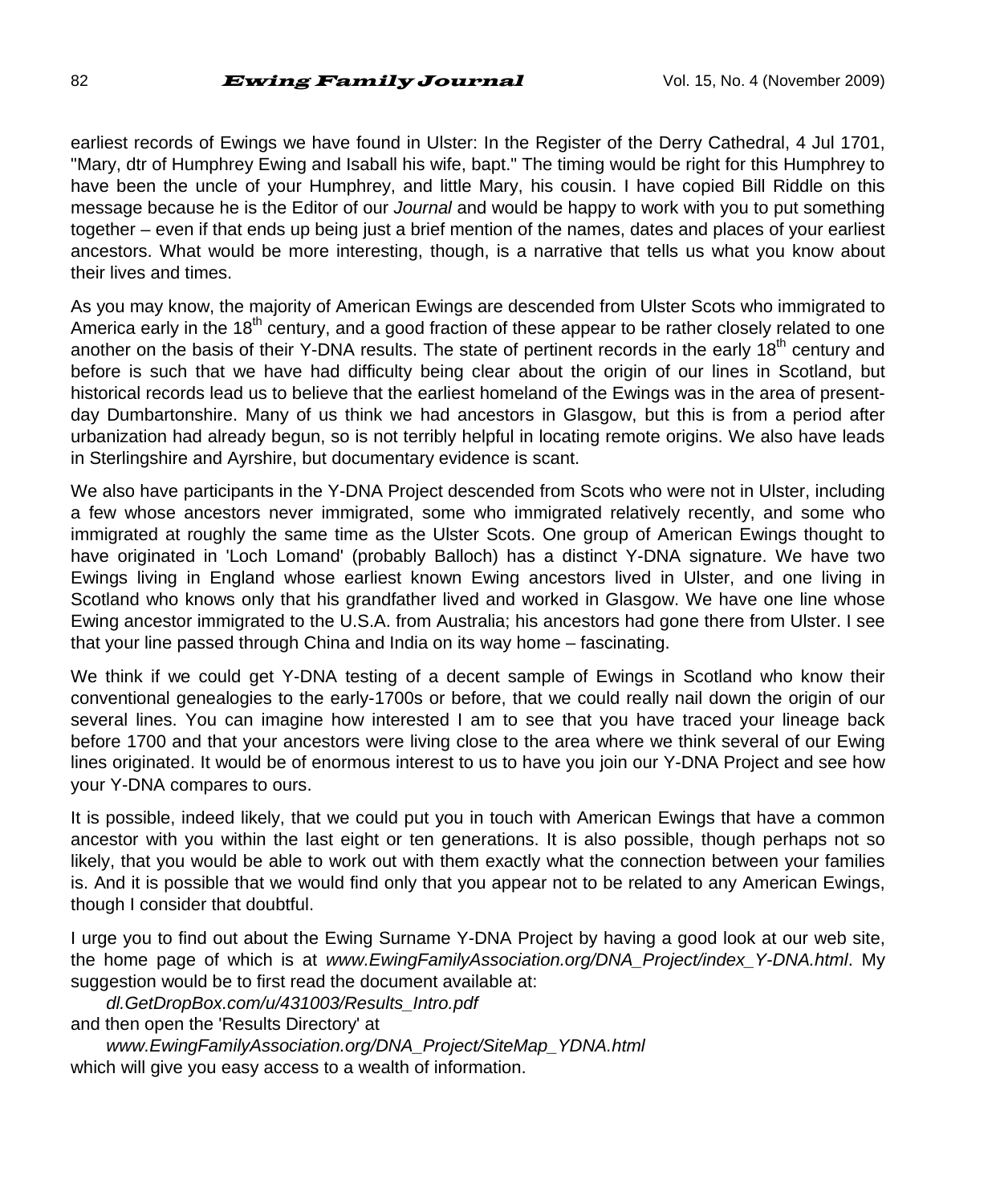earliest records of Ewings we have found in Ulster: In the Register of the Derry Cathedral, 4 Jul 1701, "Mary, dtr of Humphrey Ewing and Isaball his wife, bapt." The timing would be right for this Humphrey to have been the uncle of your Humphrey, and little Mary, his cousin. I have copied Bill Riddle on this message because he is the Editor of our *Journal* and would be happy to work with you to put something together – even if that ends up being just a brief mention of the names, dates and places of your earliest ancestors. What would be more interesting, though, is a narrative that tells us what you know about their lives and times.

As you may know, the majority of American Ewings are descended from Ulster Scots who immigrated to America early in the 18th century, and a good fraction of these appear to be rather closely related to one another on the basis of their Y-DNA results. The state of pertinent records in the early 18th century and before is such that we have had difficulty being clear about the origin of our lines in Scotland, but historical records lead us to believe that the earliest homeland of the Ewings was in the area of present-day Dumbartonshire. Many of us think we had ancestors in Glasgow, but this is from a period after urbanization had already begun, so is not terribly helpful in locating remote origins. We also have leads in Sterlingshire and Ayrshire, but documentary evidence is scant.

We also have participants in the Y-DNA Project descended from Scots who were not in Ulster, including a few whose ancestors never immigrated, some who immigrated relatively recently, and some who immigrated at roughly the same time as the Ulster Scots. One group of American Ewings thought to have originated in 'Loch Lomand' (probably Balloch) has a distinct Y-DNA signature. We have two Ewings living in England whose earliest known Ewing ancestors lived in Ulster, and one living in Scotland who knows only that his grandfather lived and worked in Glasgow. We have one line whose Ewing ancestor immigrated to the U.S.A. from Australia; his ancestors had gone there from Ulster. I see that your line passed through China and India on its way home – fascinating.

We think if we could get Y-DNA testing of a decent sample of Ewings in Scotland who know their conventional genealogies to the early-1700s or before, that we could really nail down the origin of our several lines. You can imagine how interested I am to see that you have traced your lineage back before 1700 and that your ancestors were living close to the area where we think several of our Ewing lines originated. It would be of enormous interest to us to have you join our Y-DNA Project and see how your Y-DNA compares to ours.

It is possible, indeed likely, that we could put you in touch with American Ewings that have a common ancestor with you within the last eight or ten generations. It is also possible, though perhaps not so likely, that you would be able to work out with them exactly what the connection between your families is. And it is possible that we would find only that you appear not to be related to any American Ewings, though I consider that doubtful.

I urge you to find out about the Ewing Surname Y-DNA Project by having a good look at our web site, the home page of which is at *www.EwingFamilyAssociation.org/DNA_Project/index_Y-DNA.html*. My suggestion would be to first read the document available at:

*dl.GetDropBox.com/u/431003/Results_Intro.pdf*

and then open the 'Results Directory' at

*www.EwingFamilyAssociation.org/DNA_Project/SiteMap_YDNA.html*

which will give you easy access to a wealth of information.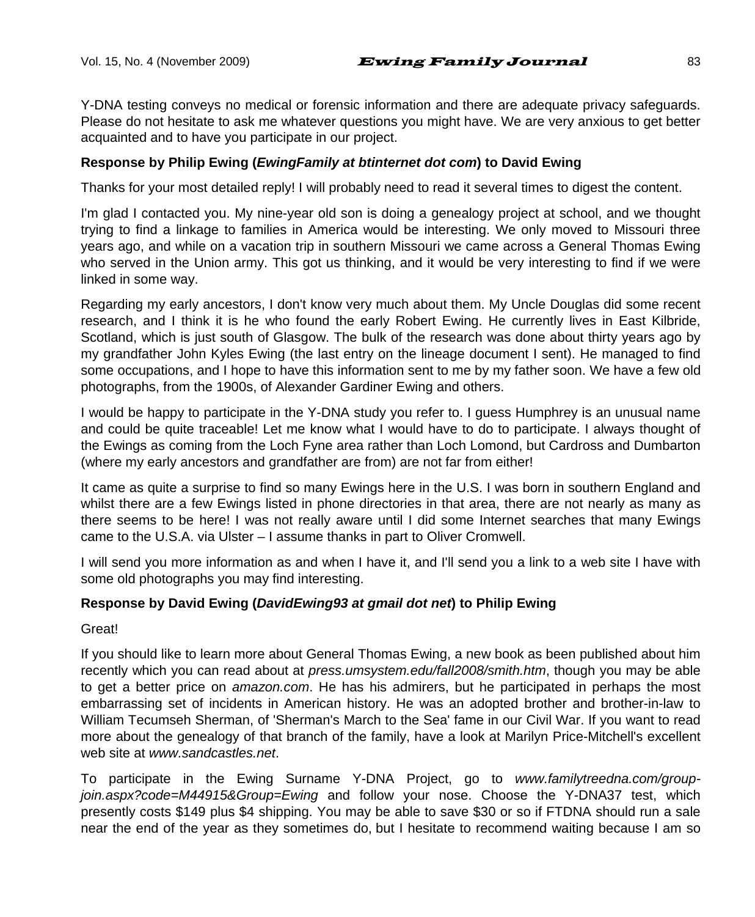Y-DNA testing conveys no medical or forensic information and there are adequate privacy safeguards. Please do not hesitate to ask me whatever questions you might have. We are very anxious to get better acquainted and to have you participate in our project.

**Response by Philip Ewing (*EwingFamily at btinternet dot com*) to David Ewing**

Thanks for your most detailed reply! I will probably need to read it several times to digest the content.

I'm glad I contacted you. My nine-year old son is doing a genealogy project at school, and we thought trying to find a linkage to families in America would be interesting. We only moved to Missouri three years ago, and while on a vacation trip in southern Missouri we came across a General Thomas Ewing who served in the Union army. This got us thinking, and it would be very interesting to find if we were linked in some way.

Regarding my early ancestors, I don't know very much about them. My Uncle Douglas did some recent research, and I think it is he who found the early Robert Ewing. He currently lives in East Kilbride, Scotland, which is just south of Glasgow. The bulk of the research was done about thirty years ago by my grandfather John Kyles Ewing (the last entry on the lineage document I sent). He managed to find some occupations, and I hope to have this information sent to me by my father soon. We have a few old photographs, from the 1900s, of Alexander Gardiner Ewing and others.

I would be happy to participate in the Y-DNA study you refer to. I guess Humphrey is an unusual name and could be quite traceable! Let me know what I would have to do to participate. I always thought of the Ewings as coming from the Loch Fyne area rather than Loch Lomond, but Cardross and Dumbarton (where my early ancestors and grandfather are from) are not far from either!

It came as quite a surprise to find so many Ewings here in the U.S. I was born in southern England and whilst there are a few Ewings listed in phone directories in that area, there are not nearly as many as there seems to be here! I was not really aware until I did some Internet searches that many Ewings came to the U.S.A. via Ulster – I assume thanks in part to Oliver Cromwell.

I will send you more information as and when I have it, and I'll send you a link to a web site I have with some old photographs you may find interesting.

**Response by David Ewing (*DavidEwing93 at gmail dot net*) to Philip Ewing**

Great!

If you should like to learn more about General Thomas Ewing, a new book as been published about him recently which you can read about at *press.umsystem.edu/fall2008/smith.htm*, though you may be able to get a better price on *amazon.com*. He has his admirers, but he participated in perhaps the most embarrassing set of incidents in American history. He was an adopted brother and brother-in-law to William Tecumseh Sherman, of 'Sherman's March to the Sea' fame in our Civil War. If you want to read more about the genealogy of that branch of the family, have a look at Marilyn Price-Mitchell's excellent web site at *www.sandcastles.net*.

To participate in the Ewing Surname Y-DNA Project, go to *www.familytreedna.com/group-join.aspx?code=M44915&Group=Ewing* and follow your nose. Choose the Y-DNA37 test, which presently costs $149 plus $4 shipping. You may be able to save $30 or so if FTDNA should run a sale near the end of the year as they sometimes do, but I hesitate to recommend waiting because I am so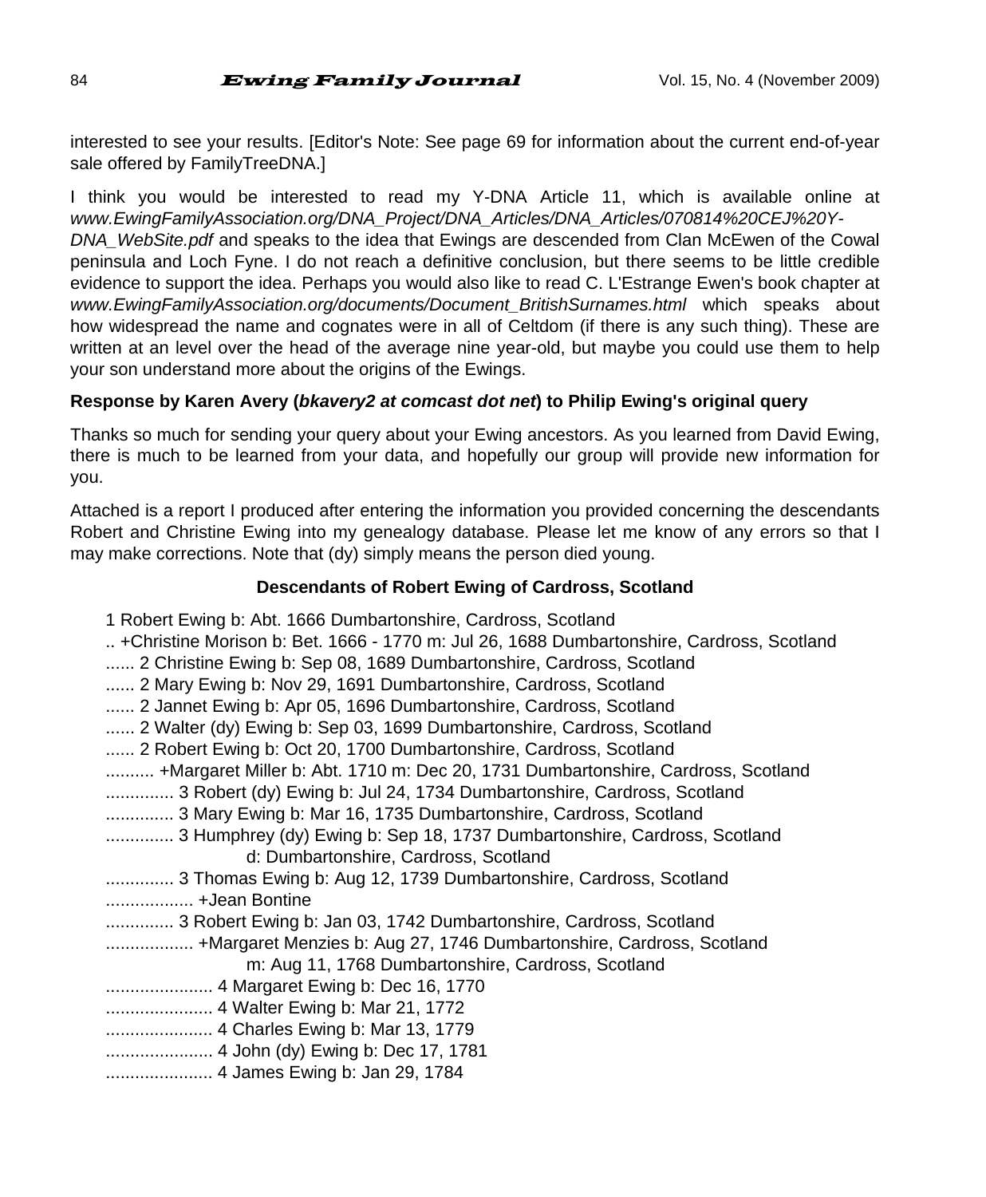interested to see your results. [Editor's Note: See page 69 for information about the current end-of-year sale offered by FamilyTreeDNA.]

I think you would be interested to read my Y-DNA Article 11, which is available online at *www.EwingFamilyAssociation.org/DNA_Project/DNA_Articles/DNA_Articles/070814%20CEJ%20Y-DNA_WebSite.pdf* and speaks to the idea that Ewings are descended from Clan McEwen of the Cowal peninsula and Loch Fyne. I do not reach a definitive conclusion, but there seems to be little credible evidence to support the idea. Perhaps you would also like to read C. L'Estrange Ewen's book chapter at *www.EwingFamilyAssociation.org/documents/Document_BritishSurnames.html* which speaks about how widespread the name and cognates were in all of Celtdom (if there is any such thing). These are written at an level over the head of the average nine year-old, but maybe you could use them to help your son understand more about the origins of the Ewings.

**Response by Karen Avery (*bkavery2 at comcast dot net*) to Philip Ewing's original query**

Thanks so much for sending your query about your Ewing ancestors. As you learned from David Ewing, there is much to be learned from your data, and hopefully our group will provide new information for you.

Attached is a report I produced after entering the information you provided concerning the descendants Robert and Christine Ewing into my genealogy database. Please let me know of any errors so that I may make corrections. Note that (dy) simply means the person died young.

**Descendants of Robert Ewing of Cardross, Scotland**

1 Robert Ewing b: Abt. 1666 Dumbartonshire, Cardross, Scotland
.. +Christine Morison b: Bet. 1666 - 1770 m: Jul 26, 1688 Dumbartonshire, Cardross, Scotland
...... 2 Christine Ewing b: Sep 08, 1689 Dumbartonshire, Cardross, Scotland
...... 2 Mary Ewing b: Nov 29, 1691 Dumbartonshire, Cardross, Scotland
...... 2 Jannet Ewing b: Apr 05, 1696 Dumbartonshire, Cardross, Scotland
...... 2 Walter (dy) Ewing b: Sep 03, 1699 Dumbartonshire, Cardross, Scotland
...... 2 Robert Ewing b: Oct 20, 1700 Dumbartonshire, Cardross, Scotland
.......... +Margaret Miller b: Abt. 1710 m: Dec 20, 1731 Dumbartonshire, Cardross, Scotland
.............. 3 Robert (dy) Ewing b: Jul 24, 1734 Dumbartonshire, Cardross, Scotland
.............. 3 Mary Ewing b: Mar 16, 1735 Dumbartonshire, Cardross, Scotland
.............. 3 Humphrey (dy) Ewing b: Sep 18, 1737 Dumbartonshire, Cardross, Scotland
d: Dumbartonshire, Cardross, Scotland
.............. 3 Thomas Ewing b: Aug 12, 1739 Dumbartonshire, Cardross, Scotland
.................. +Jean Bontine
.............. 3 Robert Ewing b: Jan 03, 1742 Dumbartonshire, Cardross, Scotland
.................. +Margaret Menzies b: Aug 27, 1746 Dumbartonshire, Cardross, Scotland
m: Aug 11, 1768 Dumbartonshire, Cardross, Scotland
...................... 4 Margaret Ewing b: Dec 16, 1770
...................... 4 Walter Ewing b: Mar 21, 1772
...................... 4 Charles Ewing b: Mar 13, 1779
...................... 4 John (dy) Ewing b: Dec 17, 1781
...................... 4 James Ewing b: Jan 29, 1784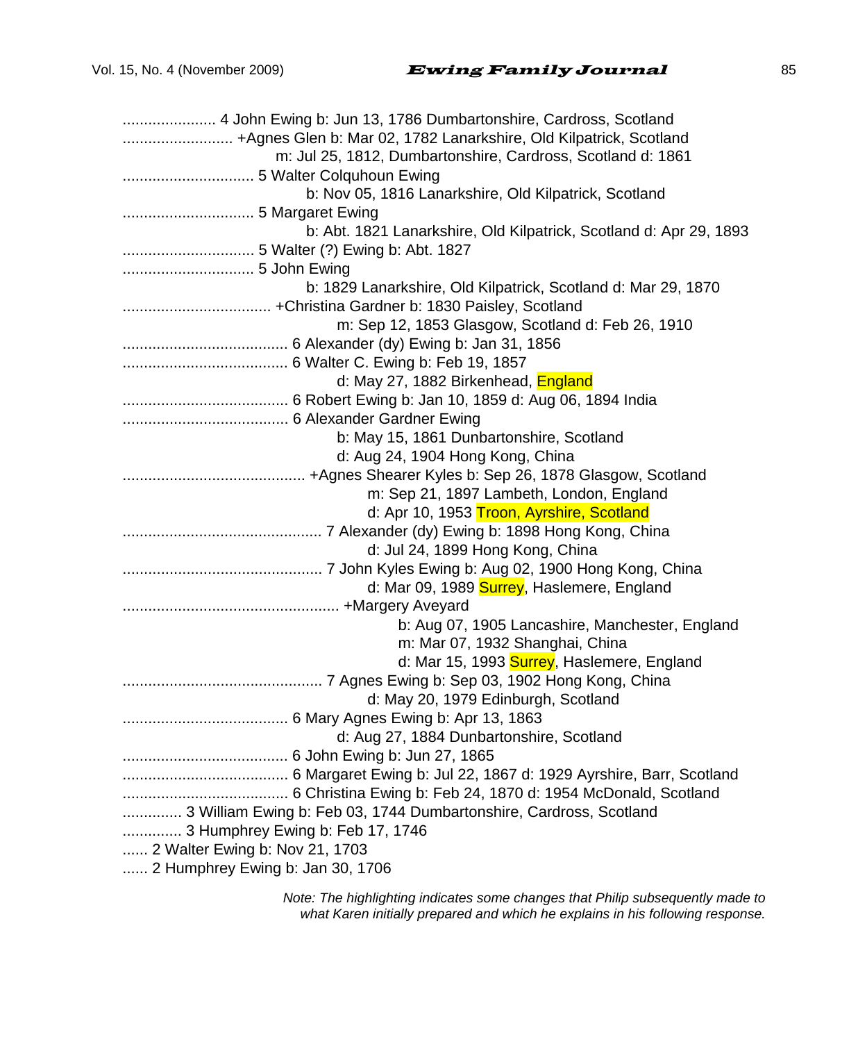...................... 4 John Ewing b: Jun 13, 1786 Dumbartonshire, Cardross, Scotland
.......................... +Agnes Glen b: Mar 02, 1782 Lanarkshire, Old Kilpatrick, Scotland
m: Jul 25, 1812, Dumbartonshire, Cardross, Scotland d: 1861
............................... 5 Walter Colquhoun Ewing
b: Nov 05, 1816 Lanarkshire, Old Kilpatrick, Scotland
............................... 5 Margaret Ewing
b: Abt. 1821 Lanarkshire, Old Kilpatrick, Scotland d: Apr 29, 1893
............................... 5 Walter (?) Ewing b: Abt. 1827
............................... 5 John Ewing
b: 1829 Lanarkshire, Old Kilpatrick, Scotland d: Mar 29, 1870
................................... +Christina Gardner b: 1830 Paisley, Scotland
m: Sep 12, 1853 Glasgow, Scotland d: Feb 26, 1910
....................................... 6 Alexander (dy) Ewing b: Jan 31, 1856
....................................... 6 Walter C. Ewing b: Feb 19, 1857
d: May 27, 1882 Birkenhead, England
....................................... 6 Robert Ewing b: Jan 10, 1859 d: Aug 06, 1894 India
....................................... 6 Alexander Gardner Ewing
b: May 15, 1861 Dunbartonshire, Scotland
d: Aug 24, 1904 Hong Kong, China
........................................... +Agnes Shearer Kyles b: Sep 26, 1878 Glasgow, Scotland
m: Sep 21, 1897 Lambeth, London, England
d: Apr 10, 1953 Troon, Ayrshire, Scotland
............................................... 7 Alexander (dy) Ewing b: 1898 Hong Kong, China
d: Jul 24, 1899 Hong Kong, China
............................................... 7 John Kyles Ewing b: Aug 02, 1900 Hong Kong, China
d: Mar 09, 1989 Surrey, Haslemere, England
................................................... +Margery Aveyard
b: Aug 07, 1905 Lancashire, Manchester, England
m: Mar 07, 1932 Shanghai, China
d: Mar 15, 1993 Surrey, Haslemere, England
............................................... 7 Agnes Ewing b: Sep 03, 1902 Hong Kong, China
d: May 20, 1979 Edinburgh, Scotland
....................................... 6 Mary Agnes Ewing b: Apr 13, 1863
d: Aug 27, 1884 Dunbartonshire, Scotland
....................................... 6 John Ewing b: Jun 27, 1865
....................................... 6 Margaret Ewing b: Jul 22, 1867 d: 1929 Ayrshire, Barr, Scotland
....................................... 6 Christina Ewing b: Feb 24, 1870 d: 1954 McDonald, Scotland
.............. 3 William Ewing b: Feb 03, 1744 Dumbartonshire, Cardross, Scotland
.............. 3 Humphrey Ewing b: Feb 17, 1746
...... 2 Walter Ewing b: Nov 21, 1703
...... 2 Humphrey Ewing b: Jan 30, 1706

*Note: The highlighting indicates some changes that Philip subsequently made to what Karen initially prepared and which he explains in his following response.*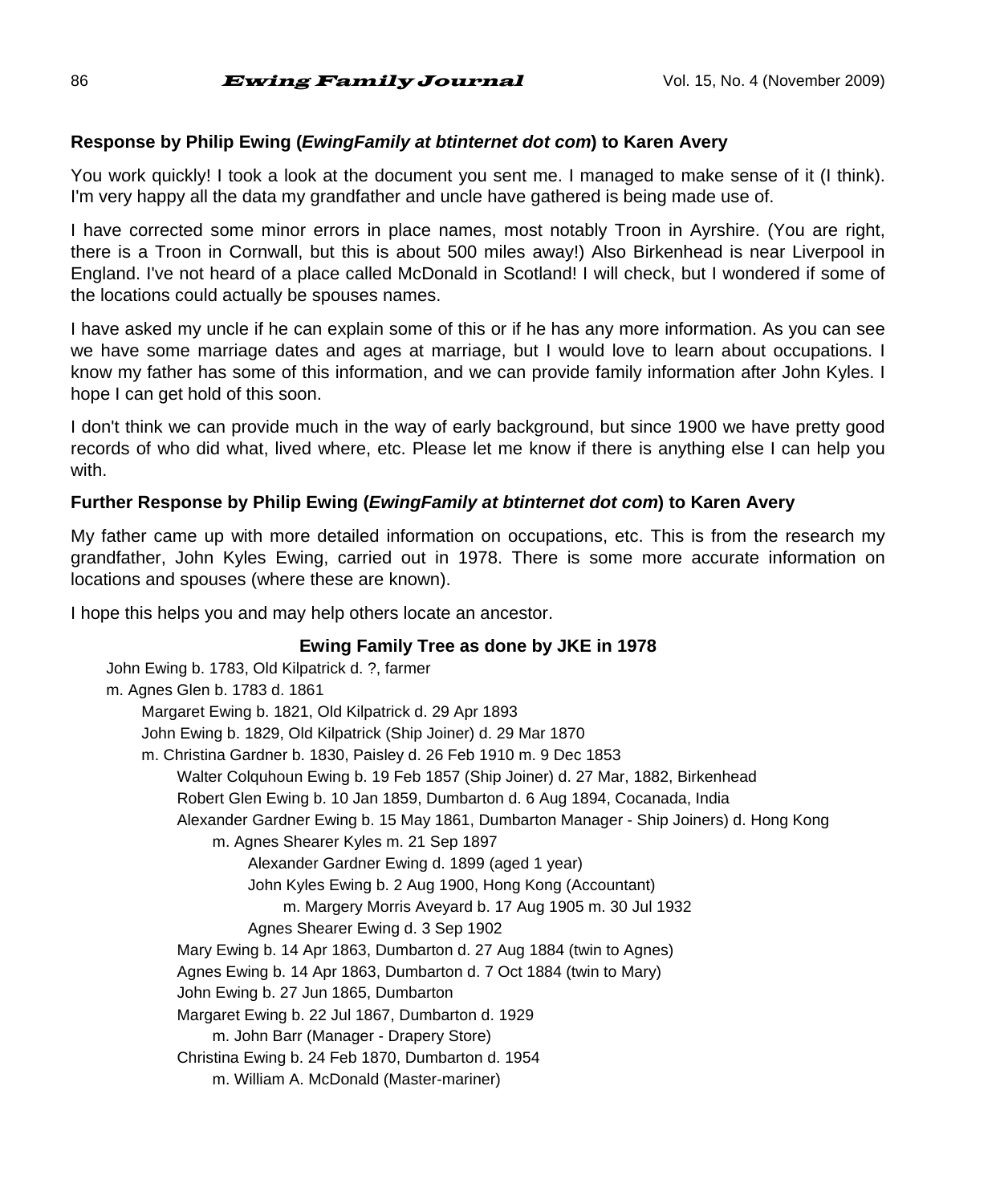**Response by Philip Ewing (*EwingFamily at btinternet dot com*) to Karen Avery**

You work quickly! I took a look at the document you sent me. I managed to make sense of it (I think). I'm very happy all the data my grandfather and uncle have gathered is being made use of.

I have corrected some minor errors in place names, most notably Troon in Ayrshire. (You are right, there is a Troon in Cornwall, but this is about 500 miles away!) Also Birkenhead is near Liverpool in England. I've not heard of a place called McDonald in Scotland! I will check, but I wondered if some of the locations could actually be spouses names.

I have asked my uncle if he can explain some of this or if he has any more information. As you can see we have some marriage dates and ages at marriage, but I would love to learn about occupations. I know my father has some of this information, and we can provide family information after John Kyles. I hope I can get hold of this soon.

I don't think we can provide much in the way of early background, but since 1900 we have pretty good records of who did what, lived where, etc. Please let me know if there is anything else I can help you with.

**Further Response by Philip Ewing (*EwingFamily at btinternet dot com*) to Karen Avery**

My father came up with more detailed information on occupations, etc. This is from the research my grandfather, John Kyles Ewing, carried out in 1978. There is some more accurate information on locations and spouses (where these are known).

I hope this helps you and may help others locate an ancestor.

**Ewing Family Tree as done by JKE in 1978**

- John Ewing b. 1783, Old Kilpatrick d. ?, farmer
- m. Agnes Glen b. 1783 d. 1861
  - Margaret Ewing b. 1821, Old Kilpatrick d. 29 Apr 1893
  - John Ewing b. 1829, Old Kilpatrick (Ship Joiner) d. 29 Mar 1870
  - m. Christina Gardner b. 1830, Paisley d. 26 Feb 1910 m. 9 Dec 1853
    - Walter Colquhoun Ewing b. 19 Feb 1857 (Ship Joiner) d. 27 Mar, 1882, Birkenhead
    - Robert Glen Ewing b. 10 Jan 1859, Dumbarton d. 6 Aug 1894, Cocanada, India
    - Alexander Gardner Ewing b. 15 May 1861, Dumbarton Manager - Ship Joiners) d. Hong Kong
      - m. Agnes Shearer Kyles m. 21 Sep 1897
        - Alexander Gardner Ewing d. 1899 (aged 1 year)
        - John Kyles Ewing b. 2 Aug 1900, Hong Kong (Accountant)
          - m. Margery Morris Aveyard b. 17 Aug 1905 m. 30 Jul 1932
        - Agnes Shearer Ewing d. 3 Sep 1902
    - Mary Ewing b. 14 Apr 1863, Dumbarton d. 27 Aug 1884 (twin to Agnes)
    - Agnes Ewing b. 14 Apr 1863, Dumbarton d. 7 Oct 1884 (twin to Mary)
    - John Ewing b. 27 Jun 1865, Dumbarton
    - Margaret Ewing b. 22 Jul 1867, Dumbarton d. 1929
      - m. John Barr (Manager - Drapery Store)
    - Christina Ewing b. 24 Feb 1870, Dumbarton d. 1954
      - m. William A. McDonald (Master-mariner)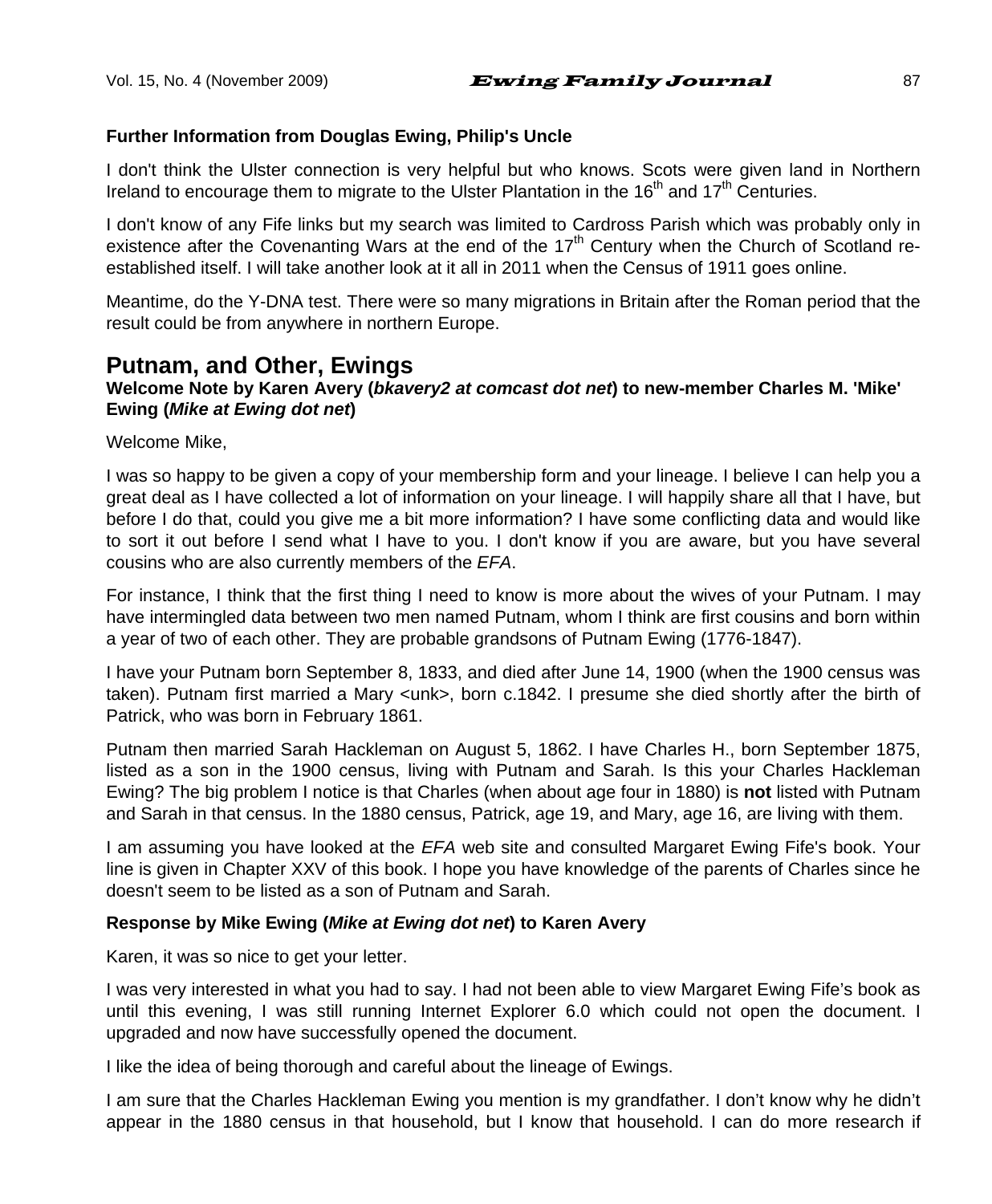**Further Information from Douglas Ewing, Philip's Uncle**

I don't think the Ulster connection is very helpful but who knows. Scots were given land in Northern Ireland to encourage them to migrate to the Ulster Plantation in the 16th and 17th Centuries.

I don't know of any Fife links but my search was limited to Cardross Parish which was probably only in existence after the Covenanting Wars at the end of the 17th Century when the Church of Scotland re-established itself. I will take another look at it all in 2011 when the Census of 1911 goes online.

Meantime, do the Y-DNA test. There were so many migrations in Britain after the Roman period that the result could be from anywhere in northern Europe.

## Putnam, and Other, Ewings

**Welcome Note by Karen Avery (*bkavery2 at comcast dot net*) to new-member Charles M. 'Mike' Ewing (*Mike at Ewing dot net*)**

Welcome Mike,

I was so happy to be given a copy of your membership form and your lineage. I believe I can help you a great deal as I have collected a lot of information on your lineage. I will happily share all that I have, but before I do that, could you give me a bit more information? I have some conflicting data and would like to sort it out before I send what I have to you. I don't know if you are aware, but you have several cousins who are also currently members of the *EFA*.

For instance, I think that the first thing I need to know is more about the wives of your Putnam. I may have intermingled data between two men named Putnam, whom I think are first cousins and born within a year of two of each other. They are probable grandsons of Putnam Ewing (1776-1847).

I have your Putnam born September 8, 1833, and died after June 14, 1900 (when the 1900 census was taken). Putnam first married a Mary <unk>, born c.1842. I presume she died shortly after the birth of Patrick, who was born in February 1861.

Putnam then married Sarah Hackleman on August 5, 1862. I have Charles H., born September 1875, listed as a son in the 1900 census, living with Putnam and Sarah. Is this your Charles Hackleman Ewing? The big problem I notice is that Charles (when about age four in 1880) is **not** listed with Putnam and Sarah in that census. In the 1880 census, Patrick, age 19, and Mary, age 16, are living with them.

I am assuming you have looked at the *EFA* web site and consulted Margaret Ewing Fife's book. Your line is given in Chapter XXV of this book. I hope you have knowledge of the parents of Charles since he doesn't seem to be listed as a son of Putnam and Sarah.

**Response by Mike Ewing (*Mike at Ewing dot net*) to Karen Avery**

Karen, it was so nice to get your letter.

I was very interested in what you had to say. I had not been able to view Margaret Ewing Fife's book as until this evening, I was still running Internet Explorer 6.0 which could not open the document. I upgraded and now have successfully opened the document.

I like the idea of being thorough and careful about the lineage of Ewings.

I am sure that the Charles Hackleman Ewing you mention is my grandfather. I don't know why he didn't appear in the 1880 census in that household, but I know that household. I can do more research if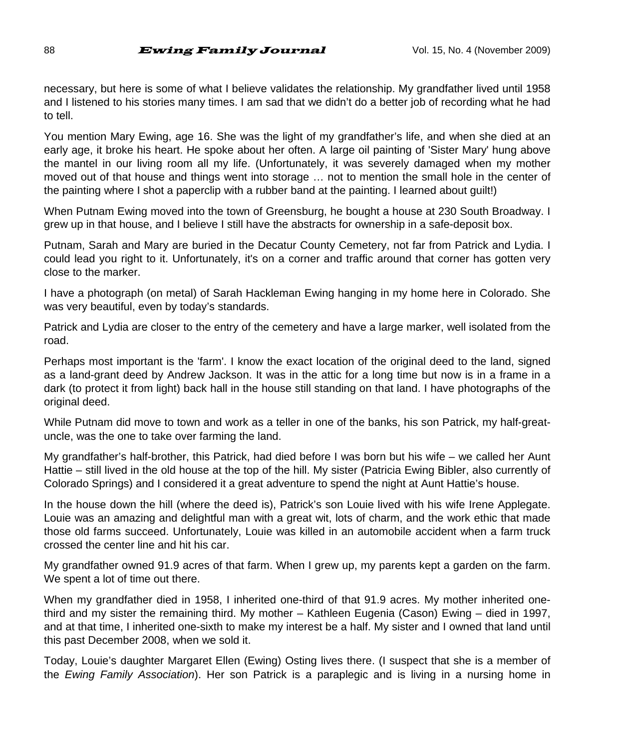necessary, but here is some of what I believe validates the relationship. My grandfather lived until 1958 and I listened to his stories many times. I am sad that we didn't do a better job of recording what he had to tell.

You mention Mary Ewing, age 16. She was the light of my grandfather's life, and when she died at an early age, it broke his heart. He spoke about her often. A large oil painting of 'Sister Mary' hung above the mantel in our living room all my life. (Unfortunately, it was severely damaged when my mother moved out of that house and things went into storage … not to mention the small hole in the center of the painting where I shot a paperclip with a rubber band at the painting. I learned about guilt!)

When Putnam Ewing moved into the town of Greensburg, he bought a house at 230 South Broadway. I grew up in that house, and I believe I still have the abstracts for ownership in a safe-deposit box.

Putnam, Sarah and Mary are buried in the Decatur County Cemetery, not far from Patrick and Lydia. I could lead you right to it. Unfortunately, it's on a corner and traffic around that corner has gotten very close to the marker.

I have a photograph (on metal) of Sarah Hackleman Ewing hanging in my home here in Colorado. She was very beautiful, even by today's standards.

Patrick and Lydia are closer to the entry of the cemetery and have a large marker, well isolated from the road.

Perhaps most important is the 'farm'. I know the exact location of the original deed to the land, signed as a land-grant deed by Andrew Jackson. It was in the attic for a long time but now is in a frame in a dark (to protect it from light) back hall in the house still standing on that land. I have photographs of the original deed.

While Putnam did move to town and work as a teller in one of the banks, his son Patrick, my half-great-uncle, was the one to take over farming the land.

My grandfather's half-brother, this Patrick, had died before I was born but his wife – we called her Aunt Hattie – still lived in the old house at the top of the hill. My sister (Patricia Ewing Bibler, also currently of Colorado Springs) and I considered it a great adventure to spend the night at Aunt Hattie's house.

In the house down the hill (where the deed is), Patrick's son Louie lived with his wife Irene Applegate. Louie was an amazing and delightful man with a great wit, lots of charm, and the work ethic that made those old farms succeed. Unfortunately, Louie was killed in an automobile accident when a farm truck crossed the center line and hit his car.

My grandfather owned 91.9 acres of that farm. When I grew up, my parents kept a garden on the farm. We spent a lot of time out there.

When my grandfather died in 1958, I inherited one-third of that 91.9 acres. My mother inherited one-third and my sister the remaining third. My mother – Kathleen Eugenia (Cason) Ewing – died in 1997, and at that time, I inherited one-sixth to make my interest be a half. My sister and I owned that land until this past December 2008, when we sold it.

Today, Louie's daughter Margaret Ellen (Ewing) Osting lives there. (I suspect that she is a member of the *Ewing Family Association*). Her son Patrick is a paraplegic and is living in a nursing home in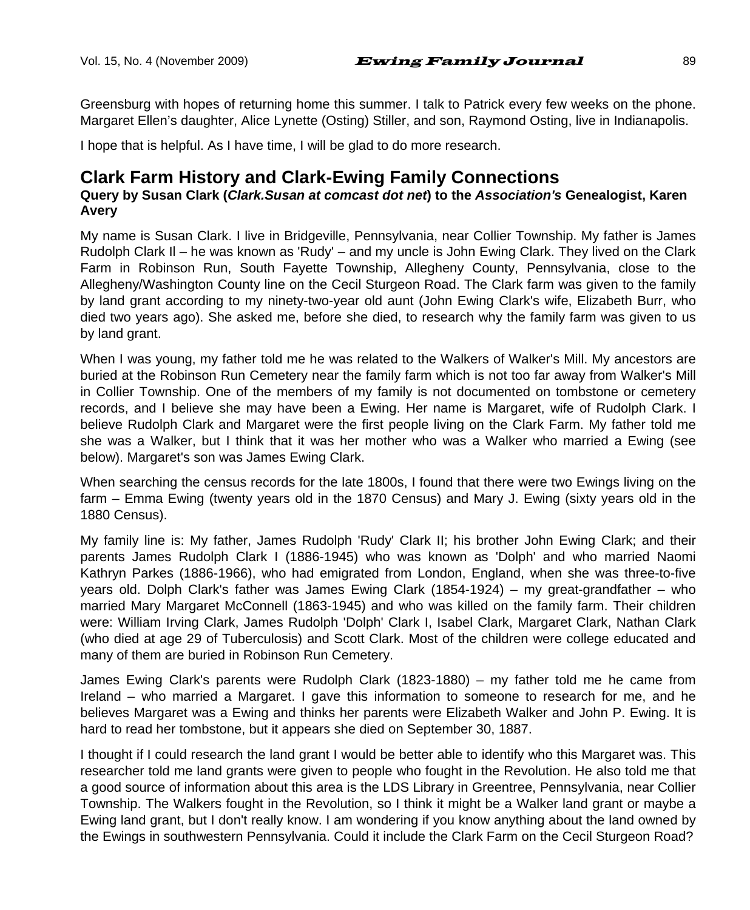Greensburg with hopes of returning home this summer. I talk to Patrick every few weeks on the phone. Margaret Ellen's daughter, Alice Lynette (Osting) Stiller, and son, Raymond Osting, live in Indianapolis.

I hope that is helpful. As I have time, I will be glad to do more research.

## Clark Farm History and Clark-Ewing Family Connections

**Query by Susan Clark (*Clark.Susan at comcast dot net*) to the *Association's* Genealogist, Karen Avery**

My name is Susan Clark. I live in Bridgeville, Pennsylvania, near Collier Township. My father is James Rudolph Clark II – he was known as 'Rudy' – and my uncle is John Ewing Clark. They lived on the Clark Farm in Robinson Run, South Fayette Township, Allegheny County, Pennsylvania, close to the Allegheny/Washington County line on the Cecil Sturgeon Road. The Clark farm was given to the family by land grant according to my ninety-two-year old aunt (John Ewing Clark's wife, Elizabeth Burr, who died two years ago). She asked me, before she died, to research why the family farm was given to us by land grant.

When I was young, my father told me he was related to the Walkers of Walker's Mill. My ancestors are buried at the Robinson Run Cemetery near the family farm which is not too far away from Walker's Mill in Collier Township. One of the members of my family is not documented on tombstone or cemetery records, and I believe she may have been a Ewing. Her name is Margaret, wife of Rudolph Clark. I believe Rudolph Clark and Margaret were the first people living on the Clark Farm. My father told me she was a Walker, but I think that it was her mother who was a Walker who married a Ewing (see below). Margaret's son was James Ewing Clark.

When searching the census records for the late 1800s, I found that there were two Ewings living on the farm – Emma Ewing (twenty years old in the 1870 Census) and Mary J. Ewing (sixty years old in the 1880 Census).

My family line is: My father, James Rudolph 'Rudy' Clark II; his brother John Ewing Clark; and their parents James Rudolph Clark I (1886-1945) who was known as 'Dolph' and who married Naomi Kathryn Parkes (1886-1966), who had emigrated from London, England, when she was three-to-five years old. Dolph Clark's father was James Ewing Clark (1854-1924) – my great-grandfather – who married Mary Margaret McConnell (1863-1945) and who was killed on the family farm. Their children were: William Irving Clark, James Rudolph 'Dolph' Clark I, Isabel Clark, Margaret Clark, Nathan Clark (who died at age 29 of Tuberculosis) and Scott Clark. Most of the children were college educated and many of them are buried in Robinson Run Cemetery.

James Ewing Clark's parents were Rudolph Clark (1823-1880) – my father told me he came from Ireland – who married a Margaret. I gave this information to someone to research for me, and he believes Margaret was a Ewing and thinks her parents were Elizabeth Walker and John P. Ewing. It is hard to read her tombstone, but it appears she died on September 30, 1887.

I thought if I could research the land grant I would be better able to identify who this Margaret was. This researcher told me land grants were given to people who fought in the Revolution. He also told me that a good source of information about this area is the LDS Library in Greentree, Pennsylvania, near Collier Township. The Walkers fought in the Revolution, so I think it might be a Walker land grant or maybe a Ewing land grant, but I don't really know. I am wondering if you know anything about the land owned by the Ewings in southwestern Pennsylvania. Could it include the Clark Farm on the Cecil Sturgeon Road?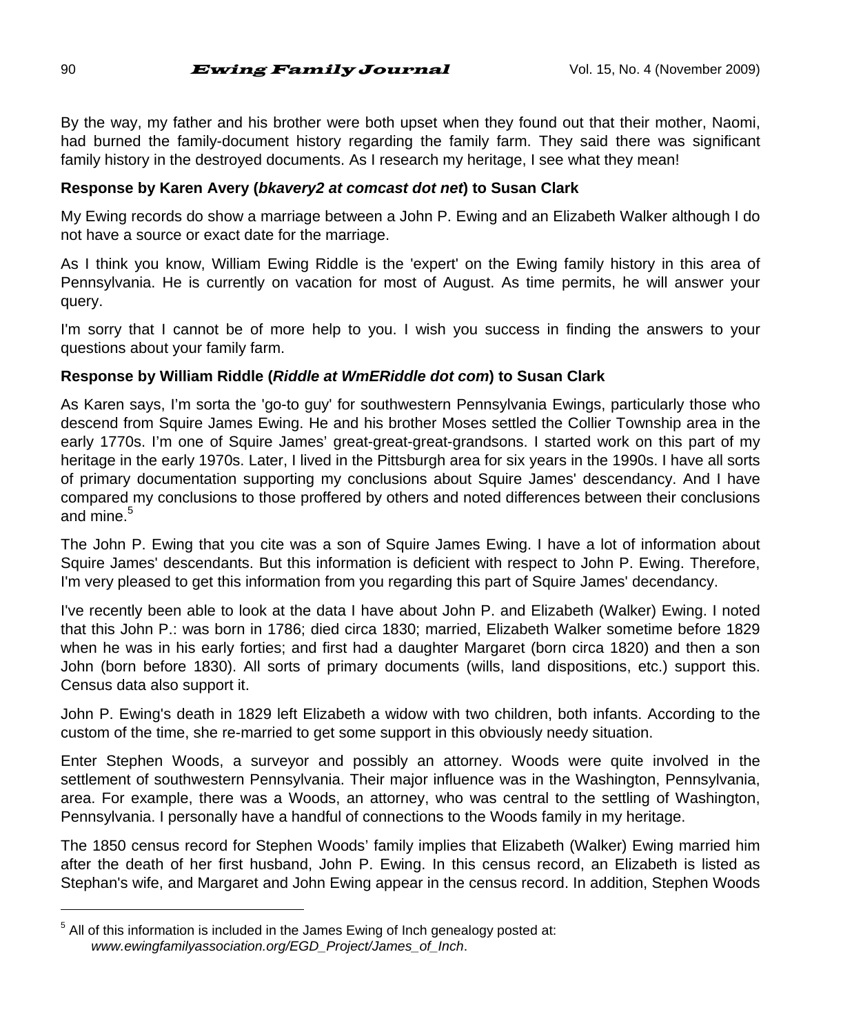By the way, my father and his brother were both upset when they found out that their mother, Naomi, had burned the family-document history regarding the family farm. They said there was significant family history in the destroyed documents. As I research my heritage, I see what they mean!

**Response by Karen Avery (*bkavery2 at comcast dot net*) to Susan Clark**

My Ewing records do show a marriage between a John P. Ewing and an Elizabeth Walker although I do not have a source or exact date for the marriage.

As I think you know, William Ewing Riddle is the 'expert' on the Ewing family history in this area of Pennsylvania. He is currently on vacation for most of August. As time permits, he will answer your query.

I'm sorry that I cannot be of more help to you. I wish you success in finding the answers to your questions about your family farm.

**Response by William Riddle (*Riddle at WmERiddle dot com*) to Susan Clark**

As Karen says, I'm sorta the 'go-to guy' for southwestern Pennsylvania Ewings, particularly those who descend from Squire James Ewing. He and his brother Moses settled the Collier Township area in the early 1770s. I'm one of Squire James' great-great-great-grandsons. I started work on this part of my heritage in the early 1970s. Later, I lived in the Pittsburgh area for six years in the 1990s. I have all sorts of primary documentation supporting my conclusions about Squire James' descendancy. And I have compared my conclusions to those proffered by others and noted differences between their conclusions and mine.[5]

The John P. Ewing that you cite was a son of Squire James Ewing. I have a lot of information about Squire James' descendants. But this information is deficient with respect to John P. Ewing. Therefore, I'm very pleased to get this information from you regarding this part of Squire James' decendancy.

I've recently been able to look at the data I have about John P. and Elizabeth (Walker) Ewing. I noted that this John P.: was born in 1786; died circa 1830; married, Elizabeth Walker sometime before 1829 when he was in his early forties; and first had a daughter Margaret (born circa 1820) and then a son John (born before 1830). All sorts of primary documents (wills, land dispositions, etc.) support this. Census data also support it.

John P. Ewing's death in 1829 left Elizabeth a widow with two children, both infants. According to the custom of the time, she re-married to get some support in this obviously needy situation.

Enter Stephen Woods, a surveyor and possibly an attorney. Woods were quite involved in the settlement of southwestern Pennsylvania. Their major influence was in the Washington, Pennsylvania, area. For example, there was a Woods, an attorney, who was central to the settling of Washington, Pennsylvania. I personally have a handful of connections to the Woods family in my heritage.

The 1850 census record for Stephen Woods' family implies that Elizabeth (Walker) Ewing married him after the death of her first husband, John P. Ewing. In this census record, an Elizabeth is listed as Stephan's wife, and Margaret and John Ewing appear in the census record. In addition, Stephen Woods

---

[5] All of this information is included in the James Ewing of Inch genealogy posted at: *www.ewingfamilyassociation.org/EGD_Project/James_of_Inch*.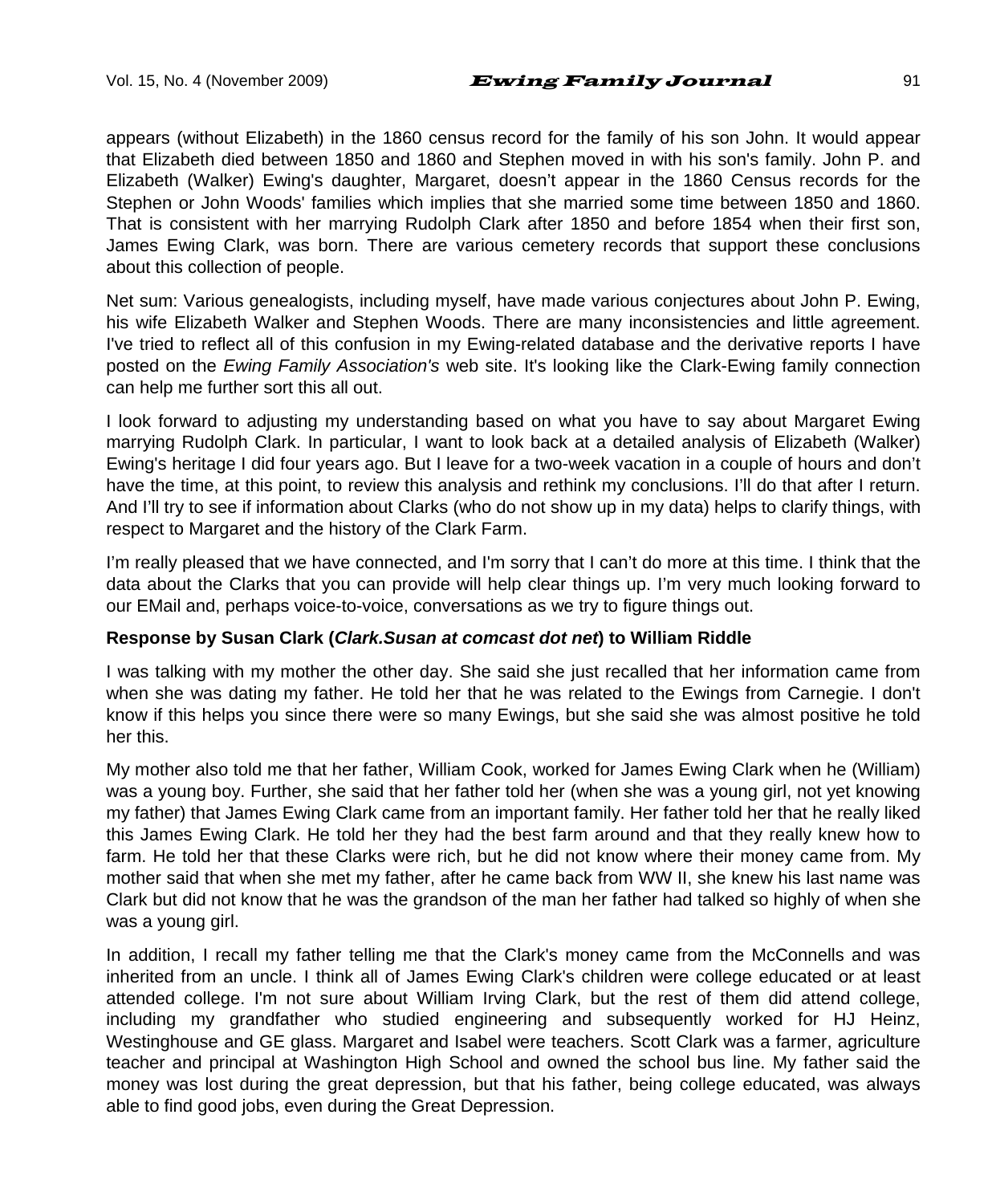appears (without Elizabeth) in the 1860 census record for the family of his son John. It would appear that Elizabeth died between 1850 and 1860 and Stephen moved in with his son's family. John P. and Elizabeth (Walker) Ewing's daughter, Margaret, doesn't appear in the 1860 Census records for the Stephen or John Woods' families which implies that she married some time between 1850 and 1860. That is consistent with her marrying Rudolph Clark after 1850 and before 1854 when their first son, James Ewing Clark, was born. There are various cemetery records that support these conclusions about this collection of people.

Net sum: Various genealogists, including myself, have made various conjectures about John P. Ewing, his wife Elizabeth Walker and Stephen Woods. There are many inconsistencies and little agreement. I've tried to reflect all of this confusion in my Ewing-related database and the derivative reports I have posted on the *Ewing Family Association's* web site. It's looking like the Clark-Ewing family connection can help me further sort this all out.

I look forward to adjusting my understanding based on what you have to say about Margaret Ewing marrying Rudolph Clark. In particular, I want to look back at a detailed analysis of Elizabeth (Walker) Ewing's heritage I did four years ago. But I leave for a two-week vacation in a couple of hours and don't have the time, at this point, to review this analysis and rethink my conclusions. I'll do that after I return. And I'll try to see if information about Clarks (who do not show up in my data) helps to clarify things, with respect to Margaret and the history of the Clark Farm.

I'm really pleased that we have connected, and I'm sorry that I can't do more at this time. I think that the data about the Clarks that you can provide will help clear things up. I'm very much looking forward to our EMail and, perhaps voice-to-voice, conversations as we try to figure things out.

**Response by Susan Clark (*Clark.Susan at comcast dot net*) to William Riddle**

I was talking with my mother the other day. She said she just recalled that her information came from when she was dating my father. He told her that he was related to the Ewings from Carnegie. I don't know if this helps you since there were so many Ewings, but she said she was almost positive he told her this.

My mother also told me that her father, William Cook, worked for James Ewing Clark when he (William) was a young boy. Further, she said that her father told her (when she was a young girl, not yet knowing my father) that James Ewing Clark came from an important family. Her father told her that he really liked this James Ewing Clark. He told her they had the best farm around and that they really knew how to farm. He told her that these Clarks were rich, but he did not know where their money came from. My mother said that when she met my father, after he came back from WW II, she knew his last name was Clark but did not know that he was the grandson of the man her father had talked so highly of when she was a young girl.

In addition, I recall my father telling me that the Clark's money came from the McConnells and was inherited from an uncle. I think all of James Ewing Clark's children were college educated or at least attended college. I'm not sure about William Irving Clark, but the rest of them did attend college, including my grandfather who studied engineering and subsequently worked for HJ Heinz, Westinghouse and GE glass. Margaret and Isabel were teachers. Scott Clark was a farmer, agriculture teacher and principal at Washington High School and owned the school bus line. My father said the money was lost during the great depression, but that his father, being college educated, was always able to find good jobs, even during the Great Depression.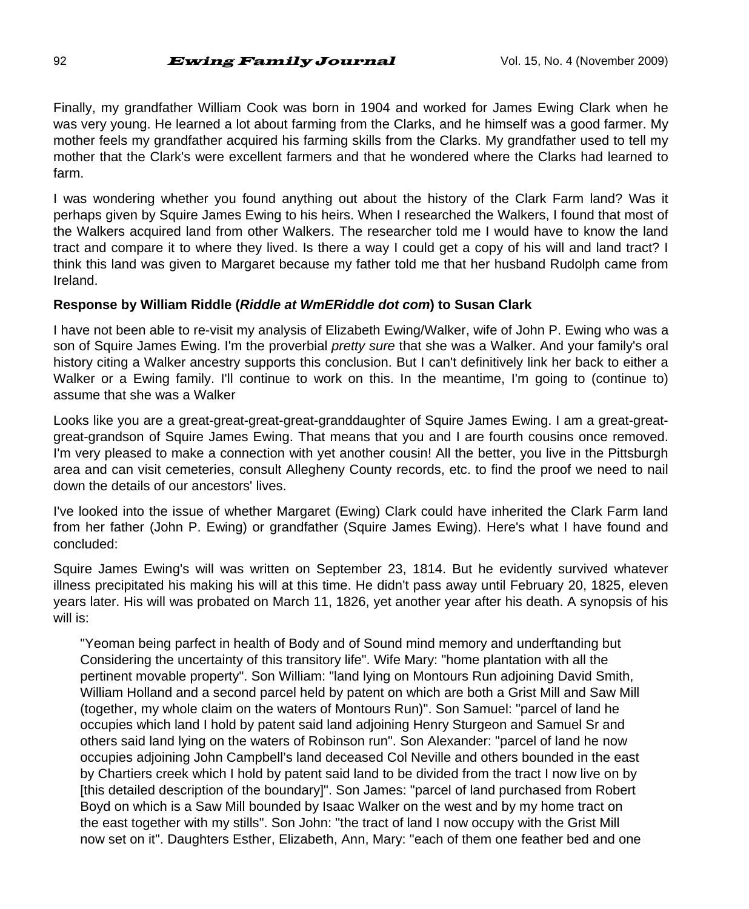Finally, my grandfather William Cook was born in 1904 and worked for James Ewing Clark when he was very young. He learned a lot about farming from the Clarks, and he himself was a good farmer. My mother feels my grandfather acquired his farming skills from the Clarks. My grandfather used to tell my mother that the Clark's were excellent farmers and that he wondered where the Clarks had learned to farm.

I was wondering whether you found anything out about the history of the Clark Farm land? Was it perhaps given by Squire James Ewing to his heirs. When I researched the Walkers, I found that most of the Walkers acquired land from other Walkers. The researcher told me I would have to know the land tract and compare it to where they lived. Is there a way I could get a copy of his will and land tract? I think this land was given to Margaret because my father told me that her husband Rudolph came from Ireland.

**Response by William Riddle (*Riddle at WmERiddle dot com*) to Susan Clark**

I have not been able to re-visit my analysis of Elizabeth Ewing/Walker, wife of John P. Ewing who was a son of Squire James Ewing. I'm the proverbial *pretty sure* that she was a Walker. And your family's oral history citing a Walker ancestry supports this conclusion. But I can't definitively link her back to either a Walker or a Ewing family. I'll continue to work on this. In the meantime, I'm going to (continue to) assume that she was a Walker

Looks like you are a great-great-great-great-granddaughter of Squire James Ewing. I am a great-great-great-grandson of Squire James Ewing. That means that you and I are fourth cousins once removed. I'm very pleased to make a connection with yet another cousin! All the better, you live in the Pittsburgh area and can visit cemeteries, consult Allegheny County records, etc. to find the proof we need to nail down the details of our ancestors' lives.

I've looked into the issue of whether Margaret (Ewing) Clark could have inherited the Clark Farm land from her father (John P. Ewing) or grandfather (Squire James Ewing). Here's what I have found and concluded:

Squire James Ewing's will was written on September 23, 1814. But he evidently survived whatever illness precipitated his making his will at this time. He didn't pass away until February 20, 1825, eleven years later. His will was probated on March 11, 1826, yet another year after his death. A synopsis of his will is:

> "Yeoman being parfect in health of Body and of Sound mind memory and underftanding but Considering the uncertainty of this transitory life". Wife Mary: "home plantation with all the pertinent movable property". Son William: "land lying on Montours Run adjoining David Smith, William Holland and a second parcel held by patent on which are both a Grist Mill and Saw Mill (together, my whole claim on the waters of Montours Run)". Son Samuel: "parcel of land he occupies which land I hold by patent said land adjoining Henry Sturgeon and Samuel Sr and others said land lying on the waters of Robinson run". Son Alexander: "parcel of land he now occupies adjoining John Campbell's land deceased Col Neville and others bounded in the east by Chartiers creek which I hold by patent said land to be divided from the tract I now live on by [this detailed description of the boundary]". Son James: "parcel of land purchased from Robert Boyd on which is a Saw Mill bounded by Isaac Walker on the west and by my home tract on the east together with my stills". Son John: "the tract of land I now occupy with the Grist Mill now set on it". Daughters Esther, Elizabeth, Ann, Mary: "each of them one feather bed and one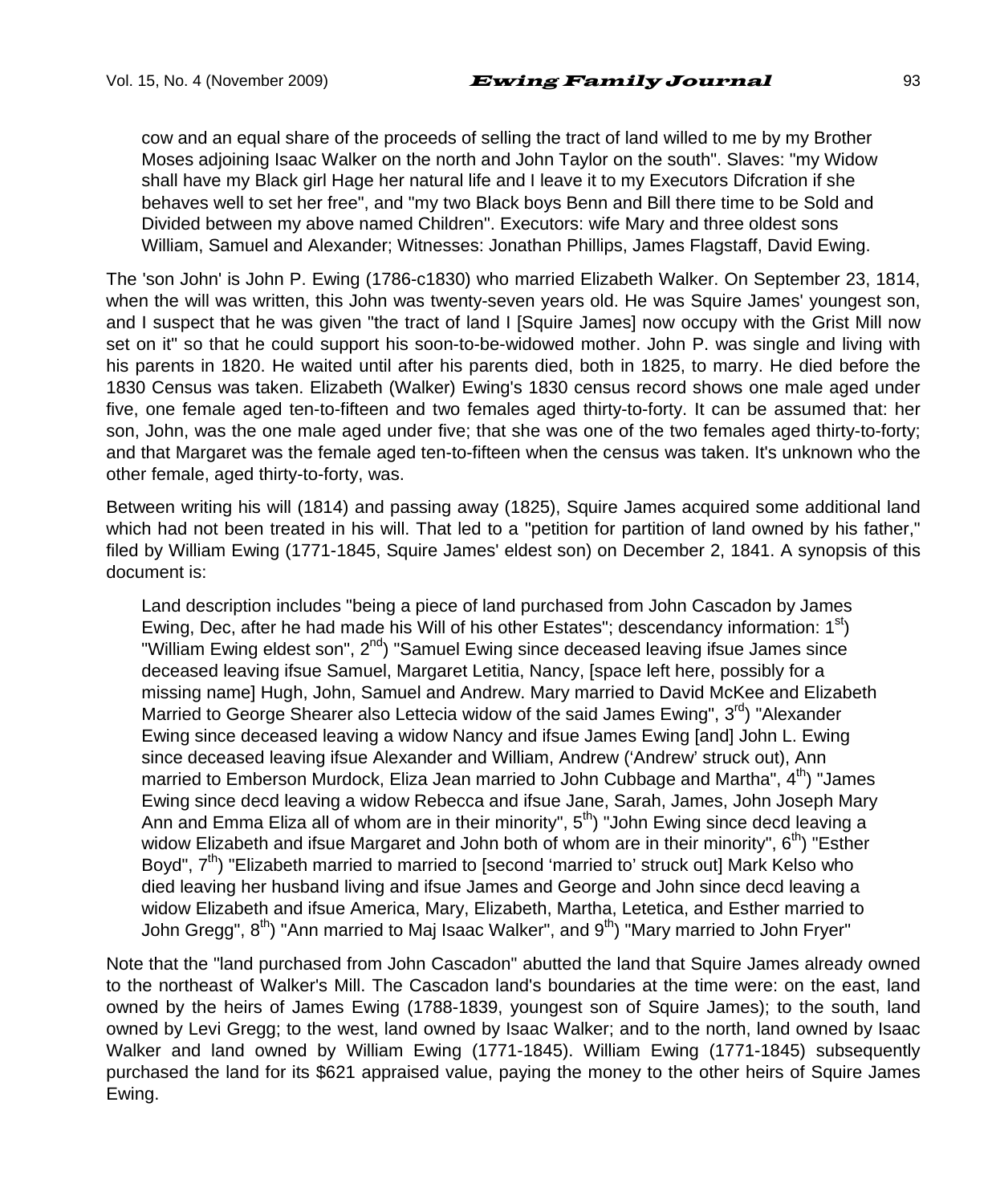> cow and an equal share of the proceeds of selling the tract of land willed to me by my Brother Moses adjoining Isaac Walker on the north and John Taylor on the south". Slaves: "my Widow shall have my Black girl Hage her natural life and I leave it to my Executors Difcration if she behaves well to set her free", and "my two Black boys Benn and Bill there time to be Sold and Divided between my above named Children". Executors: wife Mary and three oldest sons William, Samuel and Alexander; Witnesses: Jonathan Phillips, James Flagstaff, David Ewing.

The 'son John' is John P. Ewing (1786-c1830) who married Elizabeth Walker. On September 23, 1814, when the will was written, this John was twenty-seven years old. He was Squire James' youngest son, and I suspect that he was given "the tract of land I [Squire James] now occupy with the Grist Mill now set on it" so that he could support his soon-to-be-widowed mother. John P. was single and living with his parents in 1820. He waited until after his parents died, both in 1825, to marry. He died before the 1830 Census was taken. Elizabeth (Walker) Ewing's 1830 census record shows one male aged under five, one female aged ten-to-fifteen and two females aged thirty-to-forty. It can be assumed that: her son, John, was the one male aged under five; that she was one of the two females aged thirty-to-forty; and that Margaret was the female aged ten-to-fifteen when the census was taken. It's unknown who the other female, aged thirty-to-forty, was.

Between writing his will (1814) and passing away (1825), Squire James acquired some additional land which had not been treated in his will. That led to a "petition for partition of land owned by his father," filed by William Ewing (1771-1845, Squire James' eldest son) on December 2, 1841. A synopsis of this document is:

> Land description includes "being a piece of land purchased from John Cascadon by James Ewing, Dec, after he had made his Will of his other Estates"; descendancy information: 1st) "William Ewing eldest son", 2nd) "Samuel Ewing since deceased leaving ifsue James since deceased leaving ifsue Samuel, Margaret Letitia, Nancy, [space left here, possibly for a missing name] Hugh, John, Samuel and Andrew. Mary married to David McKee and Elizabeth Married to George Shearer also Lettecia widow of the said James Ewing", 3rd) "Alexander Ewing since deceased leaving a widow Nancy and ifsue James Ewing [and] John L. Ewing since deceased leaving ifsue Alexander and William, Andrew ('Andrew' struck out), Ann married to Emberson Murdock, Eliza Jean married to John Cubbage and Martha", 4th) "James Ewing since decd leaving a widow Rebecca and ifsue Jane, Sarah, James, John Joseph Mary Ann and Emma Eliza all of whom are in their minority", 5th) "John Ewing since decd leaving a widow Elizabeth and ifsue Margaret and John both of whom are in their minority", 6th) "Esther Boyd", 7th) "Elizabeth married to married to [second 'married to' struck out] Mark Kelso who died leaving her husband living and ifsue James and George and John since decd leaving a widow Elizabeth and ifsue America, Mary, Elizabeth, Martha, Letetica, and Esther married to John Gregg", 8th) "Ann married to Maj Isaac Walker", and 9th) "Mary married to John Fryer"

Note that the "land purchased from John Cascadon" abutted the land that Squire James already owned to the northeast of Walker's Mill. The Cascadon land's boundaries at the time were: on the east, land owned by the heirs of James Ewing (1788-1839, youngest son of Squire James); to the south, land owned by Levi Gregg; to the west, land owned by Isaac Walker; and to the north, land owned by Isaac Walker and land owned by William Ewing (1771-1845). William Ewing (1771-1845) subsequently purchased the land for its $621 appraised value, paying the money to the other heirs of Squire James Ewing.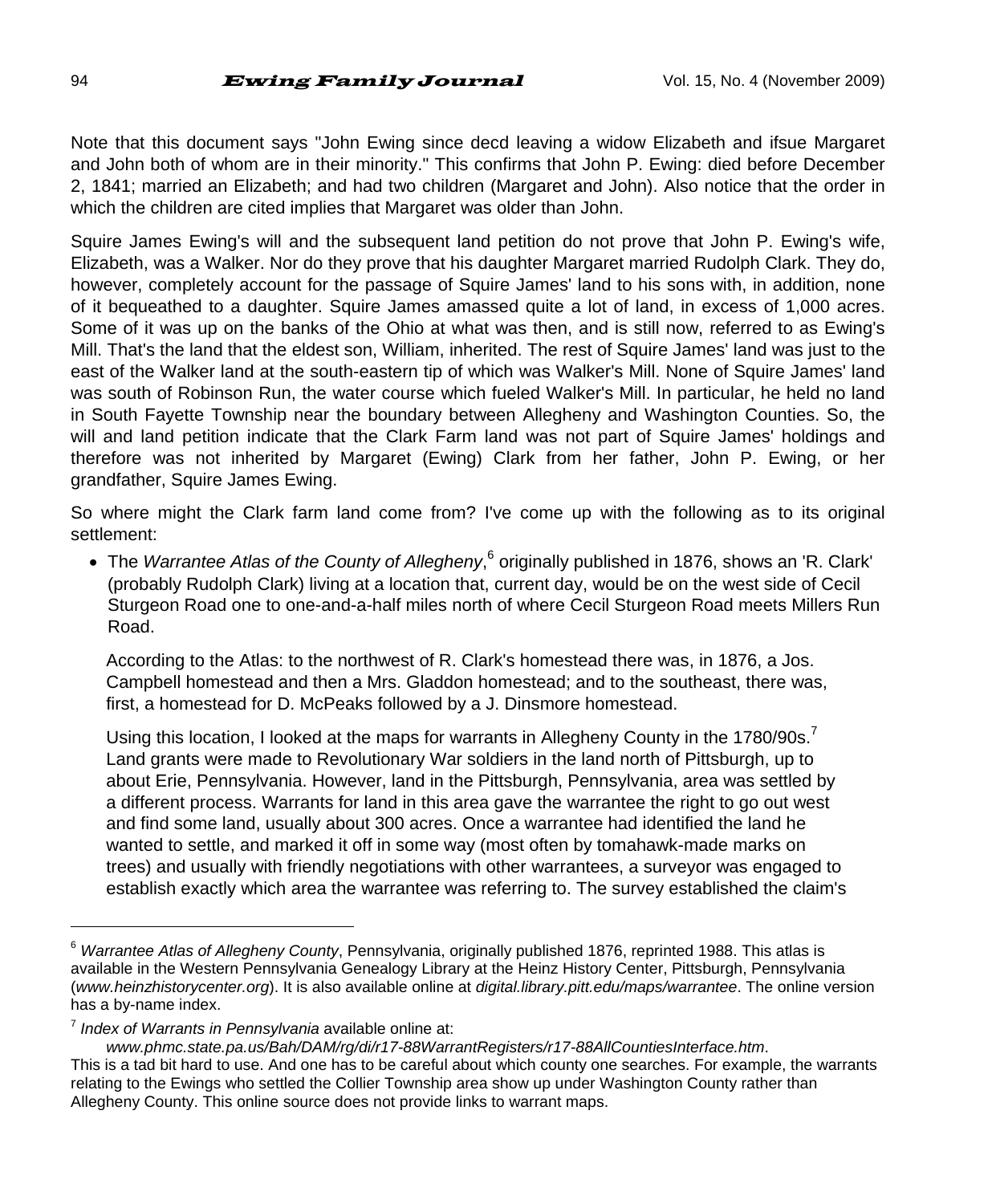Note that this document says "John Ewing since decd leaving a widow Elizabeth and ifsue Margaret and John both of whom are in their minority." This confirms that John P. Ewing: died before December 2, 1841; married an Elizabeth; and had two children (Margaret and John). Also notice that the order in which the children are cited implies that Margaret was older than John.

Squire James Ewing's will and the subsequent land petition do not prove that John P. Ewing's wife, Elizabeth, was a Walker. Nor do they prove that his daughter Margaret married Rudolph Clark. They do, however, completely account for the passage of Squire James' land to his sons with, in addition, none of it bequeathed to a daughter. Squire James amassed quite a lot of land, in excess of 1,000 acres. Some of it was up on the banks of the Ohio at what was then, and is still now, referred to as Ewing's Mill. That's the land that the eldest son, William, inherited. The rest of Squire James' land was just to the east of the Walker land at the south-eastern tip of which was Walker's Mill. None of Squire James' land was south of Robinson Run, the water course which fueled Walker's Mill. In particular, he held no land in South Fayette Township near the boundary between Allegheny and Washington Counties. So, the will and land petition indicate that the Clark Farm land was not part of Squire James' holdings and therefore was not inherited by Margaret (Ewing) Clark from her father, John P. Ewing, or her grandfather, Squire James Ewing.

So where might the Clark farm land come from? I've come up with the following as to its original settlement:

- The *Warrantee Atlas of the County of Allegheny*,[6] originally published in 1876, shows an 'R. Clark' (probably Rudolph Clark) living at a location that, current day, would be on the west side of Cecil Sturgeon Road one to one-and-a-half miles north of where Cecil Sturgeon Road meets Millers Run Road.

  According to the Atlas: to the northwest of R. Clark's homestead there was, in 1876, a Jos. Campbell homestead and then a Mrs. Gladdon homestead; and to the southeast, there was, first, a homestead for D. McPeaks followed by a J. Dinsmore homestead.

  Using this location, I looked at the maps for warrants in Allegheny County in the 1780/90s.[7] Land grants were made to Revolutionary War soldiers in the land north of Pittsburgh, up to about Erie, Pennsylvania. However, land in the Pittsburgh, Pennsylvania, area was settled by a different process. Warrants for land in this area gave the warrantee the right to go out west and find some land, usually about 300 acres. Once a warrantee had identified the land he wanted to settle, and marked it off in some way (most often by tomahawk-made marks on trees) and usually with friendly negotiations with other warrantees, a surveyor was engaged to establish exactly which area the warrantee was referring to. The survey established the claim's

---

[6] *Warrantee Atlas of Allegheny County*, Pennsylvania, originally published 1876, reprinted 1988. This atlas is available in the Western Pennsylvania Genealogy Library at the Heinz History Center, Pittsburgh, Pennsylvania (*www.heinzhistorycenter.org*). It is also available online at *digital.library.pitt.edu/maps/warrantee*. The online version has a by-name index.

[7] *Index of Warrants in Pennsylvania* available online at: *www.phmc.state.pa.us/Bah/DAM/rg/di/r17-88WarrantRegisters/r17-88AllCountiesInterface.htm*. This is a tad bit hard to use. And one has to be careful about which county one searches. For example, the warrants relating to the Ewings who settled the Collier Township area show up under Washington County rather than Allegheny County. This online source does not provide links to warrant maps.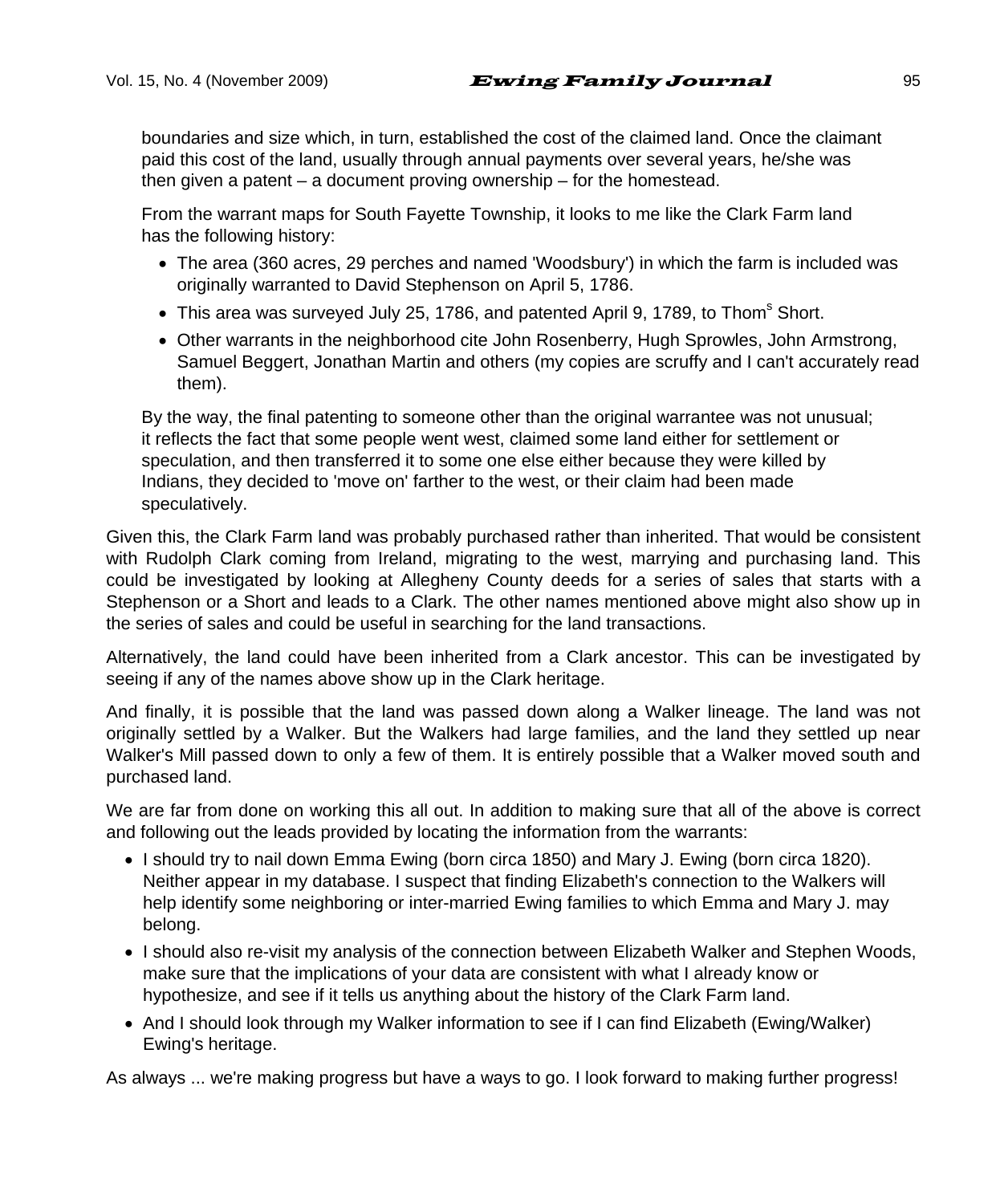boundaries and size which, in turn, established the cost of the claimed land. Once the claimant paid this cost of the land, usually through annual payments over several years, he/she was then given a patent – a document proving ownership – for the homestead.

From the warrant maps for South Fayette Township, it looks to me like the Clark Farm land has the following history:

- The area (360 acres, 29 perches and named 'Woodsbury') in which the farm is included was originally warranted to David Stephenson on April 5, 1786.
- This area was surveyed July 25, 1786, and patented April 9, 1789, to Thom[s] Short.
- Other warrants in the neighborhood cite John Rosenberry, Hugh Sprowles, John Armstrong, Samuel Beggert, Jonathan Martin and others (my copies are scruffy and I can't accurately read them).

By the way, the final patenting to someone other than the original warrantee was not unusual; it reflects the fact that some people went west, claimed some land either for settlement or speculation, and then transferred it to some one else either because they were killed by Indians, they decided to 'move on' farther to the west, or their claim had been made speculatively.

Given this, the Clark Farm land was probably purchased rather than inherited. That would be consistent with Rudolph Clark coming from Ireland, migrating to the west, marrying and purchasing land. This could be investigated by looking at Allegheny County deeds for a series of sales that starts with a Stephenson or a Short and leads to a Clark. The other names mentioned above might also show up in the series of sales and could be useful in searching for the land transactions.

Alternatively, the land could have been inherited from a Clark ancestor. This can be investigated by seeing if any of the names above show up in the Clark heritage.

And finally, it is possible that the land was passed down along a Walker lineage. The land was not originally settled by a Walker. But the Walkers had large families, and the land they settled up near Walker's Mill passed down to only a few of them. It is entirely possible that a Walker moved south and purchased land.

We are far from done on working this all out. In addition to making sure that all of the above is correct and following out the leads provided by locating the information from the warrants:

- I should try to nail down Emma Ewing (born circa 1850) and Mary J. Ewing (born circa 1820). Neither appear in my database. I suspect that finding Elizabeth's connection to the Walkers will help identify some neighboring or inter-married Ewing families to which Emma and Mary J. may belong.
- I should also re-visit my analysis of the connection between Elizabeth Walker and Stephen Woods, make sure that the implications of your data are consistent with what I already know or hypothesize, and see if it tells us anything about the history of the Clark Farm land.
- And I should look through my Walker information to see if I can find Elizabeth (Ewing/Walker) Ewing's heritage.

As always ... we're making progress but have a ways to go. I look forward to making further progress!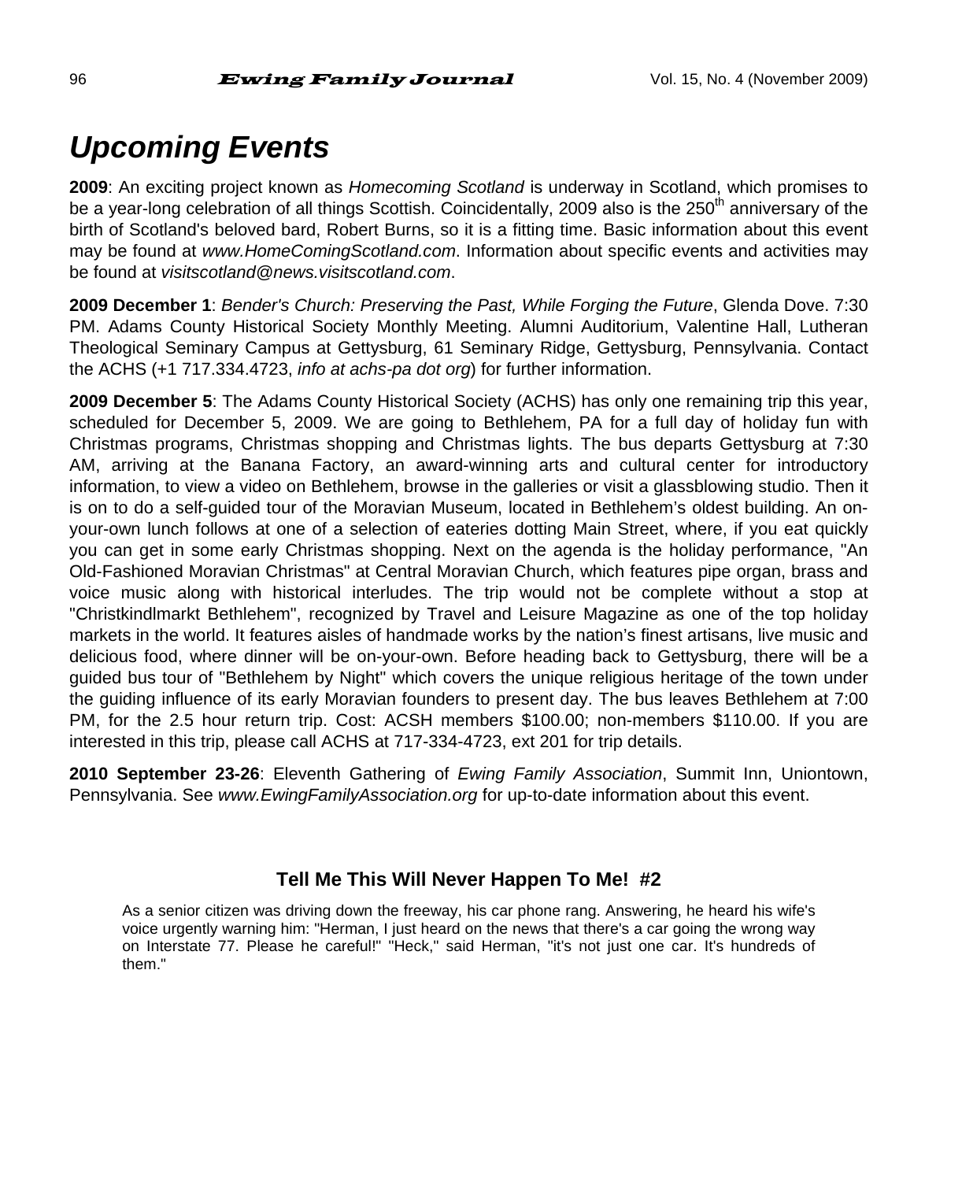# *Upcoming Events*

**2009**: An exciting project known as *Homecoming Scotland* is underway in Scotland, which promises to be a year-long celebration of all things Scottish. Coincidentally, 2009 also is the 250th anniversary of the birth of Scotland's beloved bard, Robert Burns, so it is a fitting time. Basic information about this event may be found at *www.HomeComingScotland.com*. Information about specific events and activities may be found at *visitscotland@news.visitscotland.com*.

**2009 December 1**: *Bender's Church: Preserving the Past, While Forging the Future*, Glenda Dove. 7:30 PM. Adams County Historical Society Monthly Meeting. Alumni Auditorium, Valentine Hall, Lutheran Theological Seminary Campus at Gettysburg, 61 Seminary Ridge, Gettysburg, Pennsylvania. Contact the ACHS (+1 717.334.4723, *info at achs-pa dot org*) for further information.

**2009 December 5**: The Adams County Historical Society (ACHS) has only one remaining trip this year, scheduled for December 5, 2009. We are going to Bethlehem, PA for a full day of holiday fun with Christmas programs, Christmas shopping and Christmas lights. The bus departs Gettysburg at 7:30 AM, arriving at the Banana Factory, an award-winning arts and cultural center for introductory information, to view a video on Bethlehem, browse in the galleries or visit a glassblowing studio. Then it is on to do a self-guided tour of the Moravian Museum, located in Bethlehem's oldest building. An on-your-own lunch follows at one of a selection of eateries dotting Main Street, where, if you eat quickly you can get in some early Christmas shopping. Next on the agenda is the holiday performance, "An Old-Fashioned Moravian Christmas" at Central Moravian Church, which features pipe organ, brass and voice music along with historical interludes. The trip would not be complete without a stop at "Christkindlmarkt Bethlehem", recognized by Travel and Leisure Magazine as one of the top holiday markets in the world. It features aisles of handmade works by the nation's finest artisans, live music and delicious food, where dinner will be on-your-own. Before heading back to Gettysburg, there will be a guided bus tour of "Bethlehem by Night" which covers the unique religious heritage of the town under the guiding influence of its early Moravian founders to present day. The bus leaves Bethlehem at 7:00 PM, for the 2.5 hour return trip. Cost: ACSH members $100.00; non-members $110.00. If you are interested in this trip, please call ACHS at 717-334-4723, ext 201 for trip details.

**2010 September 23-26**: Eleventh Gathering of *Ewing Family Association*, Summit Inn, Uniontown, Pennsylvania. See *www.EwingFamilyAssociation.org* for up-to-date information about this event.

### Tell Me This Will Never Happen To Me! #2

As a senior citizen was driving down the freeway, his car phone rang. Answering, he heard his wife's voice urgently warning him: "Herman, I just heard on the news that there's a car going the wrong way on Interstate 77. Please he careful!" "Heck," said Herman, "it's not just one car. It's hundreds of them."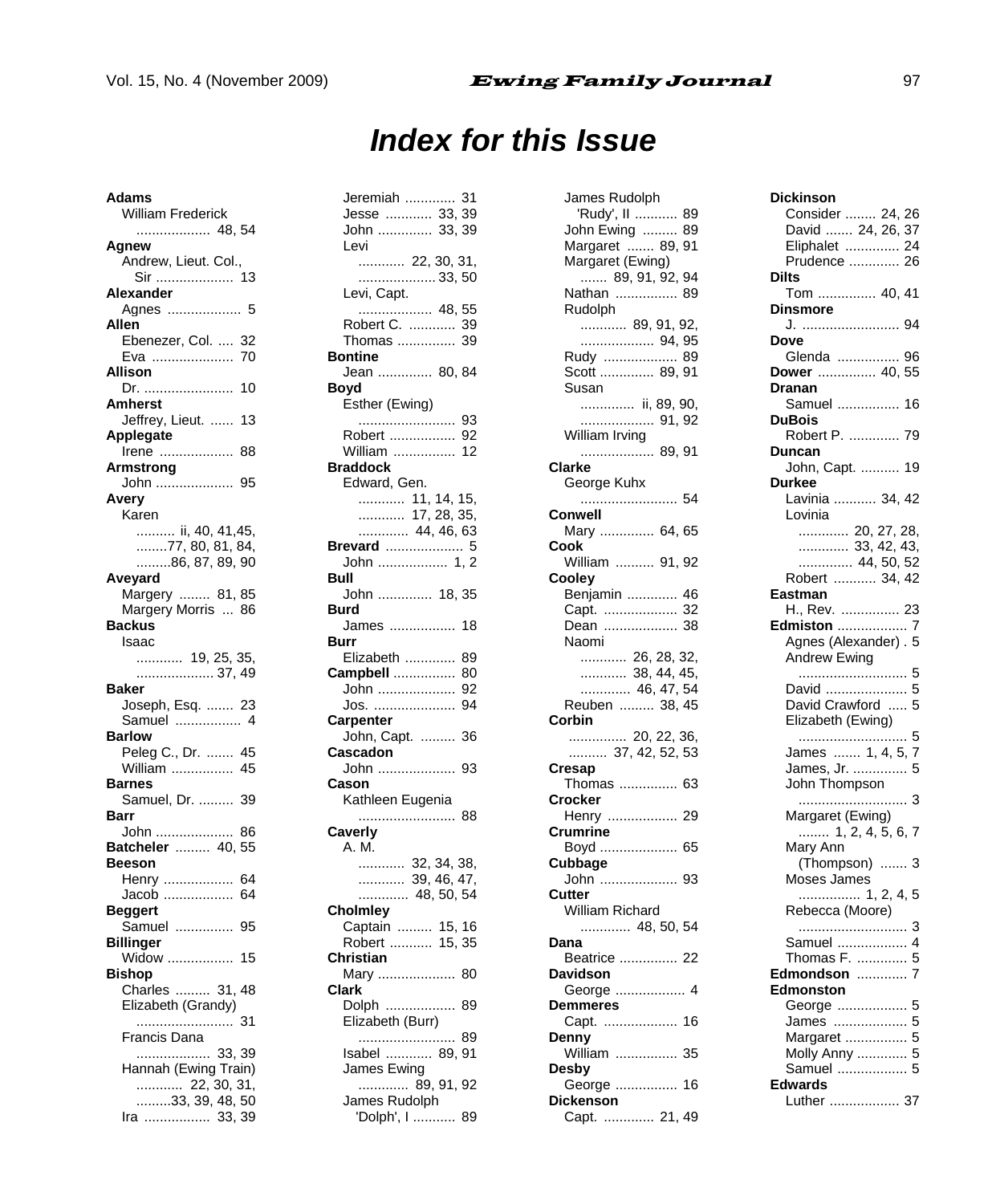# Index for this Issue

**Adams**
- William Frederick ... 48, 54

**Agnew**
- Andrew, Lieut. Col., Sir ... 13

**Alexander**
- Agnes ... 5

**Allen**
- Ebenezer, Col. ... 32
- Eva ... 70

**Allison**
- Dr. ... 10

**Amherst**
- Jeffrey, Lieut. ... 13

**Applegate**
- Irene ... 88

**Armstrong**
- John ... 95

**Avery**
- Karen ... ii, 40, 41,45, 77, 80, 81, 84, 86, 87, 89, 90

**Aveyard**
- Margery ... 81, 85
- Margery Morris ... 86

**Backus**
- Isaac ... 19, 25, 35, 37, 49

**Baker**
- Joseph, Esq. ... 23
- Samuel ... 4

**Barlow**
- Peleg C., Dr. ... 45
- William ... 45

**Barnes**
- Samuel, Dr. ... 39

**Barr**
- John ... 86

**Batcheler** ... 40, 55

**Beeson**
- Henry ... 64
- Jacob ... 64

**Beggert**
- Samuel ... 95

**Billinger**
- Widow ... 15

**Bishop**
- Charles ... 31, 48
- Elizabeth (Grandy) ... 31
- Francis Dana ... 33, 39
- Hannah (Ewing Train) ... 22, 30, 31, 33, 39, 48, 50
- Ira ... 33, 39
- Jeremiah ... 31
- Jesse ... 33, 39
- John ... 33, 39
- Levi ... 22, 30, 31, 33, 50
- Levi, Capt. ... 48, 55
- Robert C. ... 39
- Thomas ... 39

**Bontine**
- Jean ... 80, 84

**Boyd**
- Esther (Ewing) ... 93
- Robert ... 92
- William ... 12

**Braddock**
- Edward, Gen. ... 11, 14, 15, 17, 28, 35, 44, 46, 63

**Brevard** ... 5
- John ... 1, 2

**Bull**
- John ... 18, 35

**Burd**
- James ... 18

**Burr**
- Elizabeth ... 89

**Campbell** ... 80
- John ... 92
- Jos. ... 94

**Carpenter**
- John, Capt. ... 36

**Cascadon**
- John ... 93

**Cason**
- Kathleen Eugenia ... 88

**Caverly**
- A. M. ... 32, 34, 38, 39, 46, 47, 48, 50, 54

**Cholmley**
- Captain ... 15, 16
- Robert ... 15, 35

**Christian**
- Mary ... 80

**Clark**
- Dolph ... 89
- Elizabeth (Burr) ... 89
- Isabel ... 89, 91
- James Ewing ... 89, 91, 92
- James Rudolph 'Dolph', I ... 89
- James Rudolph 'Rudy', II ... 89
- John Ewing ... 89
- Margaret ... 89, 91
- Margaret (Ewing) ... 89, 91, 92, 94
- Nathan ... 89
- Rudolph ... 89, 91, 92, 94, 95
- Rudy ... 89
- Scott ... 89, 91
- Susan ... ii, 89, 90, 91, 92
- William Irving ... 89, 91

**Clarke**
- George Kuhx ... 54

**Conwell**
- Mary ... 64, 65

**Cook**
- William ... 91, 92

**Cooley**
- Benjamin ... 46
- Capt. ... 32
- Dean ... 38
- Naomi ... 26, 28, 32, 38, 44, 45, 46, 47, 54
- Reuben ... 38, 45

**Corbin**
- ... 20, 22, 36, 37, 42, 52, 53

**Cresap**
- Thomas ... 63

**Crocker**
- Henry ... 29

**Crumrine**
- Boyd ... 65

**Cubbage**
- John ... 93

**Cutter**
- William Richard ... 48, 50, 54

**Dana**
- Beatrice ... 22

**Davidson**
- George ... 4

**Demmeres**
- Capt. ... 16

**Denny**
- William ... 35

**Desby**
- George ... 16

**Dickenson**
- Capt. ... 21, 49

**Dickinson**
- Consider ... 24, 26
- David ... 24, 26, 37
- Eliphalet ... 24
- Prudence ... 26

**Dilts**
- Tom ... 40, 41

**Dinsmore**
- J. ... 94

**Dove**
- Glenda ... 96

**Dower** ... 40, 55

**Dranan**
- Samuel ... 16

**DuBois**
- Robert P. ... 79

**Duncan**
- John, Capt. ... 19

**Durkee**
- Lavinia ... 34, 42
- Lovinia ... 20, 27, 28, 33, 42, 43, 44, 50, 52
- Robert ... 34, 42

**Eastman**
- H., Rev. ... 23

**Edmiston** ... 7
- Agnes (Alexander) . 5
- Andrew Ewing ... 5
- David ... 5
- David Crawford ... 5
- Elizabeth (Ewing) ... 5
- James ... 1, 4, 5, 7
- James, Jr. ... 5
- John Thompson ... 3
- Margaret (Ewing) ... 1, 2, 4, 5, 6, 7
- Mary Ann (Thompson) ... 3
- Moses James ... 1, 2, 4, 5
- Rebecca (Moore) ... 3
- Samuel ... 4
- Thomas F. ... 5

**Edmondson** ... 7

**Edmonston**
- George ... 5
- James ... 5
- Margaret ... 5
- Molly Anny ... 5
- Samuel ... 5

**Edwards**
- Luther ... 37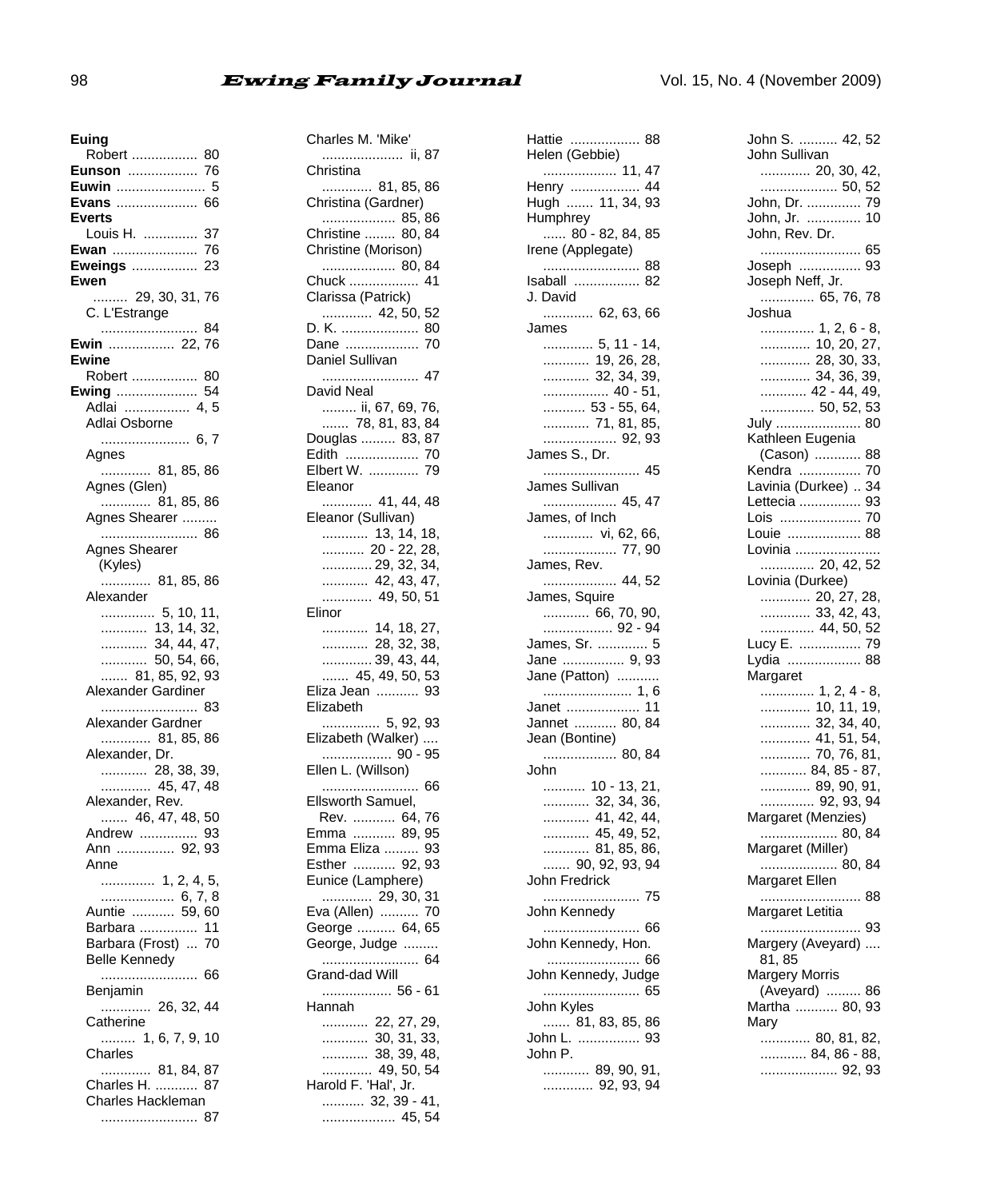**Euing**
Robert ................. 80
**Eunson** .................. 76
**Euwin** ....................... 5
**Evans** ..................... 66
**Everts**
Louis H. .............. 37
**Ewan** ...................... 76
**Eweings** ................. 23
**Ewen**
......... 29, 30, 31, 76
C. L'Estrange
......................... 84
**Ewin** ................. 22, 76
**Ewine**
Robert ................. 80
**Ewing** ..................... 54
Adlai ................. 4, 5
Adlai Osborne
....................... 6, 7
Agnes
............ 81, 85, 86
Agnes (Glen)
............ 81, 85, 86
Agnes Shearer .........
......................... 86
Agnes Shearer (Kyles)
............ 81, 85, 86
Alexander
.............. 5, 10, 11,
............ 13, 14, 32,
............ 34, 44, 47,
............ 50, 54, 66,
....... 81, 85, 92, 93
Alexander Gardiner
......................... 83
Alexander Gardner
............ 81, 85, 86
Alexander, Dr.
............ 28, 38, 39,
............ 45, 47, 48
Alexander, Rev.
....... 46, 47, 48, 50
Andrew ............... 93
Ann ............... 92, 93
Anne
............. 1, 2, 4, 5,
................... 6, 7, 8
Auntie ........... 59, 60
Barbara ............... 11
Barbara (Frost) ... 70
Belle Kennedy
......................... 66
Benjamin
............ 26, 32, 44
Catherine
......... 1, 6, 7, 9, 10
Charles
............ 81, 84, 87
Charles H. ........... 87
Charles Hackleman
......................... 87
Charles M. 'Mike'
..................... ii, 87
Christina
............ 81, 85, 86
Christina (Gardner)
................... 85, 86
Christine ........ 80, 84
Christine (Morison)
................... 80, 84
Chuck .................. 41
Clarissa (Patrick)
............ 42, 50, 52
D. K. .................... 80
Dane ................... 70
Daniel Sullivan
......................... 47
David Neal
......... ii, 67, 69, 76,
....... 78, 81, 83, 84
Douglas ......... 83, 87
Edith ................... 70
Elbert W. ............. 79
Eleanor
............ 41, 44, 48
Eleanor (Sullivan)
........... 13, 14, 18,
........... 20 - 22, 28,
............ 29, 32, 34,
............ 42, 43, 47,
............ 49, 50, 51
Elinor
........... 14, 18, 27,
............ 28, 32, 38,
............ 39, 43, 44,
....... 45, 49, 50, 53
Eliza Jean ........... 93
Elizabeth
.............. 5, 92, 93
Elizabeth (Walker) ....
.................. 90 - 95
Ellen L. (Willson)
......................... 66
Ellsworth Samuel, Rev. ........... 64, 76
Emma ........... 89, 95
Emma Eliza ......... 93
Esther ........... 92, 93
Eunice (Lamphere)
............ 29, 30, 31
Eva (Allen) .......... 70
George .......... 64, 65
George, Judge .........
......................... 64
Grand-dad Will
.................. 56 - 61
Hannah
............ 22, 27, 29,
............ 30, 31, 33,
............ 38, 39, 48,
............ 49, 50, 54
Harold F. 'Hal', Jr.
........... 32, 39 - 41,
................... 45, 54
Hattie .................. 88
Helen (Gebbie)
................... 11, 47
Henry .................. 44
Hugh ....... 11, 34, 93
Humphrey
...... 80 - 82, 84, 85
Irene (Applegate)
......................... 88
Isaball ................. 82
J. David
............ 62, 63, 66
James
............ 5, 11 - 14,
............ 19, 26, 28,
............ 32, 34, 39,
................ 40 - 51,
........... 53 - 55, 64,
............ 71, 81, 85,
................... 92, 93
James S., Dr.
......................... 45
James Sullivan
................... 45, 47
James, of Inch
............ vi, 62, 66,
................... 77, 90
James, Rev.
................... 44, 52
James, Squire
............ 66, 70, 90,
................. 92 - 94
James, Sr. ............. 5
Jane ................ 9, 93
Jane (Patton) ...........
....................... 1, 6
Janet ................... 11
Jannet ........... 80, 84
Jean (Bontine)
................... 80, 84
John
........... 10 - 13, 21,
............ 32, 34, 36,
............ 41, 42, 44,
............ 45, 49, 52,
............ 81, 85, 86,
....... 90, 92, 93, 94
John Fredrick
......................... 75
John Kennedy
......................... 66
John Kennedy, Hon.
........................ 66
John Kennedy, Judge
......................... 65
John Kyles
....... 81, 83, 85, 86
John L. ................ 93
John P.
............ 89, 90, 91,
............ 92, 93, 94
John S. .......... 42, 52
John Sullivan
............ 20, 30, 42,
.................... 50, 52
John, Dr. .............. 79
John, Jr. .............. 10
John, Rev. Dr.
.......................... 65
Joseph ................ 93
Joseph Neff, Jr.
.............. 65, 76, 78
Joshua
.............. 1, 2, 6 - 8,
............. 10, 20, 27,
............. 28, 30, 33,
............. 34, 36, 39,
............ 42 - 44, 49,
.............. 50, 52, 53
July ...................... 80
Kathleen Eugenia (Cason) ............ 88
Kendra ................ 70
Lavinia (Durkee) .. 34
Lettecia ................ 93
Lois ..................... 70
Louie ................... 88
Lovinia ......................
.............. 20, 42, 52
Lovinia (Durkee)
............. 20, 27, 28,
............. 33, 42, 43,
.............. 44, 50, 52
Lucy E. ................ 79
Lydia ................... 88
Margaret
............. 1, 2, 4 - 8,
............. 10, 11, 19,
............. 32, 34, 40,
............. 41, 51, 54,
............. 70, 76, 81,
............ 84, 85 - 87,
............. 89, 90, 91,
............. 92, 93, 94
Margaret (Menzies)
.................... 80, 84
Margaret (Miller)
.................... 80, 84
Margaret Ellen
.......................... 88
Margaret Letitia
.......................... 93
Margery (Aveyard) .... 81, 85
Margery Morris (Aveyard) ......... 86
Martha ........... 80, 93
Mary
............. 80, 81, 82,
............ 84, 86 - 88,
.................... 92, 93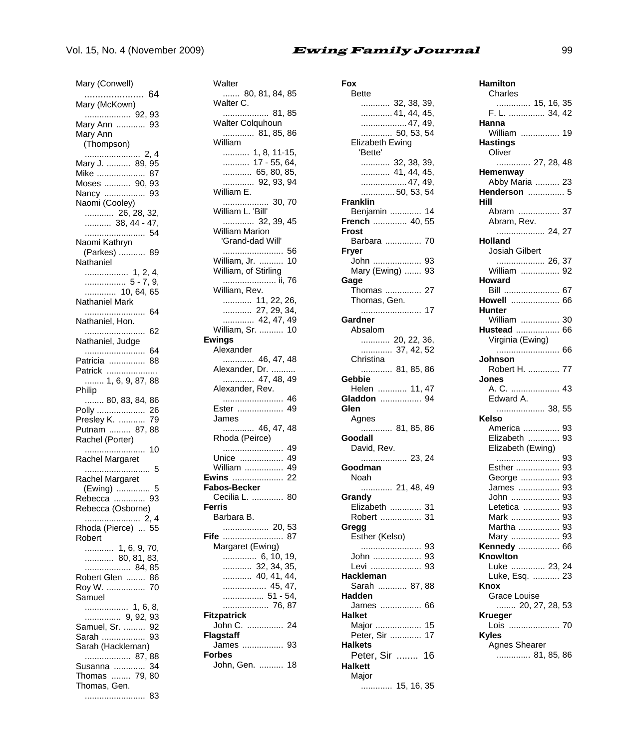Mary (Conwell) ..................... 64
Mary (McKown) .................. 92, 93
Mary Ann ............ 93
Mary Ann (Thompson) ...................... 2, 4
Mary J. .......... 89, 95
Mike .................... 87
Moses ........... 90, 93
Nancy ................. 93
Naomi (Cooley) ........... 26, 28, 32, .......... 38, 44 - 47, ......................... 54
Naomi Kathryn (Parkes) ........... 89
Nathaniel ................. 1, 2, 4, ................. 5 - 7, 9, ............ 10, 64, 65
Nathaniel Mark ......................... 64
Nathaniel, Hon. ......................... 62
Nathaniel, Judge ......................... 64
Patricia ............... 88
Patrick ..................... ........ 1, 6, 9, 87, 88
Philip ........ 80, 83, 84, 86
Polly .................... 26
Presley K. ........... 79
Putnam ......... 87, 88
Rachel (Porter) ......................... 10
Rachel Margaret ........................... 5
Rachel Margaret (Ewing) ............. 5
Rebecca ............. 93
Rebecca (Osborne) ...................... 2, 4
Rhoda (Pierce) ... 55
Robert ........... 1, 6, 9, 70, ........... 80, 81, 83, .................. 84, 85
Robert Glen ........ 86
Roy W. ................ 70
Samuel ................. 1, 6, 8, .............. 9, 92, 93
Samuel, Sr. ......... 92
Sarah .................. 93
Sarah (Hackleman) .................. 87, 88
Susanna ............. 34
Thomas ........ 79, 80
Thomas, Gen. ......................... 83
Walter ....... 80, 81, 84, 85
Walter C. .................. 81, 85
Walter Colquhoun ............ 81, 85, 86
William .......... 1, 8, 11-15, .......... 17 - 55, 64, ........... 65, 80, 85, ........... 92, 93, 94
William E. .................. 30, 70
William L. 'Bill' ............ 32, 39, 45
William Marion 'Grand-dad Will' ......................... 56
William, Jr. .......... 10
William, of Stirling ..................... ii, 76
William, Rev. ........... 11, 22, 26, ........... 27, 29, 34, ............ 42, 47, 49
William, Sr. .......... 10

**Ewings**
Alexander ............ 46, 47, 48
Alexander, Dr. .......... ............ 47, 48, 49
Alexander, Rev. ......................... 46
Ester ................... 49
James ............ 46, 47, 48
Rhoda (Peirce) ......................... 49
Unice .................. 49
William ................ 49

**Ewins** ..................... 22

**Fabos-Becker**
Cecilia L. ............. 80

**Ferris**
Barbara B. .................. 20, 53

**Fife** ......................... 87
Margaret (Ewing) ............. 6, 10, 19, ........... 32, 34, 35, ........... 40, 41, 44, ................. 45, 47, ................ 51 - 54, .................. 76, 87

**Fitzpatrick**
John C. ............... 24

**Flagstaff**
James ................. 93

**Forbes**
John, Gen. .......... 18

**Fox**
Bette ............ 32, 38, 39, ............ 41, 44, 45, .................. 47, 49, ............ 50, 53, 54
Elizabeth Ewing 'Bette' ............ 32, 38, 39, ............ 41, 44, 45, .................. 47, 49, ............. 50, 53, 54

**Franklin**
Benjamin ............. 14

**French** .............. 40, 55

**Frost**
Barbara ............... 70

**Fryer**
John .................... 93
Mary (Ewing) ....... 93

**Gage**
Thomas ............... 27
Thomas, Gen. ......................... 17

**Gardner**
Absalom ........... 20, 22, 36, ........... 37, 42, 52
Christina ............ 81, 85, 86

**Gebbie**
Helen ............ 11, 47

**Gladdon** ................. 94

**Glen**
Agnes ............ 81, 85, 86

**Goodall**
David, Rev. .................. 23, 24

**Goodman**
Noah ............ 21, 48, 49

**Grandy**
Elizabeth ............. 31
Robert ................. 31

**Gregg**
Esther (Kelso) ......................... 93
John .................... 93
Levi ..................... 93

**Hackleman**
Sarah ............ 87, 88

**Hadden**
James ................. 66

**Halket**
Major ................... 15
Peter, Sir ............. 17

**Halkets**
Peter, Sir ........ 16

**Halkett**
Major ............ 15, 16, 35

**Hamilton**
Charles ............. 15, 16, 35
F. L. ............... 34, 42

**Hanna**
William ................ 19

**Hastings**
Oliver ............. 27, 28, 48

**Hemenway**
Abby Maria .......... 23

**Henderson** ............... 5

**Hill**
Abram ................. 37
Abram, Rev. ................... 24, 27

**Holland**
Josiah Gilbert ................... 26, 37
William ................ 92

**Howard**
Bill ....................... 67

**Howell** .................... 66

**Hunter**
William ................ 30

**Hustead** .................. 66
Virginia (Ewing) ......................... 66

**Johnson**
Robert H. ............. 77

**Jones**
A. C. .................... 43
Edward A. ................... 38, 55

**Kelso**
America ............... 93
Elizabeth ............. 93
Elizabeth (Ewing) ......................... 93
Esther .................. 93
George ................ 93
James ................. 93
John .................... 93
Letetica ............... 93
Mark .................... 93
Martha ................. 93
Mary .................... 93

**Kennedy** ................. 66

**Knowlton**
Luke .............. 23, 24
Luke, Esq. ........... 23

**Knox**
Grace Louise ........ 20, 27, 28, 53

**Krueger**
Lois ..................... 70

**Kyles**
Agnes Shearer ............. 81, 85, 86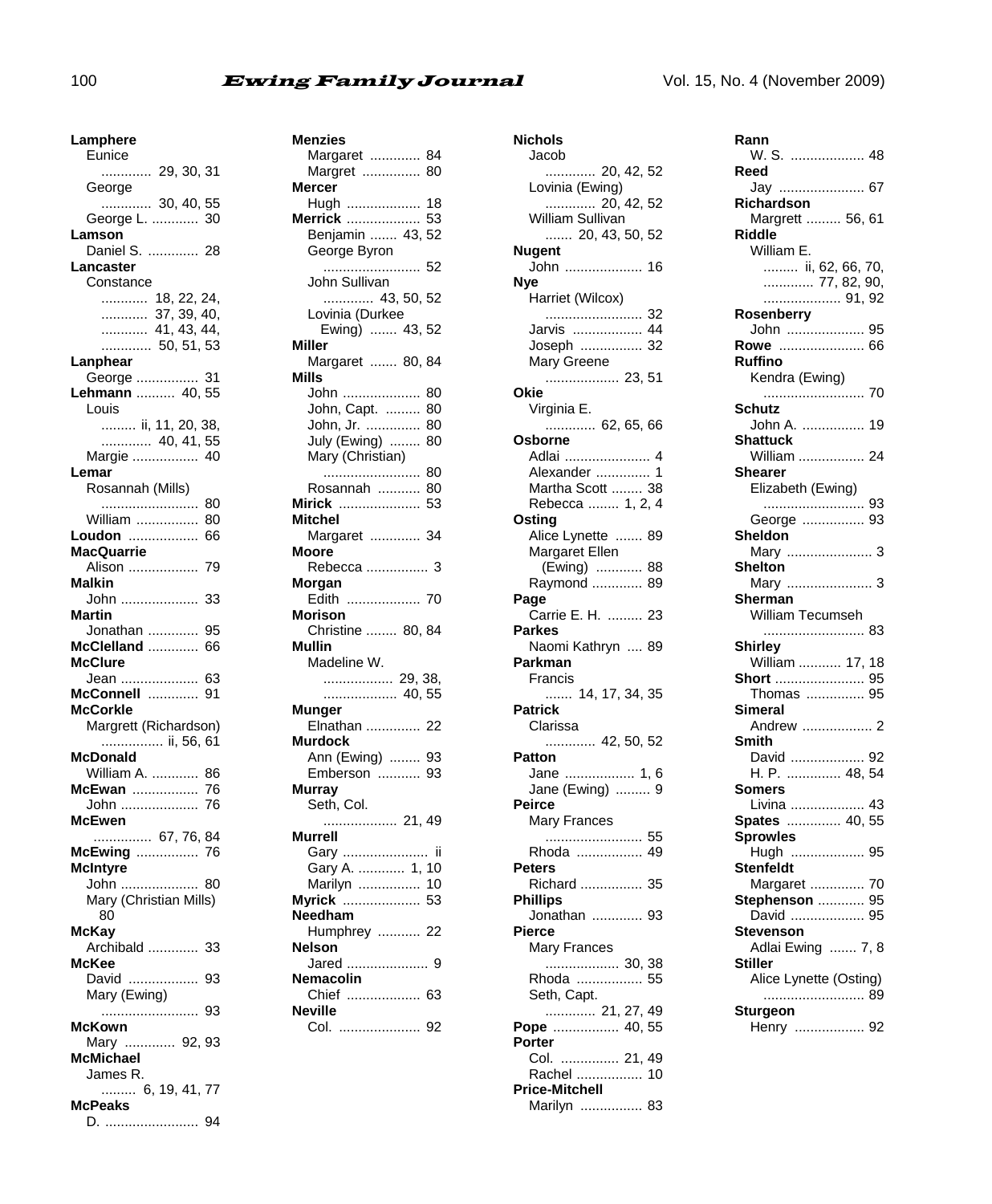**Lamphere**
Eunice ............ 29, 30, 31
George ............ 30, 40, 55
George L. ............ 30
**Lamson**
Daniel S. ............. 28
**Lancaster**
Constance ............ 18, 22, 24, 37, 39, 40, 41, 43, 44, 50, 51, 53
**Lanphear**
George ................ 31
**Lehmann** .......... 40, 55
Louis ......... ii, 11, 20, 38, 40, 41, 55
Margie ................. 40
**Lemar**
Rosannah (Mills) ......................... 80
William ................ 80
**Loudon** .................. 66
**MacQuarrie**
Alison .................. 79
**Malkin**
John .................... 33
**Martin**
Jonathan ............. 95
**McClelland** ............. 66
**McClure**
Jean .................... 63
**McConnell** ............. 91
**McCorkle**
Margrett (Richardson) ................ ii, 56, 61
**McDonald**
William A. ............ 86
**McEwan** ................. 76
John .................... 76
**McEwen** ............... 67, 76, 84
**McEwing** ................ 76
**McIntyre**
John .................... 80
Mary (Christian Mills) 80
**McKay**
Archibald ............. 33
**McKee**
David .................. 93
Mary (Ewing) ......................... 93
**McKown**
Mary ............. 92, 93
**McMichael**
James R. ......... 6, 19, 41, 77
**McPeaks**
D. ........................ 94
**Menzies**
Margaret ............. 84
Margret ............... 80
**Mercer**
Hugh ................... 18
**Merrick** ................... 53
Benjamin ....... 43, 52
George Byron ......................... 52
John Sullivan ............ 43, 50, 52
Lovinia (Durkee Ewing) ....... 43, 52
**Miller**
Margaret ....... 80, 84
**Mills**
John .................... 80
John, Capt. ......... 80
John, Jr. .............. 80
July (Ewing) ........ 80
Mary (Christian) ......................... 80
Rosannah ........... 80
**Mirick** ..................... 53
**Mitchel**
Margaret ............. 34
**Moore**
Rebecca ................ 3
**Morgan**
Edith ................... 70
**Morison**
Christine ........ 80, 84
**Mullin**
Madeline W. ................. 29, 38, 40, 55
**Munger**
Elnathan .............. 22
**Murdock**
Ann (Ewing) ........ 93
Emberson ........... 93
**Murray**
Seth, Col. ................... 21, 49
**Murrell**
Gary ...................... ii
Gary A. ............ 1, 10
Marilyn ................ 10
**Myrick** .................... 53
**Needham**
Humphrey ........... 22
**Nelson**
Jared ..................... 9
**Nemacolin**
Chief ................... 63
**Neville**
Col. ..................... 92
**Nichols**
Jacob ............ 20, 42, 52
Lovinia (Ewing) ............ 20, 42, 52
William Sullivan ....... 20, 43, 50, 52
**Nugent**
John .................... 16
**Nye**
Harriet (Wilcox) ......................... 32
Jarvis .................. 44
Joseph ................ 32
Mary Greene ................... 23, 51
**Okie**
Virginia E. ............ 62, 65, 66
**Osborne**
Adlai ...................... 4
Alexander .............. 1
Martha Scott ........ 38
Rebecca ........ 1, 2, 4
**Osting**
Alice Lynette ....... 89
Margaret Ellen (Ewing) ............ 88
Raymond ............. 89
**Page**
Carrie E. H. ......... 23
**Parkes**
Naomi Kathryn .... 89
**Parkman**
Francis ....... 14, 17, 34, 35
**Patrick**
Clarissa ............ 42, 50, 52
**Patton**
Jane .................. 1, 6
Jane (Ewing) ......... 9
**Peirce**
Mary Frances ......................... 55
Rhoda ................. 49
**Peters**
Richard ................ 35
**Phillips**
Jonathan ............. 93
**Pierce**
Mary Frances ................... 30, 38
Rhoda ................. 55
Seth, Capt. ............ 21, 27, 49
**Pope** ................. 40, 55
**Porter**
Col. ............... 21, 49
Rachel ................. 10
**Price-Mitchell**
Marilyn ................ 83
**Rann**
W. S. ................... 48
**Reed**
Jay ...................... 67
**Richardson**
Margrett ......... 56, 61
**Riddle**
William E. ......... ii, 62, 66, 70, 77, 82, 90, 91, 92
**Rosenberry**
John .................... 95
**Rowe** ...................... 66
**Ruffino**
Kendra (Ewing) .......................... 70
**Schutz**
John A. ................ 19
**Shattuck**
William ................. 24
**Shearer**
Elizabeth (Ewing) .......................... 93
George ................ 93
**Sheldon**
Mary ...................... 3
**Shelton**
Mary ...................... 3
**Sherman**
William Tecumseh .......................... 83
**Shirley**
William ........... 17, 18
**Short** ....................... 95
Thomas ............... 95
**Simeral**
Andrew .................. 2
**Smith**
David ................... 92
H. P. .............. 48, 54
**Somers**
Livina ................... 43
**Spates** .............. 40, 55
**Sprowles**
Hugh ................... 95
**Stenfeldt**
Margaret .............. 70
**Stephenson** ............ 95
David ................... 95
**Stevenson**
Adlai Ewing ....... 7, 8
**Stiller**
Alice Lynette (Osting) .......................... 89
**Sturgeon**
Henry .................. 92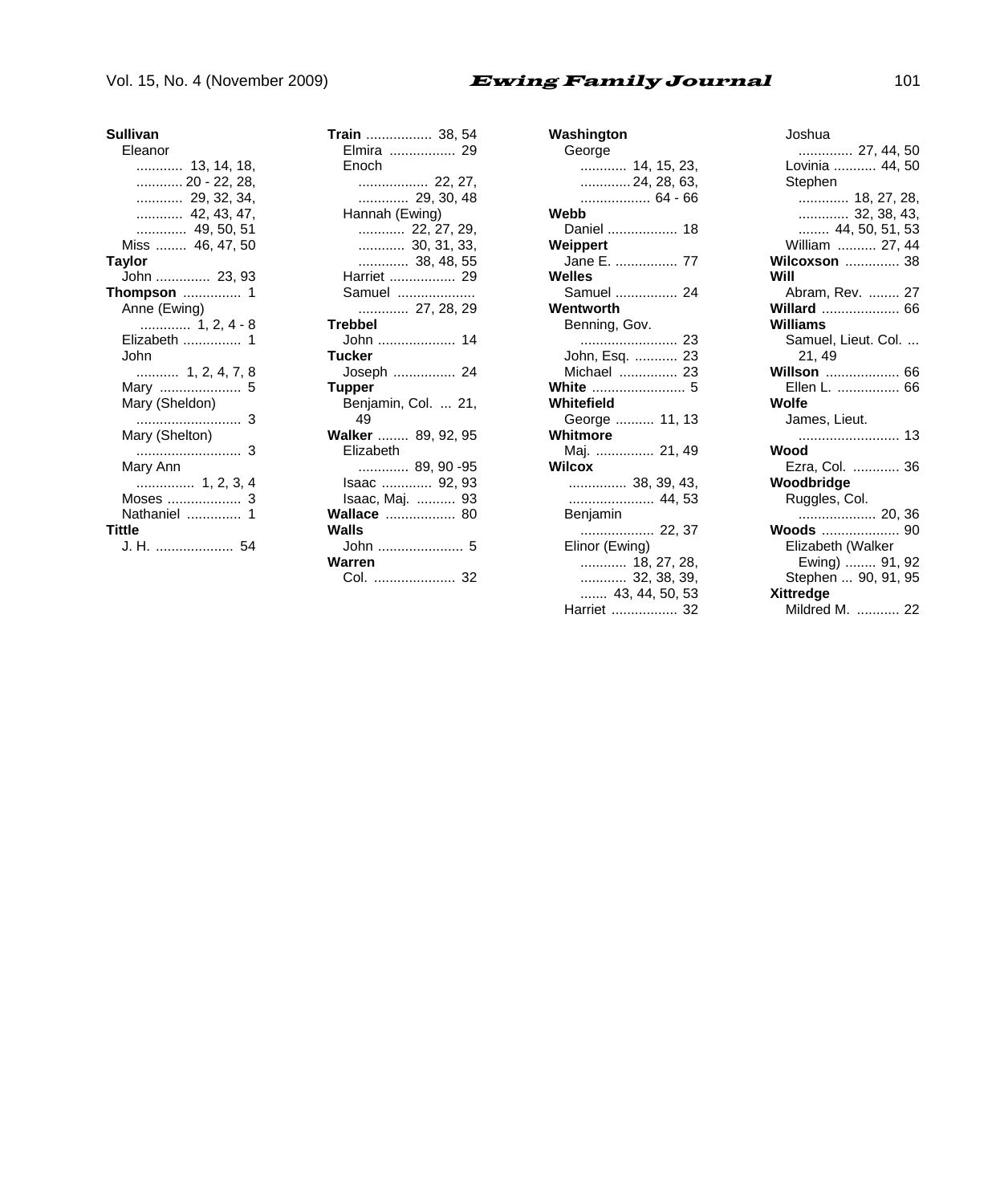**Sullivan**
- Eleanor ... 13, 14, 18, 20 - 22, 28, 29, 32, 34, 42, 43, 47, 49, 50, 51
- Miss ... 46, 47, 50

**Taylor**
- John ... 23, 93

**Thompson** ... 1
- Anne (Ewing) ... 1, 2, 4 - 8
- Elizabeth ... 1
- John ... 1, 2, 4, 7, 8
- Mary ... 5
- Mary (Sheldon) ... 3
- Mary (Shelton) ... 3
- Mary Ann ... 1, 2, 3, 4
- Moses ... 3
- Nathaniel ... 1

**Tittle**
- J. H. ... 54

**Train** ... 38, 54
- Elmira ... 29
- Enoch ... 22, 27, 29, 30, 48
- Hannah (Ewing) ... 22, 27, 29, 30, 31, 33, 38, 48, 55
- Harriet ... 29
- Samuel ... 27, 28, 29

**Trebbel**
- John ... 14

**Tucker**
- Joseph ... 24

**Tupper**
- Benjamin, Col. ... 21, 49

**Walker** ... 89, 92, 95
- Elizabeth ... 89, 90 -95
- Isaac ... 92, 93
- Isaac, Maj. ... 93

**Wallace** ... 80

**Walls**
- John ... 5

**Warren**
- Col. ... 32

**Washington**
- George ... 14, 15, 23, 24, 28, 63, 64 - 66

**Webb**
- Daniel ... 18

**Weippert**
- Jane E. ... 77

**Welles**
- Samuel ... 24

**Wentworth**
- Benning, Gov. ... 23
- John, Esq. ... 23
- Michael ... 23

**White** ... 5

**Whitefield**
- George ... 11, 13

**Whitmore**
- Maj. ... 21, 49

**Wilcox** ... 38, 39, 43, 44, 53
- Benjamin ... 22, 37
- Elinor (Ewing) ... 18, 27, 28, 32, 38, 39, 43, 44, 50, 53
- Harriet ... 32
- Joshua ... 27, 44, 50
- Lovinia ... 44, 50
- Stephen ... 18, 27, 28, 32, 38, 43, 44, 50, 51, 53
- William ... 27, 44

**Wilcoxson** ... 38

**Will**
- Abram, Rev. ... 27

**Willard** ... 66

**Williams**
- Samuel, Lieut. Col. ... 21, 49

**Willson** ... 66
- Ellen L. ... 66

**Wolfe**
- James, Lieut. ... 13

**Wood**
- Ezra, Col. ... 36

**Woodbridge**
- Ruggles, Col. ... 20, 36

**Woods** ... 90
- Elizabeth (Walker Ewing) ... 91, 92
- Stephen ... 90, 91, 95

**Xittredge**
- Mildred M. ... 22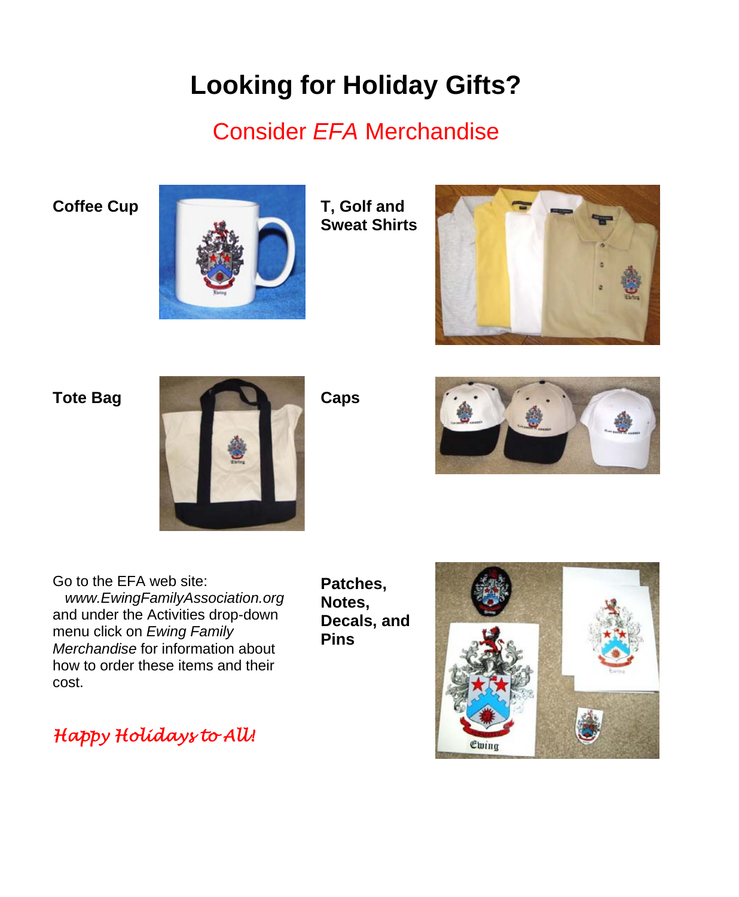# Looking for Holiday Gifts?

## Consider *EFA* Merchandise

**Coffee Cup**

**T, Golf and Sweat Shirts**

**Tote Bag**

**Caps**

Go to the EFA web site:
*www.EwingFamilyAssociation.org*
and under the Activities drop-down menu click on *Ewing Family Merchandise* for information about how to order these items and their cost.

**Patches, Notes, Decals, and Pins**

*Happy Holidays to All!*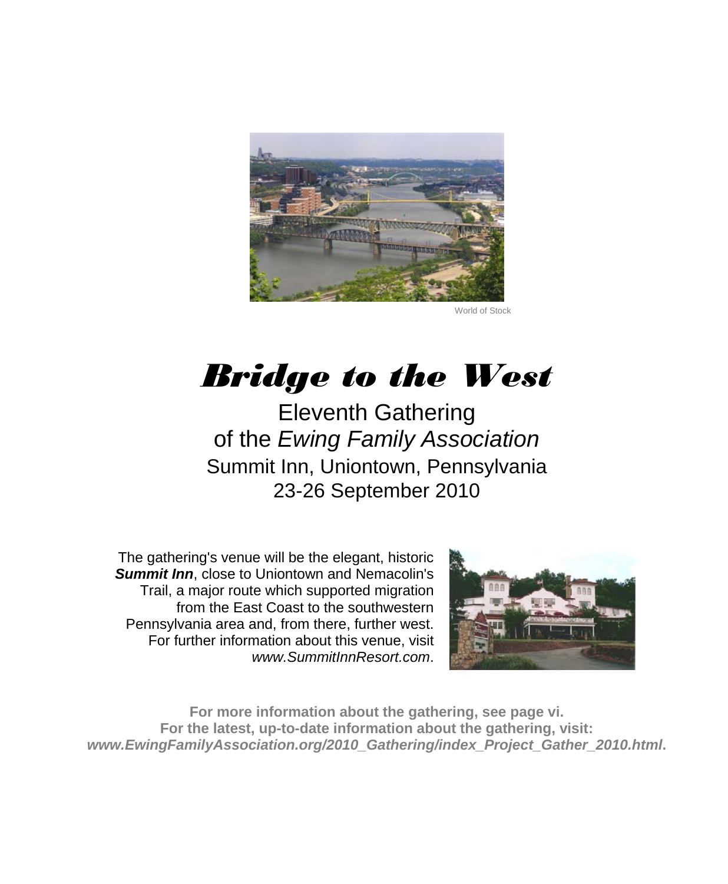World of Stock

# *Bridge to the West*

Eleventh Gathering
of the *Ewing Family Association*
Summit Inn, Uniontown, Pennsylvania
23-26 September 2010

The gathering's venue will be the elegant, historic ***Summit Inn***, close to Uniontown and Nemacolin's Trail, a major route which supported migration from the East Coast to the southwestern Pennsylvania area and, from there, further west. For further information about this venue, visit *www.SummitInnResort.com*.

**For more information about the gathering, see page vi.**
**For the latest, up-to-date information about the gathering, visit:**
***www.EwingFamilyAssociation.org/2010_Gathering/index_Project_Gather_2010.html*.**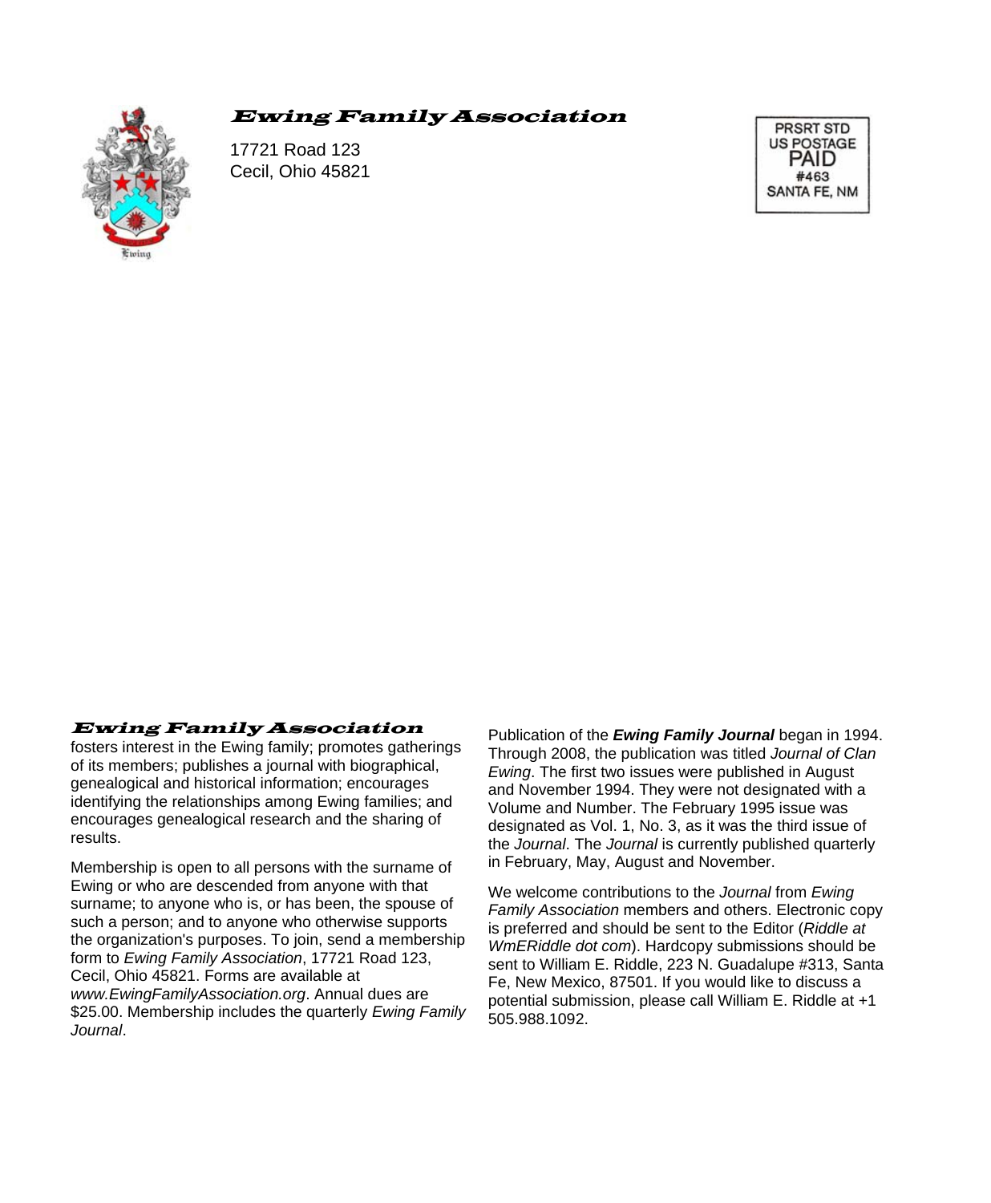## *Ewing Family Association*

17721 Road 123
Cecil, Ohio 45821

PRSRT STD
US POSTAGE
PAID
#463
SANTA FE, NM

***Ewing Family Association*** fosters interest in the Ewing family; promotes gatherings of its members; publishes a journal with biographical, genealogical and historical information; encourages identifying the relationships among Ewing families; and encourages genealogical research and the sharing of results.

Membership is open to all persons with the surname of Ewing or who are descended from anyone with that surname; to anyone who is, or has been, the spouse of such a person; and to anyone who otherwise supports the organization's purposes. To join, send a membership form to *Ewing Family Association*, 17721 Road 123, Cecil, Ohio 45821. Forms are available at *www.EwingFamilyAssociation.org*. Annual dues are $25.00. Membership includes the quarterly *Ewing Family Journal*.

Publication of the ***Ewing Family Journal*** began in 1994. Through 2008, the publication was titled *Journal of Clan Ewing*. The first two issues were published in August and November 1994. They were not designated with a Volume and Number. The February 1995 issue was designated as Vol. 1, No. 3, as it was the third issue of the *Journal*. The *Journal* is currently published quarterly in February, May, August and November.

We welcome contributions to the *Journal* from *Ewing Family Association* members and others. Electronic copy is preferred and should be sent to the Editor (*Riddle at WmERiddle dot com*). Hardcopy submissions should be sent to William E. Riddle, 223 N. Guadalupe #313, Santa Fe, New Mexico, 87501. If you would like to discuss a potential submission, please call William E. Riddle at +1 505.988.1092.